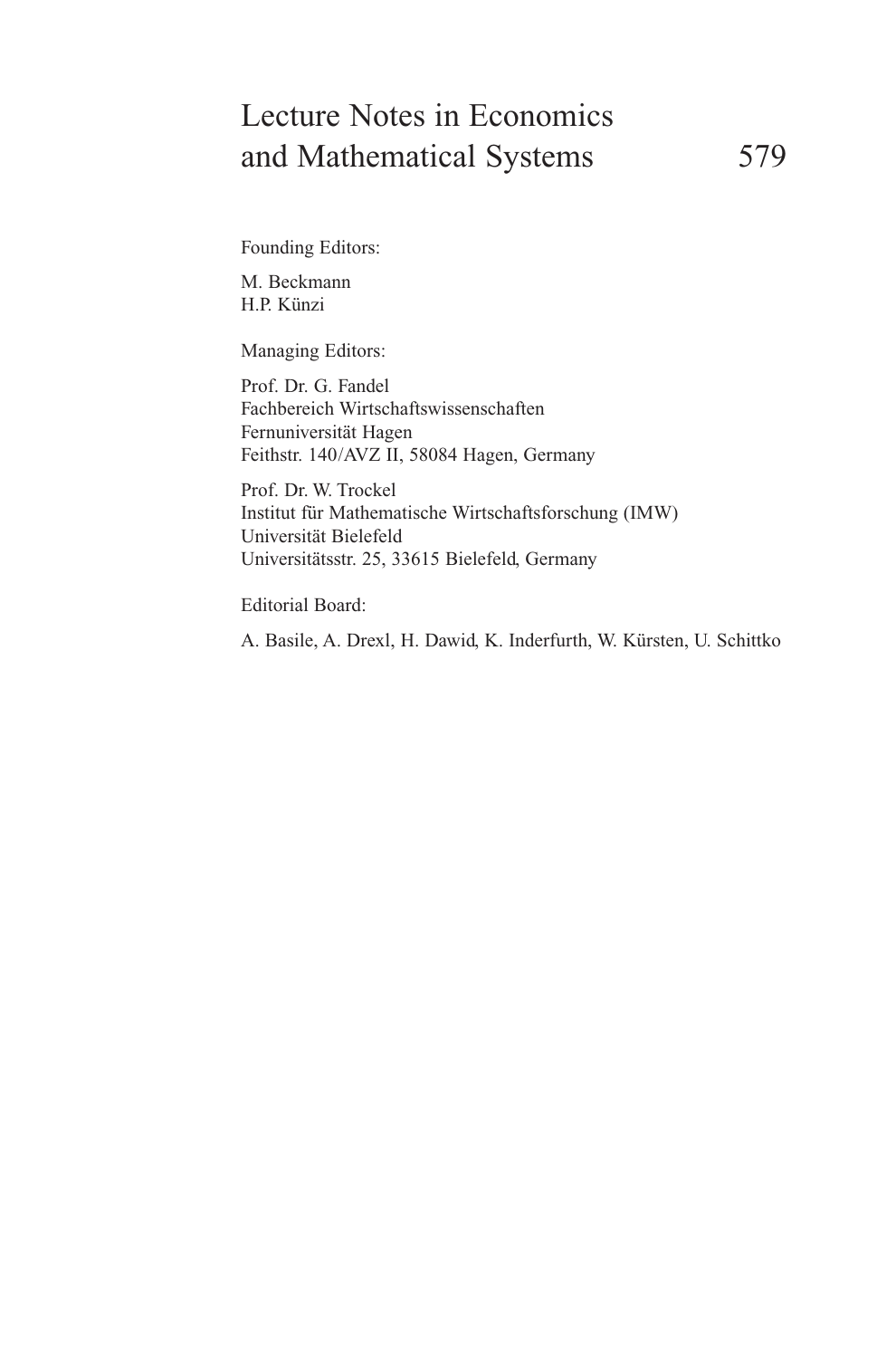# Lecture Notes in Economics and Mathematical Systems 579

Founding Editors:

M. Beckmann
H.P. Künzi

Managing Editors:

Prof. Dr. G. Fandel
Fachbereich Wirtschaftswissenschaften
Fernuniversität Hagen
Feithstr. 140/AVZ II, 58084 Hagen, Germany

Prof. Dr. W. Trockel
Institut für Mathematische Wirtschaftsforschung (IMW)
Universität Bielefeld
Universitätsstr. 25, 33615 Bielefeld, Germany

Editorial Board:

A. Basile, A. Drexl, H. Dawid, K. Inderfurth, W. Kürsten, U. Schittko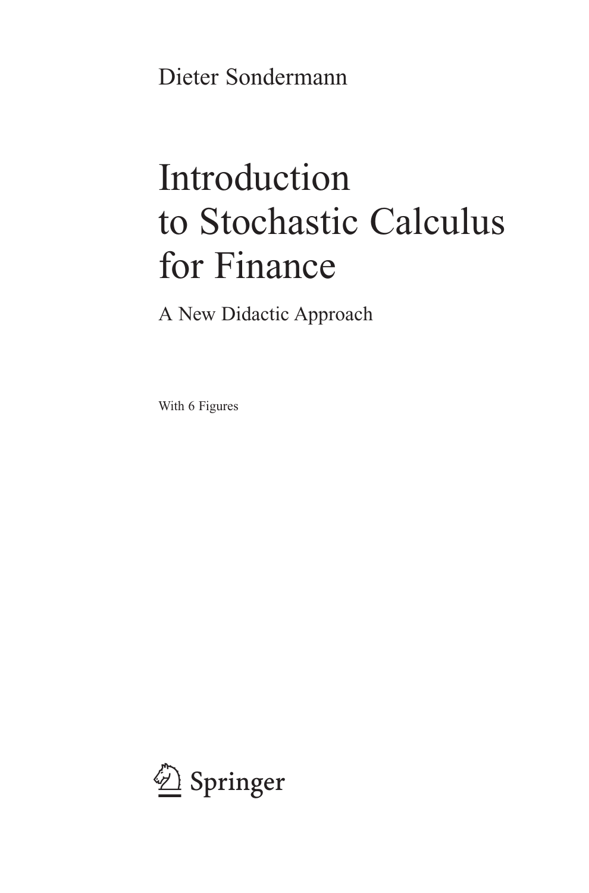Dieter Sondermann

# Introduction to Stochastic Calculus for Finance

## A New Didactic Approach

With 6 Figures

Springer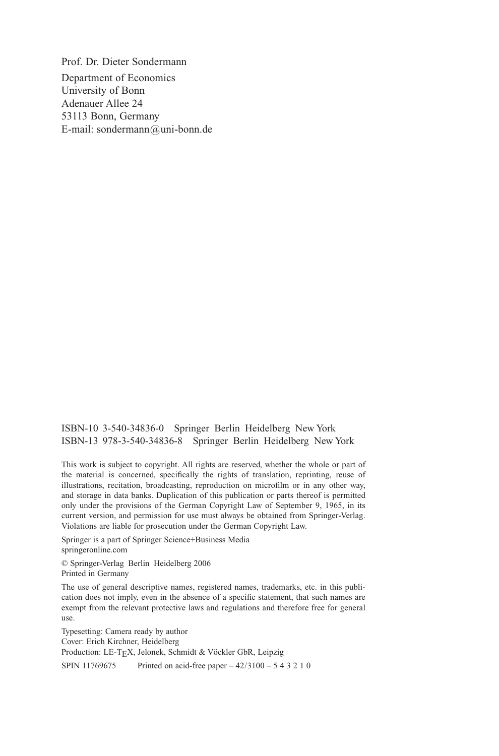Prof. Dr. Dieter Sondermann

Department of Economics  
University of Bonn  
Adenauer Allee 24  
53113 Bonn, Germany  
E-mail: sondermann@uni-bonn.de

ISBN-10 3-540-34836-0 Springer Berlin Heidelberg New York  
ISBN-13 978-3-540-34836-8 Springer Berlin Heidelberg New York

This work is subject to copyright. All rights are reserved, whether the whole or part of the material is concerned, specifically the rights of translation, reprinting, reuse of illustrations, recitation, broadcasting, reproduction on microfilm or in any other way, and storage in data banks. Duplication of this publication or parts thereof is permitted only under the provisions of the German Copyright Law of September 9, 1965, in its current version, and permission for use must always be obtained from Springer-Verlag. Violations are liable for prosecution under the German Copyright Law.

Springer is a part of Springer Science+Business Media  
springeronline.com

© Springer-Verlag Berlin Heidelberg 2006  
Printed in Germany

The use of general descriptive names, registered names, trademarks, etc. in this publication does not imply, even in the absence of a specific statement, that such names are exempt from the relevant protective laws and regulations and therefore free for general use.

Typesetting: Camera ready by author  
Cover: Erich Kirchner, Heidelberg  
Production: LE-TEX, Jelonek, Schmidt & Vöckler GbR, Leipzig

SPIN 11769675 Printed on acid-free paper – 42/3100 – 5 4 3 2 1 0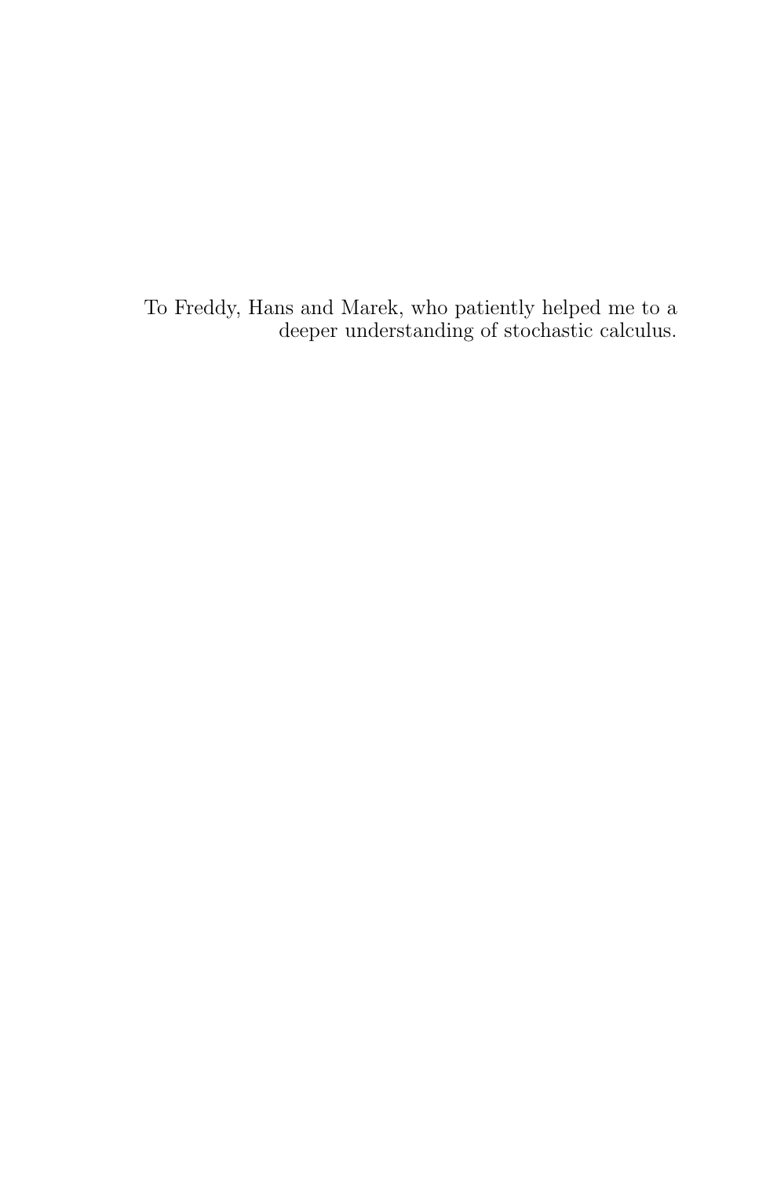To Freddy, Hans and Marek, who patiently helped me to a deeper understanding of stochastic calculus.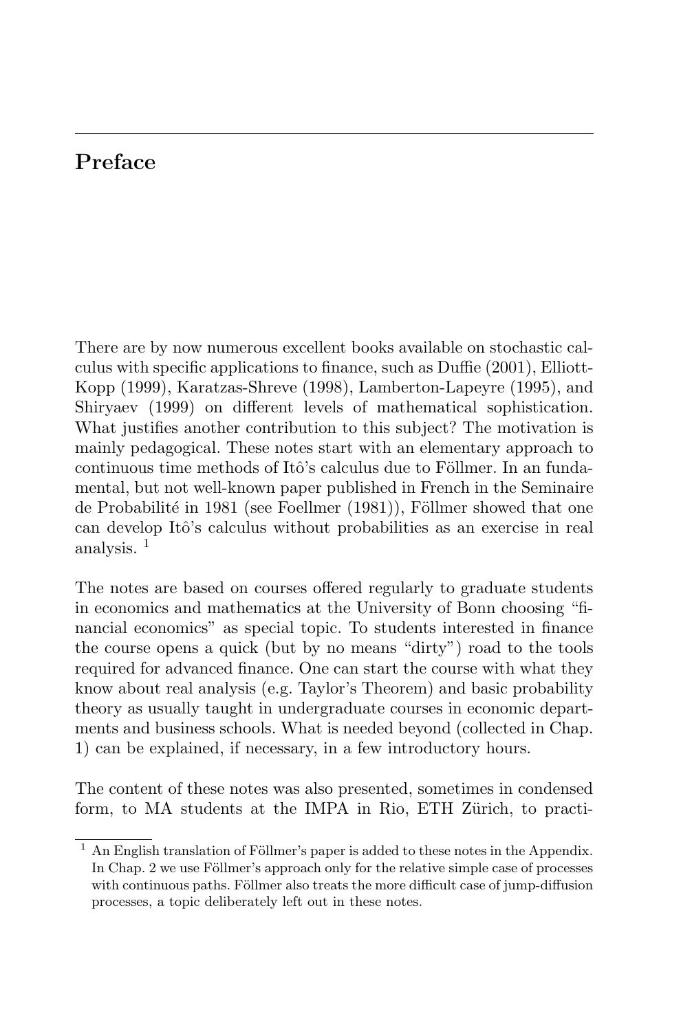# Preface

There are by now numerous excellent books available on stochastic calculus with specific applications to finance, such as Duffie (2001), Elliott-Kopp (1999), Karatzas-Shreve (1998), Lamberton-Lapeyre (1995), and Shiryaev (1999) on different levels of mathematical sophistication. What justifies another contribution to this subject? The motivation is mainly pedagogical. These notes start with an elementary approach to continuous time methods of Itô's calculus due to Föllmer. In an fundamental, but not well-known paper published in French in the Seminaire de Probabilité in 1981 (see Foellmer (1981)), Föllmer showed that one can develop Itô's calculus without probabilities as an exercise in real analysis. [1]

The notes are based on courses offered regularly to graduate students in economics and mathematics at the University of Bonn choosing "financial economics" as special topic. To students interested in finance the course opens a quick (but by no means "dirty") road to the tools required for advanced finance. One can start the course with what they know about real analysis (e.g. Taylor's Theorem) and basic probability theory as usually taught in undergraduate courses in economic departments and business schools. What is needed beyond (collected in Chap. 1) can be explained, if necessary, in a few introductory hours.

The content of these notes was also presented, sometimes in condensed form, to MA students at the IMPA in Rio, ETH Zürich, to practi-

---

[1] An English translation of Föllmer's paper is added to these notes in the Appendix. In Chap. 2 we use Föllmer's approach only for the relative simple case of processes with continuous paths. Föllmer also treats the more difficult case of jump-diffusion processes, a topic deliberately left out in these notes.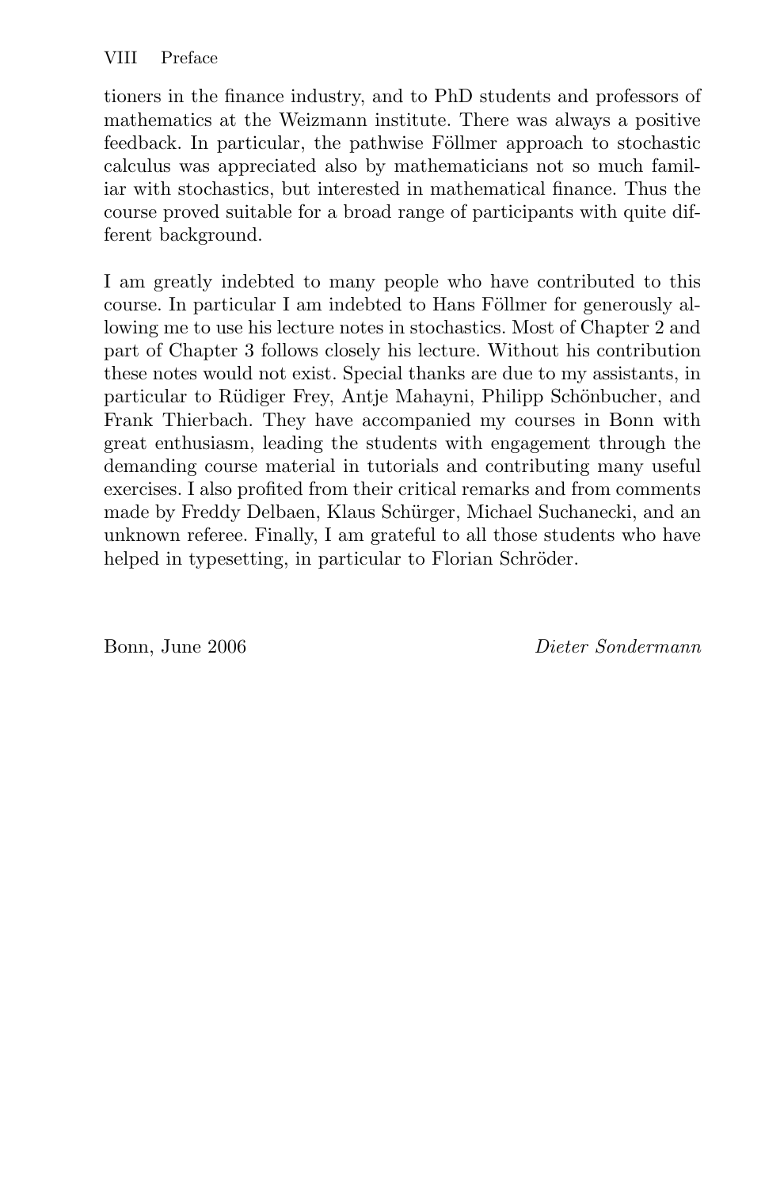tioners in the finance industry, and to PhD students and professors of mathematics at the Weizmann institute. There was always a positive feedback. In particular, the pathwise Föllmer approach to stochastic calculus was appreciated also by mathematicians not so much familiar with stochastics, but interested in mathematical finance. Thus the course proved suitable for a broad range of participants with quite different background.

I am greatly indebted to many people who have contributed to this course. In particular I am indebted to Hans Föllmer for generously allowing me to use his lecture notes in stochastics. Most of Chapter 2 and part of Chapter 3 follows closely his lecture. Without his contribution these notes would not exist. Special thanks are due to my assistants, in particular to Rüdiger Frey, Antje Mahayni, Philipp Schönbucher, and Frank Thierbach. They have accompanied my courses in Bonn with great enthusiasm, leading the students with engagement through the demanding course material in tutorials and contributing many useful exercises. I also profited from their critical remarks and from comments made by Freddy Delbaen, Klaus Schürger, Michael Suchanecki, and an unknown referee. Finally, I am grateful to all those students who have helped in typesetting, in particular to Florian Schröder.

Bonn, June 2006 *Dieter Sondermann*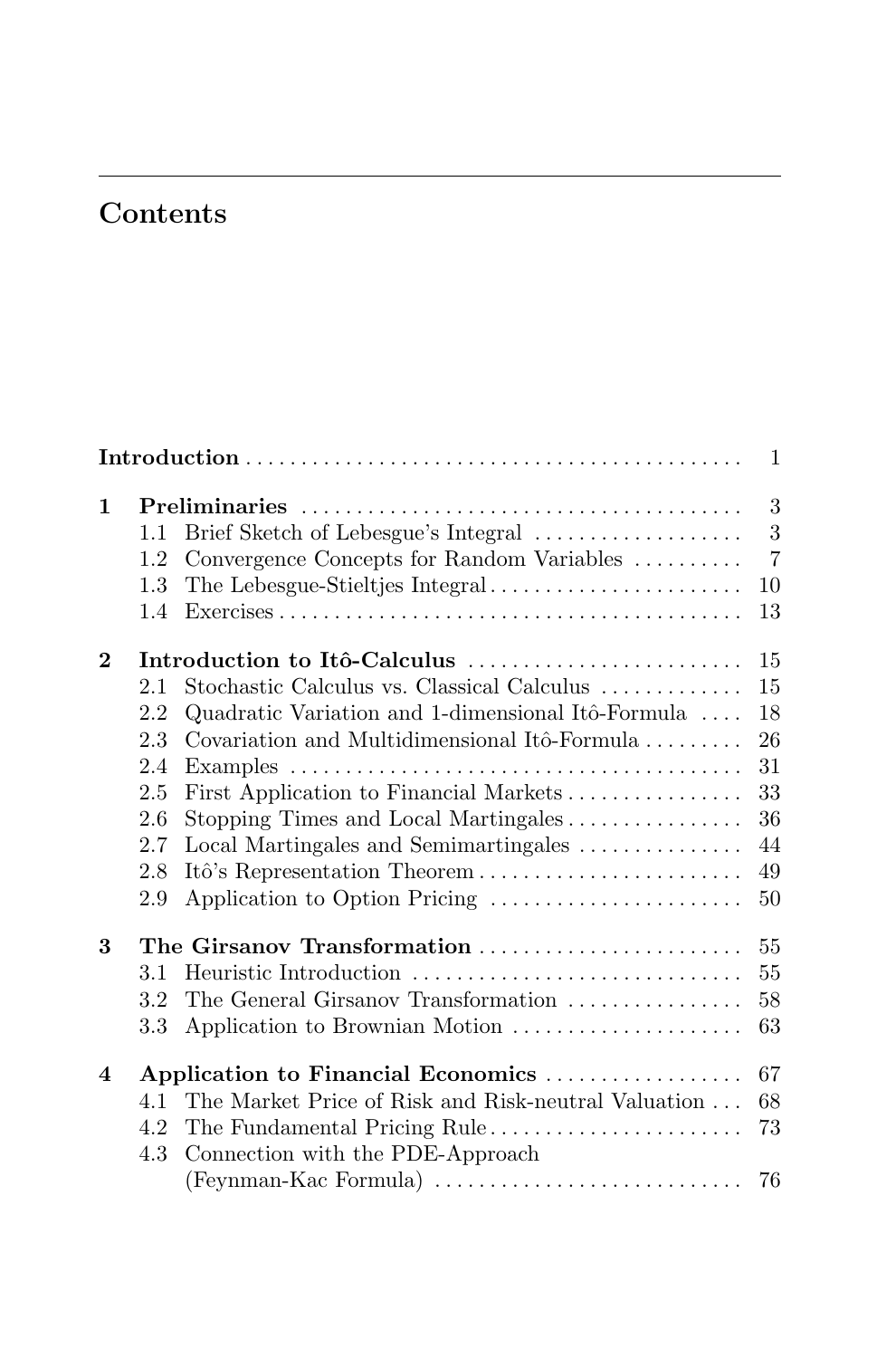# Contents

| | | |
|---|---|---|
| **Introduction** | | 1 |
| **1** | **Preliminaries** | 3 |
| | 1.1 Brief Sketch of Lebesgue's Integral | 3 |
| | 1.2 Convergence Concepts for Random Variables | 7 |
| | 1.3 The Lebesgue-Stieltjes Integral | 10 |
| | 1.4 Exercises | 13 |
| **2** | **Introduction to Itô-Calculus** | 15 |
| | 2.1 Stochastic Calculus vs. Classical Calculus | 15 |
| | 2.2 Quadratic Variation and 1-dimensional Itô-Formula | 18 |
| | 2.3 Covariation and Multidimensional Itô-Formula | 26 |
| | 2.4 Examples | 31 |
| | 2.5 First Application to Financial Markets | 33 |
| | 2.6 Stopping Times and Local Martingales | 36 |
| | 2.7 Local Martingales and Semimartingales | 44 |
| | 2.8 Itô's Representation Theorem | 49 |
| | 2.9 Application to Option Pricing | 50 |
| **3** | **The Girsanov Transformation** | 55 |
| | 3.1 Heuristic Introduction | 55 |
| | 3.2 The General Girsanov Transformation | 58 |
| | 3.3 Application to Brownian Motion | 63 |
| **4** | **Application to Financial Economics** | 67 |
| | 4.1 The Market Price of Risk and Risk-neutral Valuation | 68 |
| | 4.2 The Fundamental Pricing Rule | 73 |
| | 4.3 Connection with the PDE-Approach (Feynman-Kac Formula) | 76 |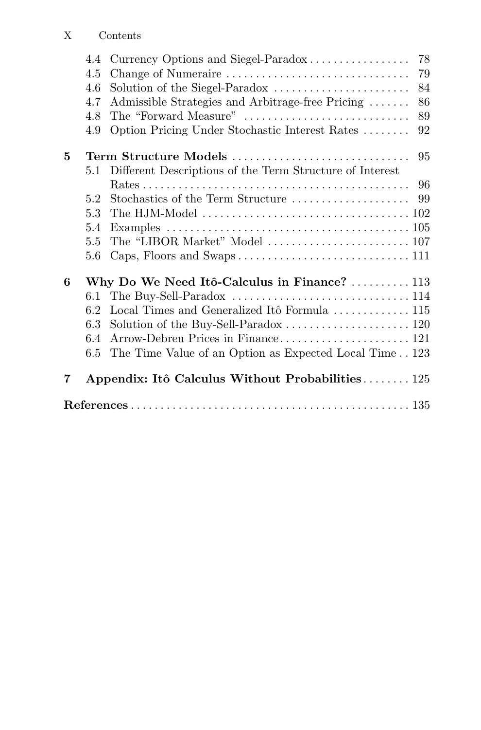4.4 Currency Options and Siegel-Paradox . . . . . . . . . . . . . . . . . 78
4.5 Change of Numeraire . . . . . . . . . . . . . . . . . . . . . . . . . . . . . . . 79
4.6 Solution of the Siegel-Paradox . . . . . . . . . . . . . . . . . . . . . . . 84
4.7 Admissible Strategies and Arbitrage-free Pricing . . . . . . . 86
4.8 The "Forward Measure" . . . . . . . . . . . . . . . . . . . . . . . . . . . . 89
4.9 Option Pricing Under Stochastic Interest Rates . . . . . . . . 92

**5 Term Structure Models** . . . . . . . . . . . . . . . . . . . . . . . . . . . . . . 95
5.1 Different Descriptions of the Term Structure of Interest Rates . . . . . . . . . . . . . . . . . . . . . . . . . . . . . . . . . . . . . . . . . . . . . . 96
5.2 Stochastics of the Term Structure . . . . . . . . . . . . . . . . . . . . 99
5.3 The HJM-Model . . . . . . . . . . . . . . . . . . . . . . . . . . . . . . . . . . . 102
5.4 Examples . . . . . . . . . . . . . . . . . . . . . . . . . . . . . . . . . . . . . . . . 105
5.5 The "LIBOR Market" Model . . . . . . . . . . . . . . . . . . . . . . . . 107
5.6 Caps, Floors and Swaps . . . . . . . . . . . . . . . . . . . . . . . . . . . . . 111

**6 Why Do We Need Itô-Calculus in Finance?** . . . . . . . . . . 113
6.1 The Buy-Sell-Paradox . . . . . . . . . . . . . . . . . . . . . . . . . . . . . . 114
6.2 Local Times and Generalized Itô Formula . . . . . . . . . . . . . 115
6.3 Solution of the Buy-Sell-Paradox . . . . . . . . . . . . . . . . . . . . . 120
6.4 Arrow-Debreu Prices in Finance . . . . . . . . . . . . . . . . . . . . . . 121
6.5 The Time Value of an Option as Expected Local Time . . 123

**7 Appendix: Itô Calculus Without Probabilities** . . . . . . . . 125

**References** . . . . . . . . . . . . . . . . . . . . . . . . . . . . . . . . . . . . . . . . . . . . . . . 135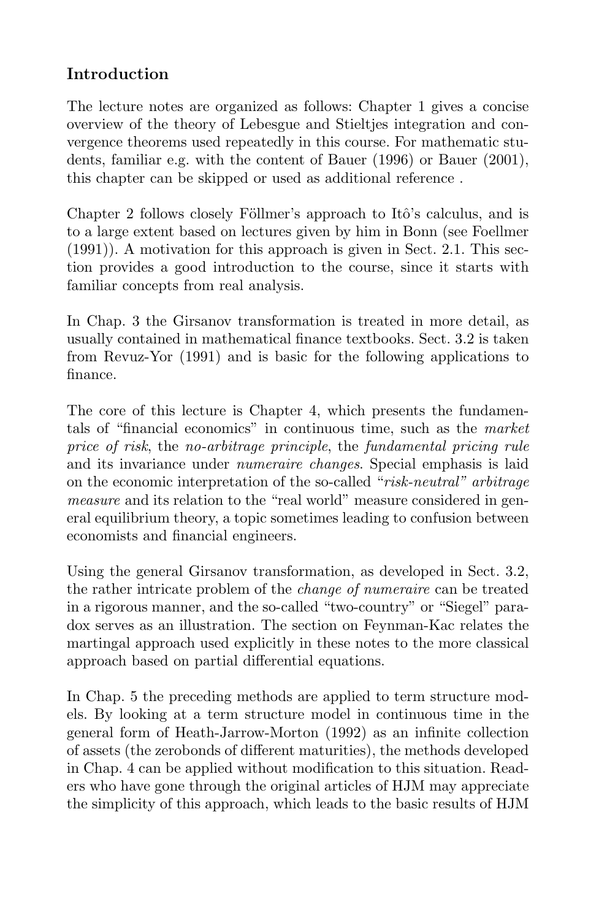## Introduction

The lecture notes are organized as follows: Chapter 1 gives a concise overview of the theory of Lebesgue and Stieltjes integration and convergence theorems used repeatedly in this course. For mathematic students, familiar e.g. with the content of Bauer (1996) or Bauer (2001), this chapter can be skipped or used as additional reference .

Chapter 2 follows closely Föllmer's approach to Itô's calculus, and is to a large extent based on lectures given by him in Bonn (see Foellmer (1991)). A motivation for this approach is given in Sect. 2.1. This section provides a good introduction to the course, since it starts with familiar concepts from real analysis.

In Chap. 3 the Girsanov transformation is treated in more detail, as usually contained in mathematical finance textbooks. Sect. 3.2 is taken from Revuz-Yor (1991) and is basic for the following applications to finance.

The core of this lecture is Chapter 4, which presents the fundamentals of "financial economics" in continuous time, such as the *market price of risk*, the *no-arbitrage principle*, the *fundamental pricing rule* and its invariance under *numeraire changes*. Special emphasis is laid on the economic interpretation of the so-called *"risk-neutral" arbitrage measure* and its relation to the "real world" measure considered in general equilibrium theory, a topic sometimes leading to confusion between economists and financial engineers.

Using the general Girsanov transformation, as developed in Sect. 3.2, the rather intricate problem of the *change of numeraire* can be treated in a rigorous manner, and the so-called "two-country" or "Siegel" paradox serves as an illustration. The section on Feynman-Kac relates the martingal approach used explicitly in these notes to the more classical approach based on partial differential equations.

In Chap. 5 the preceding methods are applied to term structure models. By looking at a term structure model in continuous time in the general form of Heath-Jarrow-Morton (1992) as an infinite collection of assets (the zerobonds of different maturities), the methods developed in Chap. 4 can be applied without modification to this situation. Readers who have gone through the original articles of HJM may appreciate the simplicity of this approach, which leads to the basic results of HJM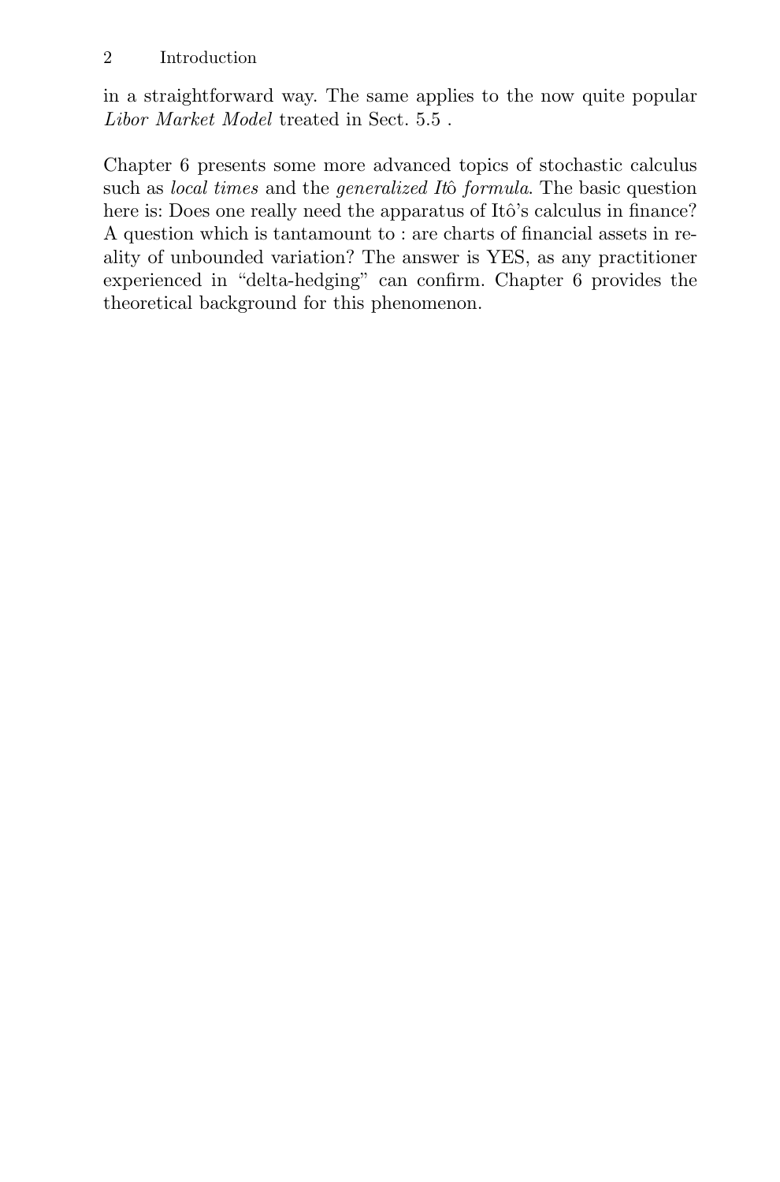in a straightforward way. The same applies to the now quite popular *Libor Market Model* treated in Sect. 5.5 .

Chapter 6 presents some more advanced topics of stochastic calculus such as *local times* and the *generalized Itô formula*. The basic question here is: Does one really need the apparatus of Itô's calculus in finance? A question which is tantamount to : are charts of financial assets in reality of unbounded variation? The answer is YES, as any practitioner experienced in "delta-hedging" can confirm. Chapter 6 provides the theoretical background for this phenomenon.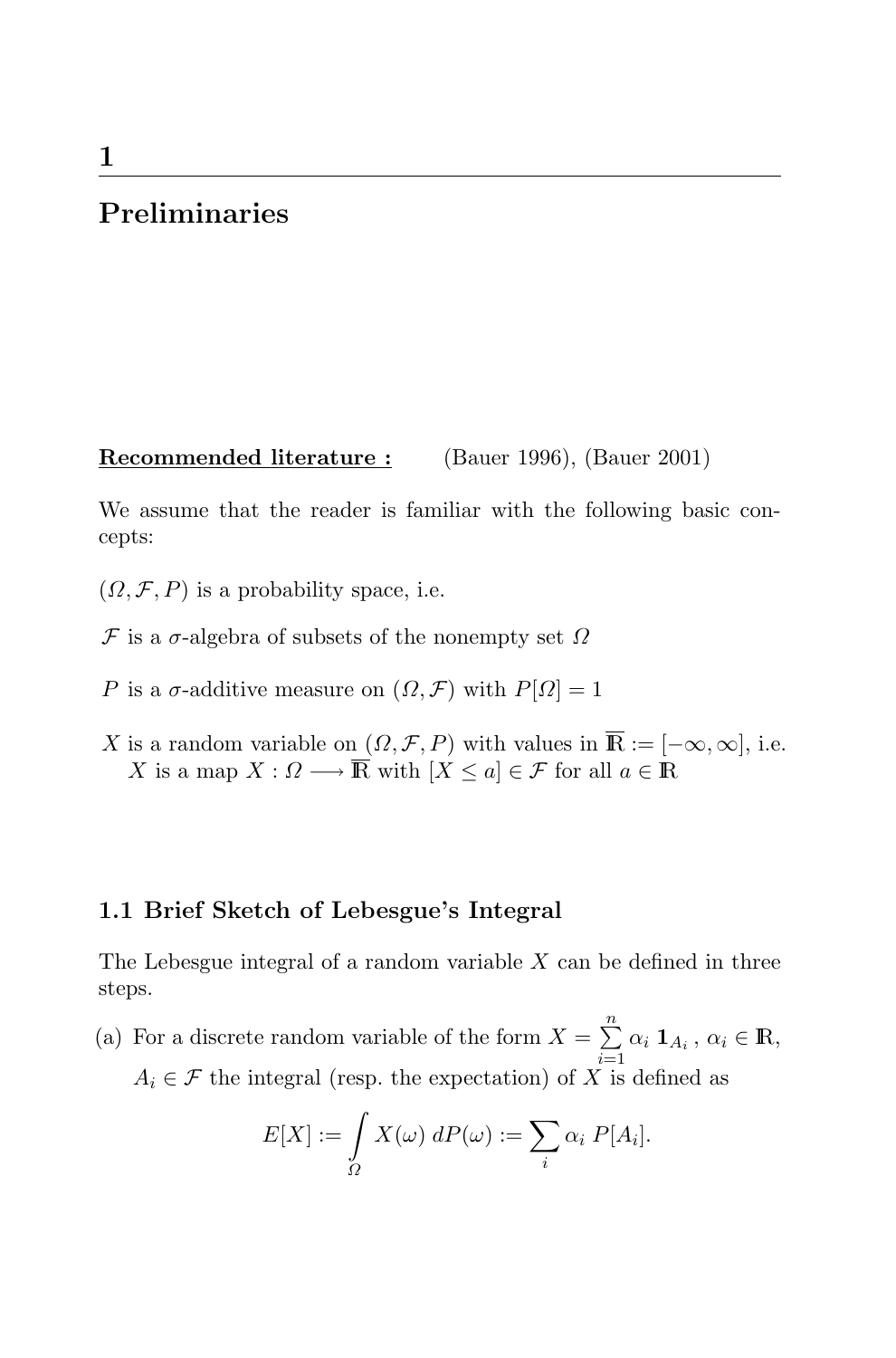# 1 Preliminaries

**Recommended literature :** (Bauer 1996), (Bauer 2001)

We assume that the reader is familiar with the following basic concepts:

$(\Omega, \mathcal{F}, P)$ is a probability space, i.e.

$\mathcal{F}$ is a $\sigma$-algebra of subsets of the nonempty set $\Omega$

$P$ is a $\sigma$-additive measure on $(\Omega, \mathcal{F})$ with $P[\Omega] = 1$

$X$ is a random variable on $(\Omega, \mathcal{F}, P)$ with values in $\overline{\mathbb{R}} := [-\infty, \infty]$, i.e. $X$ is a map $X : \Omega \longrightarrow \overline{\mathbb{R}}$ with $[X \leq a] \in \mathcal{F}$ for all $a \in \mathbb{R}$

## 1.1 Brief Sketch of Lebesgue's Integral

The Lebesgue integral of a random variable $X$ can be defined in three steps.

(a) For a discrete random variable of the form $X = \sum_{i=1}^{n} \alpha_i \, \mathbf{1}_{A_i}$, $\alpha_i \in \mathbb{R}$, $A_i \in \mathcal{F}$ the integral (resp. the expectation) of $X$ is defined as

$$E[X] := \int_{\Omega} X(\omega) \, dP(\omega) := \sum_i \alpha_i \, P[A_i].$$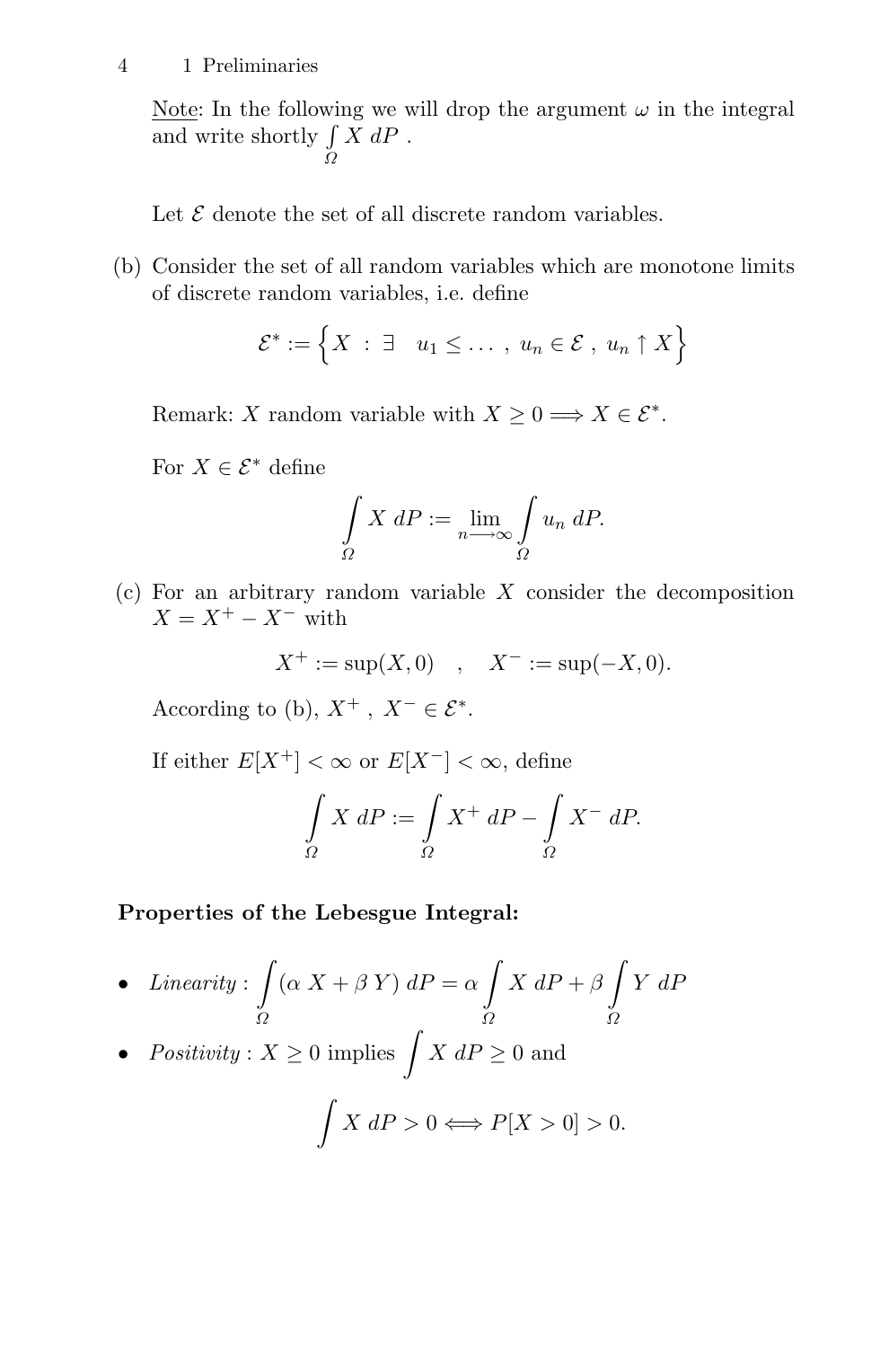<u>Note</u>: In the following we will drop the argument $\omega$ in the integral and write shortly $\int_\Omega X \, dP$ .

Let $\mathcal{E}$ denote the set of all discrete random variables.

(b) Consider the set of all random variables which are monotone limits of discrete random variables, i.e. define

$$\mathcal{E}^* := \Big\{ X \ : \ \exists \quad u_1 \leq \dots \ , \ u_n \in \mathcal{E} \ , \ u_n \uparrow X \Big\}$$

Remark: $X$ random variable with $X \geq 0 \Longrightarrow X \in \mathcal{E}^*$.

For $X \in \mathcal{E}^*$ define

$$\int_\Omega X \, dP := \lim_{n \longrightarrow \infty} \int_\Omega u_n \, dP.$$

(c) For an arbitrary random variable $X$ consider the decomposition $X = X^+ - X^-$ with

$$X^+ := \sup(X, 0) \quad , \quad X^- := \sup(-X, 0).$$

According to (b), $X^+ \ , \ X^- \in \mathcal{E}^*$.

If either $E[X^+] < \infty$ or $E[X^-] < \infty$, define

$$\int_\Omega X \, dP := \int_\Omega X^+ \, dP - \int_\Omega X^- \, dP.$$

**Properties of the Lebesgue Integral:**

- *Linearity* : $\displaystyle\int_\Omega (\alpha \, X + \beta \, Y) \, dP = \alpha \int_\Omega X \, dP + \beta \int_\Omega Y \, dP$
- *Positivity* : $X \geq 0$ implies $\displaystyle\int X \, dP \geq 0$ and

$$\int X \, dP > 0 \Longleftrightarrow P[X > 0] > 0.$$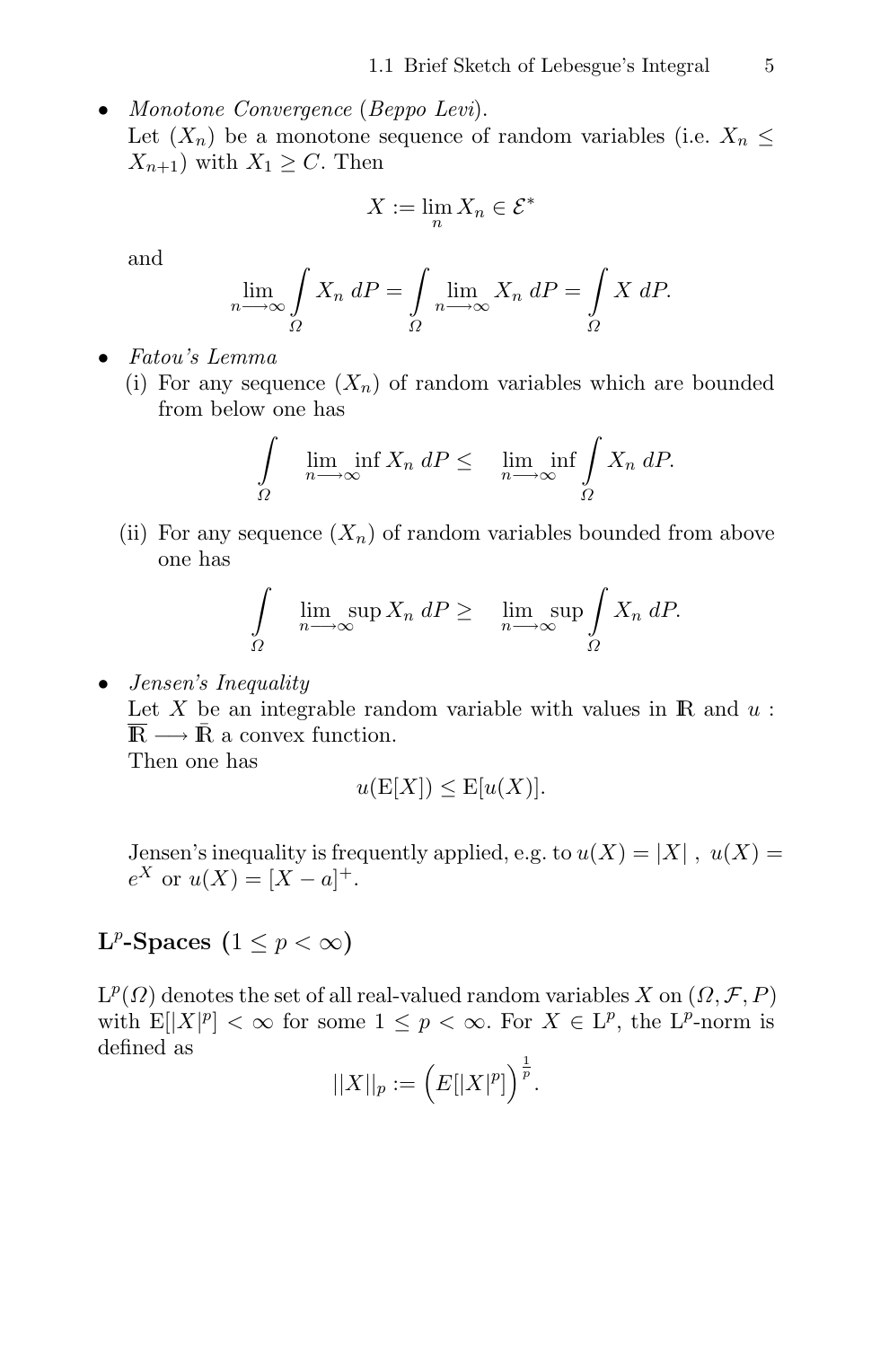- *Monotone Convergence* (*Beppo Levi*).
  Let $(X_n)$ be a monotone sequence of random variables (i.e. $X_n \leq X_{n+1}$) with $X_1 \geq C$. Then

  $$X := \lim_n X_n \in \mathcal{E}^*$$

  and

  $$\lim_{n \longrightarrow \infty} \int_{\Omega} X_n \, dP = \int_{\Omega} \lim_{n \longrightarrow \infty} X_n \, dP = \int_{\Omega} X \, dP.$$

- *Fatou's Lemma*
  (i) For any sequence $(X_n)$ of random variables which are bounded from below one has

  $$\int_{\Omega} \lim_{n \longrightarrow \infty} \inf X_n \, dP \leq \lim_{n \longrightarrow \infty} \inf \int_{\Omega} X_n \, dP.$$

  (ii) For any sequence $(X_n)$ of random variables bounded from above one has

  $$\int_{\Omega} \lim_{n \longrightarrow \infty} \sup X_n \, dP \geq \lim_{n \longrightarrow \infty} \sup \int_{\Omega} X_n \, dP.$$

- *Jensen's Inequality*
  Let $X$ be an integrable random variable with values in $\mathbb{R}$ and $u : \overline{\mathbb{R}} \longrightarrow \bar{\mathbb{R}}$ a convex function.
  Then one has

  $$u(\mathrm{E}[X]) \leq \mathrm{E}[u(X)].$$

  Jensen's inequality is frequently applied, e.g. to $u(X) = |X|$ , $u(X) = e^X$ or $u(X) = [X - a]^+$.

## $\mathbf{L}^p$-Spaces $(1 \leq p < \infty)$

$\mathrm{L}^p(\Omega)$ denotes the set of all real-valued random variables $X$ on $(\Omega, \mathcal{F}, P)$ with $\mathrm{E}[|X|^p] < \infty$ for some $1 \leq p < \infty$. For $X \in \mathrm{L}^p$, the $\mathrm{L}^p$-norm is defined as

$$||X||_p := \Big(E[|X|^p]\Big)^{\frac{1}{p}}.$$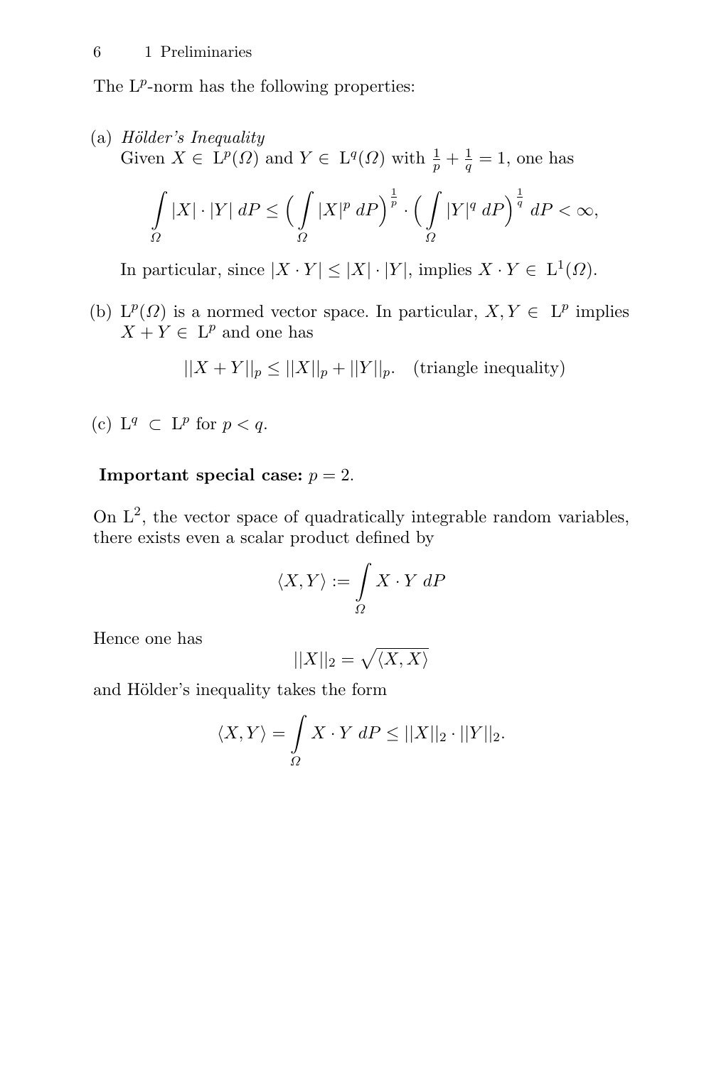The $L^p$-norm has the following properties:

(a) *Hölder's Inequality*
Given $X \in L^p(\Omega)$ and $Y \in L^q(\Omega)$ with $\frac{1}{p} + \frac{1}{q} = 1$, one has

$$\int_\Omega |X| \cdot |Y| \, dP \leq \Big( \int_\Omega |X|^p \, dP \Big)^{\frac{1}{p}} \cdot \Big( \int_\Omega |Y|^q \, dP \Big)^{\frac{1}{q}} \, dP < \infty,$$

In particular, since $|X \cdot Y| \leq |X| \cdot |Y|$, implies $X \cdot Y \in L^1(\Omega)$.

(b) $L^p(\Omega)$ is a normed vector space. In particular, $X, Y \in L^p$ implies $X + Y \in L^p$ and one has

$$||X + Y||_p \leq ||X||_p + ||Y||_p. \quad \text{(triangle inequality)}$$

(c) $L^q \subset L^p$ for $p < q$.

**Important special case:** $p = 2$.

On $L^2$, the vector space of quadratically integrable random variables, there exists even a scalar product defined by

$$\langle X, Y \rangle := \int_\Omega X \cdot Y \, dP$$

Hence one has

$$||X||_2 = \sqrt{\langle X, X \rangle}$$

and Hölder's inequality takes the form

$$\langle X, Y \rangle = \int_\Omega X \cdot Y \, dP \leq ||X||_2 \cdot ||Y||_2.$$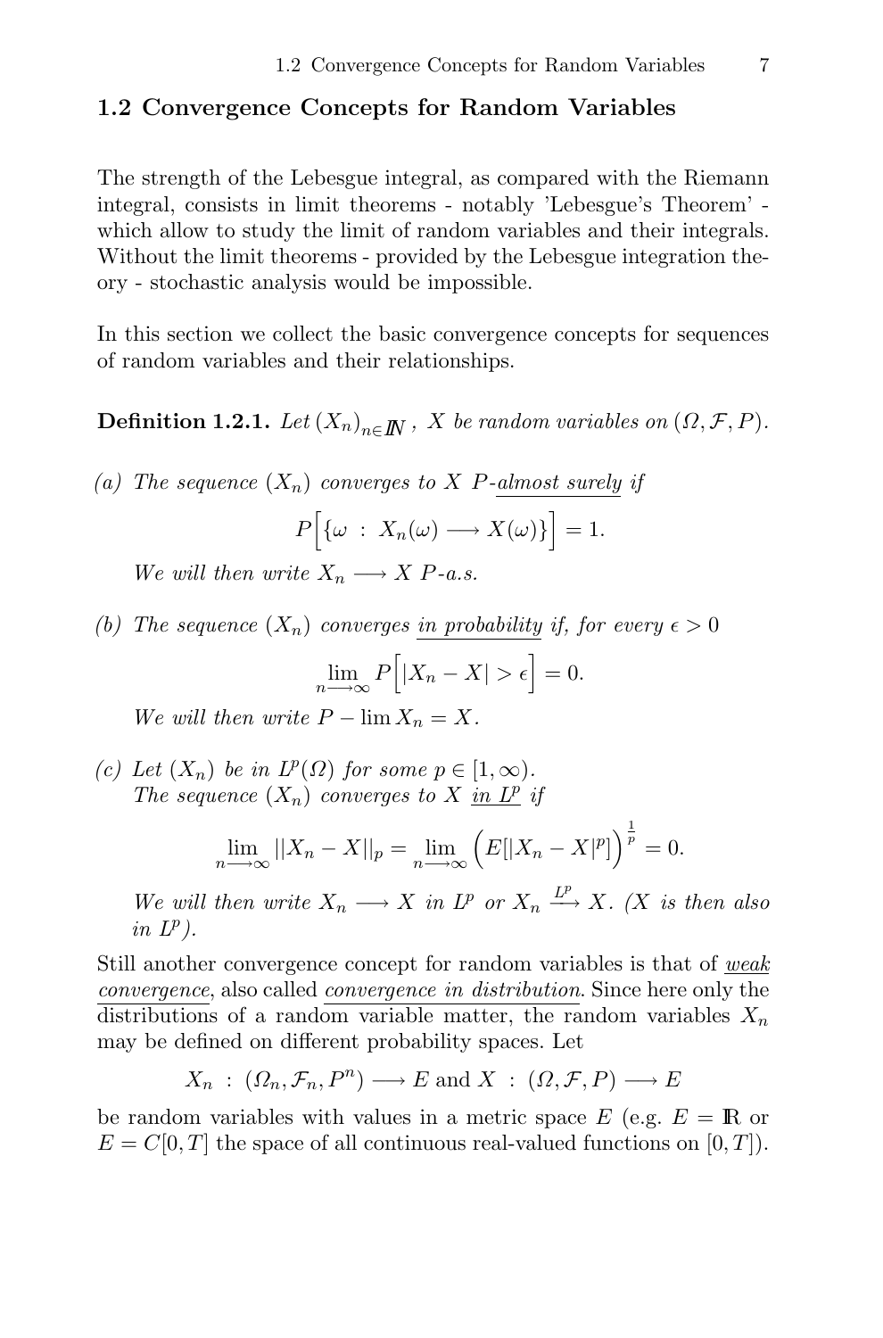## 1.2 Convergence Concepts for Random Variables

The strength of the Lebesgue integral, as compared with the Riemann integral, consists in limit theorems - notably 'Lebesgue's Theorem' - which allow to study the limit of random variables and their integrals. Without the limit theorems - provided by the Lebesgue integration theory - stochastic analysis would be impossible.

In this section we collect the basic convergence concepts for sequences of random variables and their relationships.

**Definition 1.2.1.** *Let $(X_n)_{n\in\mathbb{N}}$, $X$ be random variables on $(\Omega, \mathcal{F}, P)$.*

*(a) The sequence $(X_n)$ converges to $X$ $P$-almost surely if*

$$P\Big[\{\omega \;:\; X_n(\omega) \longrightarrow X(\omega)\}\Big] = 1.$$

*We will then write $X_n \longrightarrow X$ $P$-a.s.*

*(b) The sequence $(X_n)$ converges in probability if, for every $\epsilon > 0$*

$$\lim_{n\longrightarrow\infty} P\Big[|X_n - X| > \epsilon\Big] = 0.$$

*We will then write $P - \lim X_n = X$.*

*(c) Let $(X_n)$ be in $L^p(\Omega)$ for some $p \in [1, \infty)$.
The sequence $(X_n)$ converges to $X$ in $L^p$ if*

$$\lim_{n\longrightarrow\infty} ||X_n - X||_p = \lim_{n\longrightarrow\infty} \Big(E[|X_n - X|^p]\Big)^{\frac{1}{p}} = 0.$$

*We will then write $X_n \longrightarrow X$ in $L^p$ or $X_n \xrightarrow{L^p} X$. ($X$ is then also in $L^p$).*

Still another convergence concept for random variables is that of *weak convergence*, also called *convergence in distribution*. Since here only the distributions of a random variable matter, the random variables $X_n$ may be defined on different probability spaces. Let

$$X_n \;:\; (\Omega_n, \mathcal{F}_n, P^n) \longrightarrow E \text{ and } X \;:\; (\Omega, \mathcal{F}, P) \longrightarrow E$$

be random variables with values in a metric space $E$ (e.g. $E = \mathbb{R}$ or $E = C[0, T]$ the space of all continuous real-valued functions on $[0, T]$).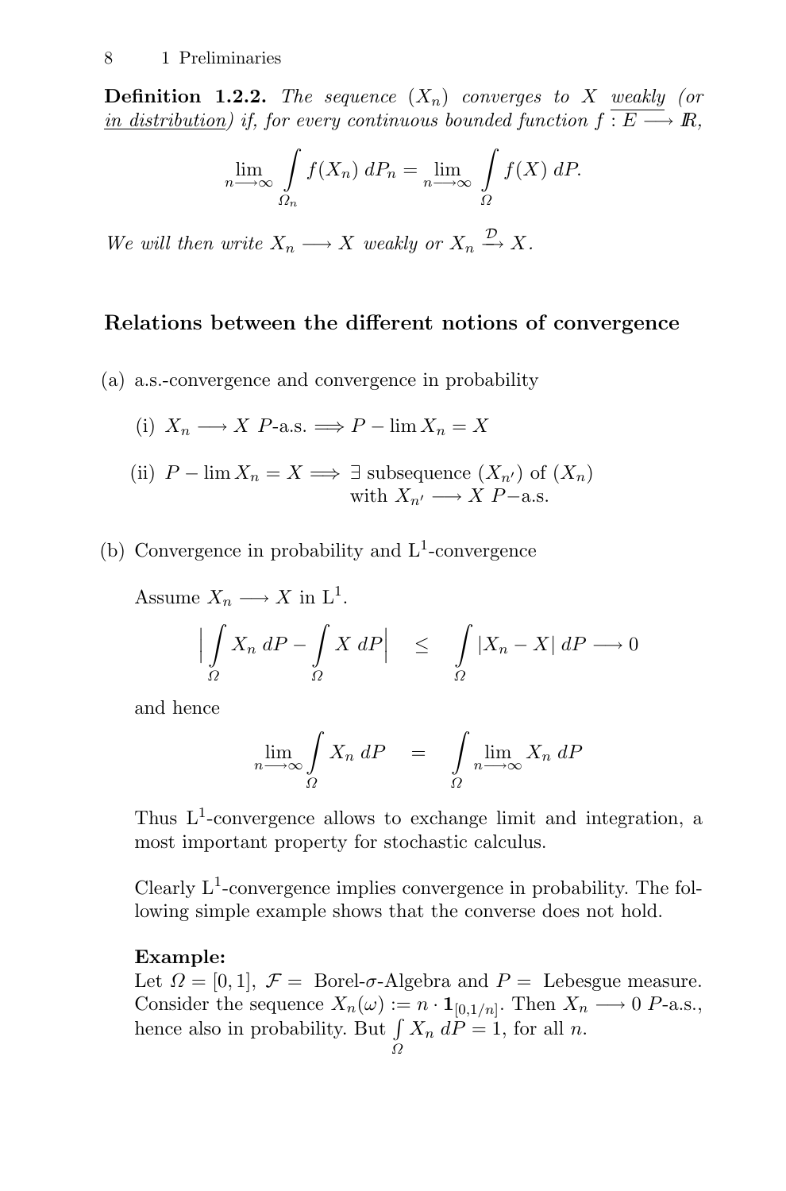**Definition 1.2.2.** *The sequence $(X_n)$ converges to $X$ weakly (or in distribution) if, for every continuous bounded function $f : E \longrightarrow \mathbb{R}$,*

$$\lim_{n\longrightarrow\infty} \int_{\Omega_n} f(X_n)\, dP_n = \lim_{n\longrightarrow\infty} \int_{\Omega} f(X)\, dP.$$

*We will then write $X_n \longrightarrow X$ weakly or $X_n \xrightarrow{\mathcal{D}} X$.*

### Relations between the different notions of convergence

(a) a.s.-convergence and convergence in probability

(i) $X_n \longrightarrow X$ $P$-a.s. $\Longrightarrow P - \lim X_n = X$

(ii) $P - \lim X_n = X \Longrightarrow \exists$ subsequence $(X_{n'})$ of $(X_n)$ with $X_{n'} \longrightarrow X$ $P-$a.s.

(b) Convergence in probability and $L^1$-convergence

Assume $X_n \longrightarrow X$ in $L^1$.

$$\Big| \int_{\Omega} X_n\, dP - \int_{\Omega} X\, dP \Big| \quad \leq \quad \int_{\Omega} |X_n - X|\, dP \longrightarrow 0$$

and hence

$$\lim_{n\longrightarrow\infty} \int_{\Omega} X_n\, dP \quad = \quad \int_{\Omega} \lim_{n\longrightarrow\infty} X_n\, dP$$

Thus $L^1$-convergence allows to exchange limit and integration, a most important property for stochastic calculus.

Clearly $L^1$-convergence implies convergence in probability. The following simple example shows that the converse does not hold.

**Example:**
Let $\Omega = [0,1]$, $\mathcal{F} =$ Borel-$\sigma$-Algebra and $P =$ Lebesgue measure. Consider the sequence $X_n(\omega) := n \cdot \mathbf{1}_{[0,1/n]}$. Then $X_n \longrightarrow 0$ $P$-a.s., hence also in probability. But $\int_{\Omega} X_n\, dP = 1$, for all $n$.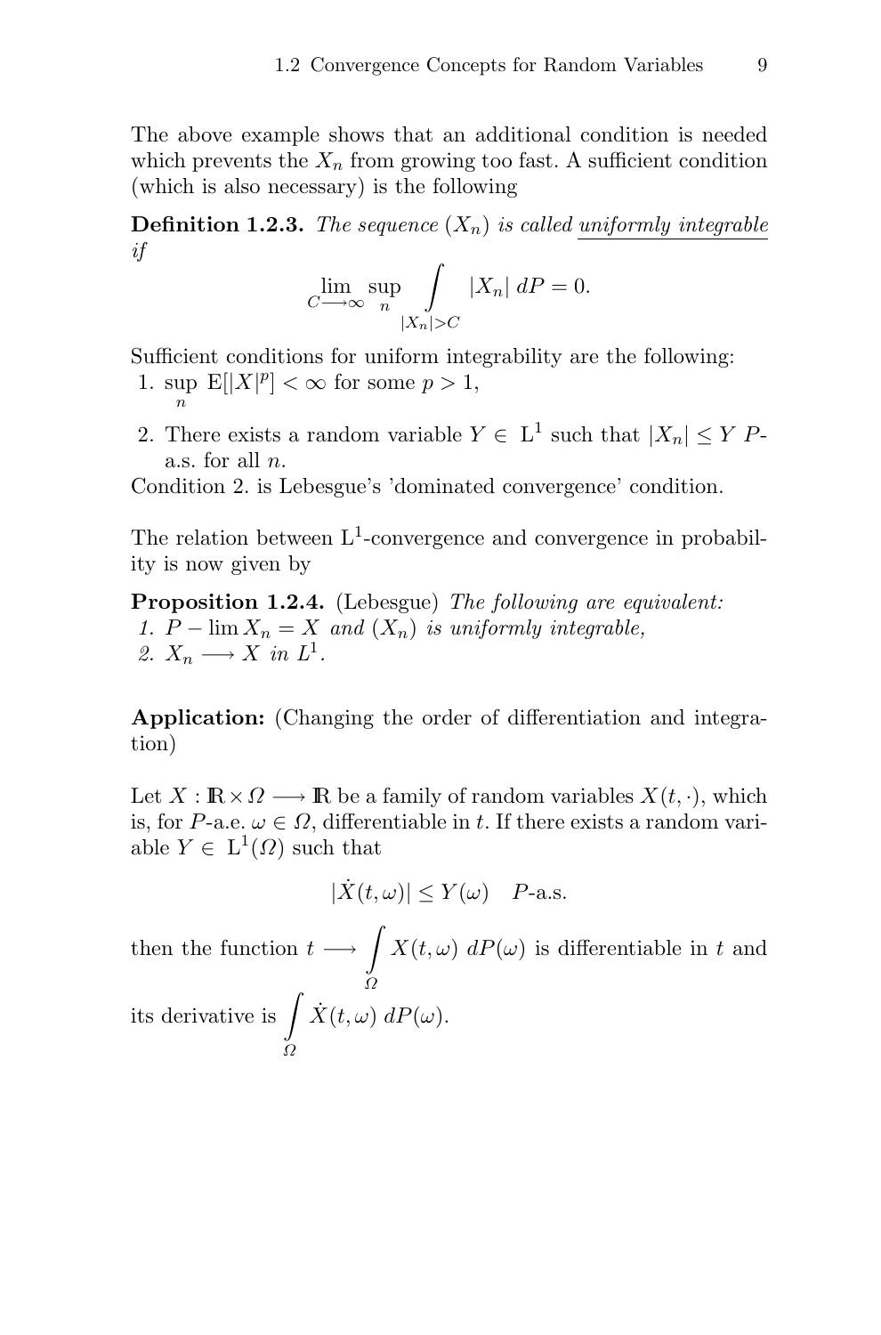The above example shows that an additional condition is needed which prevents the $X_n$ from growing too fast. A sufficient condition (which is also necessary) is the following

**Definition 1.2.3.** *The sequence $(X_n)$ is called uniformly integrable if*

$$\lim_{C \longrightarrow \infty} \sup_n \int_{|X_n|>C} |X_n| \, dP = 0.$$

Sufficient conditions for uniform integrability are the following:

1. $\sup_n \mathrm{E}[|X|^p] < \infty$ for some $p > 1$,
2. There exists a random variable $Y \in \mathrm{L}^1$ such that $|X_n| \leq Y$ $P$-a.s. for all $n$.

Condition 2. is Lebesgue's 'dominated convergence' condition.

The relation between $\mathrm{L}^1$-convergence and convergence in probability is now given by

**Proposition 1.2.4.** (Lebesgue) *The following are equivalent:*

1. *$P - \lim X_n = X$ and $(X_n)$ is uniformly integrable,*
2. *$X_n \longrightarrow X$ in $L^1$.*

**Application:** (Changing the order of differentiation and integration)

Let $X : \mathbb{R} \times \Omega \longrightarrow \mathbb{R}$ be a family of random variables $X(t, \cdot)$, which is, for $P$-a.e. $\omega \in \Omega$, differentiable in $t$. If there exists a random variable $Y \in \mathrm{L}^1(\Omega)$ such that

$$|\dot{X}(t, \omega)| \leq Y(\omega) \quad P\text{-a.s.}$$

then the function $t \longrightarrow \int_{\Omega} X(t, \omega) \, dP(\omega)$ is differentiable in $t$ and its derivative is $\int_{\Omega} \dot{X}(t, \omega) \, dP(\omega)$.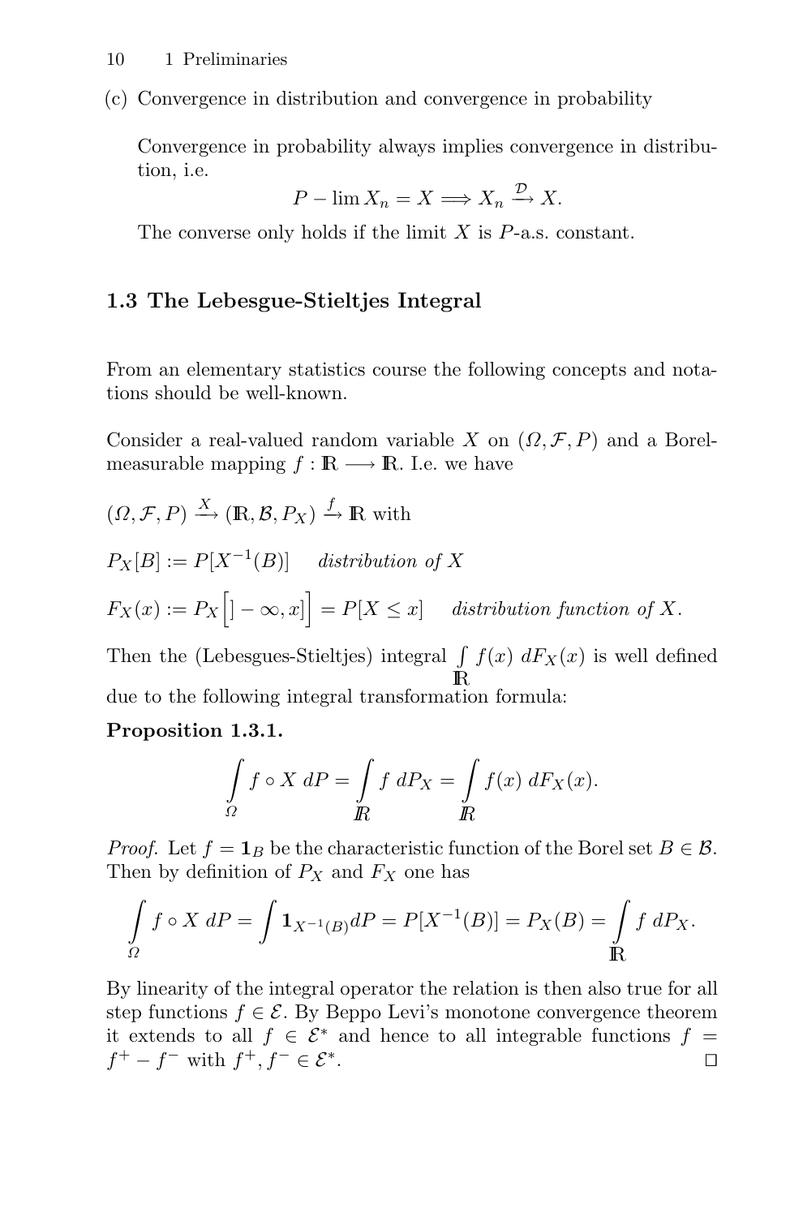(c) Convergence in distribution and convergence in probability

Convergence in probability always implies convergence in distribution, i.e.

$$P - \lim X_n = X \Longrightarrow X_n \xrightarrow{\mathcal{D}} X.$$

The converse only holds if the limit $X$ is $P$-a.s. constant.

## 1.3 The Lebesgue-Stieltjes Integral

From an elementary statistics course the following concepts and notations should be well-known.

Consider a real-valued random variable $X$ on $(\Omega, \mathcal{F}, P)$ and a Borel-measurable mapping $f : \mathbb{R} \longrightarrow \mathbb{R}$. I.e. we have

$(\Omega, \mathcal{F}, P) \xrightarrow{X} (\mathbb{R}, \mathcal{B}, P_X) \xrightarrow{f} \mathbb{R}$ with

$P_X[B] := P[X^{-1}(B)]$ *distribution of* $X$

$F_X(x) := P_X\Big[]-\infty, x]\Big] = P[X \leq x]$ *distribution function of* $X$.

Then the (Lebesgues-Stieltjes) integral $\int\limits_{\mathbb{R}} f(x)\, dF_X(x)$ is well defined due to the following integral transformation formula:

**Proposition 1.3.1.**

$$\int\limits_{\Omega} f \circ X \, dP = \int\limits_{\mathbb{R}} f \, dP_X = \int\limits_{\mathbb{R}} f(x) \, dF_X(x).$$

*Proof.* Let $f = \mathbf{1}_B$ be the characteristic function of the Borel set $B \in \mathcal{B}$. Then by definition of $P_X$ and $F_X$ one has

$$\int\limits_{\Omega} f \circ X \, dP = \int \mathbf{1}_{X^{-1}(B)} dP = P[X^{-1}(B)] = P_X(B) = \int\limits_{\mathbb{R}} f \, dP_X.$$

By linearity of the integral operator the relation is then also true for all step functions $f \in \mathcal{E}$. By Beppo Levi's monotone convergence theorem it extends to all $f \in \mathcal{E}^*$ and hence to all integrable functions $f = f^+ - f^-$ with $f^+, f^- \in \mathcal{E}^*$. □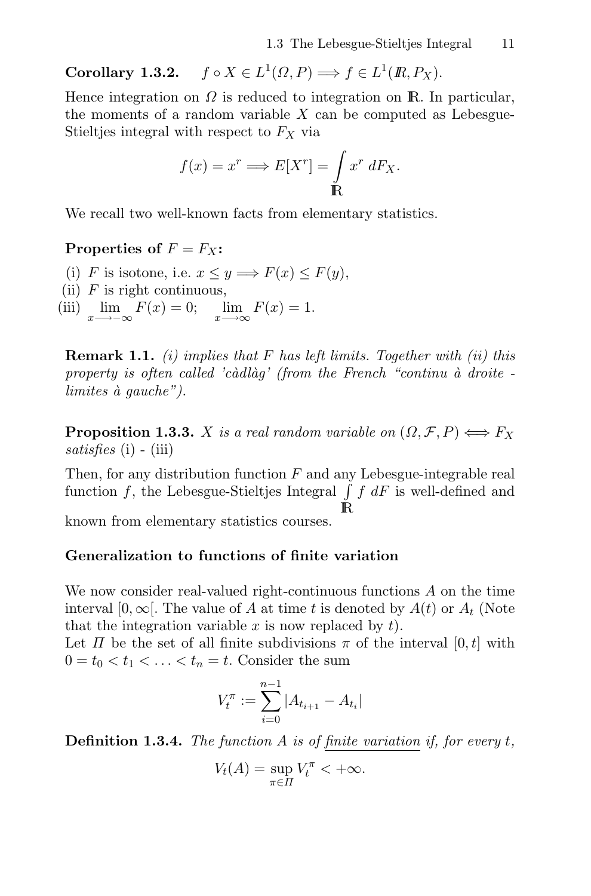**Corollary 1.3.2.** $f \circ X \in L^1(\Omega, P) \Longrightarrow f \in L^1(\mathbb{R}, P_X)$.

Hence integration on $\Omega$ is reduced to integration on $\mathbb{R}$. In particular, the moments of a random variable $X$ can be computed as Lebesgue-Stieltjes integral with respect to $F_X$ via

$$f(x) = x^r \Longrightarrow E[X^r] = \int_{\mathbb{R}} x^r \, dF_X.$$

We recall two well-known facts from elementary statistics.

**Properties of $F = F_X$:**

(i) $F$ is isotone, i.e. $x \leq y \Longrightarrow F(x) \leq F(y)$,
(ii) $F$ is right continuous,
(iii) $\lim\limits_{x \longrightarrow -\infty} F(x) = 0; \quad \lim\limits_{x \longrightarrow \infty} F(x) = 1.$

**Remark 1.1.** *(i) implies that $F$ has left limits. Together with (ii) this property is often called 'càdlàg' (from the French "continu à droite - limites à gauche").*

**Proposition 1.3.3.** *$X$ is a real random variable on $(\Omega, \mathcal{F}, P) \Longleftrightarrow F_X$ satisfies* (i) - (iii)

Then, for any distribution function $F$ and any Lebesgue-integrable real function $f$, the Lebesgue-Stieltjes Integral $\int_{\mathbb{R}} f \, dF$ is well-defined and known from elementary statistics courses.

**Generalization to functions of finite variation**

We now consider real-valued right-continuous functions $A$ on the time interval $[0, \infty[$. The value of $A$ at time $t$ is denoted by $A(t)$ or $A_t$ (Note that the integration variable $x$ is now replaced by $t$).
Let $\Pi$ be the set of all finite subdivisions $\pi$ of the interval $[0, t]$ with $0 = t_0 < t_1 < \ldots < t_n = t$. Consider the sum

$$V_t^\pi := \sum_{i=0}^{n-1} |A_{t_{i+1}} - A_{t_i}|$$

**Definition 1.3.4.** *The function $A$ is of finite variation if, for every $t$,*

$$V_t(A) = \sup_{\pi \in \Pi} V_t^\pi < +\infty.$$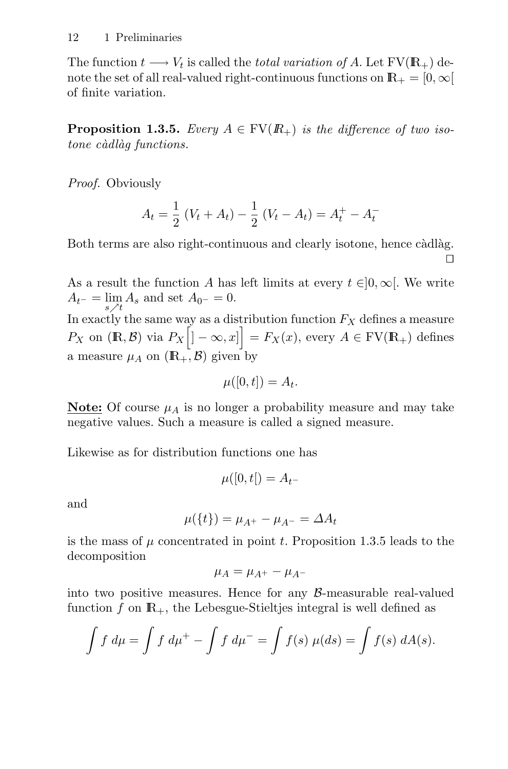The function $t \longrightarrow V_t$ is called the *total variation of* $A$. Let $\mathrm{FV}(\mathbb{R}_+)$ denote the set of all real-valued right-continuous functions on $\mathbb{R}_+ = [0, \infty[$ of finite variation.

**Proposition 1.3.5.** *Every* $A \in \mathrm{FV}(\mathbb{R}_+)$ *is the difference of two isotone càdlàg functions.*

*Proof.* Obviously

$$A_t = \frac{1}{2}\,(V_t + A_t) - \frac{1}{2}\,(V_t - A_t) = A_t^+ - A_t^-$$

Both terms are also right-continuous and clearly isotone, hence càdlàg. □

As a result the function $A$ has left limits at every $t \in ]0, \infty[$. We write $A_{t^-} = \lim_{s \nearrow t} A_s$ and set $A_{0^-} = 0$.
In exactly the same way as a distribution function $F_X$ defines a measure $P_X$ on $(\mathbb{R}, \mathcal{B})$ via $P_X\Big[] - \infty, x]\Big] = F_X(x)$, every $A \in \mathrm{FV}(\mathbb{R}_+)$ defines a measure $\mu_A$ on $(\mathbb{R}_+, \mathcal{B})$ given by

$$\mu([0, t]) = A_t.$$

**<u>Note:</u>** Of course $\mu_A$ is no longer a probability measure and may take negative values. Such a measure is called a signed measure.

Likewise as for distribution functions one has

$$\mu([0, t[) = A_{t^-}$$

and

$$\mu(\{t\}) = \mu_{A^+} - \mu_{A^-} = \Delta A_t$$

is the mass of $\mu$ concentrated in point $t$. Proposition 1.3.5 leads to the decomposition

$$\mu_A = \mu_{A^+} - \mu_{A^-}$$

into two positive measures. Hence for any $\mathcal{B}$-measurable real-valued function $f$ on $\mathbb{R}_+$, the Lebesgue-Stieltjes integral is well defined as

$$\int f \, d\mu = \int f \, d\mu^+ - \int f \, d\mu^- = \int f(s)\, \mu(ds) = \int f(s)\, dA(s).$$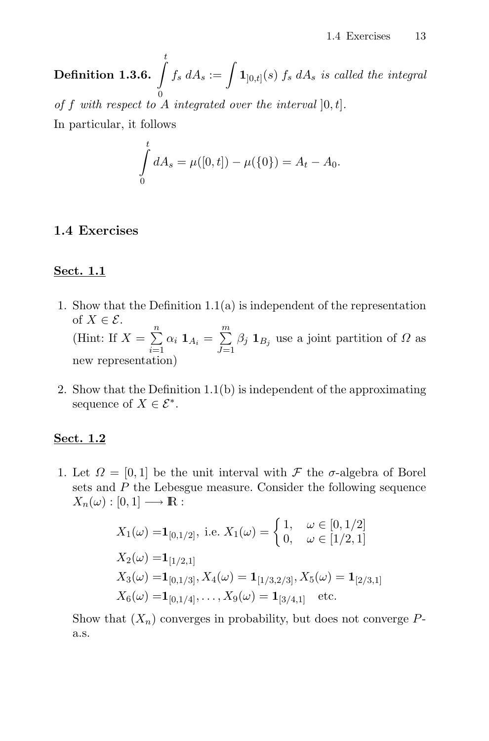**Definition 1.3.6.** $\int\limits_0^t f_s \, dA_s := \int \mathbf{1}_{]0,t]}(s) \, f_s \, dA_s$ *is called the integral of $f$ with respect to $A$ integrated over the interval $]0,t]$.*

In particular, it follows

$$\int\limits_0^t dA_s = \mu([0,t]) - \mu(\{0\}) = A_t - A_0.$$

## 1.4 Exercises

### Sect. 1.1

1. Show that the Definition 1.1(a) is independent of the representation of $X \in \mathcal{E}$.
   (Hint: If $X = \sum\limits_{i=1}^{n} \alpha_i \, \mathbf{1}_{A_i} = \sum\limits_{J=1}^{m} \beta_j \, \mathbf{1}_{B_j}$ use a joint partition of $\Omega$ as new representation)

2. Show that the Definition 1.1(b) is independent of the approximating sequence of $X \in \mathcal{E}^*$.

### Sect. 1.2

1. Let $\Omega = [0,1]$ be the unit interval with $\mathcal{F}$ the $\sigma$-algebra of Borel sets and $P$ the Lebesgue measure. Consider the following sequence $X_n(\omega) : [0,1] \longrightarrow \mathbb{R}$ :

$$X_1(\omega) = \mathbf{1}_{[0,1/2]}, \text{ i.e. } X_1(\omega) = \begin{cases} 1, & \omega \in [0,1/2] \\ 0, & \omega \in [1/2,1] \end{cases}$$

$$X_2(\omega) = \mathbf{1}_{[1/2,1]}$$

$$X_3(\omega) = \mathbf{1}_{[0,1/3]}, X_4(\omega) = \mathbf{1}_{[1/3,2/3]}, X_5(\omega) = \mathbf{1}_{[2/3,1]}$$

$$X_6(\omega) = \mathbf{1}_{[0,1/4]}, \ldots, X_9(\omega) = \mathbf{1}_{[3/4,1]} \quad \text{etc.}$$

   Show that $(X_n)$ converges in probability, but does not converge $P$-a.s.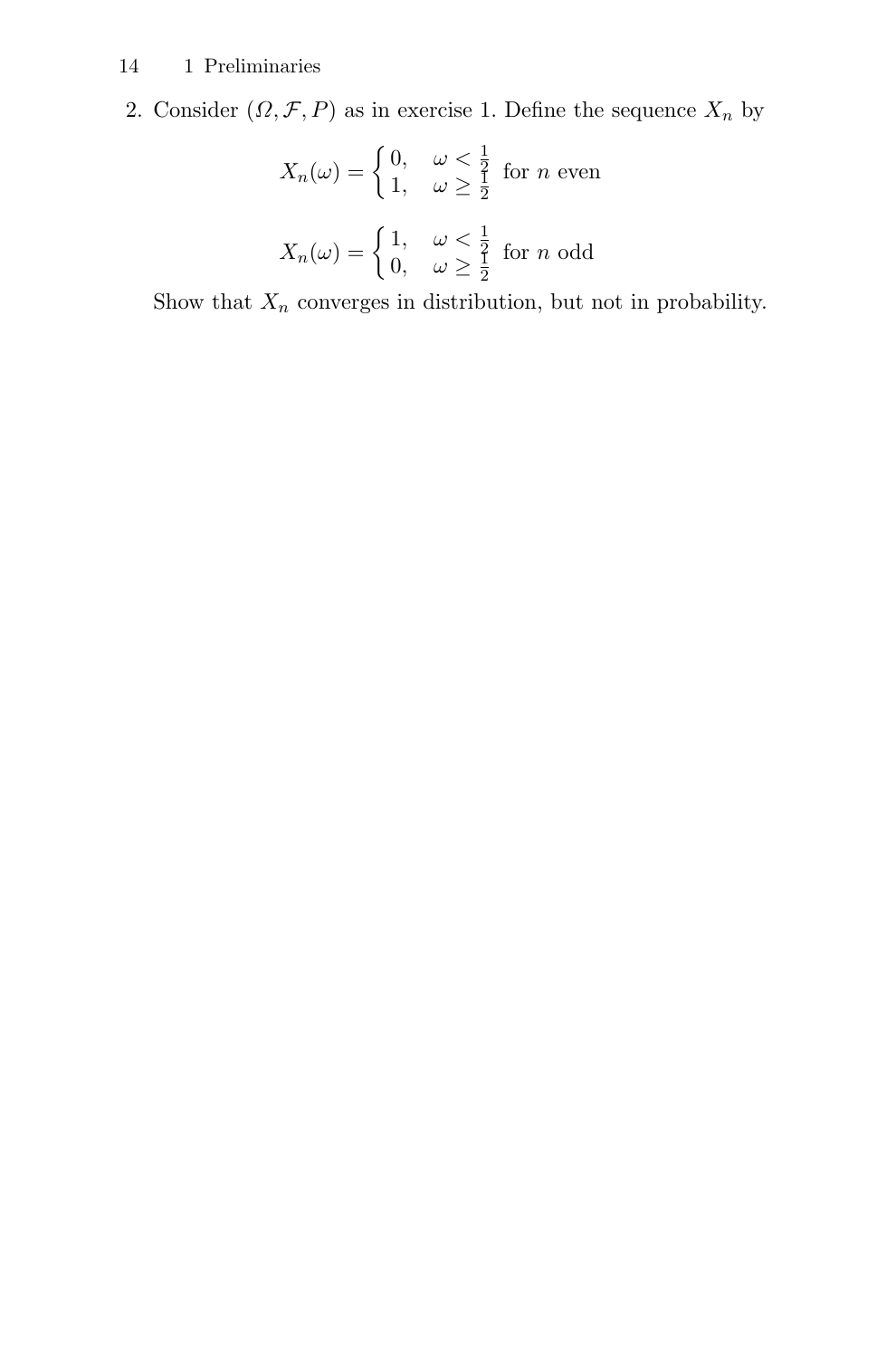2. Consider $(\Omega, \mathcal{F}, P)$ as in exercise 1. Define the sequence $X_n$ by

$$X_n(\omega) = \begin{cases} 0, & \omega < \frac{1}{2} \\ 1, & \omega \geq \frac{1}{2} \end{cases} \text{ for } n \text{ even}$$

$$X_n(\omega) = \begin{cases} 1, & \omega < \frac{1}{2} \\ 0, & \omega \geq \frac{1}{2} \end{cases} \text{ for } n \text{ odd}$$

Show that $X_n$ converges in distribution, but not in probability.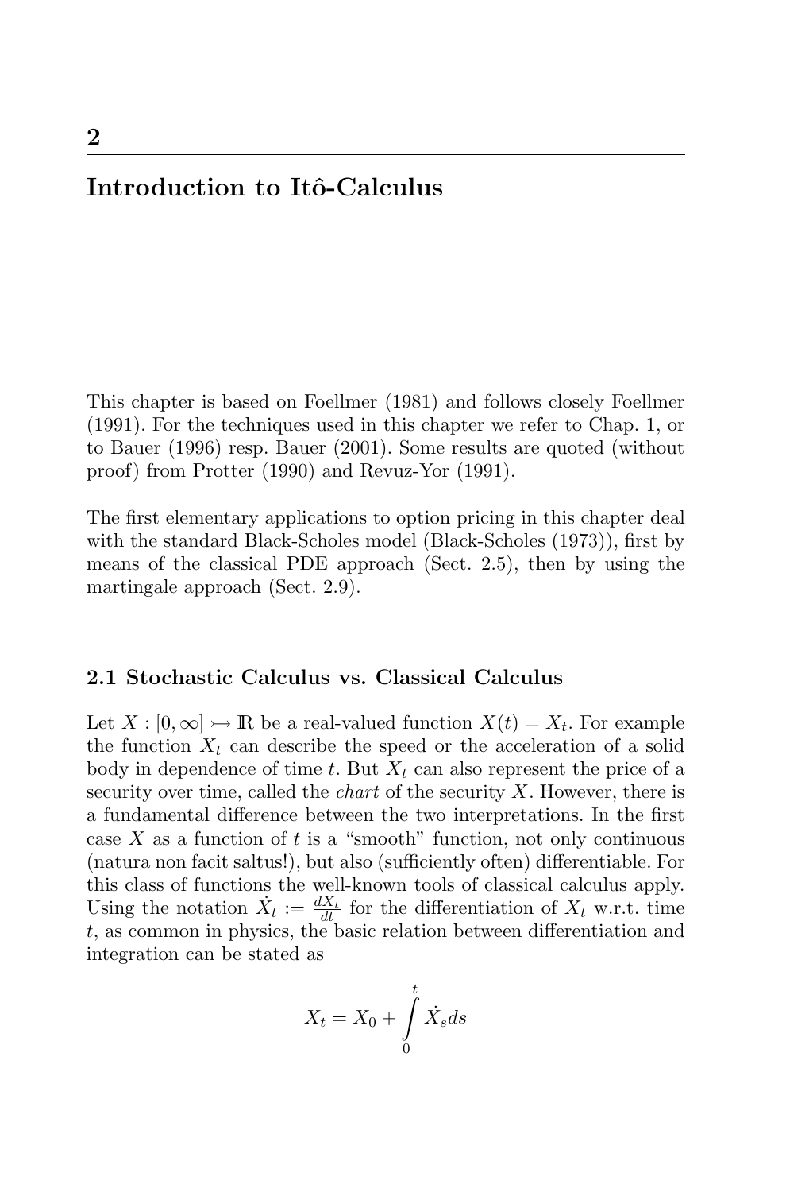# 2

# Introduction to Itô-Calculus

This chapter is based on Foellmer (1981) and follows closely Foellmer (1991). For the techniques used in this chapter we refer to Chap. 1, or to Bauer (1996) resp. Bauer (2001). Some results are quoted (without proof) from Protter (1990) and Revuz-Yor (1991).

The first elementary applications to option pricing in this chapter deal with the standard Black-Scholes model (Black-Scholes (1973)), first by means of the classical PDE approach (Sect. 2.5), then by using the martingale approach (Sect. 2.9).

## 2.1 Stochastic Calculus vs. Classical Calculus

Let $X : [0, \infty] \rightarrowtail \mathbb{R}$ be a real-valued function $X(t) = X_t$. For example the function $X_t$ can describe the speed or the acceleration of a solid body in dependence of time $t$. But $X_t$ can also represent the price of a security over time, called the *chart* of the security $X$. However, there is a fundamental difference between the two interpretations. In the first case $X$ as a function of $t$ is a "smooth" function, not only continuous (natura non facit saltus!), but also (sufficiently often) differentiable. For this class of functions the well-known tools of classical calculus apply. Using the notation $\dot{X}_t := \frac{dX_t}{dt}$ for the differentiation of $X_t$ w.r.t. time $t$, as common in physics, the basic relation between differentiation and integration can be stated as

$$X_t = X_0 + \int_0^t \dot{X}_s ds$$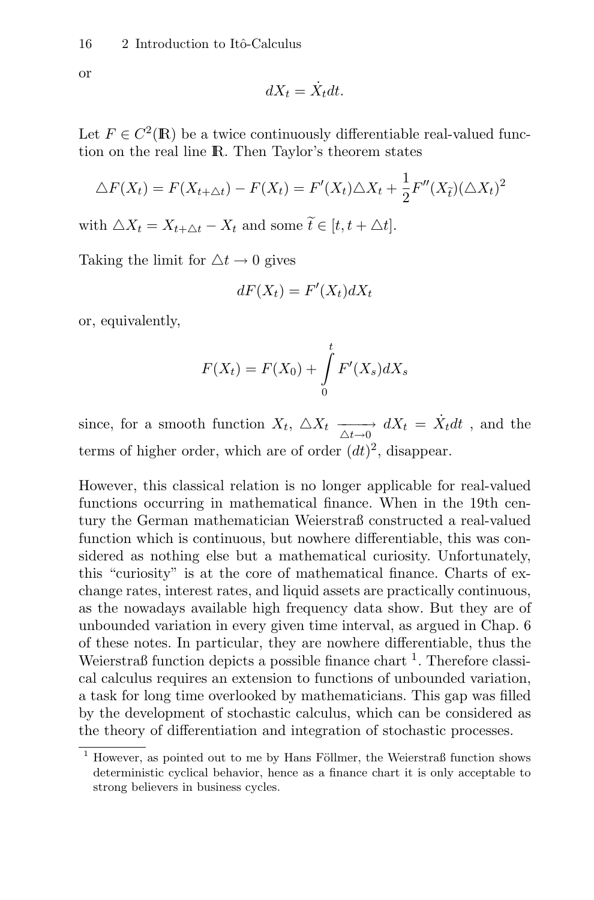or

$$dX_t = \dot{X}_t dt.$$

Let $F \in C^2(\mathbb{R})$ be a twice continuously differentiable real-valued function on the real line $\mathbb{R}$. Then Taylor's theorem states

$$\triangle F(X_t) = F(X_{t+\triangle t}) - F(X_t) = F'(X_t)\triangle X_t + \frac{1}{2}F''(X_{\widetilde{t}})(\triangle X_t)^2$$

with $\triangle X_t = X_{t+\triangle t} - X_t$ and some $\widetilde{t} \in [t, t + \triangle t]$.

Taking the limit for $\triangle t \to 0$ gives

$$dF(X_t) = F'(X_t)dX_t$$

or, equivalently,

$$F(X_t) = F(X_0) + \int_0^t F'(X_s)dX_s$$

since, for a smooth function $X_t$, $\triangle X_t \xrightarrow[\triangle t \to 0]{} dX_t = \dot{X}_t dt$ , and the terms of higher order, which are of order $(dt)^2$, disappear.

However, this classical relation is no longer applicable for real-valued functions occurring in mathematical finance. When in the 19th century the German mathematician Weierstraß constructed a real-valued function which is continuous, but nowhere differentiable, this was considered as nothing else but a mathematical curiosity. Unfortunately, this "curiosity" is at the core of mathematical finance. Charts of exchange rates, interest rates, and liquid assets are practically continuous, as the nowadays available high frequency data show. But they are of unbounded variation in every given time interval, as argued in Chap. 6 of these notes. In particular, they are nowhere differentiable, thus the Weierstraß function depicts a possible finance chart [1]. Therefore classical calculus requires an extension to functions of unbounded variation, a task for long time overlooked by mathematicians. This gap was filled by the development of stochastic calculus, which can be considered as the theory of differentiation and integration of stochastic processes.

[1] However, as pointed out to me by Hans Föllmer, the Weierstraß function shows deterministic cyclical behavior, hence as a finance chart it is only acceptable to strong believers in business cycles.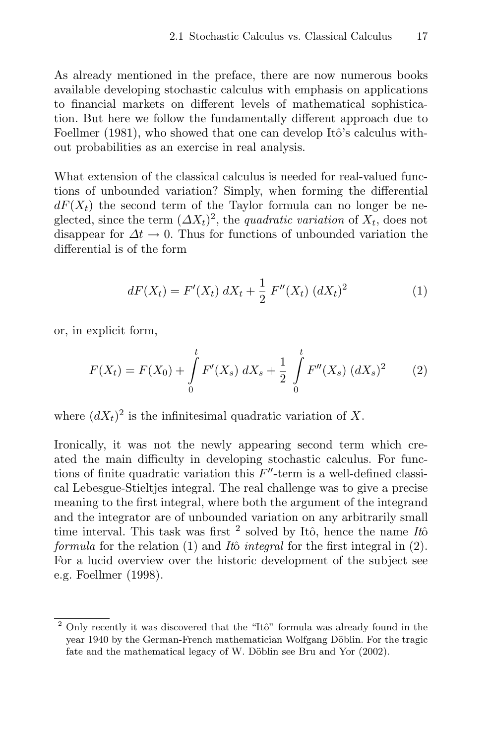As already mentioned in the preface, there are now numerous books available developing stochastic calculus with emphasis on applications to financial markets on different levels of mathematical sophistication. But here we follow the fundamentally different approach due to Foellmer (1981), who showed that one can develop Itô's calculus without probabilities as an exercise in real analysis.

What extension of the classical calculus is needed for real-valued functions of unbounded variation? Simply, when forming the differential $dF(X_t)$ the second term of the Taylor formula can no longer be neglected, since the term $(\Delta X_t)^2$, the *quadratic variation* of $X_t$, does not disappear for $\Delta t \to 0$. Thus for functions of unbounded variation the differential is of the form

$$dF(X_t) = F'(X_t)\, dX_t + \frac{1}{2}\, F''(X_t)\, (dX_t)^2 \tag{1}$$

or, in explicit form,

$$F(X_t) = F(X_0) + \int_0^t F'(X_s)\, dX_s + \frac{1}{2} \int_0^t F''(X_s)\, (dX_s)^2 \tag{2}$$

where $(dX_t)^2$ is the infinitesimal quadratic variation of $X$.

Ironically, it was not the newly appearing second term which created the main difficulty in developing stochastic calculus. For functions of finite quadratic variation this $F''$-term is a well-defined classical Lebesgue-Stieltjes integral. The real challenge was to give a precise meaning to the first integral, where both the argument of the integrand and the integrator are of unbounded variation on any arbitrarily small time interval. This task was first [2] solved by Itô, hence the name *Itô formula* for the relation (1) and *Itô integral* for the first integral in (2). For a lucid overview over the historic development of the subject see e.g. Foellmer (1998).

[2] Only recently it was discovered that the "Itô" formula was already found in the year 1940 by the German-French mathematician Wolfgang Döblin. For the tragic fate and the mathematical legacy of W. Döblin see Bru and Yor (2002).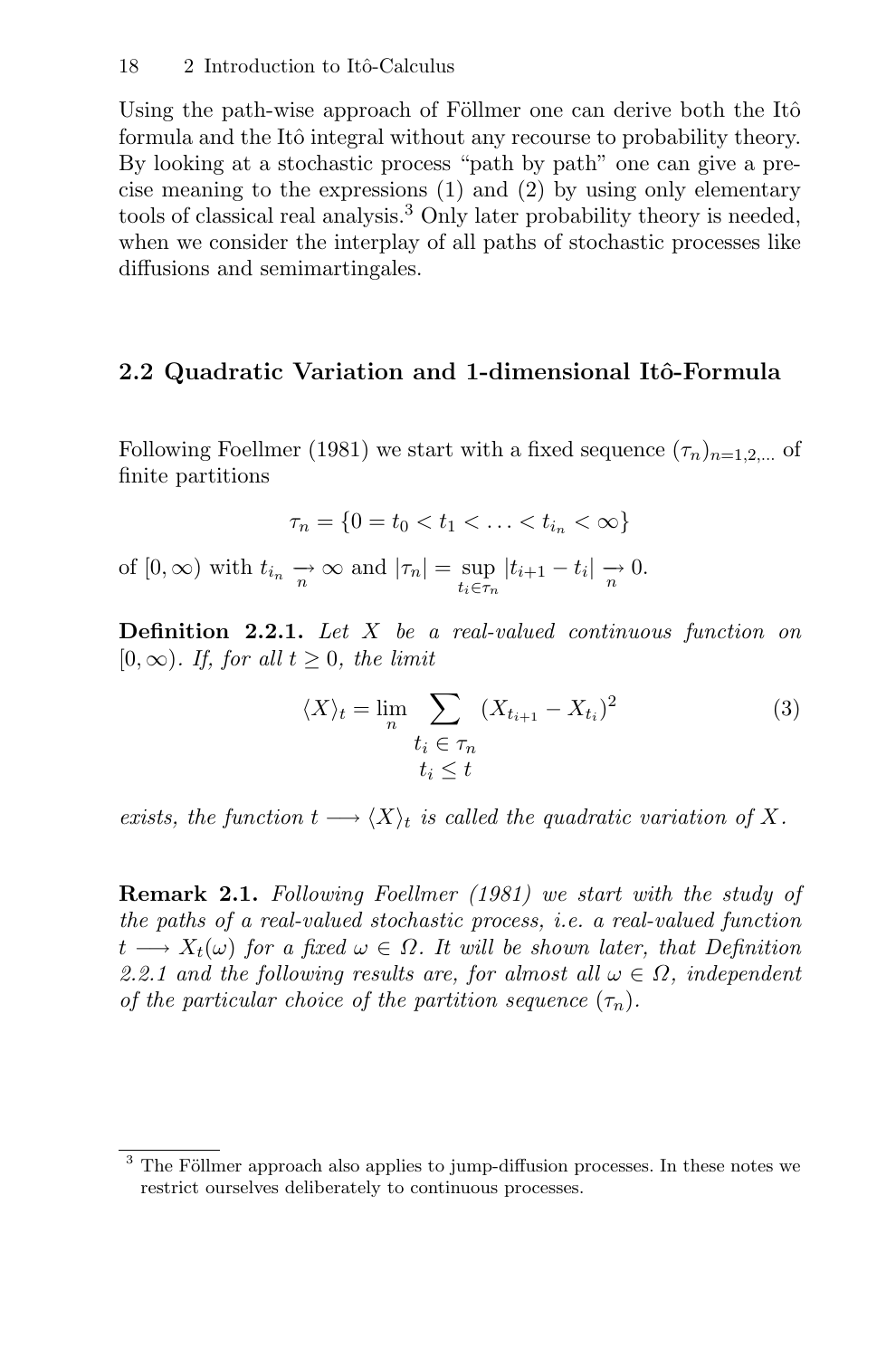Using the path-wise approach of Föllmer one can derive both the Itô formula and the Itô integral without any recourse to probability theory. By looking at a stochastic process "path by path" one can give a precise meaning to the expressions (1) and (2) by using only elementary tools of classical real analysis.[3] Only later probability theory is needed, when we consider the interplay of all paths of stochastic processes like diffusions and semimartingales.

## 2.2 Quadratic Variation and 1-dimensional Itô-Formula

Following Foellmer (1981) we start with a fixed sequence $(\tau_n)_{n=1,2,\ldots}$ of finite partitions

$$\tau_n = \{0 = t_0 < t_1 < \ldots < t_{i_n} < \infty\}$$

of $[0, \infty)$ with $t_{i_n} \underset{n}{\rightarrow} \infty$ and $|\tau_n| = \sup_{t_i \in \tau_n} |t_{i+1} - t_i| \underset{n}{\rightarrow} 0$.

**Definition 2.2.1.** *Let $X$ be a real-valued continuous function on $[0, \infty)$. If, for all $t \geq 0$, the limit*

$$\langle X \rangle_t = \lim_n \sum_{\substack{t_i \in \tau_n \\ t_i \leq t}} (X_{t_{i+1}} - X_{t_i})^2 \tag{3}$$

*exists, the function $t \longrightarrow \langle X \rangle_t$ is called the quadratic variation of $X$.*

**Remark 2.1.** *Following Foellmer (1981) we start with the study of the paths of a real-valued stochastic process, i.e. a real-valued function $t \longrightarrow X_t(\omega)$ for a fixed $\omega \in \Omega$. It will be shown later, that Definition 2.2.1 and the following results are, for almost all $\omega \in \Omega$, independent of the particular choice of the partition sequence $(\tau_n)$.*

---

[3] The Föllmer approach also applies to jump-diffusion processes. In these notes we restrict ourselves deliberately to continuous processes.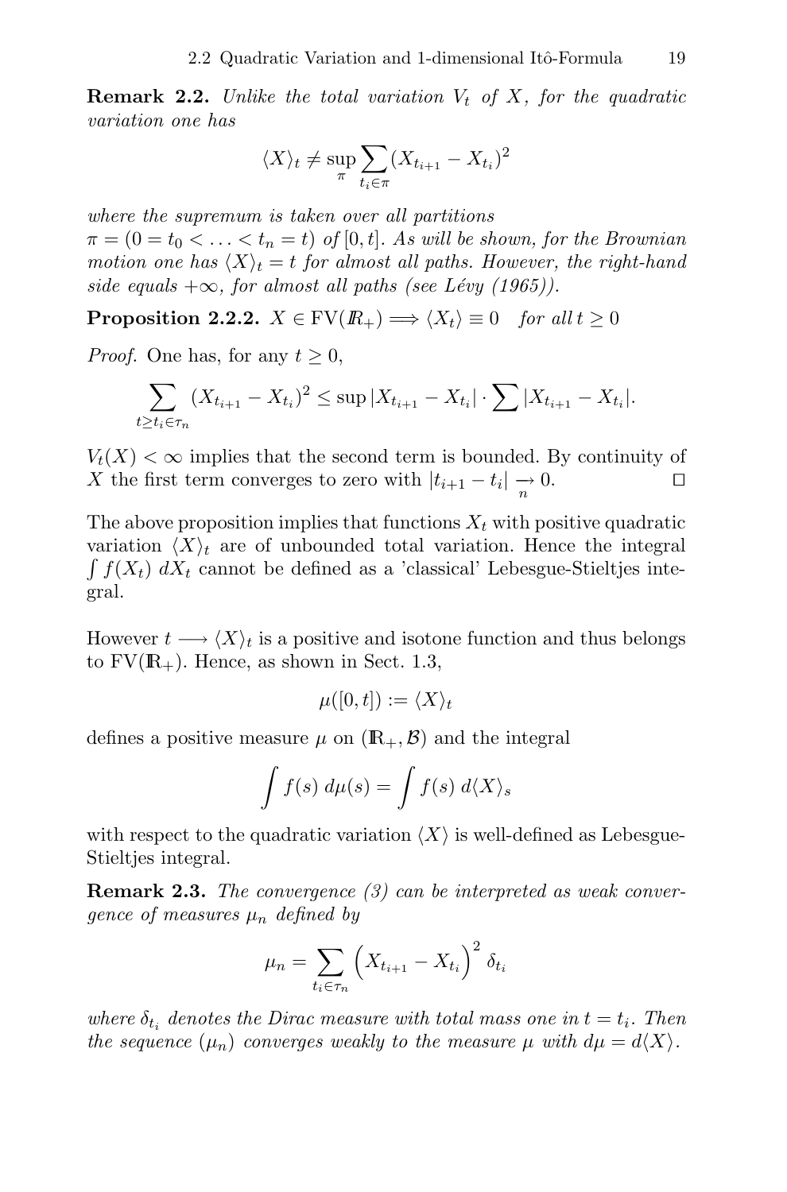**Remark 2.2.** *Unlike the total variation $V_t$ of $X$, for the quadratic variation one has*

$$\langle X\rangle_t \neq \sup_{\pi} \sum_{t_i \in \pi} (X_{t_{i+1}} - X_{t_i})^2$$

*where the supremum is taken over all partitions $\pi = (0 = t_0 < \ldots < t_n = t)$ of $[0, t]$. As will be shown, for the Brownian motion one has $\langle X\rangle_t = t$ for almost all paths. However, the right-hand side equals $+\infty$, for almost all paths (see Lévy (1965)).*

**Proposition 2.2.2.** $X \in \mathrm{FV}(\mathbb{R}_+) \Longrightarrow \langle X_t \rangle \equiv 0 \quad$ *for all* $t \geq 0$

*Proof.* One has, for any $t \geq 0$,

$$\sum_{t \geq t_i \in \tau_n} (X_{t_{i+1}} - X_{t_i})^2 \leq \sup |X_{t_{i+1}} - X_{t_i}| \cdot \sum |X_{t_{i+1}} - X_{t_i}|.$$

$V_t(X) < \infty$ implies that the second term is bounded. By continuity of $X$ the first term converges to zero with $|t_{i+1} - t_i| \underset{n}{\rightarrow} 0$. □

The above proposition implies that functions $X_t$ with positive quadratic variation $\langle X\rangle_t$ are of unbounded total variation. Hence the integral $\int f(X_t)\, dX_t$ cannot be defined as a 'classical' Lebesgue-Stieltjes integral.

However $t \longrightarrow \langle X\rangle_t$ is a positive and isotone function and thus belongs to $\mathrm{FV}(\mathbb{R}_+)$. Hence, as shown in Sect. 1.3,

$$\mu([0, t]) := \langle X\rangle_t$$

defines a positive measure $\mu$ on $(\mathbb{R}_+, \mathcal{B})$ and the integral

$$\int f(s)\, d\mu(s) = \int f(s)\, d\langle X\rangle_s$$

with respect to the quadratic variation $\langle X\rangle$ is well-defined as Lebesgue-Stieltjes integral.

**Remark 2.3.** *The convergence (3) can be interpreted as weak convergence of measures $\mu_n$ defined by*

$$\mu_n = \sum_{t_i \in \tau_n} \left( X_{t_{i+1}} - X_{t_i} \right)^2 \delta_{t_i}$$

*where $\delta_{t_i}$ denotes the Dirac measure with total mass one in $t = t_i$. Then the sequence $(\mu_n)$ converges weakly to the measure $\mu$ with $d\mu = d\langle X\rangle$.*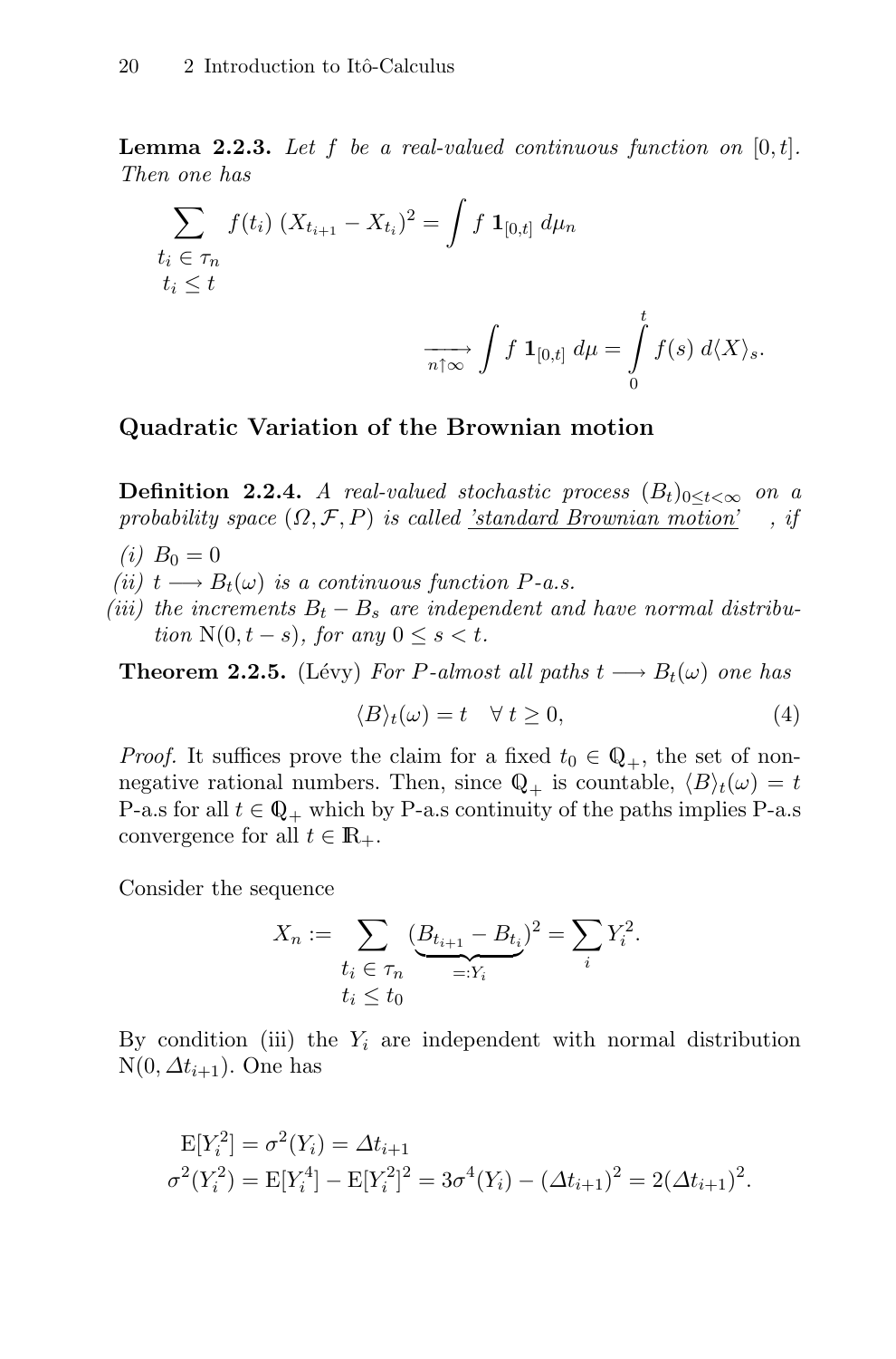**Lemma 2.2.3.** *Let $f$ be a real-valued continuous function on $[0,t]$. Then one has*

$$\sum_{\substack{t_i \in \tau_n \\ t_i \le t}} f(t_i)\,(X_{t_{i+1}} - X_{t_i})^2 = \int f\,\mathbf{1}_{[0,t]}\,d\mu_n$$

$$\xrightarrow[n\uparrow\infty]{} \int f\,\mathbf{1}_{[0,t]}\,d\mu = \int_0^t f(s)\,d\langle X\rangle_s.$$

## Quadratic Variation of the Brownian motion

**Definition 2.2.4.** *A real-valued stochastic process $(B_t)_{0\le t<\infty}$ on a probability space $(\Omega, \mathcal{F}, P)$ is called 'standard Brownian motion', if*

*(i)* $B_0 = 0$

*(ii)* $t \longrightarrow B_t(\omega)$ *is a continuous function $P$-a.s.*

*(iii) the increments $B_t - B_s$ are independent and have normal distribution $\mathrm{N}(0, t-s)$, for any $0 \le s < t$.*

**Theorem 2.2.5.** (Lévy) *For $P$-almost all paths $t \longrightarrow B_t(\omega)$ one has*

$$\langle B\rangle_t(\omega) = t \quad \forall\, t \ge 0, \tag{4}$$

*Proof.* It suffices prove the claim for a fixed $t_0 \in \mathbb{Q}_+$, the set of non-negative rational numbers. Then, since $\mathbb{Q}_+$ is countable, $\langle B\rangle_t(\omega) = t$ P-a.s for all $t \in \mathbb{Q}_+$ which by P-a.s continuity of the paths implies P-a.s convergence for all $t \in \mathbb{R}_+$.

Consider the sequence

$$X_n := \sum_{\substack{t_i \in \tau_n \\ t_i \le t_0}} (\underbrace{B_{t_{i+1}} - B_{t_i}}_{=:Y_i})^2 = \sum_i Y_i^2.$$

By condition (iii) the $Y_i$ are independent with normal distribution $\mathrm{N}(0, \Delta t_{i+1})$. One has

$$\mathrm{E}[Y_i^2] = \sigma^2(Y_i) = \Delta t_{i+1}$$
$$\sigma^2(Y_i^2) = \mathrm{E}[Y_i^4] - \mathrm{E}[Y_i^2]^2 = 3\sigma^4(Y_i) - (\Delta t_{i+1})^2 = 2(\Delta t_{i+1})^2.$$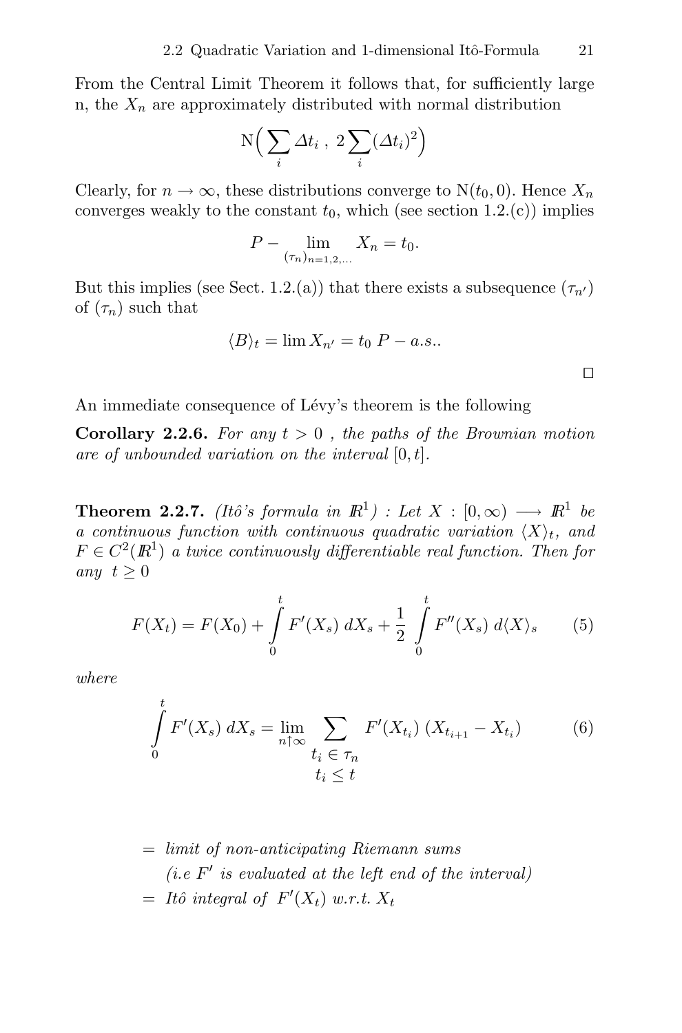From the Central Limit Theorem it follows that, for sufficiently large n, the $X_n$ are approximately distributed with normal distribution

$$\mathrm{N}\Big(\sum_i \Delta t_i \;,\; 2\sum_i (\Delta t_i)^2\Big)$$

Clearly, for $n \to \infty$, these distributions converge to $\mathrm{N}(t_0, 0)$. Hence $X_n$ converges weakly to the constant $t_0$, which (see section 1.2.(c)) implies

$$P - \lim_{(\tau_n)_{n=1,2,\ldots}} X_n = t_0.$$

But this implies (see Sect. 1.2.(a)) that there exists a subsequence $(\tau_{n'})$ of $(\tau_n)$ such that

$$\langle B \rangle_t = \lim X_{n'} = t_0 \; P - a.s..$$

□

An immediate consequence of Lévy's theorem is the following

**Corollary 2.2.6.** *For any $t > 0$ , the paths of the Brownian motion are of unbounded variation on the interval $[0, t]$.*

**Theorem 2.2.7.** *(Itô's formula in $\mathbb{R}^1$) : Let $X : [0, \infty) \longrightarrow \mathbb{R}^1$ be a continuous function with continuous quadratic variation $\langle X \rangle_t$, and $F \in C^2(\mathbb{R}^1)$ a twice continuously differentiable real function. Then for any $t \geq 0$*

$$F(X_t) = F(X_0) + \int_0^t F'(X_s)\, dX_s + \frac{1}{2} \int_0^t F''(X_s)\, d\langle X \rangle_s \qquad (5)$$

*where*

$$\int_0^t F'(X_s)\, dX_s = \lim_{n \uparrow \infty} \sum_{\substack{t_i \in \tau_n \\ t_i \leq t}} F'(X_{t_i})\, (X_{t_{i+1}} - X_{t_i}) \qquad (6)$$

$=$ *limit of non-anticipating Riemann sums*
*(i.e $F'$ is evaluated at the left end of the interval)*
$=$ *Itô integral of $F'(X_t)$ w.r.t. $X_t$*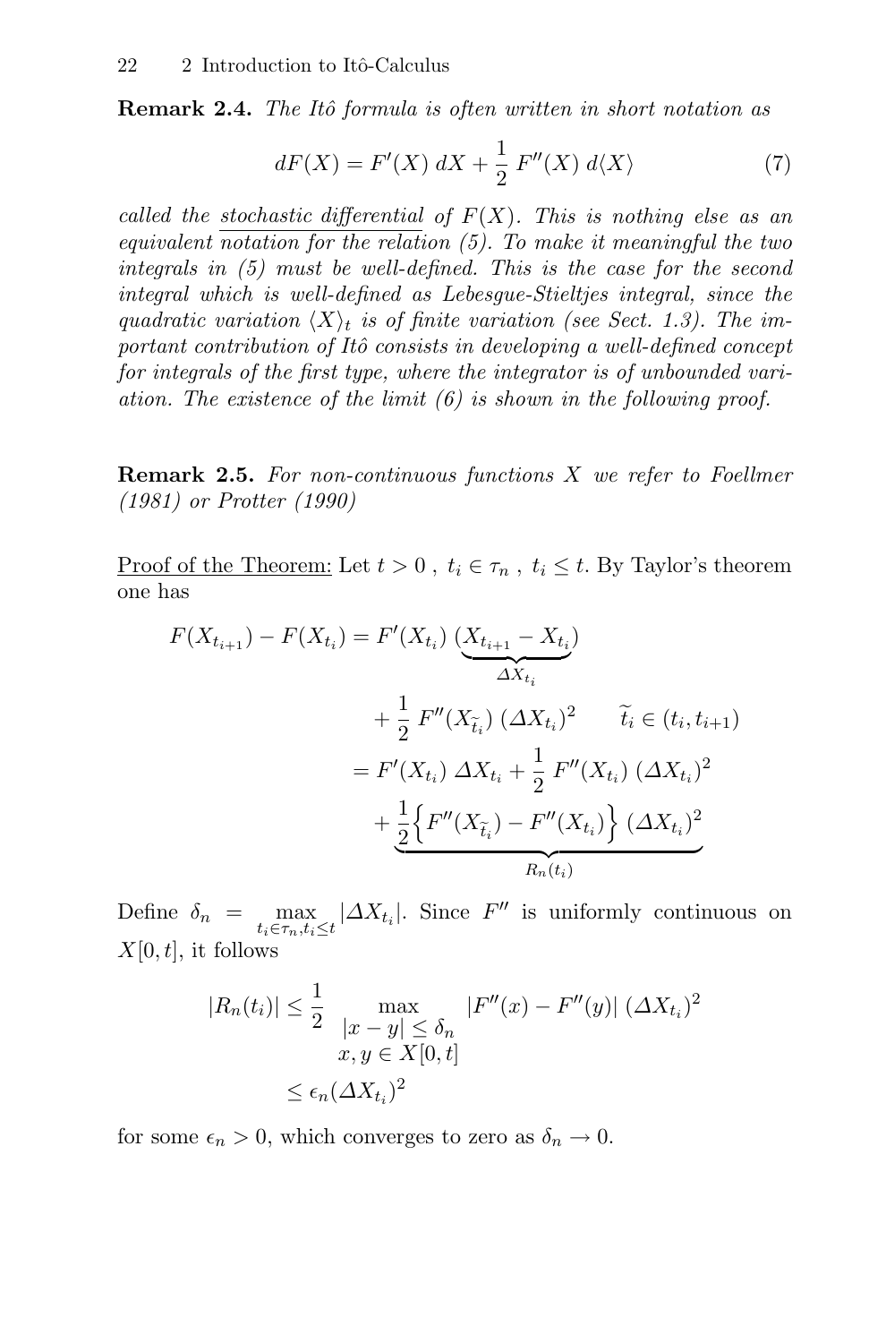**Remark 2.4.** *The Itô formula is often written in short notation as*

$$dF(X) = F'(X)\, dX + \frac{1}{2}\, F''(X)\, d\langle X\rangle \tag{7}$$

*called the <u>stochastic differential</u> of $F(X)$. This is nothing else as an equivalent notation for the relation (5). To make it meaningful the two integrals in (5) must be well-defined. This is the case for the second integral which is well-defined as Lebesgue-Stieltjes integral, since the quadratic variation $\langle X\rangle_t$ is of finite variation (see Sect. 1.3). The important contribution of Itô consists in developing a well-defined concept for integrals of the first type, where the integrator is of unbounded variation. The existence of the limit (6) is shown in the following proof.*

**Remark 2.5.** *For non-continuous functions $X$ we refer to Foellmer (1981) or Protter (1990)*

<u>Proof of the Theorem:</u> Let $t > 0$ , $t_i \in \tau_n$ , $t_i \leq t$. By Taylor's theorem one has

$$\begin{aligned}
F(X_{t_{i+1}}) - F(X_{t_i}) &= F'(X_{t_i})\, (\underbrace{X_{t_{i+1}} - X_{t_i}}_{\Delta X_{t_i}}) \\
&\quad + \frac{1}{2}\, F''(X_{\widetilde{t}_i})\, (\Delta X_{t_i})^2 \qquad \widetilde{t}_i \in (t_i, t_{i+1}) \\
&= F'(X_{t_i})\, \Delta X_{t_i} + \frac{1}{2}\, F''(X_{t_i})\, (\Delta X_{t_i})^2 \\
&\quad + \underbrace{\frac{1}{2}\Big\{F''(X_{\widetilde{t}_i}) - F''(X_{t_i})\Big\}\, (\Delta X_{t_i})^2}_{R_n(t_i)}
\end{aligned}$$

Define $\delta_n = \max_{t_i \in \tau_n, t_i \leq t} |\Delta X_{t_i}|$. Since $F''$ is uniformly continuous on $X[0,t]$, it follows

$$\begin{aligned}
|R_n(t_i)| &\leq \frac{1}{2} \max_{\substack{|x-y| \leq \delta_n \\ x,y \in X[0,t]}} |F''(x) - F''(y)|\, (\Delta X_{t_i})^2 \\
&\leq \epsilon_n (\Delta X_{t_i})^2
\end{aligned}$$

for some $\epsilon_n > 0$, which converges to zero as $\delta_n \to 0$.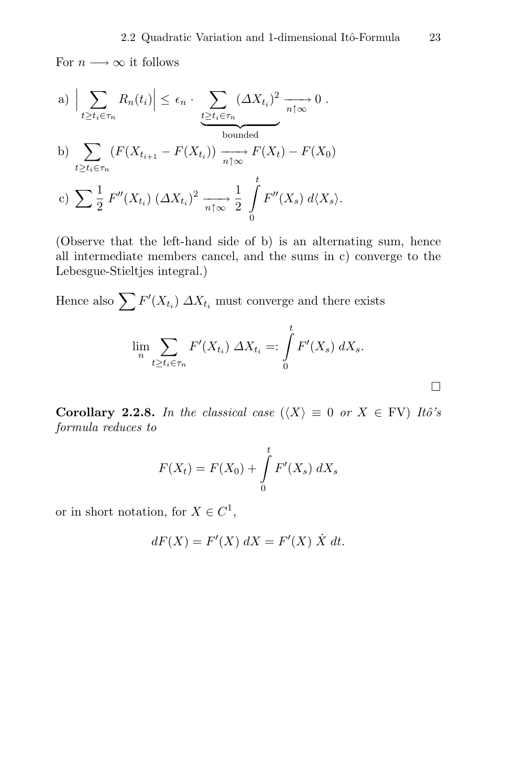For $n \longrightarrow \infty$ it follows

a) $\Big|\sum\limits_{t \geq t_i \in \tau_n} R_n(t_i)\Big| \leq \epsilon_n \cdot \underbrace{\sum\limits_{t \geq t_i \in \tau_n} (\Delta X_{t_i})^2}_{\text{bounded}} \xrightarrow[n\uparrow\infty]{} 0$ .

b) $\sum\limits_{t \geq t_i \in \tau_n} (F(X_{t_{i+1}} - F(X_{t_i})) \xrightarrow[n\uparrow\infty]{} F(X_t) - F(X_0)$

c) $\sum \frac{1}{2} F''(X_{t_i}) \, (\Delta X_{t_i})^2 \xrightarrow[n\uparrow\infty]{} \frac{1}{2} \int\limits_0^t F''(X_s) \, d\langle X_s \rangle.$

(Observe that the left-hand side of b) is an alternating sum, hence all intermediate members cancel, and the sums in c) converge to the Lebesgue-Stieltjes integral.)

Hence also $\sum F'(X_{t_i}) \, \Delta X_{t_i}$ must converge and there exists

$$\lim_n \sum_{t \geq t_i \in \tau_n} F'(X_{t_i}) \, \Delta X_{t_i} =: \int\limits_0^t F'(X_s) \, dX_s.$$

□

**Corollary 2.2.8.** *In the classical case* ($\langle X \rangle \equiv 0$ *or* $X \in \mathrm{FV}$) *Itô's formula reduces to*

$$F(X_t) = F(X_0) + \int\limits_0^t F'(X_s) \, dX_s$$

or in short notation, for $X \in C^1$,

$$dF(X) = F'(X) \, dX = F'(X) \, \dot{X} \, dt.$$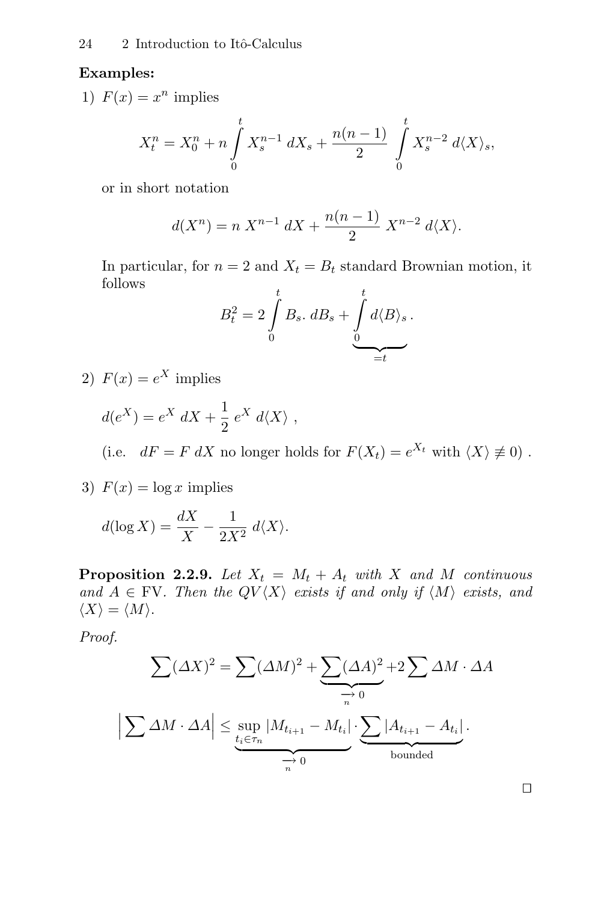**Examples:**

1) $F(x) = x^n$ implies

$$X_t^n = X_0^n + n \int_0^t X_s^{n-1} \, dX_s + \frac{n(n-1)}{2} \int_0^t X_s^{n-2} \, d\langle X \rangle_s,$$

or in short notation

$$d(X^n) = n \, X^{n-1} \, dX + \frac{n(n-1)}{2} \, X^{n-2} \, d\langle X \rangle.$$

In particular, for $n = 2$ and $X_t = B_t$ standard Brownian motion, it follows

$$B_t^2 = 2 \int_0^t B_s . \, dB_s + \underbrace{\int_0^t d\langle B \rangle_s}_{=t} .$$

2) $F(x) = e^X$ implies

$$d(e^X) = e^X \, dX + \frac{1}{2} \, e^X \, d\langle X \rangle \ ,$$

(i.e. $dF = F \, dX$ no longer holds for $F(X_t) = e^{X_t}$ with $\langle X \rangle \not\equiv 0$) .

3) $F(x) = \log x$ implies

$$d(\log X) = \frac{dX}{X} - \frac{1}{2X^2} \, d\langle X \rangle.$$

**Proposition 2.2.9.** *Let $X_t = M_t + A_t$ with $X$ and $M$ continuous and $A \in \mathrm{FV}$. Then the QV $\langle X \rangle$ exists if and only if $\langle M \rangle$ exists, and $\langle X \rangle = \langle M \rangle$.*

*Proof.*

$$\sum (\Delta X)^2 = \sum (\Delta M)^2 + \underbrace{\sum (\Delta A)^2}_{\underset{n}{\longrightarrow} 0} + 2 \sum \Delta M \cdot \Delta A$$

$$\Big| \sum \Delta M \cdot \Delta A \Big| \le \underbrace{\sup_{t_i \in \tau_n} |M_{t_{i+1}} - M_{t_i}|}_{\underset{n}{\longrightarrow} 0} \cdot \underbrace{\sum |A_{t_{i+1}} - A_{t_i}|}_{\text{bounded}} .$$

$\square$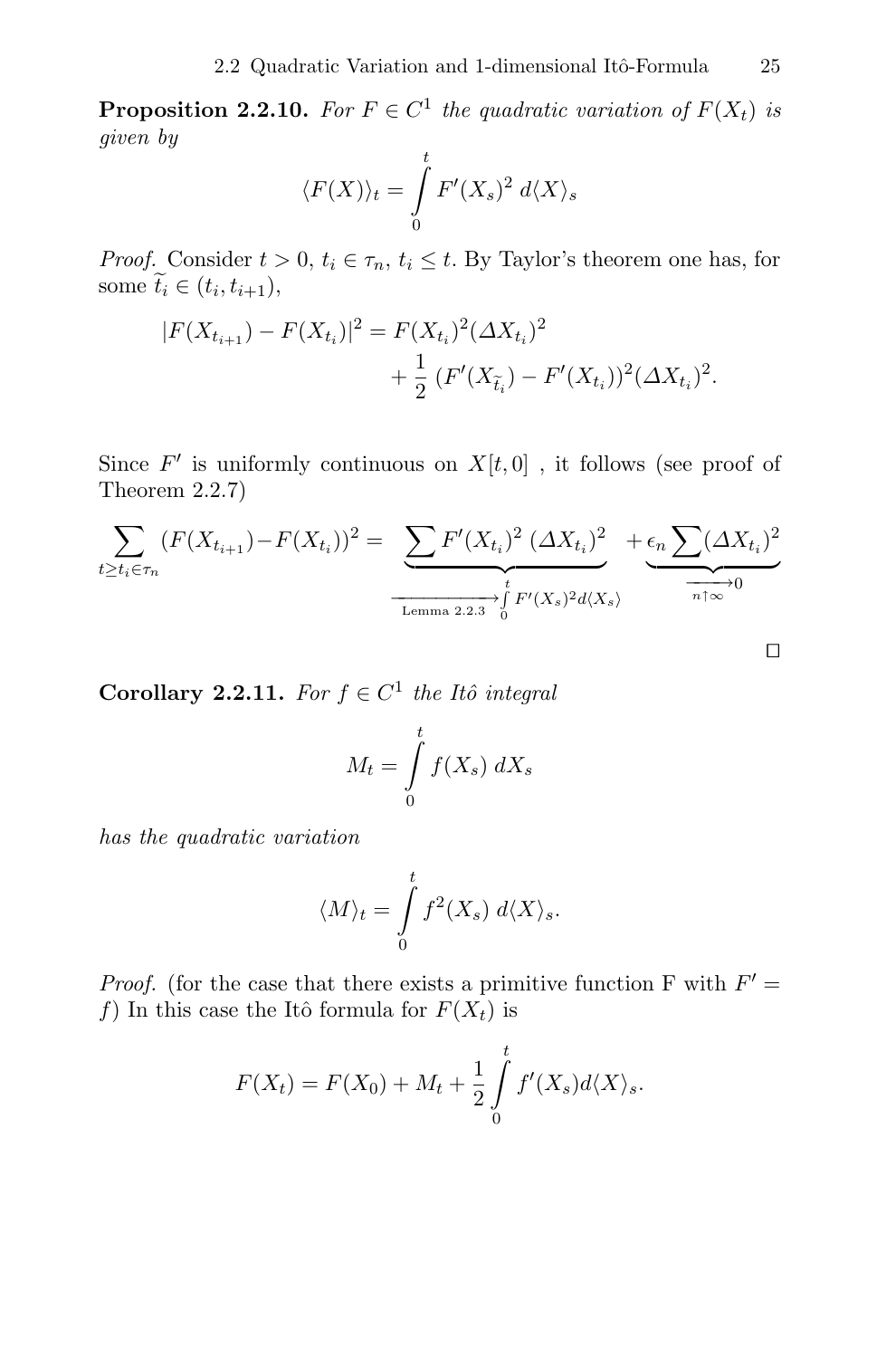**Proposition 2.2.10.** *For $F \in C^1$ the quadratic variation of $F(X_t)$ is given by*

$$\langle F(X)\rangle_t = \int_0^t F'(X_s)^2 \, d\langle X\rangle_s$$

*Proof.* Consider $t > 0$, $t_i \in \tau_n$, $t_i \leq t$. By Taylor's theorem one has, for some $\widetilde{t}_i \in (t_i, t_{i+1})$,

$$|F(X_{t_{i+1}}) - F(X_{t_i})|^2 = F(X_{t_i})^2 (\Delta X_{t_i})^2 + \frac{1}{2}\,(F'(X_{\widetilde{t}_i}) - F'(X_{t_i}))^2 (\Delta X_{t_i})^2.$$

Since $F'$ is uniformly continuous on $X[t,0]$ , it follows (see proof of Theorem 2.2.7)

$$\sum_{t \geq t_i \in \tau_n} (F(X_{t_{i+1}}) - F(X_{t_i}))^2 = \underbrace{\sum F'(X_{t_i})^2\,(\Delta X_{t_i})^2}_{\xrightarrow[\text{Lemma 2.2.3}]{} \int_0^t F'(X_s)^2 d\langle X_s\rangle} + \underbrace{\epsilon_n \sum (\Delta X_{t_i})^2}_{\xrightarrow[n\uparrow\infty]{} 0}$$

□

**Corollary 2.2.11.** *For $f \in C^1$ the Itô integral*

$$M_t = \int_0^t f(X_s)\, dX_s$$

*has the quadratic variation*

$$\langle M\rangle_t = \int_0^t f^2(X_s)\, d\langle X\rangle_s.$$

*Proof.* (for the case that there exists a primitive function F with $F' = f$) In this case the Itô formula for $F(X_t)$ is

$$F(X_t) = F(X_0) + M_t + \frac{1}{2}\int_0^t f'(X_s) d\langle X\rangle_s.$$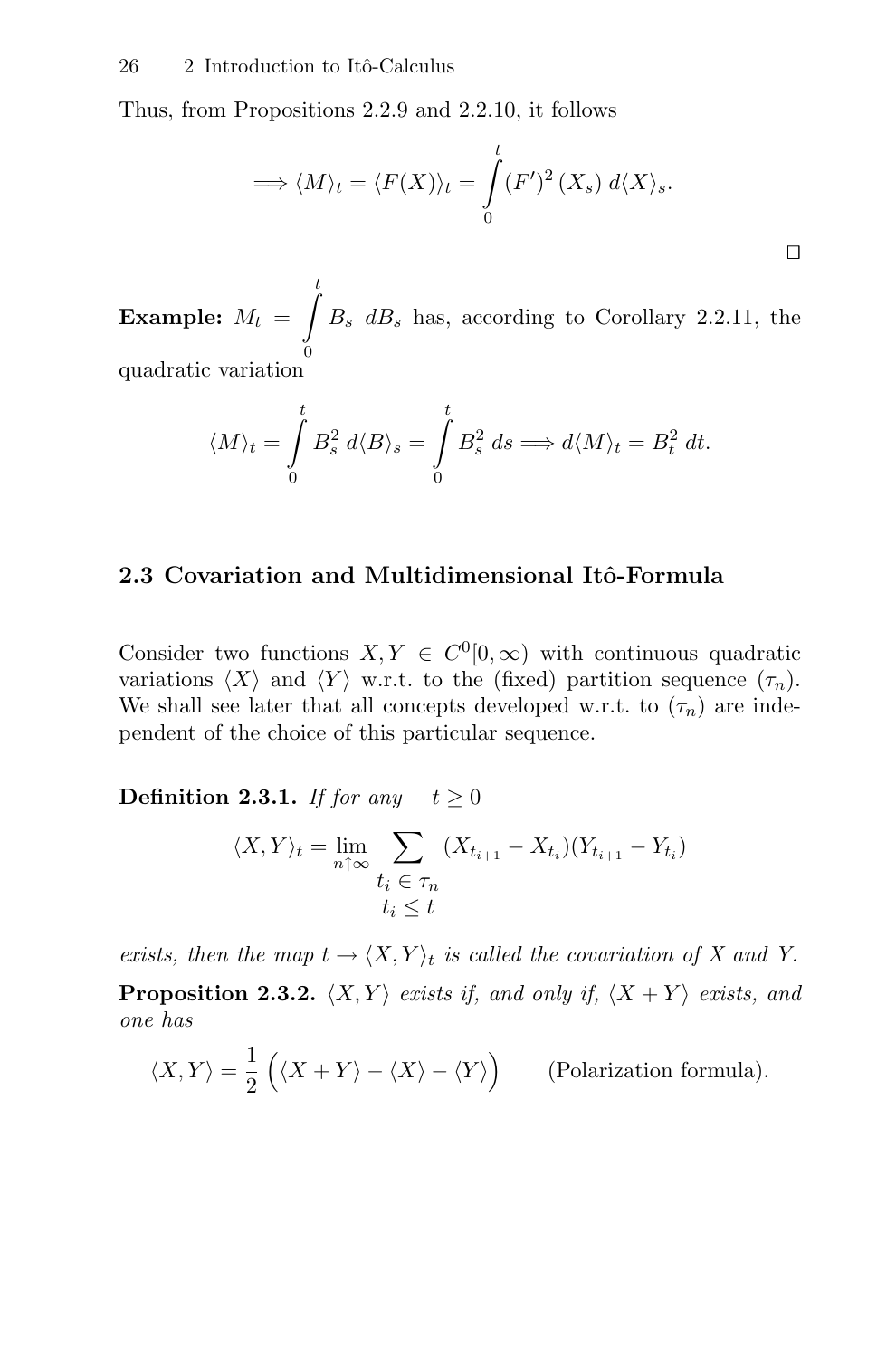Thus, from Propositions 2.2.9 and 2.2.10, it follows

$$\Longrightarrow \langle M \rangle_t = \langle F(X) \rangle_t = \int_0^t (F')^2 (X_s)\, d\langle X \rangle_s.$$

□

**Example:** $M_t = \int_0^t B_s \; dB_s$ has, according to Corollary 2.2.11, the quadratic variation

$$\langle M \rangle_t = \int_0^t B_s^2 \; d\langle B \rangle_s = \int_0^t B_s^2 \; ds \Longrightarrow d\langle M \rangle_t = B_t^2 \; dt.$$

## 2.3 Covariation and Multidimensional Itô-Formula

Consider two functions $X, Y \in C^0[0, \infty)$ with continuous quadratic variations $\langle X \rangle$ and $\langle Y \rangle$ w.r.t. to the (fixed) partition sequence $(\tau_n)$. We shall see later that all concepts developed w.r.t. to $(\tau_n)$ are independent of the choice of this particular sequence.

**Definition 2.3.1.** *If for any* $t \geq 0$

$$\langle X, Y \rangle_t = \lim_{n \uparrow \infty} \sum_{\substack{t_i \in \tau_n \\ t_i \leq t}} (X_{t_{i+1}} - X_{t_i})(Y_{t_{i+1}} - Y_{t_i})$$

*exists, then the map* $t \to \langle X, Y \rangle_t$ *is called the covariation of* $X$ *and* $Y$.

**Proposition 2.3.2.** *$\langle X, Y \rangle$ exists if, and only if, $\langle X + Y \rangle$ exists, and one has*

$$\langle X, Y \rangle = \frac{1}{2} \Big( \langle X + Y \rangle - \langle X \rangle - \langle Y \rangle \Big) \qquad \text{(Polarization formula).}$$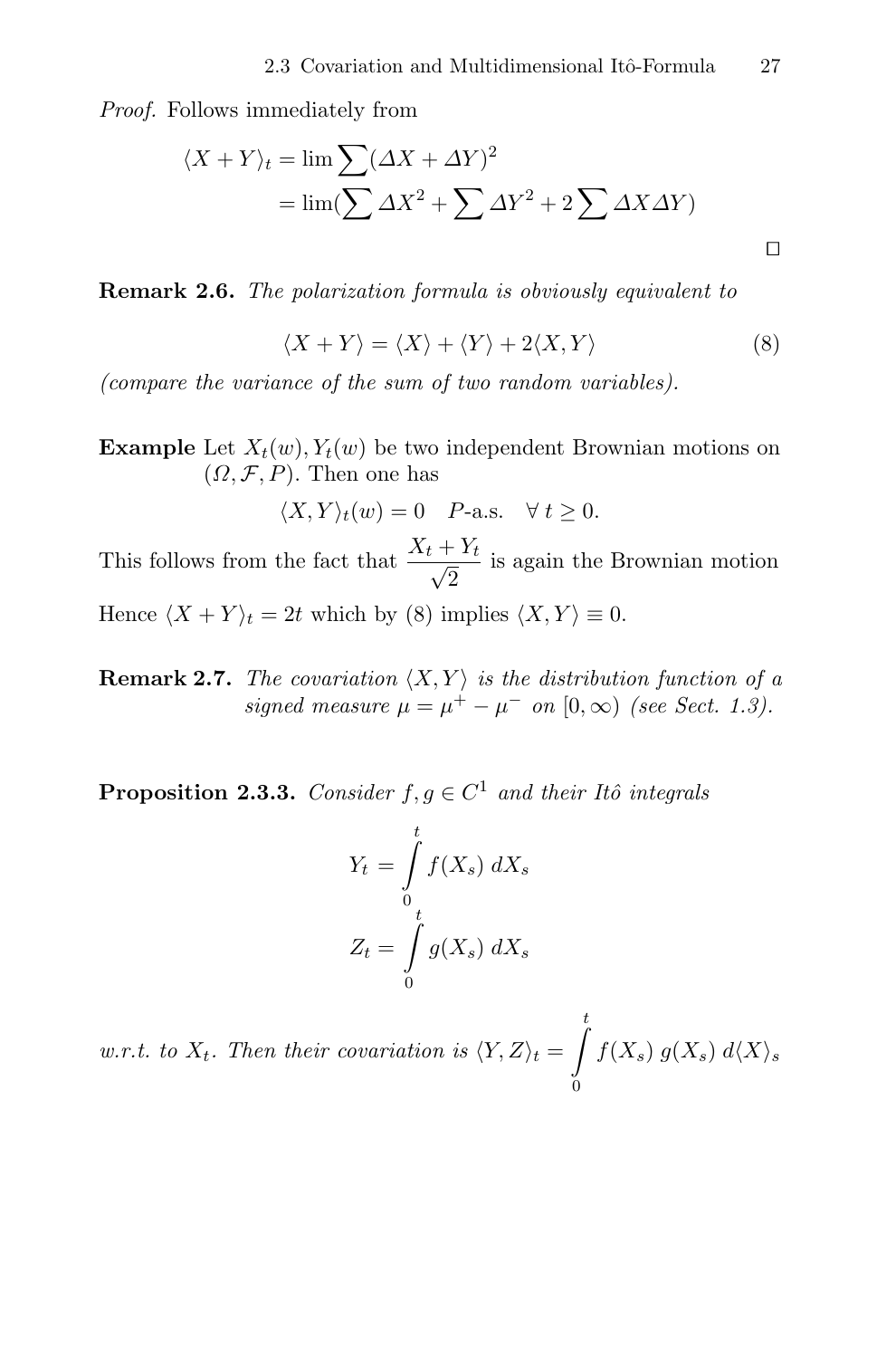*Proof.* Follows immediately from

$$\begin{aligned}\langle X+Y\rangle_t &= \lim \sum (\Delta X + \Delta Y)^2 \\ &= \lim(\sum \Delta X^2 + \sum \Delta Y^2 + 2\sum \Delta X \Delta Y)\end{aligned}$$

□

**Remark 2.6.** *The polarization formula is obviously equivalent to*

$$\langle X+Y\rangle = \langle X\rangle + \langle Y\rangle + 2\langle X, Y\rangle \tag{8}$$

*(compare the variance of the sum of two random variables).*

**Example** Let $X_t(w), Y_t(w)$ be two independent Brownian motions on $(\Omega, \mathcal{F}, P)$. Then one has

$$\langle X, Y\rangle_t(w) = 0 \quad P\text{-a.s.} \quad \forall\, t \geq 0.$$

This follows from the fact that $\dfrac{X_t + Y_t}{\sqrt{2}}$ is again the Brownian motion

Hence $\langle X+Y\rangle_t = 2t$ which by (8) implies $\langle X, Y\rangle \equiv 0$.

**Remark 2.7.** *The covariation $\langle X, Y\rangle$ is the distribution function of a signed measure $\mu = \mu^+ - \mu^-$ on $[0, \infty)$ (see Sect. 1.3).*

**Proposition 2.3.3.** *Consider $f, g \in C^1$ and their Itô integrals*

$$Y_t = \int_0^t f(X_s)\, dX_s$$

$$Z_t = \int_0^t g(X_s)\, dX_s$$

*w.r.t. to $X_t$. Then their covariation is $\langle Y, Z\rangle_t = \int_0^t f(X_s)\, g(X_s)\, d\langle X\rangle_s$*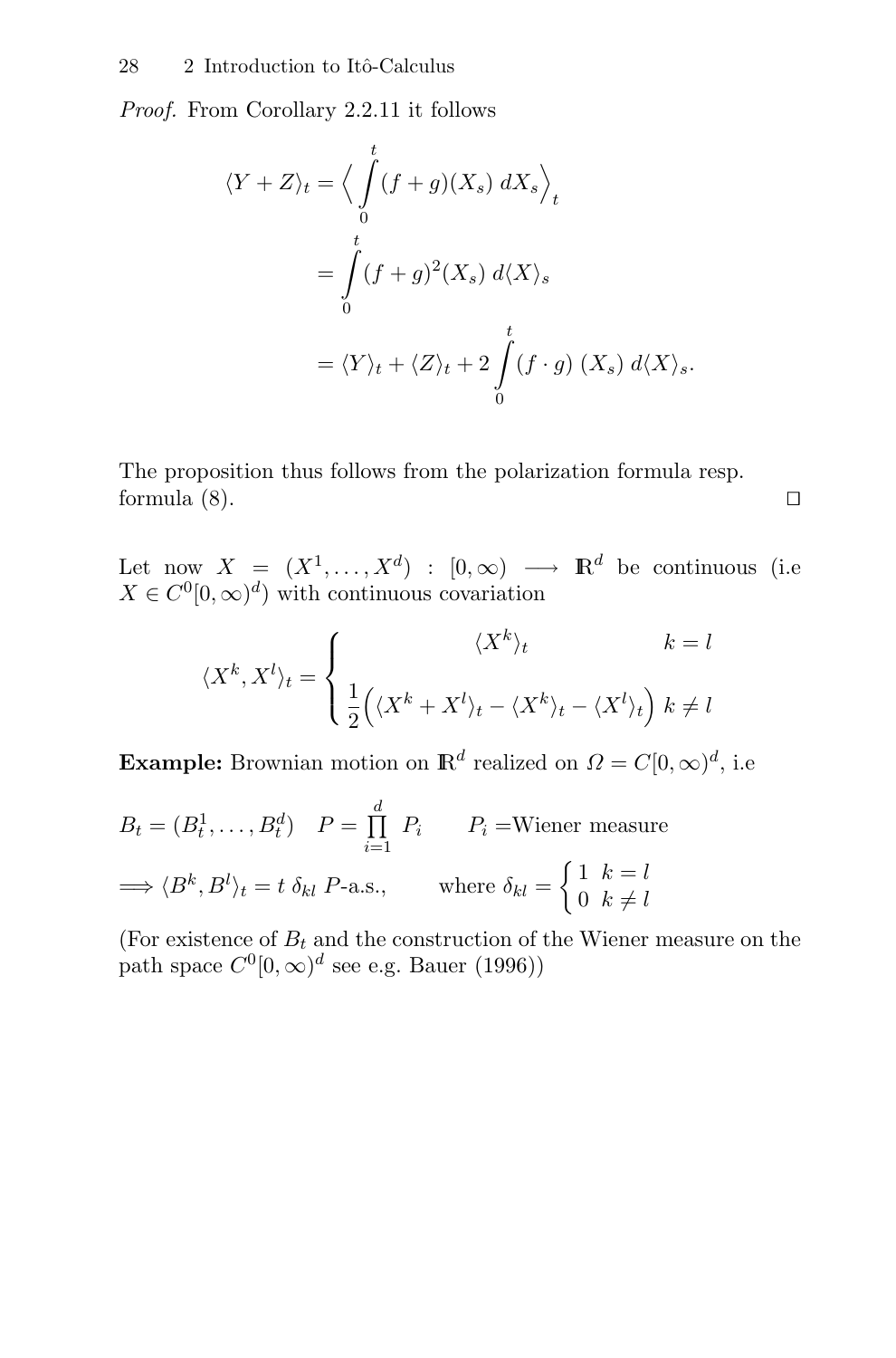*Proof.* From Corollary 2.2.11 it follows

$$
\begin{aligned}
\langle Y + Z \rangle_t &= \Big\langle \int_0^t (f+g)(X_s)\; dX_s \Big\rangle_t \\
&= \int_0^t (f+g)^2(X_s)\; d\langle X \rangle_s \\
&= \langle Y \rangle_t + \langle Z \rangle_t + 2 \int_0^t (f \cdot g)\; (X_s)\; d\langle X \rangle_s .
\end{aligned}
$$

The proposition thus follows from the polarization formula resp. formula (8). □

Let now $X = (X^1, \dots, X^d) : [0, \infty) \longrightarrow \mathbb{R}^d$ be continuous (i.e $X \in C^0[0,\infty)^d$) with continuous covariation

$$
\langle X^k, X^l \rangle_t = \begin{cases} \langle X^k \rangle_t & k = l \\[2ex] \dfrac{1}{2}\Big( \langle X^k + X^l \rangle_t - \langle X^k \rangle_t - \langle X^l \rangle_t \Big) & k \neq l \end{cases}
$$

**Example:** Brownian motion on $\mathbb{R}^d$ realized on $\Omega = C[0,\infty)^d$, i.e

$B_t = (B_t^1, \dots, B_t^d) \quad P = \prod_{i=1}^{d} P_i \qquad P_i =$Wiener measure

$\Longrightarrow \langle B^k, B^l \rangle_t = t\; \delta_{kl}\; P$-a.s., $\qquad$ where $\delta_{kl} = \begin{cases} 1 & k = l \\ 0 & k \neq l \end{cases}$

(For existence of $B_t$ and the construction of the Wiener measure on the path space $C^0[0,\infty)^d$ see e.g. Bauer (1996))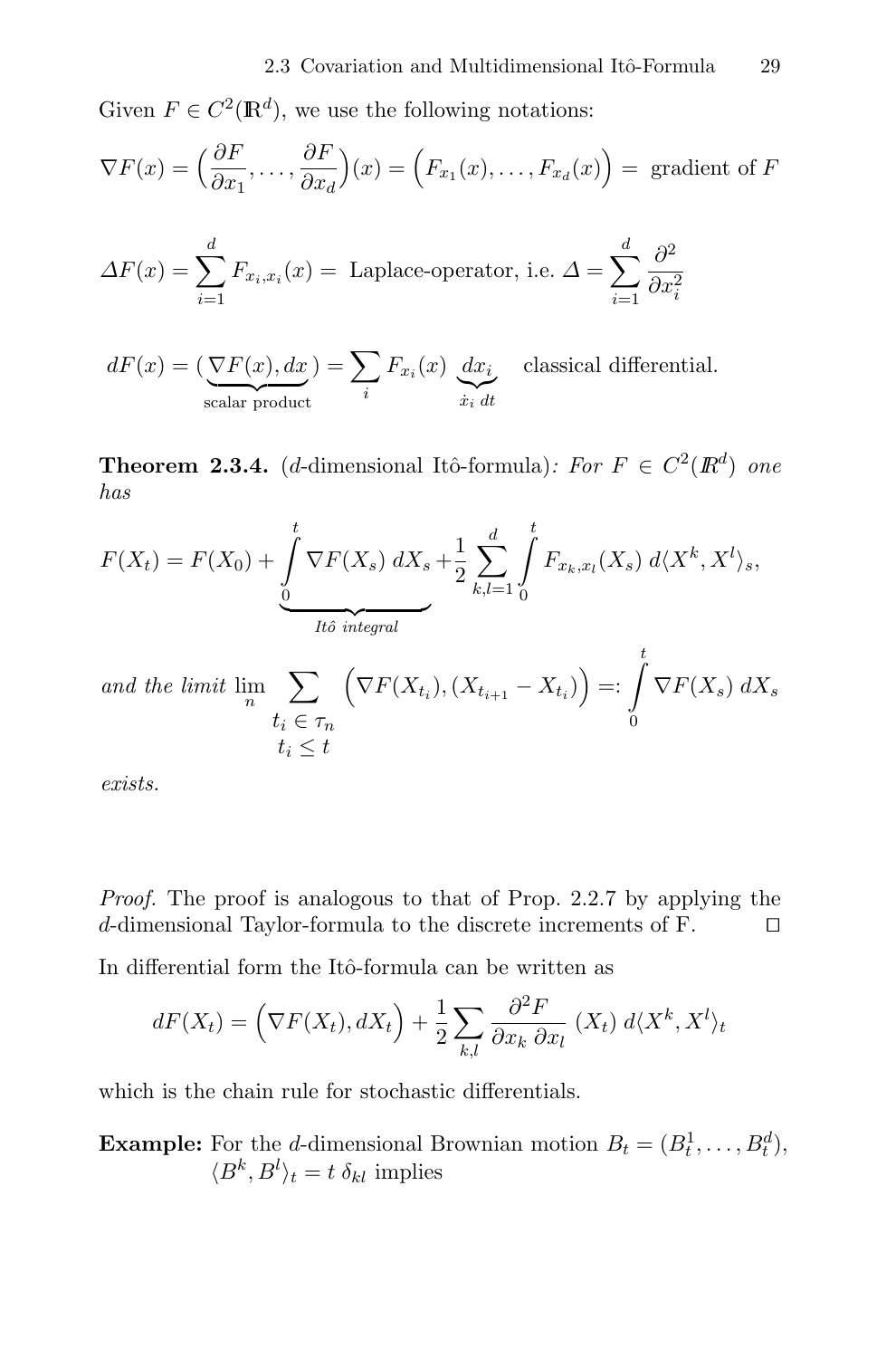Given $F \in C^2(\mathbb{R}^d)$, we use the following notations:

$$\nabla F(x) = \Big(\frac{\partial F}{\partial x_1}, \dots, \frac{\partial F}{\partial x_d}\Big)(x) = \Big(F_{x_1}(x), \dots, F_{x_d}(x)\Big) = \text{ gradient of } F$$

$$\Delta F(x) = \sum_{i=1}^{d} F_{x_i, x_i}(x) = \text{ Laplace-operator, i.e. } \Delta = \sum_{i=1}^{d} \frac{\partial^2}{\partial x_i^2}$$

$$dF(x) = (\underbrace{\nabla F(x), dx}_{\text{scalar product}}) = \sum_i F_{x_i}(x) \underbrace{dx_i}_{\dot{x}_i\, dt} \quad \text{classical differential.}$$

**Theorem 2.3.4.** ($d$-dimensional Itô-formula)*: For $F \in C^2(\mathbb{R}^d)$ one has*

$$F(X_t) = F(X_0) + \underbrace{\int_0^t \nabla F(X_s)\, dX_s}_{\textit{Itô integral}} + \frac{1}{2} \sum_{k,l=1}^{d} \int_0^t F_{x_k, x_l}(X_s)\, d\langle X^k, X^l \rangle_s,$$

*and the limit* $\lim\limits_n \sum\limits_{\substack{t_i \in \tau_n \\ t_i \le t}} \Big(\nabla F(X_{t_i}), (X_{t_{i+1}} - X_{t_i})\Big) =: \int_0^t \nabla F(X_s)\, dX_s$

*exists.*

*Proof.* The proof is analogous to that of Prop. 2.2.7 by applying the $d$-dimensional Taylor-formula to the discrete increments of F. □

In differential form the Itô-formula can be written as

$$dF(X_t) = \Big(\nabla F(X_t), dX_t\Big) + \frac{1}{2} \sum_{k,l} \frac{\partial^2 F}{\partial x_k\, \partial x_l}\, (X_t)\, d\langle X^k, X^l \rangle_t$$

which is the chain rule for stochastic differentials.

**Example:** For the $d$-dimensional Brownian motion $B_t = (B_t^1, \dots, B_t^d)$, $\langle B^k, B^l \rangle_t = t\, \delta_{kl}$ implies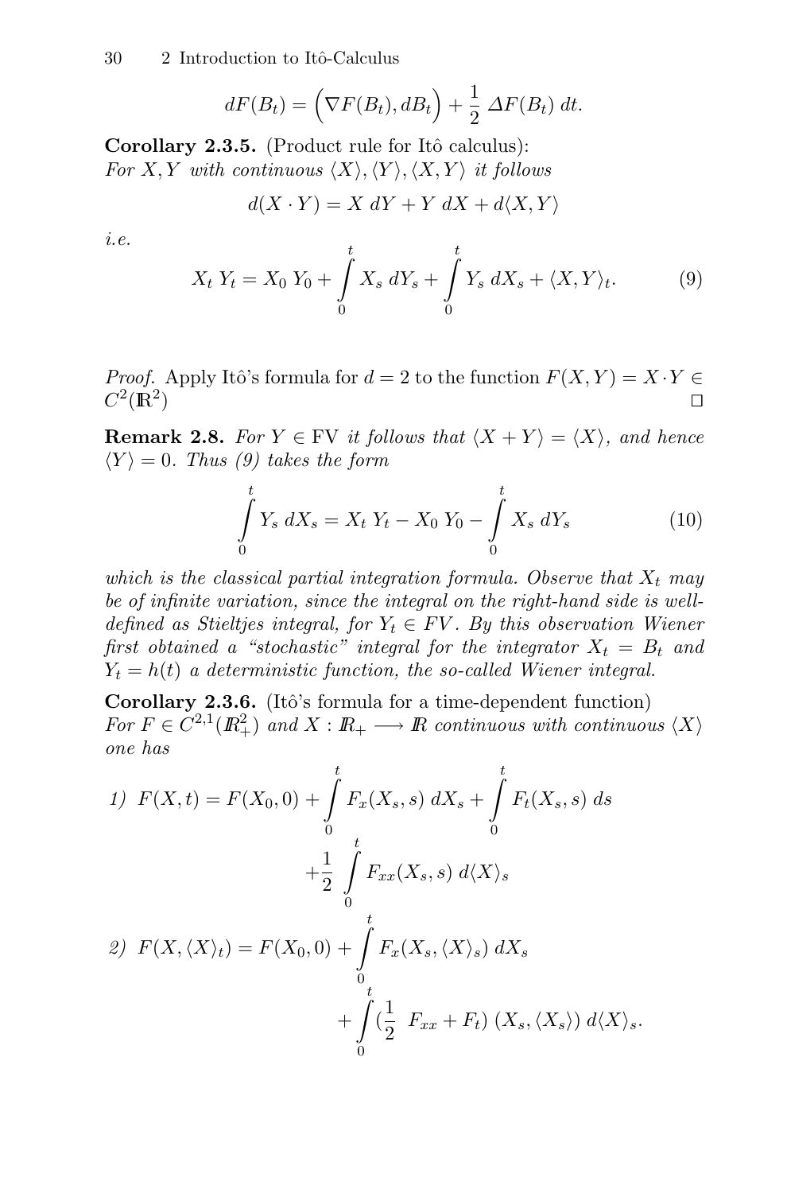$$dF(B_t) = \Big(\nabla F(B_t), dB_t\Big) + \frac{1}{2}\,\Delta F(B_t)\,dt.$$

**Corollary 2.3.5.** (Product rule for Itô calculus):
*For $X, Y$ with continuous $\langle X\rangle, \langle Y\rangle, \langle X, Y\rangle$ it follows*

$$d(X \cdot Y) = X\,dY + Y\,dX + d\langle X, Y\rangle$$

*i.e.*

$$X_t\,Y_t = X_0\,Y_0 + \int_0^t X_s\,dY_s + \int_0^t Y_s\,dX_s + \langle X, Y\rangle_t. \tag{9}$$

*Proof.* Apply Itô's formula for $d = 2$ to the function $F(X, Y) = X \cdot Y \in C^2(\mathbb{R}^2)$ □

**Remark 2.8.** *For $Y \in \mathrm{FV}$ it follows that $\langle X + Y\rangle = \langle X\rangle$, and hence $\langle Y\rangle = 0$. Thus (9) takes the form*

$$\int_0^t Y_s\,dX_s = X_t\,Y_t - X_0\,Y_0 - \int_0^t X_s\,dY_s \tag{10}$$

*which is the classical partial integration formula. Observe that $X_t$ may be of infinite variation, since the integral on the right-hand side is well-defined as Stieltjes integral, for $Y_t \in FV$. By this observation Wiener first obtained a "stochastic" integral for the integrator $X_t = B_t$ and $Y_t = h(t)$ a deterministic function, the so-called Wiener integral.*

**Corollary 2.3.6.** (Itô's formula for a time-dependent function)
*For $F \in C^{2,1}(\mathbb{R}^2_+)$ and $X : \mathbb{R}_+ \longrightarrow \mathbb{R}$ continuous with continuous $\langle X\rangle$ one has*

*1)* $$F(X, t) = F(X_0, 0) + \int_0^t F_x(X_s, s)\,dX_s + \int_0^t F_t(X_s, s)\,ds + \frac{1}{2}\int_0^t F_{xx}(X_s, s)\,d\langle X\rangle_s$$

*2)* $$F(X, \langle X\rangle_t) = F(X_0, 0) + \int_0^t F_x(X_s, \langle X\rangle_s)\,dX_s + \int_0^t \Big(\frac{1}{2}\;F_{xx} + F_t\Big)\,(X_s, \langle X_s\rangle)\,d\langle X\rangle_s.$$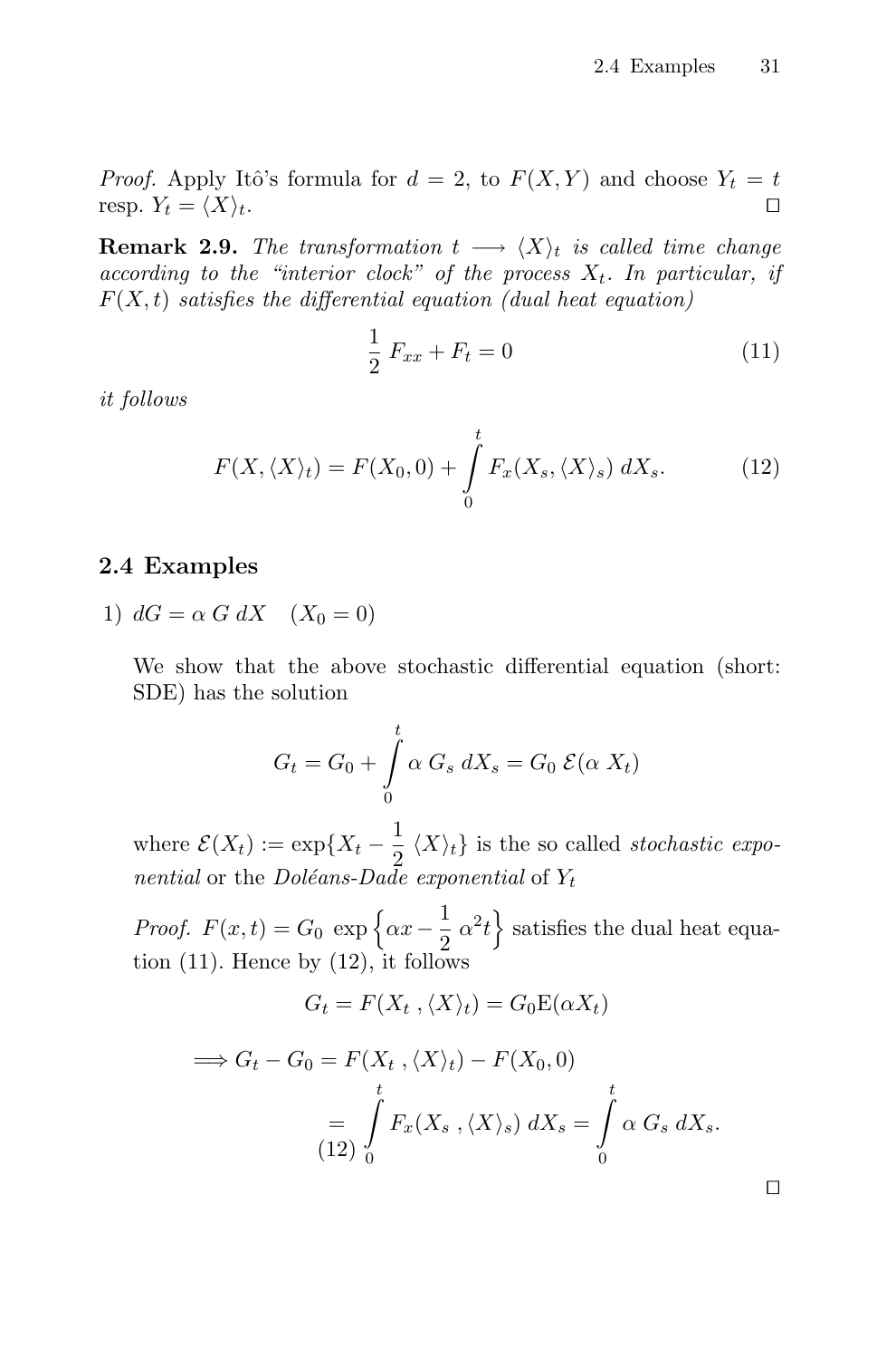*Proof.* Apply Itô's formula for $d = 2$, to $F(X, Y)$ and choose $Y_t = t$ resp. $Y_t = \langle X \rangle_t$. □

**Remark 2.9.** *The transformation $t \longrightarrow \langle X \rangle_t$ is called time change according to the "interior clock" of the process $X_t$. In particular, if $F(X, t)$ satisfies the differential equation (dual heat equation)*

$$\frac{1}{2}\, F_{xx} + F_t = 0 \tag{11}$$

*it follows*

$$F(X, \langle X \rangle_t) = F(X_0, 0) + \int_0^t F_x(X_s, \langle X \rangle_s)\, dX_s. \tag{12}$$

## 2.4 Examples

1) $dG = \alpha\, G\, dX \quad (X_0 = 0)$

We show that the above stochastic differential equation (short: SDE) has the solution

$$G_t = G_0 + \int_0^t \alpha\, G_s\, dX_s = G_0\, \mathcal{E}(\alpha\, X_t)$$

where $\mathcal{E}(X_t) := \exp\{X_t - \frac{1}{2}\, \langle X \rangle_t\}$ is the so called *stochastic exponential* or the *Doléans-Dade exponential* of $Y_t$

*Proof.* $F(x, t) = G_0\, \exp\left\{\alpha x - \frac{1}{2}\, \alpha^2 t\right\}$ satisfies the dual heat equation (11). Hence by (12), it follows

$$G_t = F(X_t\,, \langle X \rangle_t) = G_0 \mathrm{E}(\alpha X_t)$$

$$\begin{aligned} \Longrightarrow G_t - G_0 &= F(X_t\,, \langle X \rangle_t) - F(X_0, 0) \\ &\underset{(12)}{=} \int_0^t F_x(X_s\,, \langle X \rangle_s)\, dX_s = \int_0^t \alpha\, G_s\, dX_s. \end{aligned}$$

□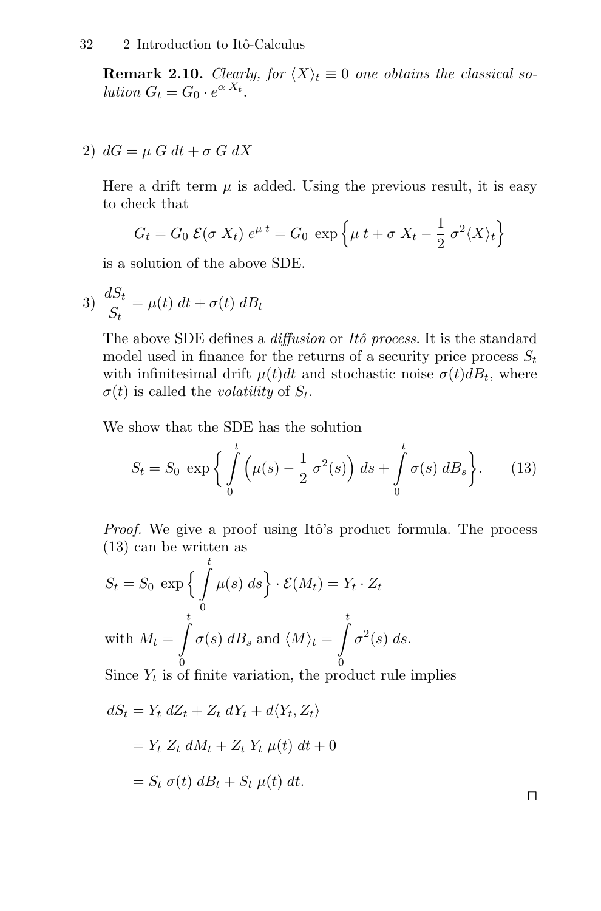**Remark 2.10.** *Clearly, for $\langle X \rangle_t \equiv 0$ one obtains the classical solution $G_t = G_0 \cdot e^{\alpha X_t}$.*

2) $dG = \mu\, G\, dt + \sigma\, G\, dX$

Here a drift term $\mu$ is added. Using the previous result, it is easy to check that

$$G_t = G_0\, \mathcal{E}(\sigma\, X_t)\, e^{\mu\, t} = G_0\, \exp\Big\{\mu\, t + \sigma\, X_t - \frac{1}{2}\, \sigma^2 \langle X \rangle_t\Big\}$$

is a solution of the above SDE.

3) $\dfrac{dS_t}{S_t} = \mu(t)\, dt + \sigma(t)\, dB_t$

The above SDE defines a *diffusion* or *Itô process*. It is the standard model used in finance for the returns of a security price process $S_t$ with infinitesimal drift $\mu(t)dt$ and stochastic noise $\sigma(t)dB_t$, where $\sigma(t)$ is called the *volatility* of $S_t$.

We show that the SDE has the solution

$$S_t = S_0\, \exp\Big\{ \int_0^t \Big(\mu(s) - \frac{1}{2}\, \sigma^2(s)\Big)\, ds + \int_0^t \sigma(s)\, dB_s \Big\}. \tag{13}$$

*Proof.* We give a proof using Itô's product formula. The process (13) can be written as

$$S_t = S_0\, \exp\Big\{ \int_0^t \mu(s)\, ds \Big\} \cdot \mathcal{E}(M_t) = Y_t \cdot Z_t$$

with $M_t = \displaystyle\int_0^t \sigma(s)\, dB_s$ and $\langle M \rangle_t = \displaystyle\int_0^t \sigma^2(s)\, ds$.

Since $Y_t$ is of finite variation, the product rule implies

$$\begin{aligned} dS_t &= Y_t\, dZ_t + Z_t\, dY_t + d\langle Y_t, Z_t \rangle \\ &= Y_t\, Z_t\, dM_t + Z_t\, Y_t\, \mu(t)\, dt + 0 \\ &= S_t\, \sigma(t)\, dB_t + S_t\, \mu(t)\, dt. \end{aligned}$$

□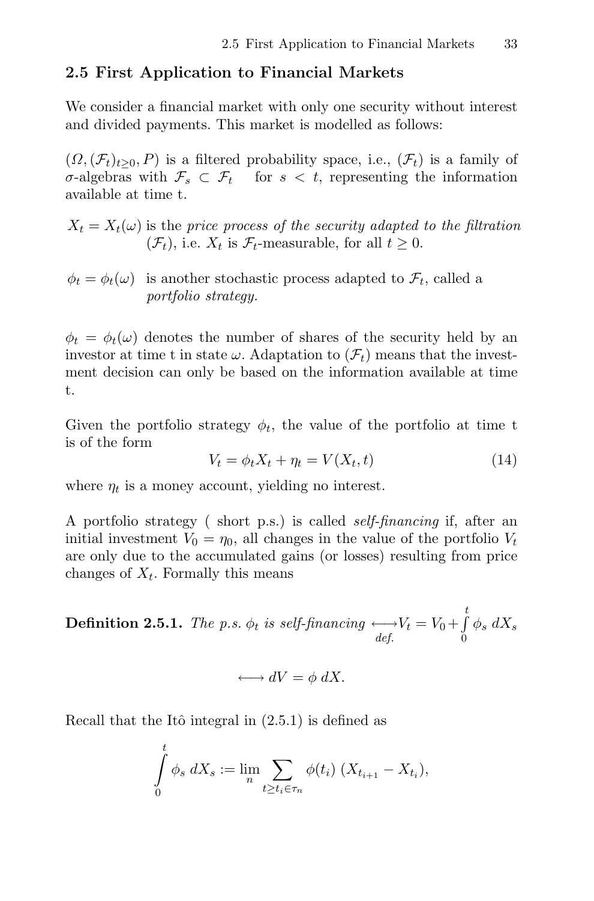## 2.5 First Application to Financial Markets

We consider a financial market with only one security without interest and divided payments. This market is modelled as follows:

$(\Omega, (\mathcal{F}_t)_{t\geq 0}, P)$ is a filtered probability space, i.e., $(\mathcal{F}_t)$ is a family of $\sigma$-algebras with $\mathcal{F}_s \subset \mathcal{F}_t$ for $s < t$, representing the information available at time t.

$X_t = X_t(\omega)$ is the *price process of the security adapted to the filtration* $(\mathcal{F}_t)$, i.e. $X_t$ is $\mathcal{F}_t$-measurable, for all $t \geq 0$.

$\phi_t = \phi_t(\omega)$ is another stochastic process adapted to $\mathcal{F}_t$, called a *portfolio strategy.*

$\phi_t = \phi_t(\omega)$ denotes the number of shares of the security held by an investor at time t in state $\omega$. Adaptation to $(\mathcal{F}_t)$ means that the investment decision can only be based on the information available at time t.

Given the portfolio strategy $\phi_t$, the value of the portfolio at time t is of the form

$$V_t = \phi_t X_t + \eta_t = V(X_t, t) \tag{14}$$

where $\eta_t$ is a money account, yielding no interest.

A portfolio strategy ( short p.s.) is called *self-financing* if, after an initial investment $V_0 = \eta_0$, all changes in the value of the portfolio $V_t$ are only due to the accumulated gains (or losses) resulting from price changes of $X_t$. Formally this means

**Definition 2.5.1.** *The p.s. $\phi_t$ is self-financing* $\underset{def.}{\longleftrightarrow} V_t = V_0 + \int_0^t \phi_s \, dX_s$

$$\longleftrightarrow dV = \phi \, dX.$$

Recall that the Itô integral in (2.5.1) is defined as

$$\int_0^t \phi_s \, dX_s := \lim_n \sum_{t \geq t_i \in \tau_n} \phi(t_i) \, (X_{t_{i+1}} - X_{t_i}),$$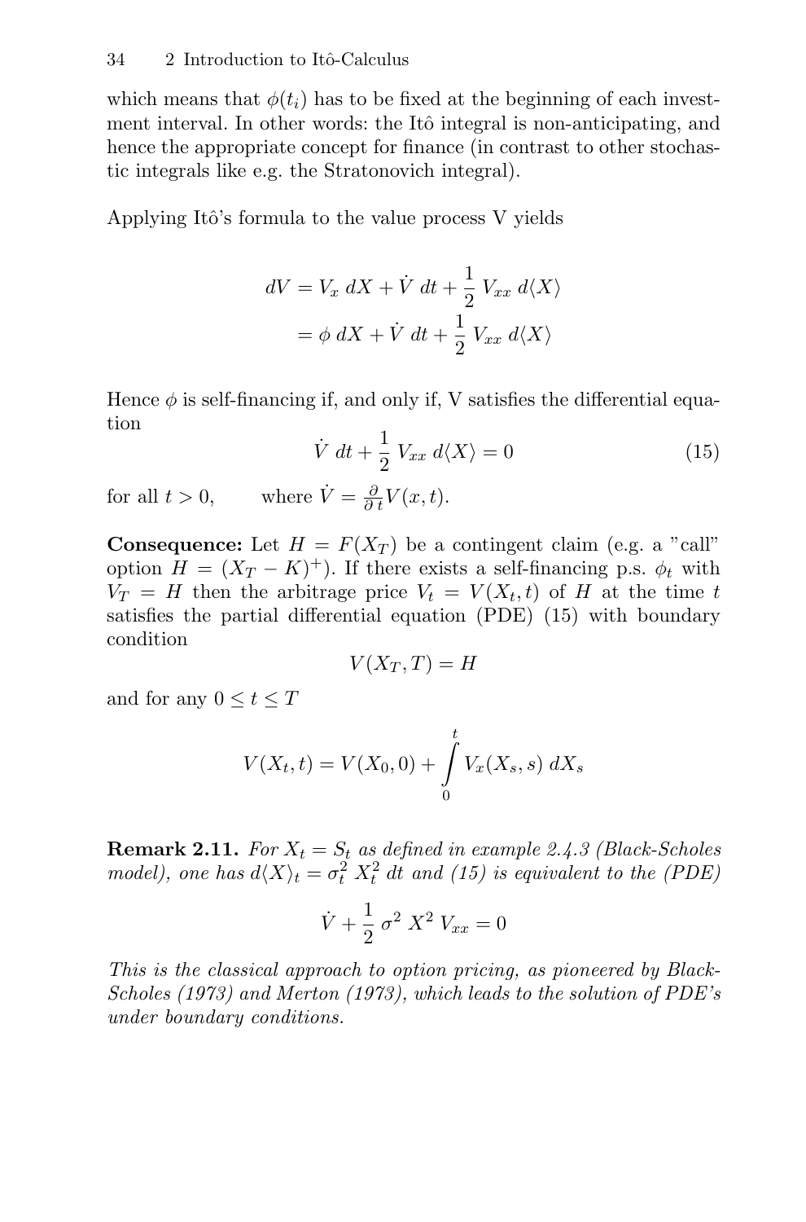which means that $\phi(t_i)$ has to be fixed at the beginning of each investment interval. In other words: the Itô integral is non-anticipating, and hence the appropriate concept for finance (in contrast to other stochastic integrals like e.g. the Stratonovich integral).

Applying Itô's formula to the value process V yields

$$\begin{aligned} dV &= V_x \, dX + \dot{V} \, dt + \frac{1}{2} \, V_{xx} \, d\langle X \rangle \\ &= \phi \, dX + \dot{V} \, dt + \frac{1}{2} \, V_{xx} \, d\langle X \rangle \end{aligned}$$

Hence $\phi$ is self-financing if, and only if, V satisfies the differential equation

$$\dot{V} \, dt + \frac{1}{2} \, V_{xx} \, d\langle X \rangle = 0 \tag{15}$$

for all $t > 0$, where $\dot{V} = \frac{\partial}{\partial t} V(x,t)$.

**Consequence:** Let $H = F(X_T)$ be a contingent claim (e.g. a "call" option $H = (X_T - K)^+$). If there exists a self-financing p.s. $\phi_t$ with $V_T = H$ then the arbitrage price $V_t = V(X_t, t)$ of $H$ at the time $t$ satisfies the partial differential equation (PDE) (15) with boundary condition

$$V(X_T, T) = H$$

and for any $0 \leq t \leq T$

$$V(X_t, t) = V(X_0, 0) + \int_0^t V_x(X_s, s) \, dX_s$$

**Remark 2.11.** *For $X_t = S_t$ as defined in example 2.4.3 (Black-Scholes model), one has $d\langle X \rangle_t = \sigma_t^2 \, X_t^2 \, dt$ and (15) is equivalent to the (PDE)*

$$\dot{V} + \frac{1}{2} \, \sigma^2 \, X^2 \, V_{xx} = 0$$

*This is the classical approach to option pricing, as pioneered by Black-Scholes (1973) and Merton (1973), which leads to the solution of PDE's under boundary conditions.*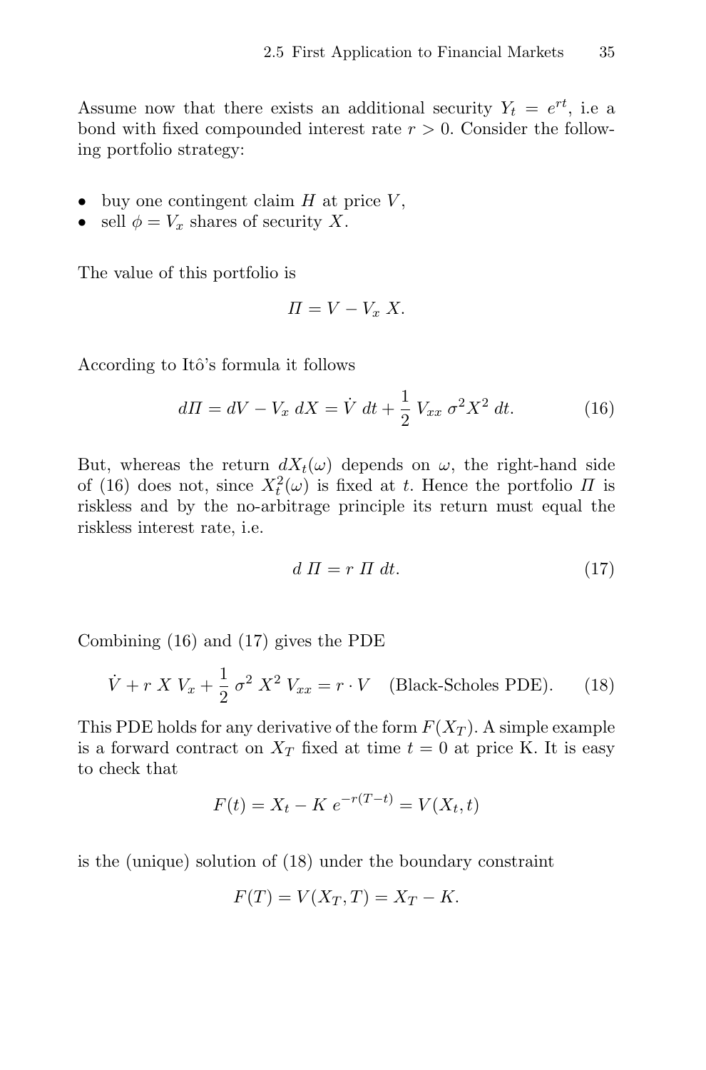Assume now that there exists an additional security $Y_t = e^{rt}$, i.e a bond with fixed compounded interest rate $r > 0$. Consider the following portfolio strategy:

- buy one contingent claim $H$ at price $V$,
- sell $\phi = V_x$ shares of security $X$.

The value of this portfolio is

$$\Pi = V - V_x \, X.$$

According to Itô's formula it follows

$$d\Pi = dV - V_x \, dX = \dot{V} \, dt + \frac{1}{2} \, V_{xx} \, \sigma^2 X^2 \, dt. \tag{16}$$

But, whereas the return $dX_t(\omega)$ depends on $\omega$, the right-hand side of (16) does not, since $X_t^2(\omega)$ is fixed at $t$. Hence the portfolio $\Pi$ is riskless and by the no-arbitrage principle its return must equal the riskless interest rate, i.e.

$$d \, \Pi = r \, \Pi \, dt. \tag{17}$$

Combining (16) and (17) gives the PDE

$$\dot{V} + r \, X \, V_x + \frac{1}{2} \, \sigma^2 \, X^2 \, V_{xx} = r \cdot V \quad \text{(Black-Scholes PDE)}. \tag{18}$$

This PDE holds for any derivative of the form $F(X_T)$. A simple example is a forward contract on $X_T$ fixed at time $t = 0$ at price K. It is easy to check that

$$F(t) = X_t - K \, e^{-r(T-t)} = V(X_t, t)$$

is the (unique) solution of (18) under the boundary constraint

$$F(T) = V(X_T, T) = X_T - K.$$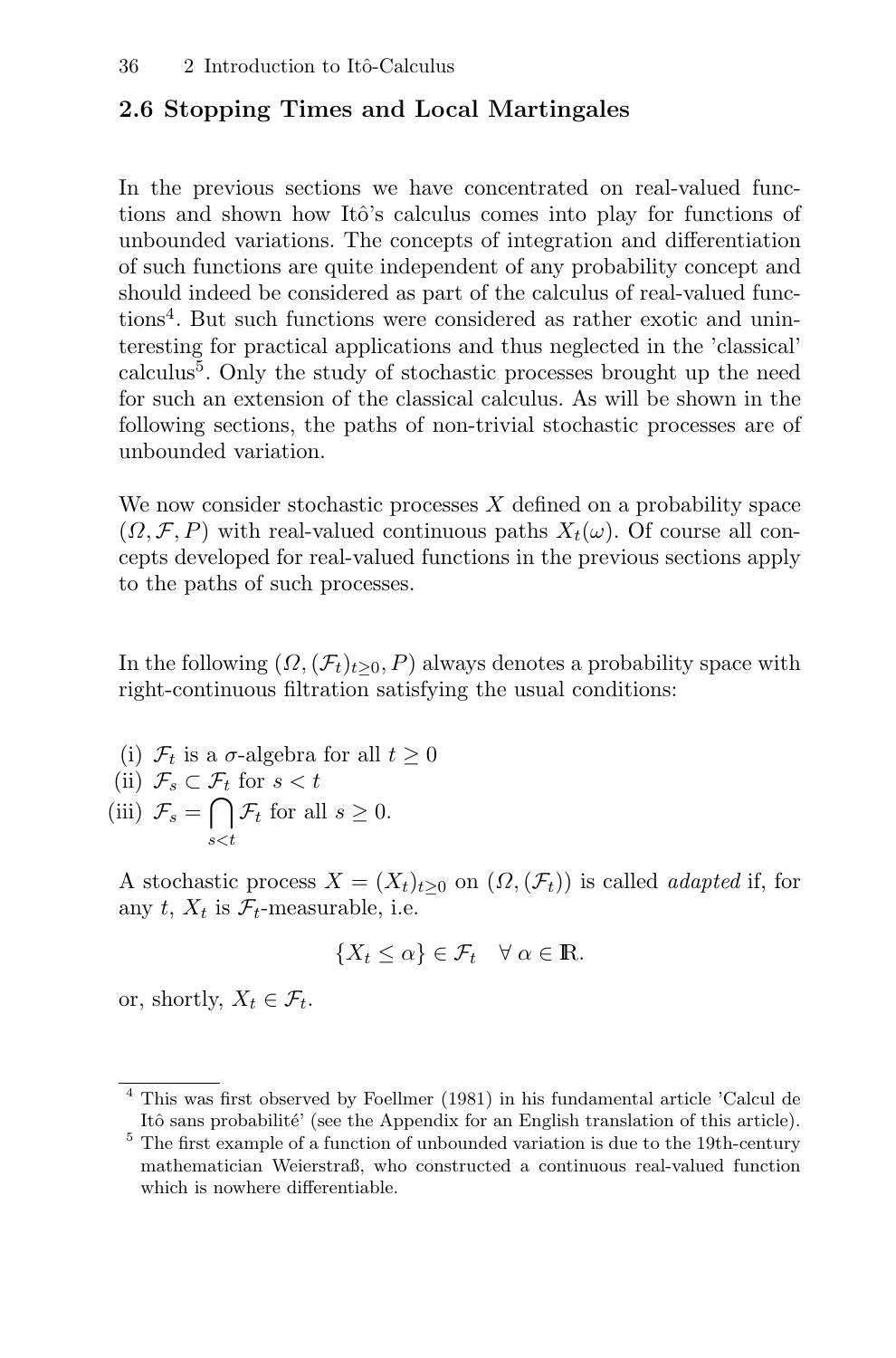## 2.6 Stopping Times and Local Martingales

In the previous sections we have concentrated on real-valued functions and shown how Itô's calculus comes into play for functions of unbounded variations. The concepts of integration and differentiation of such functions are quite independent of any probability concept and should indeed be considered as part of the calculus of real-valued functions[4]. But such functions were considered as rather exotic and uninteresting for practical applications and thus neglected in the 'classical' calculus[5]. Only the study of stochastic processes brought up the need for such an extension of the classical calculus. As will be shown in the following sections, the paths of non-trivial stochastic processes are of unbounded variation.

We now consider stochastic processes $X$ defined on a probability space $(\Omega, \mathcal{F}, P)$ with real-valued continuous paths $X_t(\omega)$. Of course all concepts developed for real-valued functions in the previous sections apply to the paths of such processes.

In the following $(\Omega, (\mathcal{F}_t)_{t\geq 0}, P)$ always denotes a probability space with right-continuous filtration satisfying the usual conditions:

(i) $\mathcal{F}_t$ is a $\sigma$-algebra for all $t \geq 0$
(ii) $\mathcal{F}_s \subset \mathcal{F}_t$ for $s < t$
(iii) $\mathcal{F}_s = \bigcap_{s<t} \mathcal{F}_t$ for all $s \geq 0$.

A stochastic process $X = (X_t)_{t\geq 0}$ on $(\Omega, (\mathcal{F}_t))$ is called *adapted* if, for any $t$, $X_t$ is $\mathcal{F}_t$-measurable, i.e.

$$\{X_t \leq \alpha\} \in \mathcal{F}_t \quad \forall\, \alpha \in \mathbb{R}.$$

or, shortly, $X_t \in \mathcal{F}_t$.

---

[4] This was first observed by Foellmer (1981) in his fundamental article 'Calcul de Itô sans probabilité' (see the Appendix for an English translation of this article).

[5] The first example of a function of unbounded variation is due to the 19th-century mathematician Weierstraß, who constructed a continuous real-valued function which is nowhere differentiable.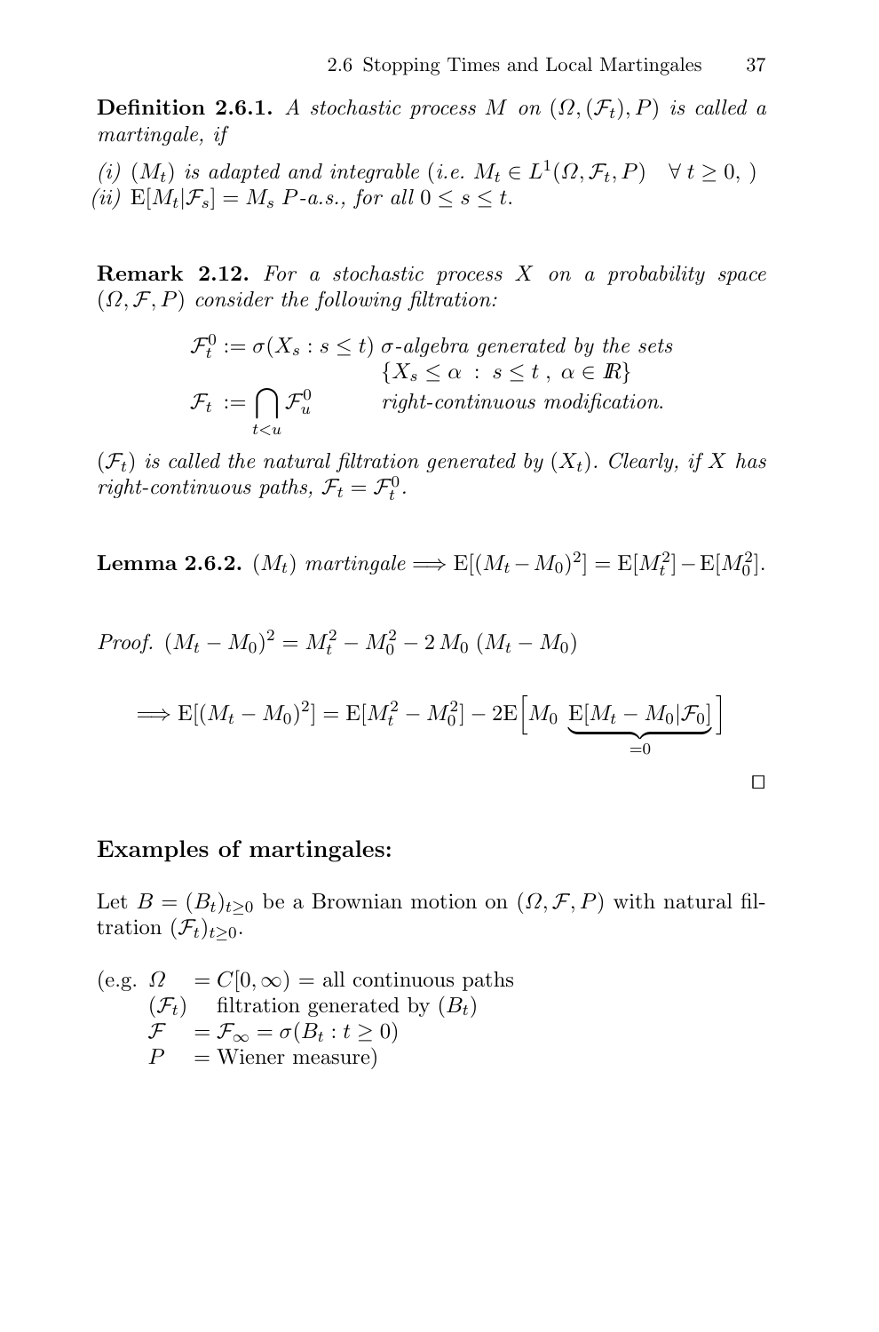**Definition 2.6.1.** *A stochastic process $M$ on $(\Omega, (\mathcal{F}_t), P)$ is called a martingale, if*

*(i) $(M_t)$ is adapted and integrable (i.e. $M_t \in L^1(\Omega, \mathcal{F}_t, P) \quad \forall\, t \geq 0,$ )*
*(ii) $\mathrm{E}[M_t|\mathcal{F}_s] = M_s$ $P$-a.s., for all $0 \leq s \leq t$.*

**Remark 2.12.** *For a stochastic process $X$ on a probability space $(\Omega, \mathcal{F}, P)$ consider the following filtration:*

$$\begin{aligned}
\mathcal{F}_t^0 &:= \sigma(X_s : s \leq t) \quad \textit{σ-algebra generated by the sets } \{X_s \leq \alpha \;:\; s \leq t \,,\; \alpha \in \mathbb{R}\} \\
\mathcal{F}_t &:= \bigcap_{t<u} \mathcal{F}_u^0 \qquad \textit{right-continuous modification.}
\end{aligned}$$

*$(\mathcal{F}_t)$ is called the natural filtration generated by $(X_t)$. Clearly, if $X$ has right-continuous paths, $\mathcal{F}_t = \mathcal{F}_t^0$.*

**Lemma 2.6.2.** $(M_t)$ *martingale* $\Longrightarrow \mathrm{E}[(M_t - M_0)^2] = \mathrm{E}[M_t^2] - \mathrm{E}[M_0^2]$.

*Proof.* $(M_t - M_0)^2 = M_t^2 - M_0^2 - 2\, M_0\, (M_t - M_0)$

$$\Longrightarrow \mathrm{E}[(M_t - M_0)^2] = \mathrm{E}[M_t^2 - M_0^2] - 2\mathrm{E}\Big[M_0 \underbrace{\mathrm{E}[M_t - M_0|\mathcal{F}_0]}_{=0}\Big]$$

□

**Examples of martingales:**

Let $B = (B_t)_{t\geq 0}$ be a Brownian motion on $(\Omega, \mathcal{F}, P)$ with natural filtration $(\mathcal{F}_t)_{t\geq 0}$.

(e.g. $\Omega \;= C[0,\infty)$ = all continuous paths
$(\mathcal{F}_t)$ filtration generated by $(B_t)$
$\mathcal{F} \;= \mathcal{F}_\infty = \sigma(B_t : t \geq 0)$
$P \;=$ Wiener measure)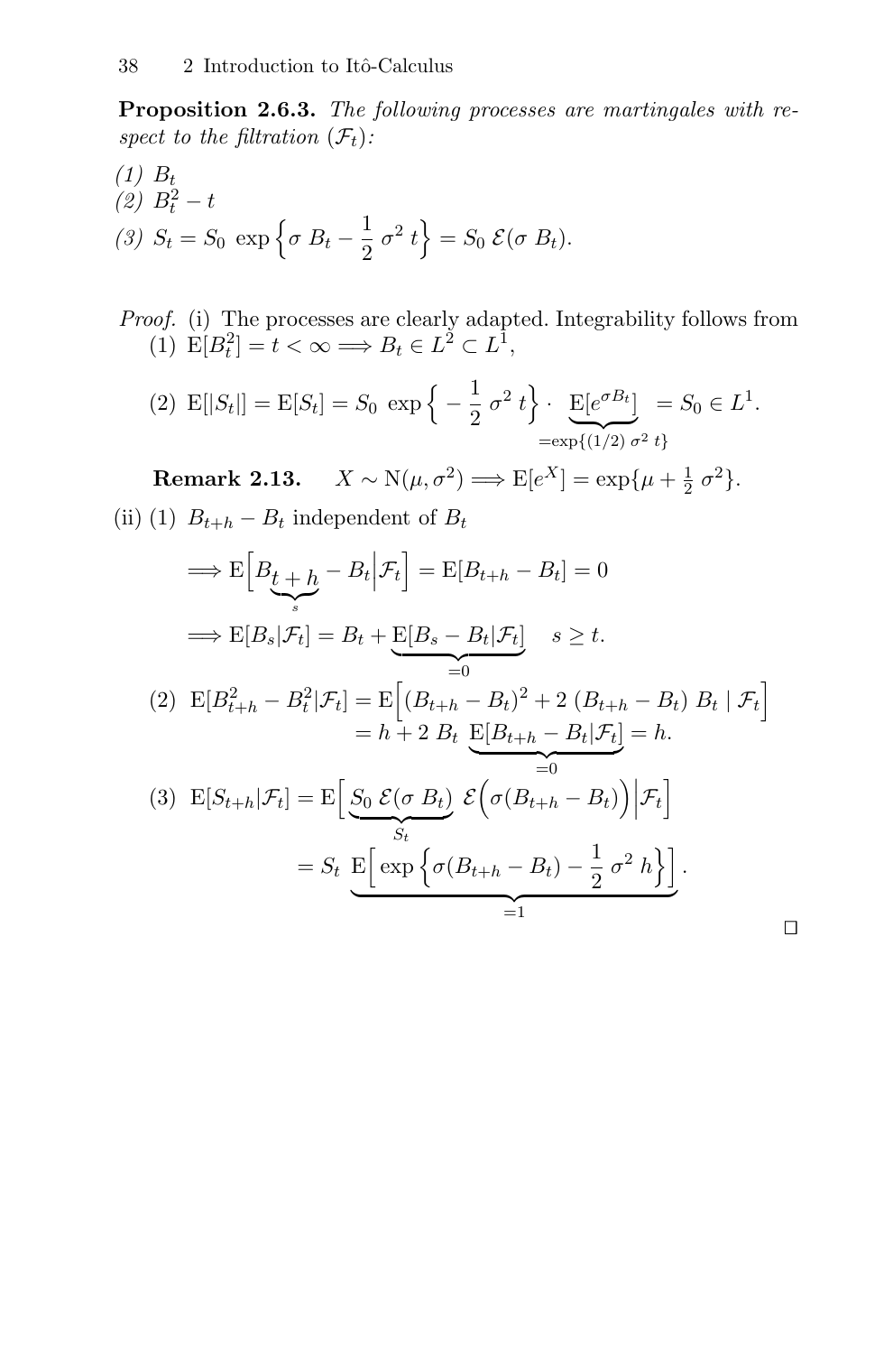**Proposition 2.6.3.** *The following processes are martingales with respect to the filtration* $(\mathcal{F}_t)$*:*

*(1)* $B_t$
*(2)* $B_t^2 - t$
*(3)* $S_t = S_0 \, \exp\Big\{\sigma \, B_t - \dfrac{1}{2}\,\sigma^2\, t\Big\} = S_0 \, \mathcal{E}(\sigma \, B_t).$

*Proof.* (i) The processes are clearly adapted. Integrability follows from

(1) $\mathrm{E}[B_t^2] = t < \infty \Longrightarrow B_t \in L^2 \subset L^1,$

$$\text{(2)}\;\; \mathrm{E}[|S_t|] = \mathrm{E}[S_t] = S_0 \, \exp\Big\{ -\frac{1}{2}\,\sigma^2\, t\Big\} \cdot \underbrace{\mathrm{E}[e^{\sigma B_t}]}_{=\exp\{(1/2)\,\sigma^2\, t\}} = S_0 \in L^1.$$

**Remark 2.13.** $\quad X \sim \mathrm{N}(\mu, \sigma^2) \Longrightarrow \mathrm{E}[e^X] = \exp\{\mu + \frac{1}{2}\,\sigma^2\}.$

(ii) (1) $B_{t+h} - B_t$ independent of $B_t$

$$\Longrightarrow \mathrm{E}\Big[B_{\underbrace{t+h}_{s}} - B_t \Big| \mathcal{F}_t\Big] = \mathrm{E}[B_{t+h} - B_t] = 0$$

$$\Longrightarrow \mathrm{E}[B_s|\mathcal{F}_t] = B_t + \underbrace{\mathrm{E}[B_s - B_t|\mathcal{F}_t]}_{=0} \quad s \geq t.$$

$$\text{(2)}\;\; \mathrm{E}[B_{t+h}^2 - B_t^2|\mathcal{F}_t] = \mathrm{E}\Big[(B_{t+h} - B_t)^2 + 2\,(B_{t+h} - B_t)\, B_t \mid \mathcal{F}_t\Big] = h + 2\, B_t \,\underbrace{\mathrm{E}[B_{t+h} - B_t|\mathcal{F}_t]}_{=0} = h.$$

$$\text{(3)}\;\; \mathrm{E}[S_{t+h}|\mathcal{F}_t] = \mathrm{E}\Big[\underbrace{S_0\,\mathcal{E}(\sigma\, B_t)}_{S_t}\;\mathcal{E}\Big(\sigma(B_{t+h} - B_t)\Big)\Big|\mathcal{F}_t\Big] = S_t \, \underbrace{\mathrm{E}\Big[\exp\Big\{\sigma(B_{t+h} - B_t) - \frac{1}{2}\,\sigma^2\, h\Big\}\Big]}_{=1}.$$

□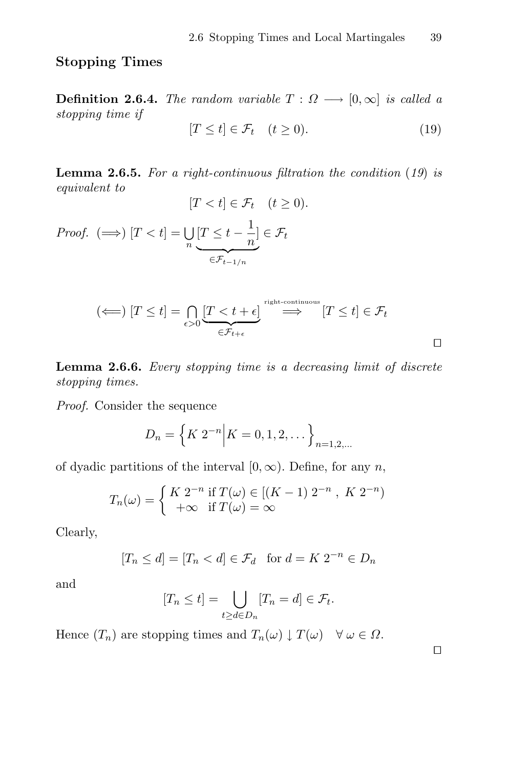## Stopping Times

**Definition 2.6.4.** *The random variable $T : \Omega \longrightarrow [0, \infty]$ is called a stopping time if*

$$[T \leq t] \in \mathcal{F}_t \quad (t \geq 0). \tag{19}$$

**Lemma 2.6.5.** *For a right-continuous filtration the condition (19) is equivalent to*

$$[T < t] \in \mathcal{F}_t \quad (t \geq 0).$$

*Proof.* $(\Longrightarrow)$ $[T < t] = \bigcup_n \underbrace{[T \leq t - \frac{1}{n}]}_{\in \mathcal{F}_{t-1/n}} \in \mathcal{F}_t$

$$(\Longleftarrow) \; [T \leq t] = \bigcap_{\epsilon > 0} \underbrace{[T < t + \epsilon]}_{\in \mathcal{F}_{t+\epsilon}} \overset{\text{right-continuous}}{\Longrightarrow} [T \leq t] \in \mathcal{F}_t$$

□

**Lemma 2.6.6.** *Every stopping time is a decreasing limit of discrete stopping times.*

*Proof.* Consider the sequence

$$D_n = \left\{ K \; 2^{-n} \middle| K = 0, 1, 2, \dots \right\}_{n=1,2,\dots}$$

of dyadic partitions of the interval $[0, \infty)$. Define, for any $n$,

$$T_n(\omega) = \begin{cases} K \; 2^{-n} \text{ if } T(\omega) \in [(K-1) \; 2^{-n} \; , \; K \; 2^{-n}) \\ \;\; +\infty \quad \text{if } T(\omega) = \infty \end{cases}$$

Clearly,

$$[T_n \leq d] = [T_n < d] \in \mathcal{F}_d \quad \text{for } d = K \; 2^{-n} \in D_n$$

and

$$[T_n \leq t] = \bigcup_{t \geq d \in D_n} [T_n = d] \in \mathcal{F}_t.$$

Hence $(T_n)$ are stopping times and $T_n(\omega) \downarrow T(\omega) \quad \forall \, \omega \in \Omega$.

□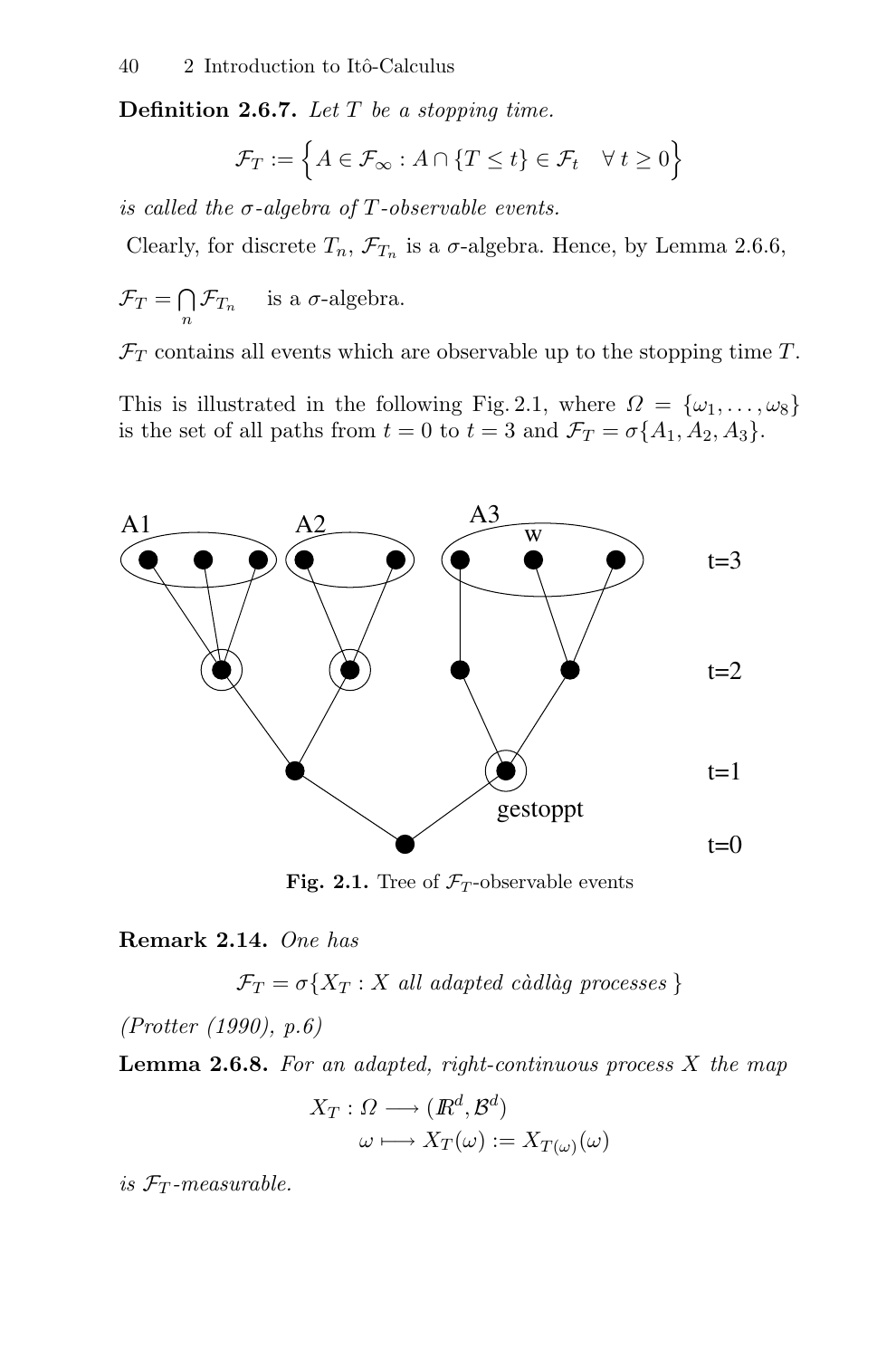**Definition 2.6.7.** *Let $T$ be a stopping time.*

$$\mathcal{F}_T := \Big\{ A \in \mathcal{F}_\infty : A \cap \{T \le t\} \in \mathcal{F}_t \quad \forall\, t \ge 0 \Big\}$$

*is called the $\sigma$-algebra of $T$-observable events.*

Clearly, for discrete $T_n$, $\mathcal{F}_{T_n}$ is a $\sigma$-algebra. Hence, by Lemma 2.6.6,

$\mathcal{F}_T = \bigcap_n \mathcal{F}_{T_n}$ is a $\sigma$-algebra.

$\mathcal{F}_T$ contains all events which are observable up to the stopping time $T$.

This is illustrated in the following Fig. 2.1, where $\Omega = \{\omega_1, \ldots, \omega_8\}$ is the set of all paths from $t = 0$ to $t = 3$ and $\mathcal{F}_T = \sigma\{A_1, A_2, A_3\}$.

**Fig. 2.1.** Tree of $\mathcal{F}_T$-observable events

**Remark 2.14.** *One has*

$$\mathcal{F}_T = \sigma\{X_T : X \text{ all adapted càdlàg processes}\}$$

*(Protter (1990), p.6)*

**Lemma 2.6.8.** *For an adapted, right-continuous process $X$ the map*

$$\begin{aligned} X_T : \Omega &\longrightarrow (\mathbb{R}^d, \mathcal{B}^d) \\ \omega &\longmapsto X_T(\omega) := X_{T(\omega)}(\omega) \end{aligned}$$

*is $\mathcal{F}_T$-measurable.*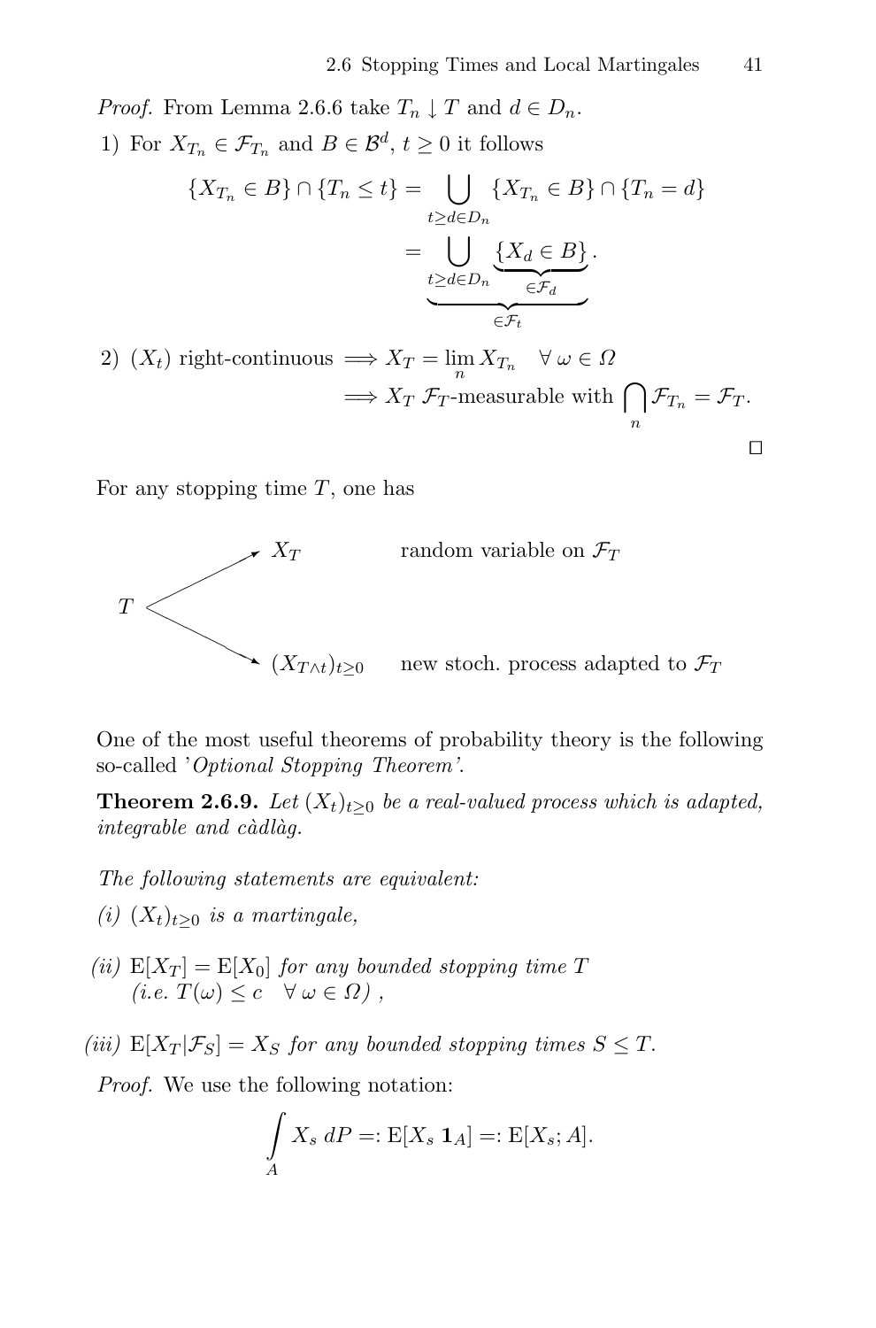*Proof.* From Lemma 2.6.6 take $T_n \downarrow T$ and $d \in D_n$.

1) For $X_{T_n} \in \mathcal{F}_{T_n}$ and $B \in \mathcal{B}^d$, $t \geq 0$ it follows

$$\{X_{T_n} \in B\} \cap \{T_n \leq t\} = \bigcup_{t \geq d \in D_n} \{X_{T_n} \in B\} \cap \{T_n = d\}$$
$$= \underbrace{\bigcup_{t \geq d \in D_n} \underbrace{\{X_d \in B\}}_{\in \mathcal{F}_d}}_{\in \mathcal{F}_t}.$$

2) $(X_t)$ right-continuous $\Longrightarrow X_T = \lim_n X_{T_n} \quad \forall\, \omega \in \Omega$

$\Longrightarrow X_T$ $\mathcal{F}_T$-measurable with $\bigcap_n \mathcal{F}_{T_n} = \mathcal{F}_T$.

□

For any stopping time $T$, one has

$T \to X_T$ random variable on $\mathcal{F}_T$

$T \to (X_{T\wedge t})_{t\geq 0}$ new stoch. process adapted to $\mathcal{F}_T$

One of the most useful theorems of probability theory is the following so-called '*Optional Stopping Theorem'*.

**Theorem 2.6.9.** *Let $(X_t)_{t\geq 0}$ be a real-valued process which is adapted, integrable and càdlàg.*

*The following statements are equivalent:*

*(i) $(X_t)_{t\geq 0}$ is a martingale,*

*(ii) $\mathrm{E}[X_T] = \mathrm{E}[X_0]$ for any bounded stopping time $T$ (i.e. $T(\omega) \leq c \quad \forall\, \omega \in \Omega$) ,*

*(iii) $\mathrm{E}[X_T|\mathcal{F}_S] = X_S$ for any bounded stopping times $S \leq T$.*

*Proof.* We use the following notation:

$$\int_A X_s \, dP =: \mathrm{E}[X_s \, \mathbf{1}_A] =: \mathrm{E}[X_s; A].$$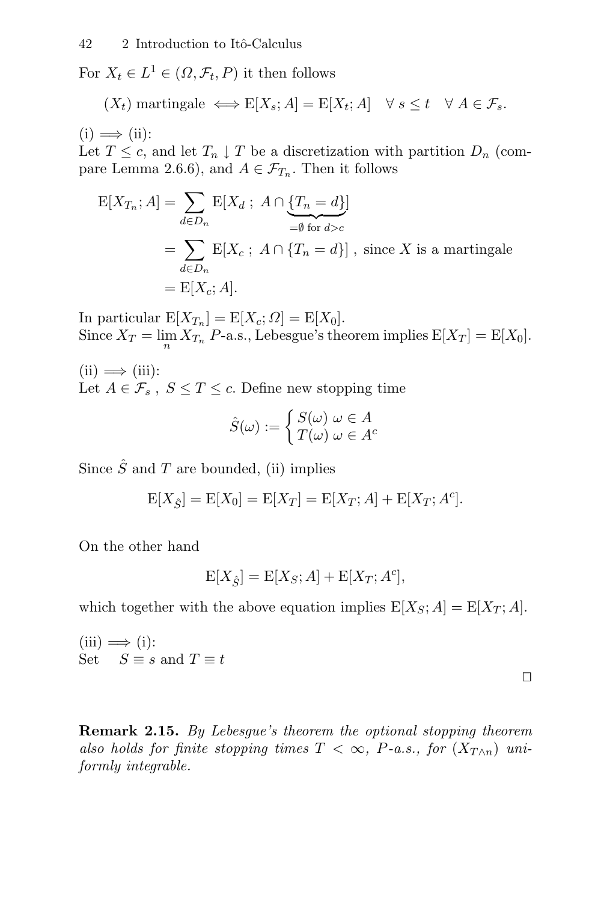For $X_t \in L^1 \in (\Omega, \mathcal{F}_t, P)$ it then follows

$$(X_t) \text{ martingale} \iff \mathrm{E}[X_s; A] = \mathrm{E}[X_t; A] \quad \forall\, s \leq t \quad \forall\, A \in \mathcal{F}_s.$$

(i) $\Longrightarrow$ (ii):
Let $T \leq c$, and let $T_n \downarrow T$ be a discretization with partition $D_n$ (compare Lemma 2.6.6), and $A \in \mathcal{F}_{T_n}$. Then it follows

$$\begin{aligned}
\mathrm{E}[X_{T_n}; A] &= \sum_{d \in D_n} \mathrm{E}[X_d \,;\, A \cap \underbrace{\{T_n = d\}}_{=\emptyset \text{ for } d>c}] \\
&= \sum_{d \in D_n} \mathrm{E}[X_c \,;\, A \cap \{T_n = d\}] \text{ , since } X \text{ is a martingale} \\
&= \mathrm{E}[X_c; A].
\end{aligned}$$

In particular $\mathrm{E}[X_{T_n}] = \mathrm{E}[X_c; \Omega] = \mathrm{E}[X_0]$.
Since $X_T = \lim_n X_{T_n}$ $P$-a.s., Lebesgue's theorem implies $\mathrm{E}[X_T] = \mathrm{E}[X_0]$.

(ii) $\Longrightarrow$ (iii):
Let $A \in \mathcal{F}_s$ , $S \leq T \leq c$. Define new stopping time

$$\hat{S}(\omega) := \begin{cases} S(\omega) \ \omega \in A \\ T(\omega) \ \omega \in A^c \end{cases}$$

Since $\hat{S}$ and $T$ are bounded, (ii) implies

$$\mathrm{E}[X_{\hat{S}}] = \mathrm{E}[X_0] = \mathrm{E}[X_T] = \mathrm{E}[X_T; A] + \mathrm{E}[X_T; A^c].$$

On the other hand

$$\mathrm{E}[X_{\hat{S}}] = \mathrm{E}[X_S; A] + \mathrm{E}[X_T; A^c],$$

which together with the above equation implies $\mathrm{E}[X_S; A] = \mathrm{E}[X_T; A]$.

(iii) $\Longrightarrow$ (i):
Set $\quad S \equiv s$ and $T \equiv t$

□

**Remark 2.15.** *By Lebesgue's theorem the optional stopping theorem also holds for finite stopping times $T < \infty$, $P$-a.s., for $(X_{T \wedge n})$ uniformly integrable.*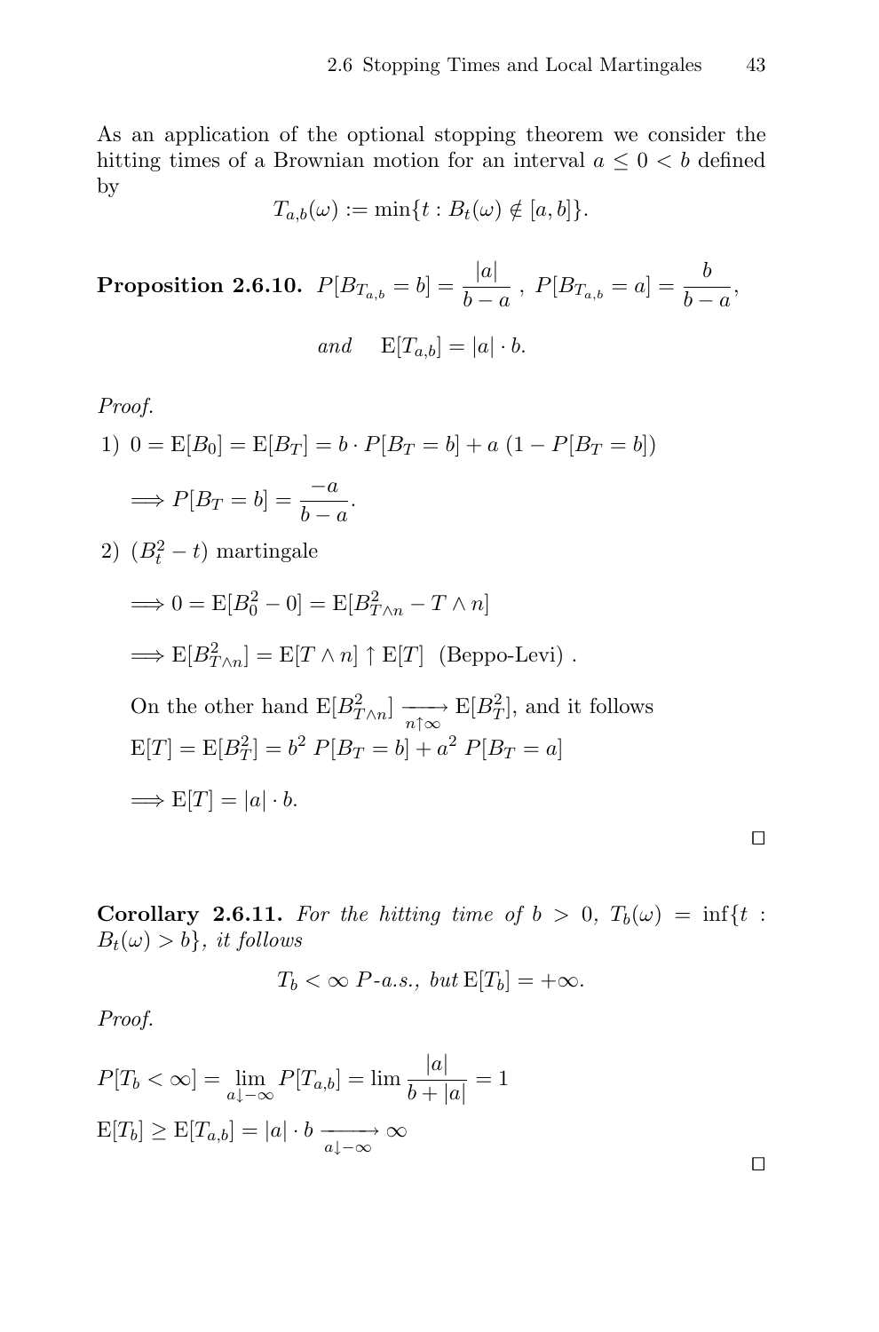As an application of the optional stopping theorem we consider the hitting times of a Brownian motion for an interval $a \le 0 < b$ defined by

$$T_{a,b}(\omega) := \min\{t : B_t(\omega) \notin [a, b]\}.$$

**Proposition 2.6.10.** $P[B_{T_{a,b}} = b] = \dfrac{|a|}{b-a}$ , $P[B_{T_{a,b}} = a] = \dfrac{b}{b-a}$,

$$and \quad \mathrm{E}[T_{a,b}] = |a| \cdot b.$$

*Proof.*

1) $0 = \mathrm{E}[B_0] = \mathrm{E}[B_T] = b \cdot P[B_T = b] + a\,(1 - P[B_T = b])$

$$\Longrightarrow P[B_T = b] = \frac{-a}{b-a}.$$

2) $(B_t^2 - t)$ martingale

$$\Longrightarrow 0 = \mathrm{E}[B_0^2 - 0] = \mathrm{E}[B_{T\wedge n}^2 - T \wedge n]$$

$$\Longrightarrow \mathrm{E}[B_{T\wedge n}^2] = \mathrm{E}[T \wedge n] \uparrow \mathrm{E}[T] \ \text{ (Beppo-Levi) .}$$

On the other hand $\mathrm{E}[B_{T\wedge n}^2] \xrightarrow[n\uparrow\infty]{} \mathrm{E}[B_T^2]$, and it follows
$\mathrm{E}[T] = \mathrm{E}[B_T^2] = b^2\, P[B_T = b] + a^2\, P[B_T = a]$

$$\Longrightarrow \mathrm{E}[T] = |a| \cdot b.$$

□

**Corollary 2.6.11.** *For the hitting time of* $b > 0$, $T_b(\omega) = \inf\{t : B_t(\omega) > b\}$, *it follows*

$$T_b < \infty \ P\text{-}a.s., \ but\, \mathrm{E}[T_b] = +\infty.$$

*Proof.*

$$P[T_b < \infty] = \lim_{a\downarrow -\infty} P[T_{a,b}] = \lim \frac{|a|}{b + |a|} = 1$$

$$\mathrm{E}[T_b] \ge \mathrm{E}[T_{a,b}] = |a| \cdot b \xrightarrow[a\downarrow -\infty]{} \infty$$

□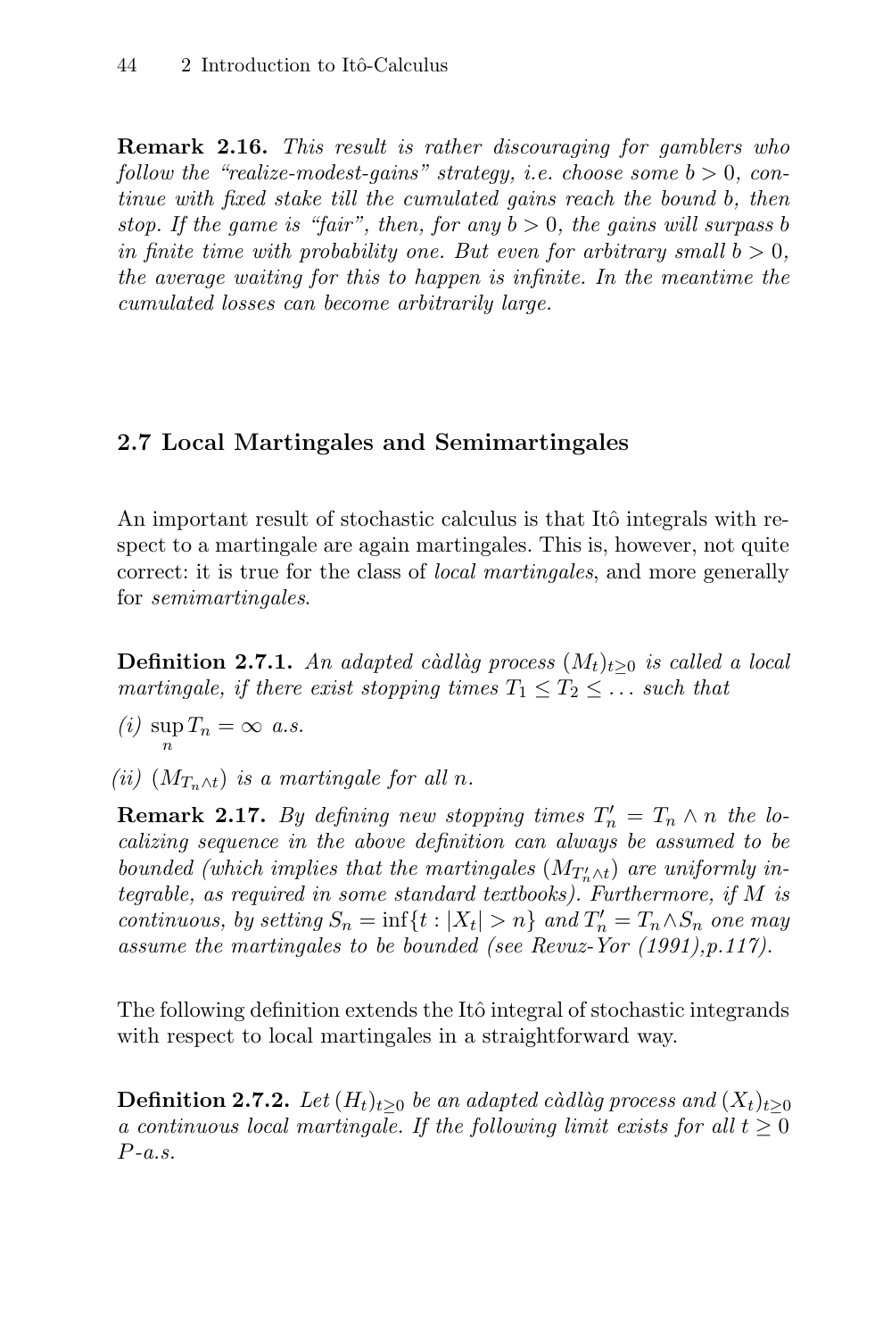**Remark 2.16.** *This result is rather discouraging for gamblers who follow the "realize-modest-gains" strategy, i.e. choose some $b > 0$, continue with fixed stake till the cumulated gains reach the bound $b$, then stop. If the game is "fair", then, for any $b > 0$, the gains will surpass $b$ in finite time with probability one. But even for arbitrary small $b > 0$, the average waiting for this to happen is infinite. In the meantime the cumulated losses can become arbitrarily large.*

## 2.7 Local Martingales and Semimartingales

An important result of stochastic calculus is that Itô integrals with respect to a martingale are again martingales. This is, however, not quite correct: it is true for the class of *local martingales*, and more generally for *semimartingales*.

**Definition 2.7.1.** *An adapted càdlàg process $(M_t)_{t \geq 0}$ is called a local martingale, if there exist stopping times $T_1 \leq T_2 \leq \ldots$ such that*

*(i)* $\sup_n T_n = \infty$ *a.s.*

*(ii)* $(M_{T_n \wedge t})$ *is a martingale for all $n$.*

**Remark 2.17.** *By defining new stopping times $T_n' = T_n \wedge n$ the localizing sequence in the above definition can always be assumed to be bounded (which implies that the martingales $(M_{T_n' \wedge t})$ are uniformly integrable, as required in some standard textbooks). Furthermore, if $M$ is continuous, by setting $S_n = \inf\{t : |X_t| > n\}$ and $T_n' = T_n \wedge S_n$ one may assume the martingales to be bounded (see Revuz-Yor (1991),p.117).*

The following definition extends the Itô integral of stochastic integrands with respect to local martingales in a straightforward way.

**Definition 2.7.2.** *Let $(H_t)_{t \geq 0}$ be an adapted càdlàg process and $(X_t)_{t \geq 0}$ a continuous local martingale. If the following limit exists for all $t \geq 0$ $P$-a.s.*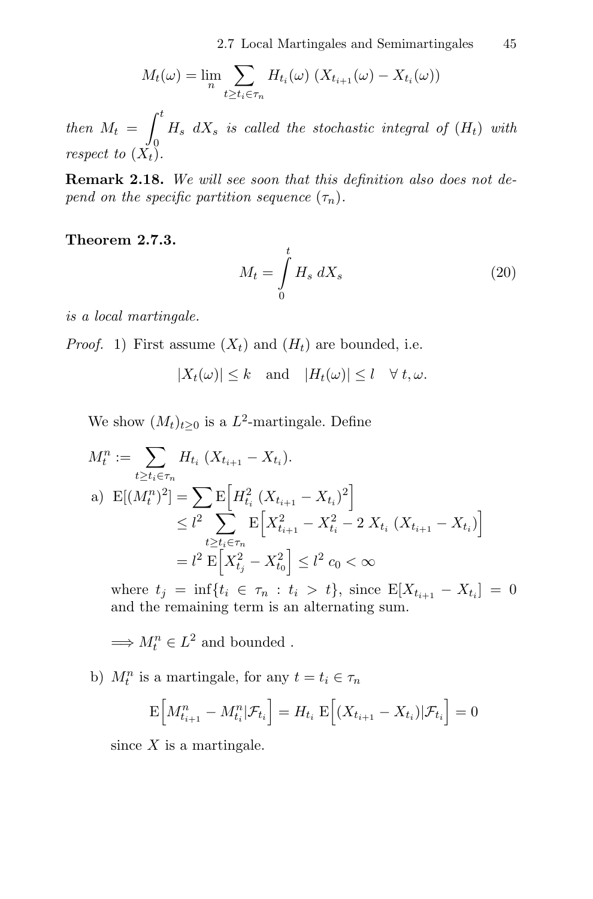$$M_t(\omega) = \lim_n \sum_{t \geq t_i \in \tau_n} H_{t_i}(\omega) \, (X_{t_{i+1}}(\omega) - X_{t_i}(\omega))$$

*then* $M_t = \int_0^t H_s \, dX_s$ *is called the stochastic integral of* $(H_t)$ *with respect to* $(X_t)$.

**Remark 2.18.** *We will see soon that this definition also does not depend on the specific partition sequence* $(\tau_n)$.

**Theorem 2.7.3.**

$$M_t = \int_0^t H_s \, dX_s \tag{20}$$

*is a local martingale.*

*Proof.* 1) First assume $(X_t)$ and $(H_t)$ are bounded, i.e.

$$|X_t(\omega)| \leq k \quad \text{and} \quad |H_t(\omega)| \leq l \quad \forall \, t, \omega.$$

We show $(M_t)_{t \geq 0}$ is a $L^2$-martingale. Define

$$M_t^n := \sum_{t \geq t_i \in \tau_n} H_{t_i} \, (X_{t_{i+1}} - X_{t_i}).$$

a)
$$\begin{aligned} \mathrm{E}[(M_t^n)^2] &= \sum \mathrm{E}\Big[H_{t_i}^2 \, (X_{t_{i+1}} - X_{t_i})^2\Big] \\ &\leq l^2 \sum_{t \geq t_i \in \tau_n} \mathrm{E}\Big[X_{t_{i+1}}^2 - X_{t_i}^2 - 2 \, X_{t_i} \, (X_{t_{i+1}} - X_{t_i})\Big] \\ &= l^2 \, \mathrm{E}\Big[X_{t_j}^2 - X_{t_0}^2\Big] \leq l^2 \, c_0 < \infty \end{aligned}$$

where $t_j = \inf\{t_i \in \tau_n : t_i > t\}$, since $\mathrm{E}[X_{t_{i+1}} - X_{t_i}] = 0$ and the remaining term is an alternating sum.

$\Longrightarrow M_t^n \in L^2$ and bounded .

b) $M_t^n$ is a martingale, for any $t = t_i \in \tau_n$

$$\mathrm{E}\Big[M_{t_{i+1}}^n - M_{t_i}^n | \mathcal{F}_{t_i}\Big] = H_{t_i} \, \mathrm{E}\Big[(X_{t_{i+1}} - X_{t_i}) | \mathcal{F}_{t_i}\Big] = 0$$

since $X$ is a martingale.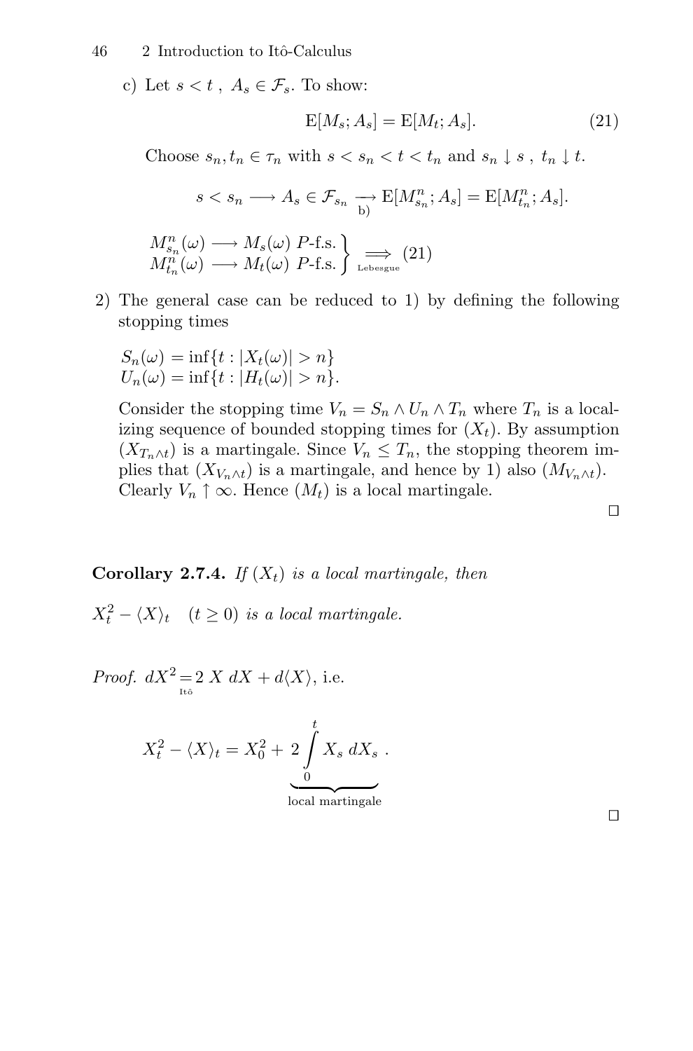c) Let $s < t$ , $A_s \in \mathcal{F}_s$. To show:

$$\mathrm{E}[M_s; A_s] = \mathrm{E}[M_t; A_s]. \tag{21}$$

Choose $s_n, t_n \in \tau_n$ with $s < s_n < t < t_n$ and $s_n \downarrow s$ , $t_n \downarrow t$.

$$s < s_n \longrightarrow A_s \in \mathcal{F}_{s_n} \underset{\text{b)}}{\longrightarrow} \mathrm{E}[M^n_{s_n}; A_s] = \mathrm{E}[M^n_{t_n}; A_s].$$

$$\left.\begin{array}{l} M^n_{s_n}(\omega) \longrightarrow M_s(\omega)\ P\text{-f.s.} \\ M^n_{t_n}(\omega) \longrightarrow M_t(\omega)\ P\text{-f.s.} \end{array}\right\} \underset{\text{Lebesgue}}{\Longrightarrow} (21)$$

2) The general case can be reduced to 1) by defining the following stopping times

$S_n(\omega) = \inf\{t : |X_t(\omega)| > n\}$
$U_n(\omega) = \inf\{t : |H_t(\omega)| > n\}$.

Consider the stopping time $V_n = S_n \wedge U_n \wedge T_n$ where $T_n$ is a localizing sequence of bounded stopping times for $(X_t)$. By assumption $(X_{T_n \wedge t})$ is a martingale. Since $V_n \le T_n$, the stopping theorem implies that $(X_{V_n \wedge t})$ is a martingale, and hence by 1) also $(M_{V_n \wedge t})$. Clearly $V_n \uparrow \infty$. Hence $(M_t)$ is a local martingale.

□

**Corollary 2.7.4.** *If $(X_t)$ is a local martingale, then*

$X_t^2 - \langle X \rangle_t \quad (t \ge 0)$ *is a local martingale.*

*Proof.* $dX^2 \underset{\text{Itô}}{=} 2\ X\ dX + d\langle X \rangle$, i.e.

$$X_t^2 - \langle X \rangle_t = X_0^2 + \underbrace{2 \int_0^t X_s\, dX_s}_{\text{local martingale}} .$$

□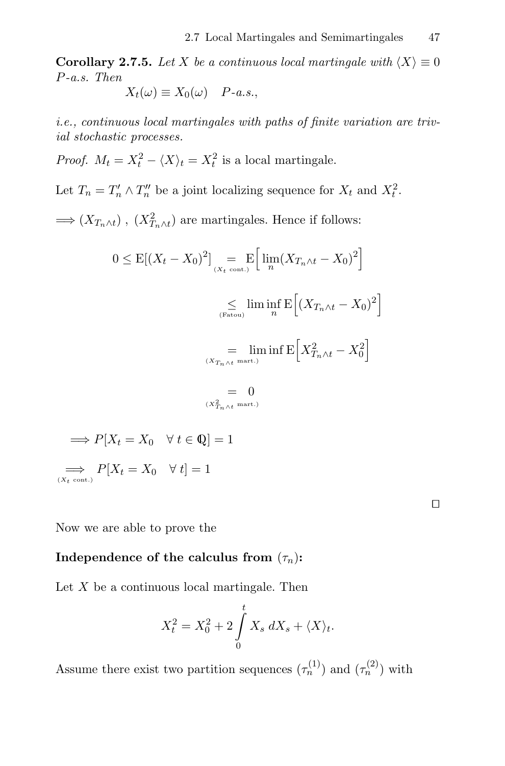**Corollary 2.7.5.** *Let $X$ be a continuous local martingale with $\langle X\rangle \equiv 0$ $P$-a.s. Then*

$$X_t(\omega) \equiv X_0(\omega) \quad P\text{-a.s.},$$

*i.e., continuous local martingales with paths of finite variation are trivial stochastic processes.*

*Proof.* $M_t = X_t^2 - \langle X\rangle_t = X_t^2$ is a local martingale.

Let $T_n = T_n' \wedge T_n''$ be a joint localizing sequence for $X_t$ and $X_t^2$.

$\Longrightarrow (X_{T_n\wedge t})$ , $(X_{T_n\wedge t}^2)$ are martingales. Hence if follows:

$$0 \le \mathrm{E}[(X_t - X_0)^2] \underset{(X_t \text{ cont.})}{=} \mathrm{E}\Big[\lim_n (X_{T_n\wedge t} - X_0)^2\Big]$$

$$\underset{(\text{Fatou})}{\le} \liminf_n \mathrm{E}\Big[(X_{T_n\wedge t} - X_0)^2\Big]$$

$$\underset{(X_{T_n\wedge t} \text{ mart.})}{=} \liminf \mathrm{E}\Big[X_{T_n\wedge t}^2 - X_0^2\Big]$$

$$\underset{(X_{T_n\wedge t}^2 \text{ mart.})}{=} 0$$

$$\Longrightarrow P[X_t = X_0 \quad \forall\, t \in \mathbb{Q}] = 1$$

$$\underset{(X_t \text{ cont.})}{\Longrightarrow} P[X_t = X_0 \quad \forall\, t] = 1$$

□

Now we are able to prove the

**Independence of the calculus from $(\tau_n)$:**

Let $X$ be a continuous local martingale. Then

$$X_t^2 = X_0^2 + 2\int_0^t X_s\, dX_s + \langle X\rangle_t.$$

Assume there exist two partition sequences $(\tau_n^{(1)})$ and $(\tau_n^{(2)})$ with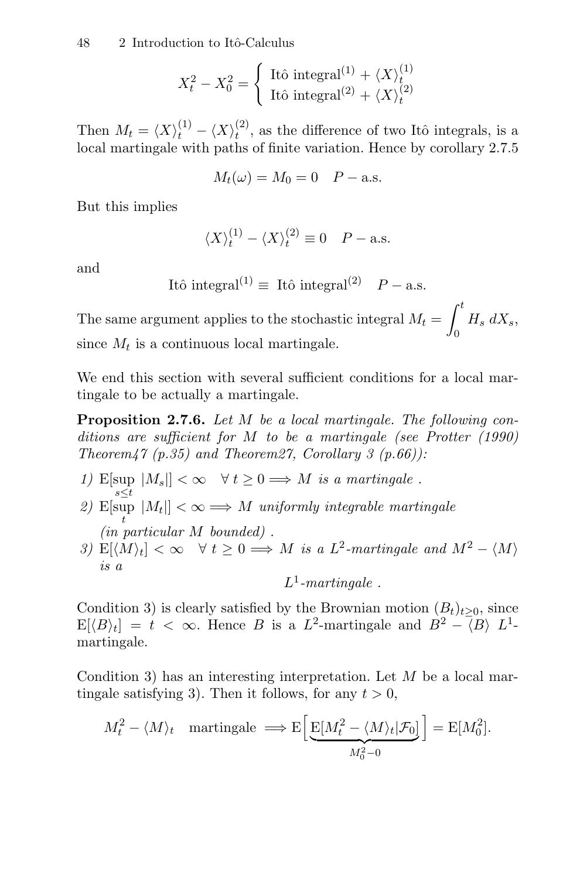$$X_t^2 - X_0^2 = \begin{cases} \text{Itô integral}^{(1)} + \langle X \rangle_t^{(1)} \\ \text{Itô integral}^{(2)} + \langle X \rangle_t^{(2)} \end{cases}$$

Then $M_t = \langle X \rangle_t^{(1)} - \langle X \rangle_t^{(2)}$, as the difference of two Itô integrals, is a local martingale with paths of finite variation. Hence by corollary 2.7.5

$$M_t(\omega) = M_0 = 0 \quad P-\text{a.s.}$$

But this implies

$$\langle X \rangle_t^{(1)} - \langle X \rangle_t^{(2)} \equiv 0 \quad P-\text{a.s.}$$

and

$$\text{Itô integral}^{(1)} \equiv \text{ Itô integral}^{(2)} \quad P-\text{a.s.}$$

The same argument applies to the stochastic integral $M_t = \displaystyle\int_0^t H_s \, dX_s$, since $M_t$ is a continuous local martingale.

We end this section with several sufficient conditions for a local martingale to be actually a martingale.

**Proposition 2.7.6.** *Let $M$ be a local martingale. The following conditions are sufficient for $M$ to be a martingale (see Protter (1990) Theorem47 (p.35) and Theorem27, Corollary 3 (p.66)):*

*1)* $\mathrm{E}[\sup_{s \le t} |M_s|] < \infty \quad \forall\, t \ge 0 \Longrightarrow M$ *is a martingale .*
*2)* $\mathrm{E}[\sup_{t} |M_t|] < \infty \Longrightarrow M$ *uniformly integrable martingale (in particular $M$ bounded) .*
*3)* $\mathrm{E}[\langle M \rangle_t] < \infty \quad \forall\, t \ge 0 \Longrightarrow M$ *is a $L^2$-martingale and $M^2 - \langle M \rangle$ is a*

$$L^1\textit{-martingale .}$$

Condition 3) is clearly satisfied by the Brownian motion $(B_t)_{t \ge 0}$, since $\mathrm{E}[\langle B \rangle_t] = t < \infty$. Hence $B$ is a $L^2$-martingale and $B^2 - \langle B \rangle$ $L^1$-martingale.

Condition 3) has an interesting interpretation. Let $M$ be a local martingale satisfying 3). Then it follows, for any $t > 0$,

$$M_t^2 - \langle M \rangle_t \quad \text{martingale} \Longrightarrow \mathrm{E}\Big[\underbrace{\mathrm{E}[M_t^2 - \langle M \rangle_t | \mathcal{F}_0]}_{M_0^2 - 0}\Big] = \mathrm{E}[M_0^2].$$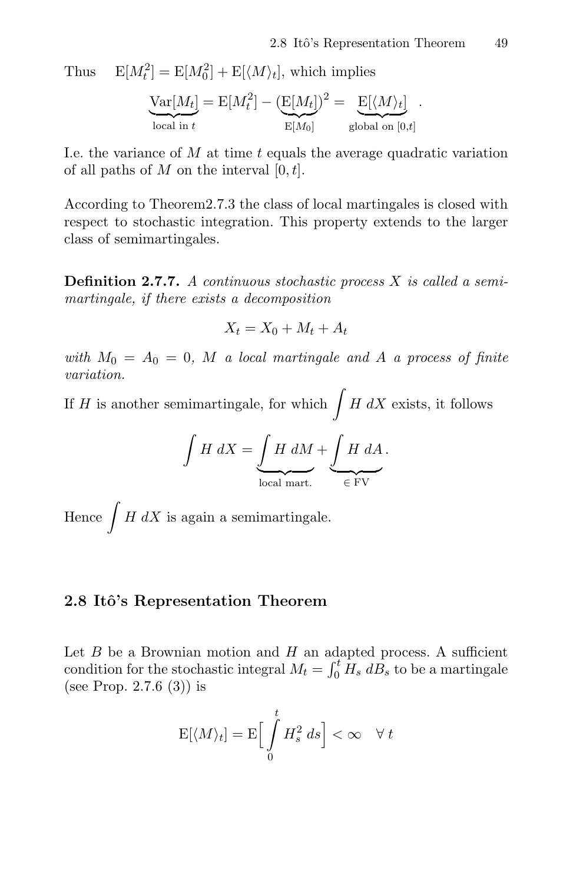Thus $\quad \mathrm{E}[M_t^2] = \mathrm{E}[M_0^2] + \mathrm{E}[\langle M \rangle_t]$, which implies

$$\underbrace{\mathrm{Var}[M_t]}_{\text{local in } t} = \mathrm{E}[M_t^2] - (\underbrace{\mathrm{E}[M_t]}_{\mathrm{E}[M_0]})^2 = \underbrace{\mathrm{E}[\langle M \rangle_t]}_{\text{global on } [0,t]} .$$

I.e. the variance of $M$ at time $t$ equals the average quadratic variation of all paths of $M$ on the interval $[0, t]$.

According to Theorem2.7.3 the class of local martingales is closed with respect to stochastic integration. This property extends to the larger class of semimartingales.

**Definition 2.7.7.** *A continuous stochastic process $X$ is called a semimartingale, if there exists a decomposition*

$$X_t = X_0 + M_t + A_t$$

*with $M_0 = A_0 = 0$, $M$ a local martingale and $A$ a process of finite variation.*

If $H$ is another semimartingale, for which $\displaystyle\int H \, dX$ exists, it follows

$$\int H \, dX = \underbrace{\int H \, dM}_{\text{local mart.}} + \underbrace{\int H \, dA}_{\in \text{FV}} .$$

Hence $\displaystyle\int H \, dX$ is again a semimartingale.

## 2.8 Itô's Representation Theorem

Let $B$ be a Brownian motion and $H$ an adapted process. A sufficient condition for the stochastic integral $M_t = \int_0^t H_s \, dB_s$ to be a martingale (see Prop. 2.7.6 (3)) is

$$\mathrm{E}[\langle M \rangle_t] = \mathrm{E}\Big[ \int_0^t H_s^2 \, ds \Big] < \infty \quad \forall \, t$$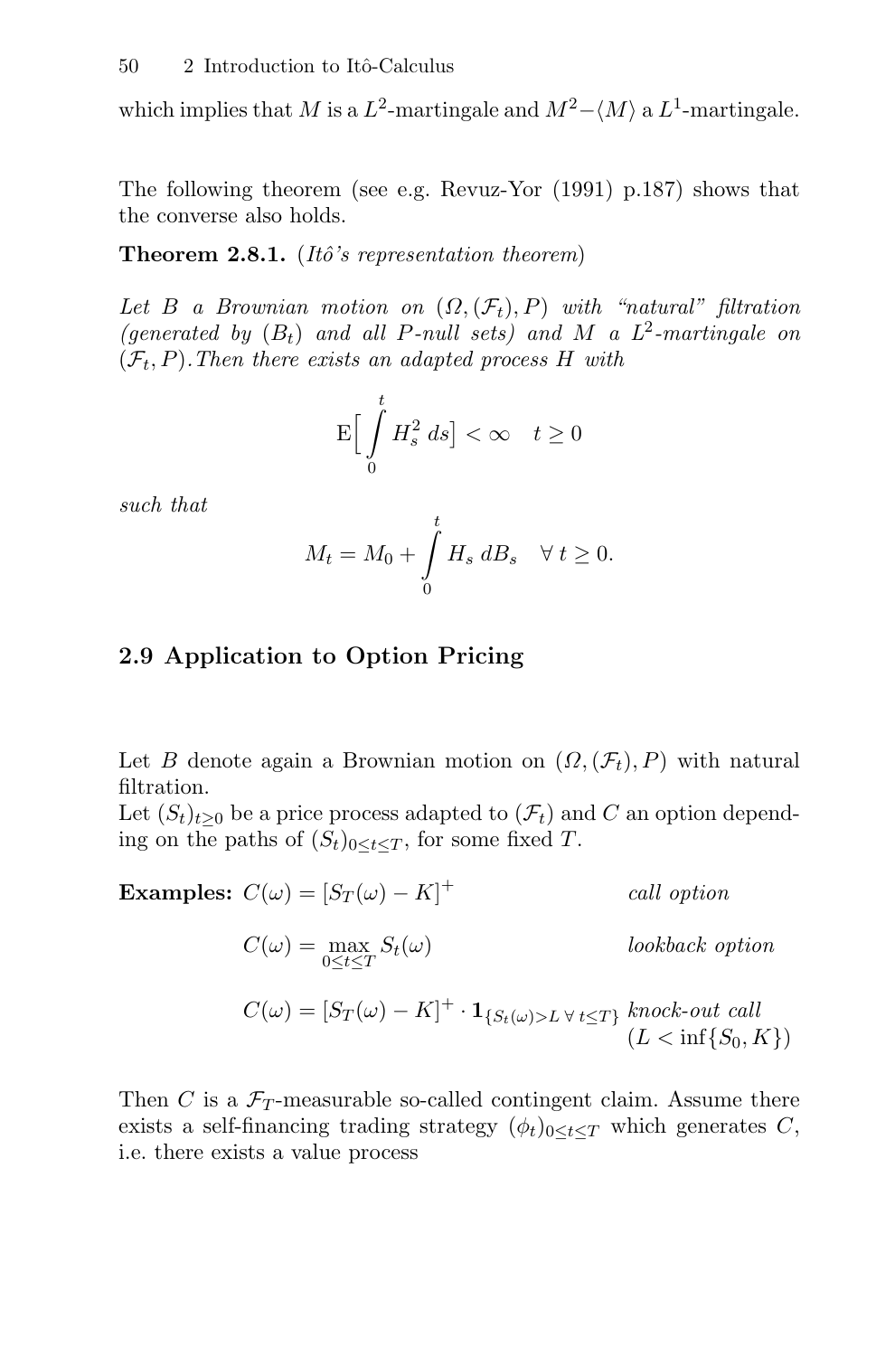which implies that $M$ is a $L^2$-martingale and $M^2 - \langle M \rangle$ a $L^1$-martingale.

The following theorem (see e.g. Revuz-Yor (1991) p.187) shows that the converse also holds.

**Theorem 2.8.1.** (*Itô's representation theorem*)

*Let $B$ a Brownian motion on $(\Omega, (\mathcal{F}_t), P)$ with "natural" filtration (generated by $(B_t)$ and all $P$-null sets) and $M$ a $L^2$-martingale on $(\mathcal{F}_t, P)$. Then there exists an adapted process $H$ with*

$$\mathrm{E}\Big[ \int_0^t H_s^2 \, ds \Big] < \infty \quad t \geq 0$$

*such that*

$$M_t = M_0 + \int_0^t H_s \, dB_s \quad \forall \, t \geq 0.$$

## 2.9 Application to Option Pricing

Let $B$ denote again a Brownian motion on $(\Omega, (\mathcal{F}_t), P)$ with natural filtration.
Let $(S_t)_{t \geq 0}$ be a price process adapted to $(\mathcal{F}_t)$ and $C$ an option depending on the paths of $(S_t)_{0 \leq t \leq T}$, for some fixed $T$.

**Examples:** $C(\omega) = [S_T(\omega) - K]^+$ — *call option*

$C(\omega) = \max_{0 \leq t \leq T} S_t(\omega)$ — *lookback option*

$C(\omega) = [S_T(\omega) - K]^+ \cdot \mathbf{1}_{\{S_t(\omega) > L \; \forall \, t \leq T\}}$ — *knock-out call* $(L < \inf\{S_0, K\})$

Then $C$ is a $\mathcal{F}_T$-measurable so-called contingent claim. Assume there exists a self-financing trading strategy $(\phi_t)_{0 \leq t \leq T}$ which generates $C$, i.e. there exists a value process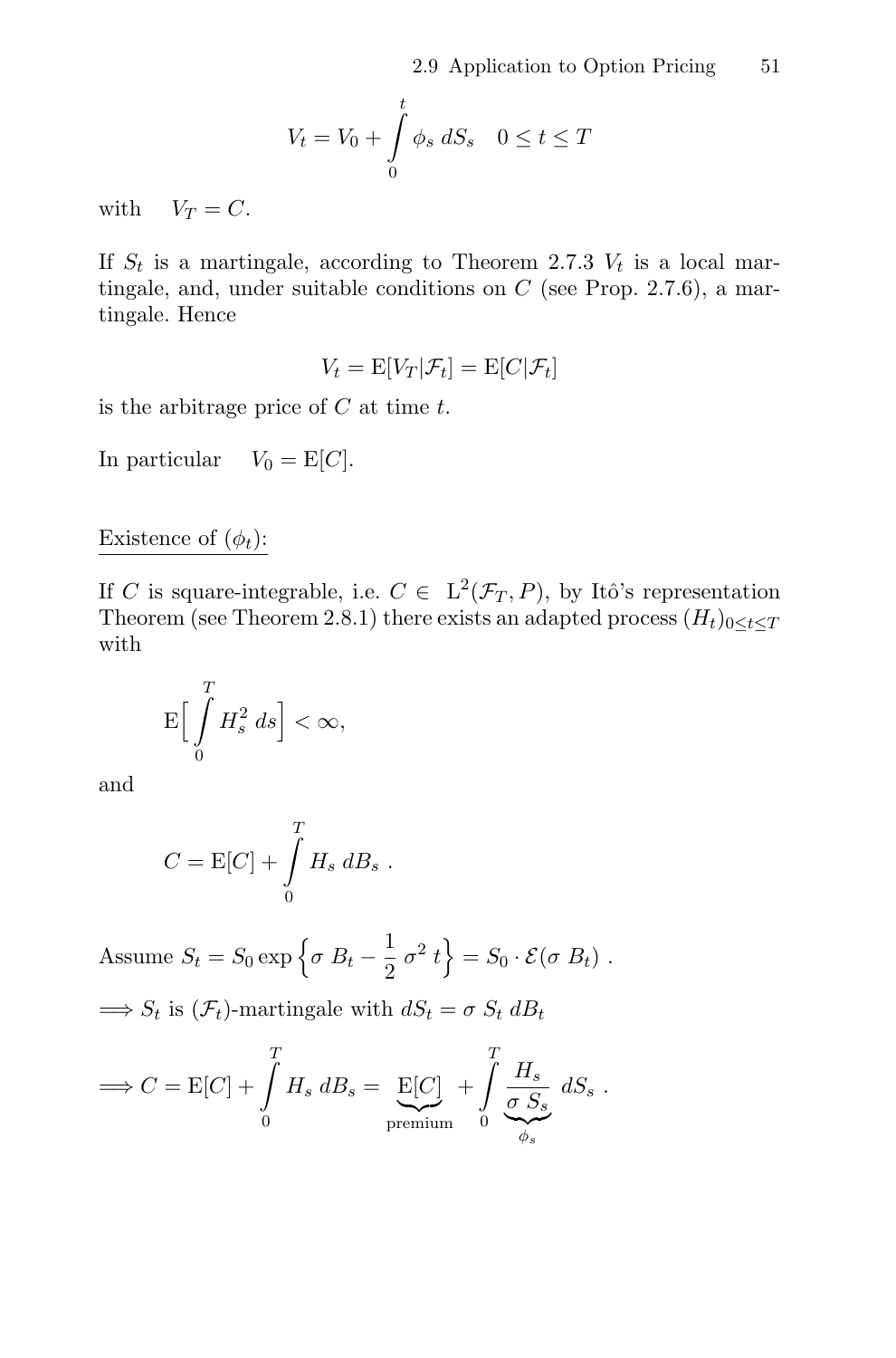$$V_t = V_0 + \int_0^t \phi_s \, dS_s \quad 0 \le t \le T$$

with $\quad V_T = C$.

If $S_t$ is a martingale, according to Theorem 2.7.3 $V_t$ is a local martingale, and, under suitable conditions on $C$ (see Prop. 2.7.6), a martingale. Hence

$$V_t = \mathrm{E}[V_T | \mathcal{F}_t] = \mathrm{E}[C | \mathcal{F}_t]$$

is the arbitrage price of $C$ at time $t$.

In particular $\quad V_0 = \mathrm{E}[C]$.

Existence of $(\phi_t)$:

If $C$ is square-integrable, i.e. $C \in \mathrm{L}^2(\mathcal{F}_T, P)$, by Itô's representation Theorem (see Theorem 2.8.1) there exists an adapted process $(H_t)_{0 \le t \le T}$ with

$$\mathrm{E}\Big[ \int_0^T H_s^2 \, ds \Big] < \infty,$$

and

$$C = \mathrm{E}[C] + \int_0^T H_s \, dB_s \ .$$

Assume $S_t = S_0 \exp\Big\{ \sigma \, B_t - \dfrac{1}{2} \, \sigma^2 \, t \Big\} = S_0 \cdot \mathcal{E}(\sigma \, B_t)$ .

$\Longrightarrow S_t$ is $(\mathcal{F}_t)$-martingale with $dS_t = \sigma \, S_t \, dB_t$

$$\Longrightarrow C = \mathrm{E}[C] + \int_0^T H_s \, dB_s = \underbrace{\mathrm{E}[C]}_{\text{premium}} + \int_0^T \underbrace{\frac{H_s}{\sigma \, S_s}}_{\phi_s} \, dS_s \ .$$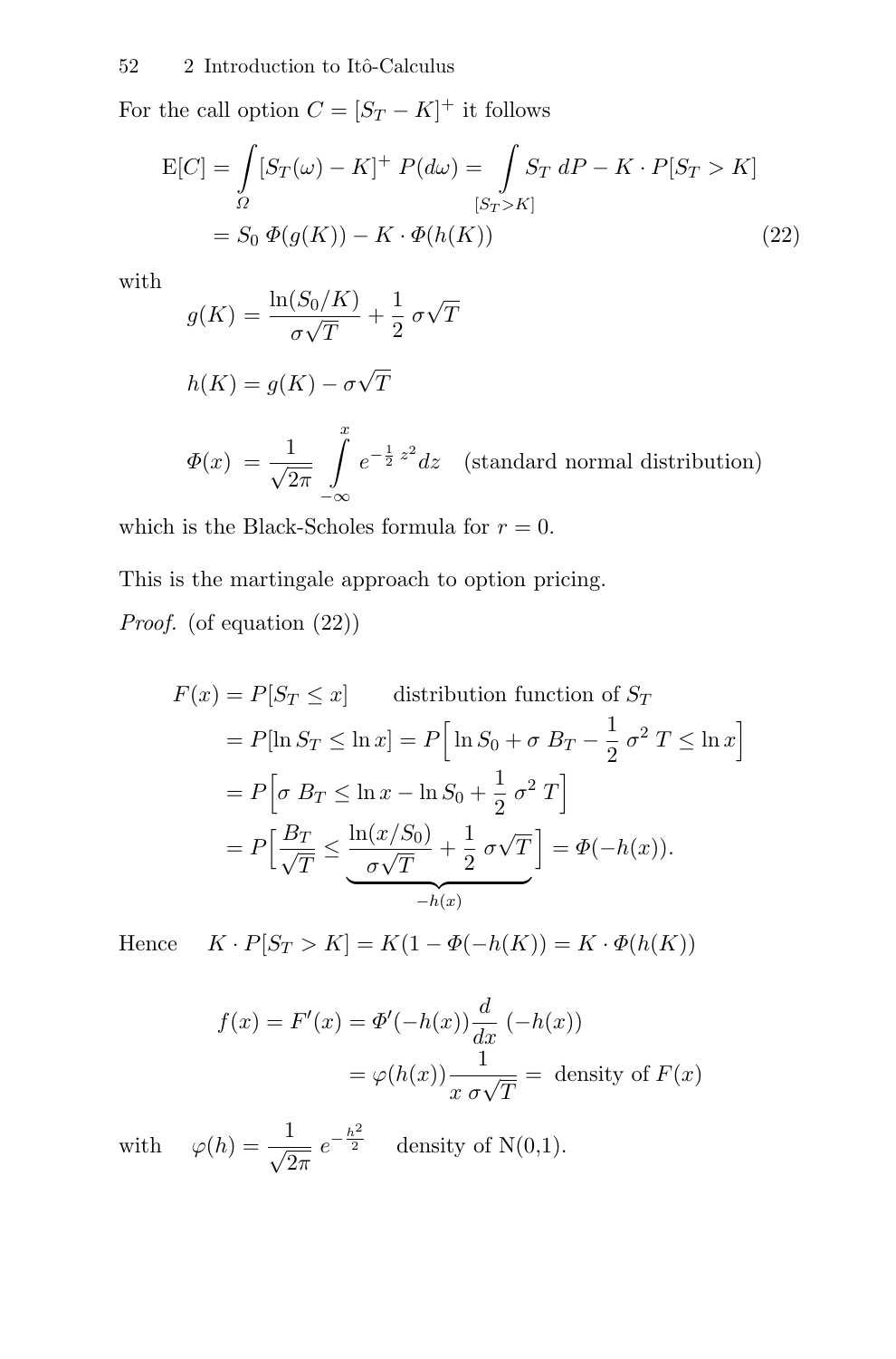For the call option $C = [S_T - K]^+$ it follows

$$\mathrm{E}[C] = \int_{\Omega} [S_T(\omega) - K]^+ \; P(d\omega) = \int_{[S_T > K]} S_T \; dP - K \cdot P[S_T > K]$$
$$= S_0 \; \Phi(g(K)) - K \cdot \Phi(h(K)) \tag{22}$$

with

$$g(K) = \frac{\ln(S_0/K)}{\sigma\sqrt{T}} + \frac{1}{2}\,\sigma\sqrt{T}$$

$$h(K) = g(K) - \sigma\sqrt{T}$$

$$\Phi(x) \;= \frac{1}{\sqrt{2\pi}} \int_{-\infty}^{x} e^{-\frac{1}{2}\,z^2} dz \quad \text{(standard normal distribution)}$$

which is the Black-Scholes formula for $r = 0$.

This is the martingale approach to option pricing.

*Proof.* (of equation (22))

$$\begin{aligned}
F(x) &= P[S_T \le x] \qquad \text{distribution function of } S_T \\
&= P[\ln S_T \le \ln x] = P\Big[\ln S_0 + \sigma\; B_T - \frac{1}{2}\,\sigma^2\; T \le \ln x\Big] \\
&= P\Big[\sigma\; B_T \le \ln x - \ln S_0 + \frac{1}{2}\,\sigma^2\; T\Big] \\
&= P\Big[\frac{B_T}{\sqrt{T}} \le \underbrace{\frac{\ln(x/S_0)}{\sigma\sqrt{T}} + \frac{1}{2}\,\sigma\sqrt{T}}_{-h(x)}\Big] = \Phi(-h(x)).
\end{aligned}$$

Hence $\quad K \cdot P[S_T > K] = K(1 - \Phi(-h(K)) = K \cdot \Phi(h(K))$

$$\begin{aligned}
f(x) = F'(x) &= \Phi'(-h(x))\frac{d}{dx}\;(-h(x)) \\
&= \varphi(h(x))\frac{1}{x\;\sigma\sqrt{T}} = \text{ density of } F(x)
\end{aligned}$$

with $\quad \varphi(h) = \dfrac{1}{\sqrt{2\pi}}\; e^{-\frac{h^2}{2}} \quad$ density of N(0,1).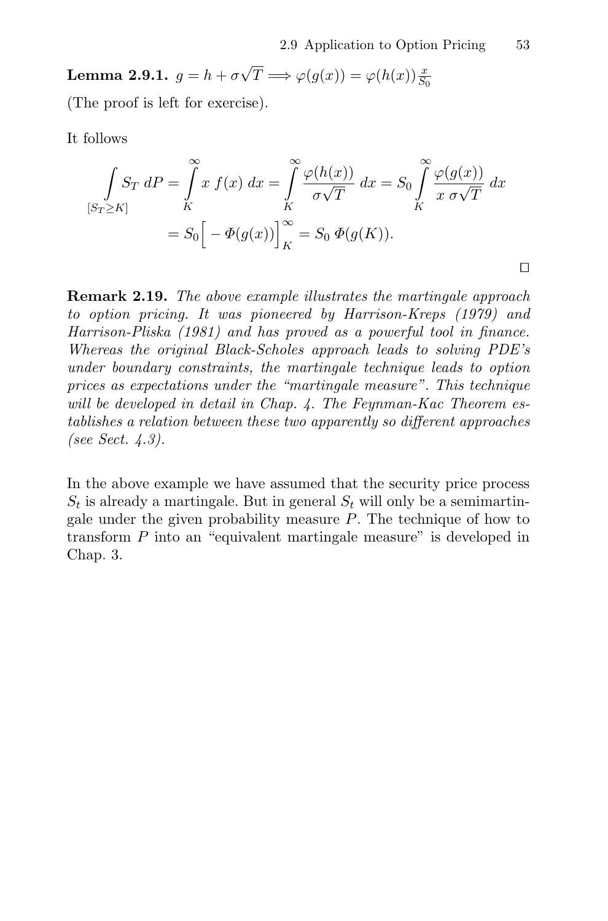**Lemma 2.9.1.** $g = h + \sigma\sqrt{T} \Longrightarrow \varphi(g(x)) = \varphi(h(x))\frac{x}{S_0}$

(The proof is left for exercise).

It follows

$$\int\limits_{[S_T \geq K]} S_T \, dP = \int\limits_K^\infty x \, f(x) \, dx = \int\limits_K^\infty \frac{\varphi(h(x))}{\sigma\sqrt{T}} \, dx = S_0 \int\limits_K^\infty \frac{\varphi(g(x))}{x \, \sigma\sqrt{T}} \, dx$$

$$= S_0 \Big[ -\Phi(g(x)) \Big]_K^\infty = S_0 \, \Phi(g(K)).$$

□

**Remark 2.19.** *The above example illustrates the martingale approach to option pricing. It was pioneered by Harrison-Kreps (1979) and Harrison-Pliska (1981) and has proved as a powerful tool in finance. Whereas the original Black-Scholes approach leads to solving PDE's under boundary constraints, the martingale technique leads to option prices as expectations under the "martingale measure". This technique will be developed in detail in Chap. 4. The Feynman-Kac Theorem establishes a relation between these two apparently so different approaches (see Sect. 4.3).*

In the above example we have assumed that the security price process $S_t$ is already a martingale. But in general $S_t$ will only be a semimartingale under the given probability measure $P$. The technique of how to transform $P$ into an "equivalent martingale measure" is developed in Chap. 3.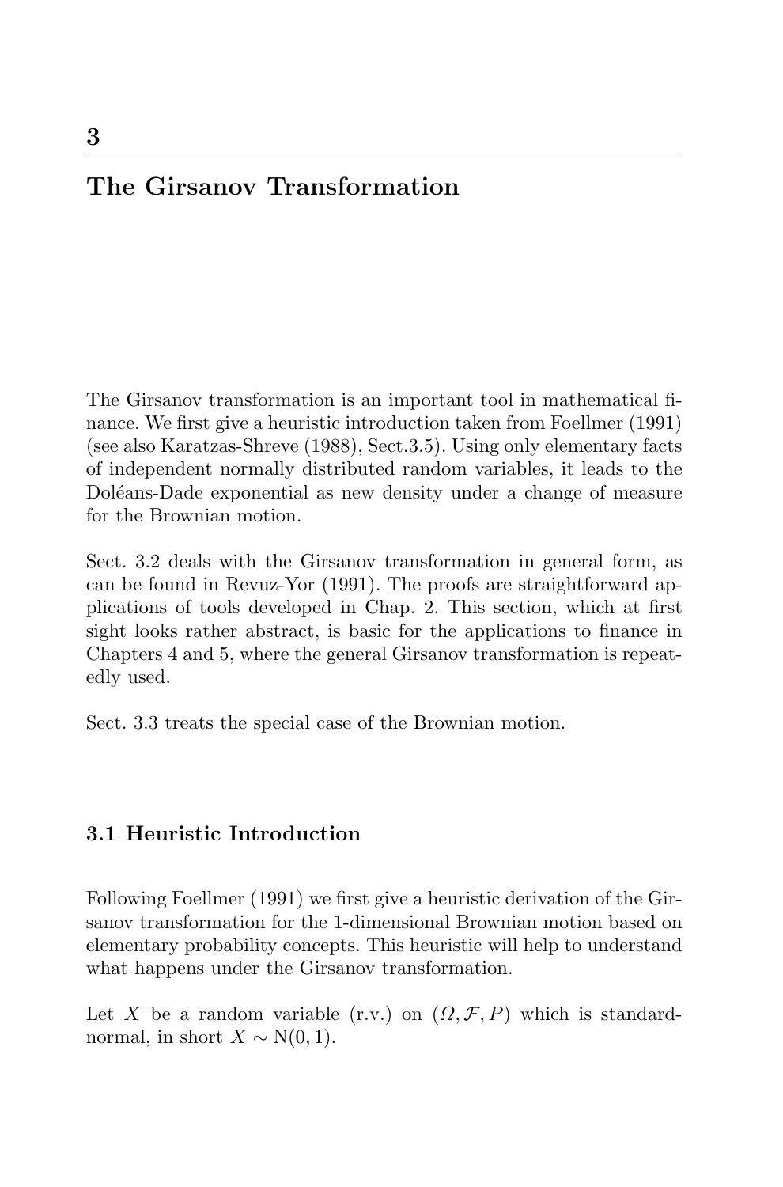# 3

# The Girsanov Transformation

The Girsanov transformation is an important tool in mathematical finance. We first give a heuristic introduction taken from Foellmer (1991) (see also Karatzas-Shreve (1988), Sect.3.5). Using only elementary facts of independent normally distributed random variables, it leads to the Doléans-Dade exponential as new density under a change of measure for the Brownian motion.

Sect. 3.2 deals with the Girsanov transformation in general form, as can be found in Revuz-Yor (1991). The proofs are straightforward applications of tools developed in Chap. 2. This section, which at first sight looks rather abstract, is basic for the applications to finance in Chapters 4 and 5, where the general Girsanov transformation is repeatedly used.

Sect. 3.3 treats the special case of the Brownian motion.

## 3.1 Heuristic Introduction

Following Foellmer (1991) we first give a heuristic derivation of the Girsanov transformation for the 1-dimensional Brownian motion based on elementary probability concepts. This heuristic will help to understand what happens under the Girsanov transformation.

Let $X$ be a random variable (r.v.) on $(\Omega, \mathcal{F}, P)$ which is standard-normal, in short $X \sim \mathrm{N}(0, 1)$.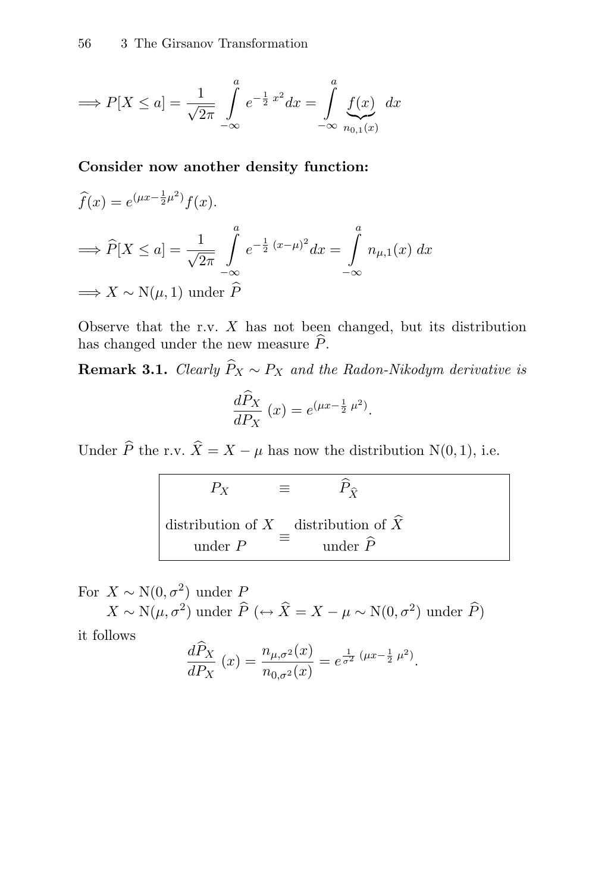$$\Longrightarrow P[X \leq a] = \frac{1}{\sqrt{2\pi}} \int\limits_{-\infty}^{a} e^{-\frac{1}{2}\, x^2} dx = \int\limits_{-\infty}^{a} \underbrace{f(x)}_{n_{0,1}(x)} \; dx$$

**Consider now another density function:**

$$\widehat{f}(x) = e^{(\mu x - \frac{1}{2}\mu^2)} f(x).$$

$$\Longrightarrow \widehat{P}[X \leq a] = \frac{1}{\sqrt{2\pi}} \int\limits_{-\infty}^{a} e^{-\frac{1}{2}\,(x-\mu)^2} dx = \int\limits_{-\infty}^{a} n_{\mu,1}(x)\; dx$$

$$\Longrightarrow X \sim \mathrm{N}(\mu, 1) \text{ under } \widehat{P}$$

Observe that the r.v. $X$ has not been changed, but its distribution has changed under the new measure $\widehat{P}$.

**Remark 3.1.** *Clearly $\widehat{P}_X \sim P_X$ and the Radon-Nikodym derivative is*

$$\frac{d\widehat{P}_X}{dP_X}\,(x) = e^{(\mu x - \frac{1}{2}\,\mu^2)}.$$

Under $\widehat{P}$ the r.v. $\widehat{X} = X - \mu$ has now the distribution $\mathrm{N}(0,1)$, i.e.

| $P_X$ | $\equiv$ | $\widehat{P}_{\widehat{X}}$ |
|---|---|---|
| distribution of $X$ under $P$ | $\equiv$ | distribution of $\widehat{X}$ under $\widehat{P}$ |

For $X \sim \mathrm{N}(0,\sigma^2)$ under $P$
$X \sim \mathrm{N}(\mu,\sigma^2)$ under $\widehat{P}$ ($\leftrightarrow \widehat{X} = X - \mu \sim \mathrm{N}(0,\sigma^2)$ under $\widehat{P}$)

it follows

$$\frac{d\widehat{P}_X}{dP_X}\,(x) = \frac{n_{\mu,\sigma^2}(x)}{n_{0,\sigma^2}(x)} = e^{\frac{1}{\sigma^2}\,(\mu x - \frac{1}{2}\,\mu^2)}.$$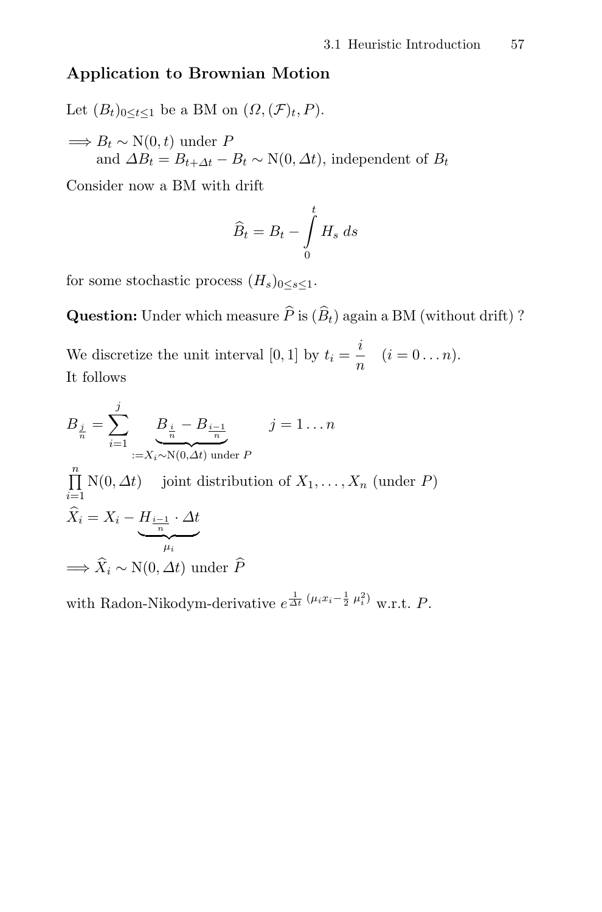### Application to Brownian Motion

Let $(B_t)_{0 \le t \le 1}$ be a BM on $(\Omega, (\mathcal{F})_t, P)$.

$\Longrightarrow B_t \sim \mathrm{N}(0, t)$ under $P$
and $\Delta B_t = B_{t+\Delta t} - B_t \sim \mathrm{N}(0, \Delta t)$, independent of $B_t$

Consider now a BM with drift

$$\widehat{B}_t = B_t - \int_0^t H_s \, ds$$

for some stochastic process $(H_s)_{0 \le s \le 1}$.

**Question:** Under which measure $\widehat{P}$ is $(\widehat{B}_t)$ again a BM (without drift) ?

We discretize the unit interval $[0,1]$ by $t_i = \dfrac{i}{n} \quad (i = 0 \ldots n)$.
It follows

$$B_{\frac{j}{n}} = \sum_{i=1}^{j} \underbrace{B_{\frac{i}{n}} - B_{\frac{i-1}{n}}}_{:=X_i \sim \mathrm{N}(0,\Delta t) \text{ under } P} \qquad j = 1 \ldots n$$

$\prod_{i=1}^{n} \mathrm{N}(0, \Delta t) \quad$ joint distribution of $X_1, \ldots, X_n$ (under $P$)

$$\widehat{X}_i = X_i - \underbrace{H_{\frac{i-1}{n}} \cdot \Delta t}_{\mu_i}$$

$\Longrightarrow \widehat{X}_i \sim \mathrm{N}(0, \Delta t)$ under $\widehat{P}$

with Radon-Nikodym-derivative $e^{\frac{1}{\Delta t}\,(\mu_i x_i - \frac{1}{2}\,\mu_i^2)}$ w.r.t. $P$.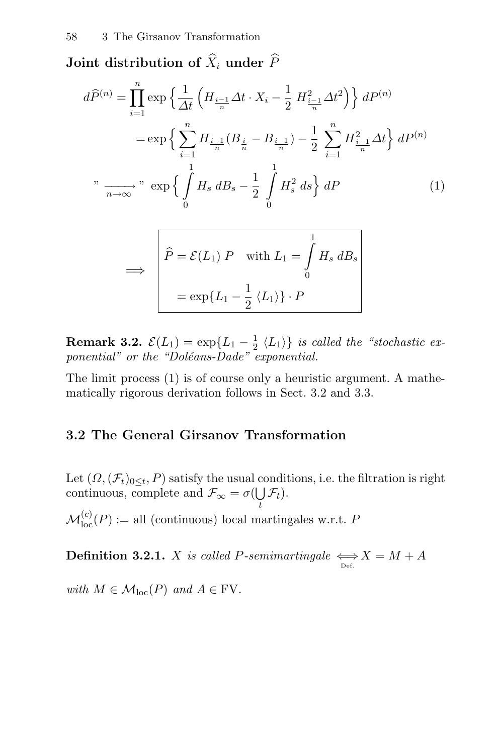**Joint distribution of $\widehat{X}_i$ under $\widehat{P}$**

$$
\begin{aligned}
d\widehat{P}^{(n)} &= \prod_{i=1}^{n} \exp\Big\{ \frac{1}{\Delta t} \Big( H_{\frac{i-1}{n}} \Delta t \cdot X_i - \frac{1}{2}\, H^2_{\frac{i-1}{n}} \Delta t^2 \Big) \Big\}\, dP^{(n)} \\
&= \exp\Big\{ \sum_{i=1}^{n} H_{\frac{i-1}{n}} (B_{\frac{i}{n}} - B_{\frac{i-1}{n}}) - \frac{1}{2} \sum_{i=1}^{n} H^2_{\frac{i-1}{n}} \Delta t \Big\}\, dP^{(n)} \\
\text{"}\xrightarrow[n\to\infty]{}\text{"} &\ \exp\Big\{ \int_0^1 H_s\, dB_s - \frac{1}{2} \int_0^1 H_s^2\, ds \Big\}\, dP
\end{aligned}
\tag{1}
$$

$$
\Longrightarrow \quad \boxed{
\begin{aligned}
\widehat{P} &= \mathcal{E}(L_1)\, P \quad \text{with } L_1 = \int_0^1 H_s\, dB_s \\
&= \exp\{L_1 - \frac{1}{2}\, \langle L_1 \rangle\} \cdot P
\end{aligned}
}
$$

**Remark 3.2.** *$\mathcal{E}(L_1) = \exp\{L_1 - \frac{1}{2}\, \langle L_1 \rangle\}$ is called the "stochastic exponential" or the "Doléans-Dade" exponential.*

The limit process (1) is of course only a heuristic argument. A mathematically rigorous derivation follows in Sect. 3.2 and 3.3.

## 3.2 The General Girsanov Transformation

Let $(\Omega, (\mathcal{F}_t)_{0\leq t}, P)$ satisfy the usual conditions, i.e. the filtration is right continuous, complete and $\mathcal{F}_\infty = \sigma(\bigcup_t \mathcal{F}_t)$.

$\mathcal{M}^{(c)}_{\text{loc}}(P) :=$ all (continuous) local martingales w.r.t. $P$

**Definition 3.2.1.** *$X$ is called $P$-semimartingale $\underset{\text{Def.}}{\Longleftrightarrow} X = M + A$ with $M \in \mathcal{M}_{\text{loc}}(P)$ and $A \in \text{FV}$.*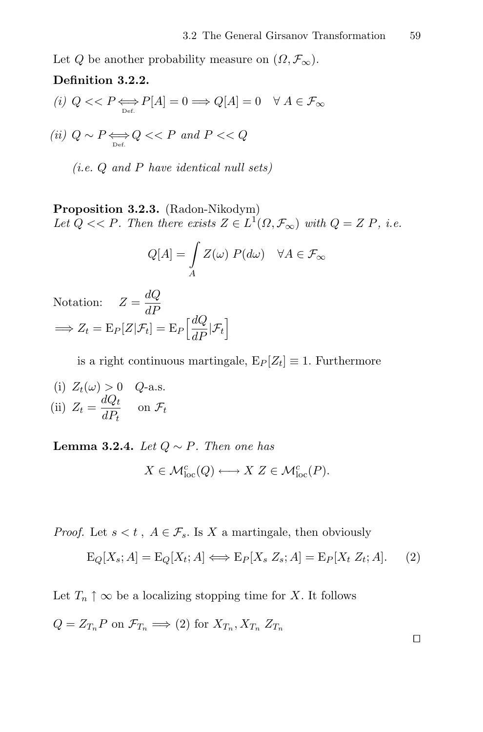Let $Q$ be another probability measure on $(\Omega, \mathcal{F}_\infty)$.

**Definition 3.2.2.**

*(i)* $Q << P \underset{\text{Def.}}{\Longleftrightarrow} P[A] = 0 \Longrightarrow Q[A] = 0 \quad \forall\, A \in \mathcal{F}_\infty$

*(ii)* $Q \sim P \underset{\text{Def.}}{\Longleftrightarrow} Q << P$ *and* $P << Q$

*(i.e. $Q$ and $P$ have identical null sets)*

**Proposition 3.2.3.** (Radon-Nikodym)
*Let $Q << P$. Then there exists $Z \in L^1(\Omega, \mathcal{F}_\infty)$ with $Q = Z\, P$, i.e.*

$$Q[A] = \int_A Z(\omega)\; P(d\omega) \quad \forall A \in \mathcal{F}_\infty$$

Notation: $\quad Z = \dfrac{dQ}{dP}$

$\Longrightarrow Z_t = \mathrm{E}_P[Z|\mathcal{F}_t] = \mathrm{E}_P\Big[\dfrac{dQ}{dP}|\mathcal{F}_t\Big]$

is a right continuous martingale, $\mathrm{E}_P[Z_t] \equiv 1$. Furthermore

(i) $Z_t(\omega) > 0 \quad Q$-a.s.

(ii) $Z_t = \dfrac{dQ_t}{dP_t} \quad$ on $\mathcal{F}_t$

**Lemma 3.2.4.** *Let $Q \sim P$. Then one has*

$$X \in \mathcal{M}^c_{\mathrm{loc}}(Q) \longleftrightarrow X\; Z \in \mathcal{M}^c_{\mathrm{loc}}(P).$$

*Proof.* Let $s < t$ , $A \in \mathcal{F}_s$. Is $X$ a martingale, then obviously

$$\mathrm{E}_Q[X_s; A] = \mathrm{E}_Q[X_t; A] \Longleftrightarrow \mathrm{E}_P[X_s\; Z_s; A] = \mathrm{E}_P[X_t\; Z_t; A]. \qquad (2)$$

Let $T_n \uparrow \infty$ be a localizing stopping time for $X$. It follows

$Q = Z_{T_n} P$ on $\mathcal{F}_{T_n} \Longrightarrow$ (2) for $X_{T_n}, X_{T_n}\; Z_{T_n}$

□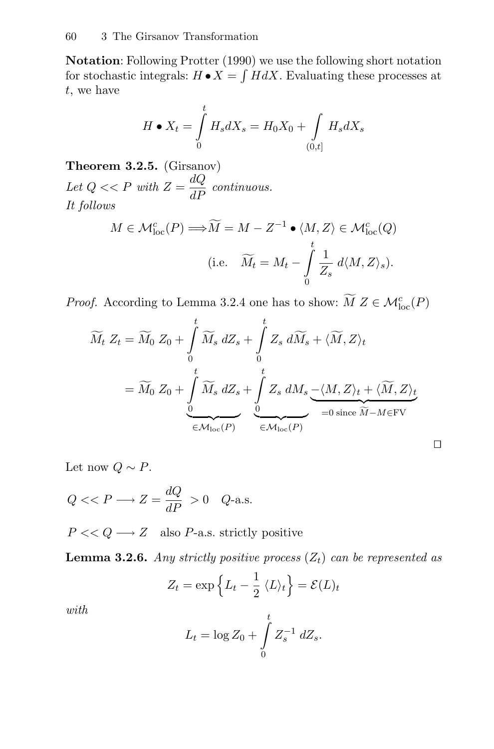**Notation**: Following Protter (1990) we use the following short notation for stochastic integrals: $H \bullet X = \int H dX$. Evaluating these processes at $t$, we have

$$H \bullet X_t = \int_0^t H_s dX_s = H_0 X_0 + \int_{(0,t]} H_s dX_s$$

**Theorem 3.2.5.** (Girsanov)
*Let $Q << P$ with $Z = \dfrac{dQ}{dP}$ continuous.*
*It follows*

$$M \in \mathcal{M}^c_{\text{loc}}(P) \Longrightarrow \widetilde{M} = M - Z^{-1} \bullet \langle M, Z \rangle \in \mathcal{M}^c_{\text{loc}}(Q)$$

$$\text{(i.e.} \quad \widetilde{M}_t = M_t - \int_0^t \frac{1}{Z_s}\, d\langle M, Z \rangle_s).$$

*Proof.* According to Lemma 3.2.4 one has to show: $\widetilde{M}\, Z \in \mathcal{M}^c_{\text{loc}}(P)$

$$\begin{aligned}
\widetilde{M}_t\, Z_t &= \widetilde{M}_0\, Z_0 + \int_0^t \widetilde{M}_s\, dZ_s + \int_0^t Z_s\, d\widetilde{M}_s + \langle \widetilde{M}, Z \rangle_t \\
&= \widetilde{M}_0\, Z_0 + \underbrace{\int_0^t \widetilde{M}_s\, dZ_s}_{\in \mathcal{M}_{\text{loc}}(P)} + \underbrace{\int_0^t Z_s\, dM_s}_{\in \mathcal{M}_{\text{loc}}(P)} \underbrace{-\langle M, Z \rangle_t + \langle \widetilde{M}, Z \rangle_t}_{=0 \text{ since } \widetilde{M} - M \in \text{FV}}
\end{aligned}$$

□

Let now $Q \sim P$.

$$Q << P \longrightarrow Z = \frac{dQ}{dP} > 0 \quad Q\text{-a.s.}$$

$P << Q \longrightarrow Z$ also $P$-a.s. strictly positive

**Lemma 3.2.6.** *Any strictly positive process $(Z_t)$ can be represented as*

$$Z_t = \exp\left\{ L_t - \frac{1}{2}\, \langle L \rangle_t \right\} = \mathcal{E}(L)_t$$

*with*

$$L_t = \log Z_0 + \int_0^t Z_s^{-1}\, dZ_s.$$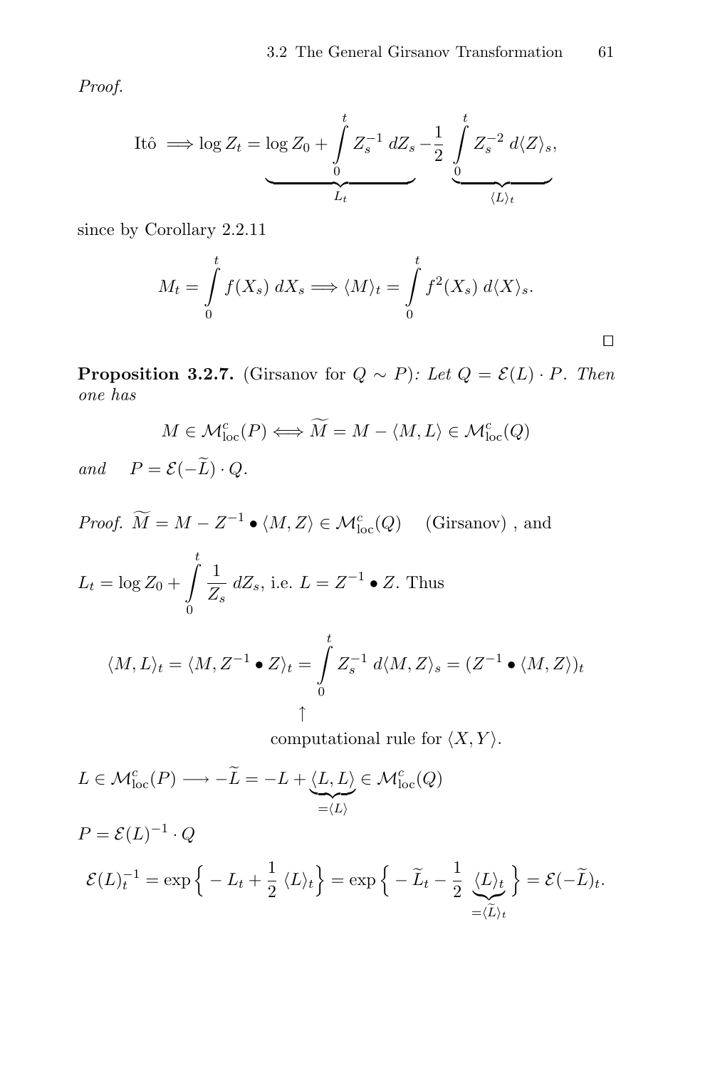*Proof.*

$$\text{Itô} \implies \log Z_t = \underbrace{\log Z_0 + \int_0^t Z_s^{-1}\, dZ_s}_{L_t} - \frac{1}{2} \underbrace{\int_0^t Z_s^{-2}\, d\langle Z\rangle_s}_{\langle L\rangle_t},$$

since by Corollary 2.2.11

$$M_t = \int_0^t f(X_s)\, dX_s \Longrightarrow \langle M\rangle_t = \int_0^t f^2(X_s)\, d\langle X\rangle_s.$$

□

**Proposition 3.2.7.** (Girsanov for $Q \sim P$)*: Let $Q = \mathcal{E}(L) \cdot P$. Then one has*

$$M \in \mathcal{M}^c_{\mathrm{loc}}(P) \Longleftrightarrow \widetilde{M} = M - \langle M, L\rangle \in \mathcal{M}^c_{\mathrm{loc}}(Q)$$

*and* $\quad P = \mathcal{E}(-\widetilde{L}) \cdot Q.$

*Proof.* $\widetilde{M} = M - Z^{-1} \bullet \langle M, Z\rangle \in \mathcal{M}^c_{\mathrm{loc}}(Q) \quad$ (Girsanov) , and

$L_t = \log Z_0 + \displaystyle\int_0^t \frac{1}{Z_s}\, dZ_s$, i.e. $L = Z^{-1} \bullet Z$. Thus

$$\langle M, L\rangle_t = \langle M, Z^{-1} \bullet Z\rangle_t = \int_0^t Z_s^{-1}\, d\langle M, Z\rangle_s = (Z^{-1} \bullet \langle M, Z\rangle)_t$$

$\uparrow$ computational rule for $\langle X, Y\rangle$.

$$L \in \mathcal{M}^c_{\mathrm{loc}}(P) \longrightarrow -\widetilde{L} = -L + \underbrace{\langle L, L\rangle}_{=\langle L\rangle} \in \mathcal{M}^c_{\mathrm{loc}}(Q)$$

$$P = \mathcal{E}(L)^{-1} \cdot Q$$

$$\mathcal{E}(L)_t^{-1} = \exp\Big\{ - L_t + \frac{1}{2}\, \langle L\rangle_t \Big\} = \exp\Big\{ - \widetilde{L}_t - \frac{1}{2}\, \underbrace{\langle L\rangle_t}_{=\langle \widetilde{L}\rangle_t} \Big\} = \mathcal{E}(-\widetilde{L})_t.$$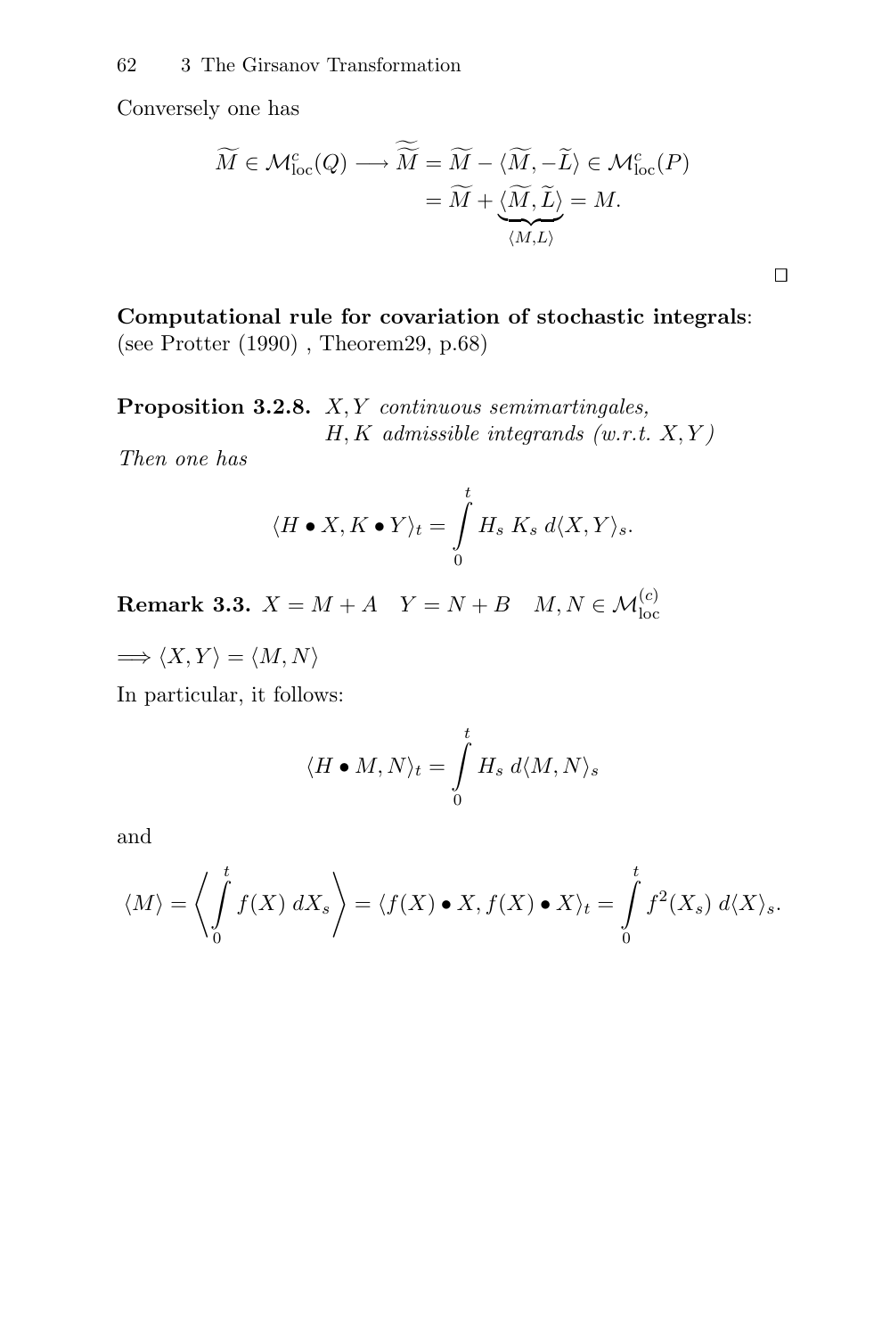Conversely one has

$$\widetilde{M} \in \mathcal{M}^c_{\text{loc}}(Q) \longrightarrow \widetilde{\widetilde{M}} = \widetilde{M} - \langle \widetilde{M}, -\widetilde{L} \rangle \in \mathcal{M}^c_{\text{loc}}(P)$$
$$= \widetilde{M} + \underbrace{\langle \widetilde{M}, \widetilde{L} \rangle}_{\langle M, L \rangle} = M.$$

□

**Computational rule for covariation of stochastic integrals**: (see Protter (1990) , Theorem29, p.68)

**Proposition 3.2.8.** *$X, Y$ continuous semimartingales,*
*$H, K$ admissible integrands (w.r.t. $X, Y$)*

*Then one has*

$$\langle H \bullet X, K \bullet Y \rangle_t = \int_0^t H_s \, K_s \, d\langle X, Y \rangle_s.$$

**Remark 3.3.** $X = M + A \quad Y = N + B \quad M, N \in \mathcal{M}^{(c)}_{\text{loc}}$

$\Longrightarrow \langle X, Y \rangle = \langle M, N \rangle$

In particular, it follows:

$$\langle H \bullet M, N \rangle_t = \int_0^t H_s \, d\langle M, N \rangle_s$$

and

$$\langle M \rangle = \left\langle \int_0^t f(X) \, dX_s \right\rangle = \langle f(X) \bullet X, f(X) \bullet X \rangle_t = \int_0^t f^2(X_s) \, d\langle X \rangle_s.$$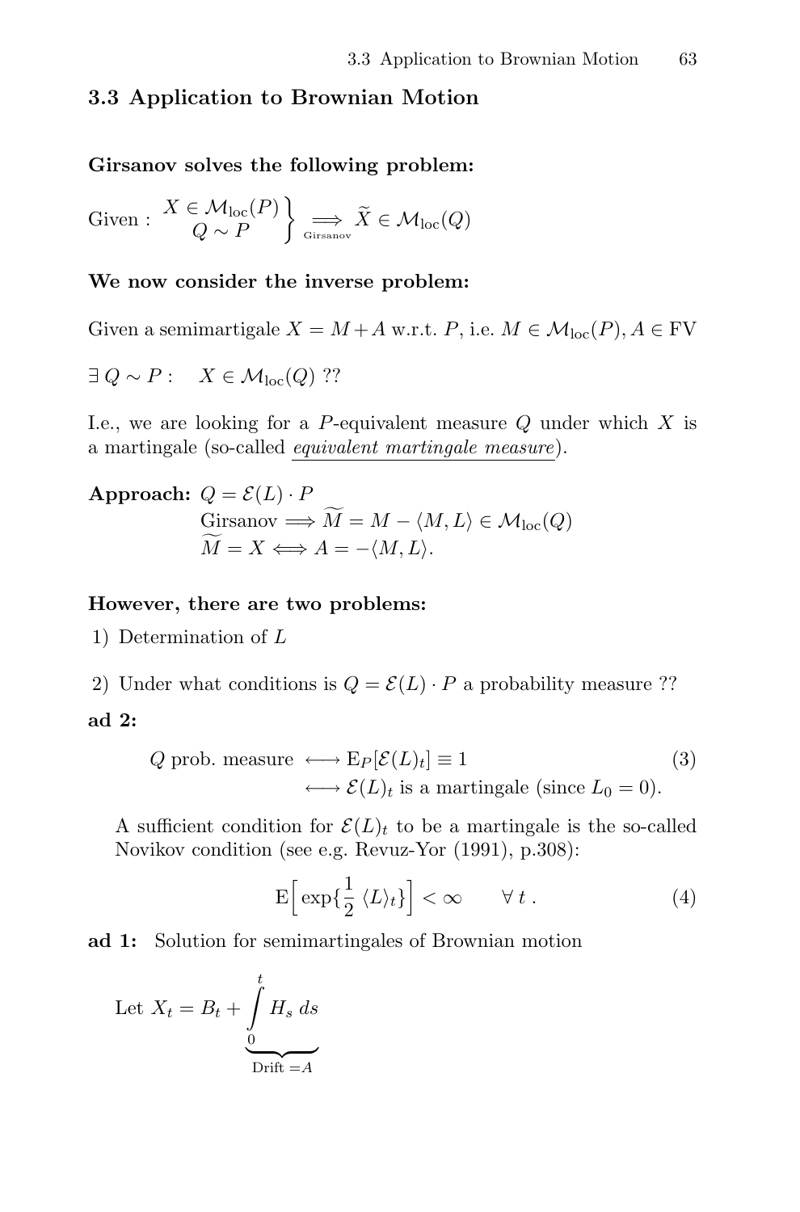## 3.3 Application to Brownian Motion

**Girsanov solves the following problem:**

$$\text{Given}: \left.\begin{array}{c} X \in \mathcal{M}_{\text{loc}}(P) \\ Q \sim P \end{array}\right\} \underset{\text{Girsanov}}{\Longrightarrow} \widetilde{X} \in \mathcal{M}_{\text{loc}}(Q)$$

**We now consider the inverse problem:**

Given a semimartigale $X = M + A$ w.r.t. $P$, i.e. $M \in \mathcal{M}_{\text{loc}}(P), A \in \text{FV}$

$\exists\, Q \sim P : \quad X \in \mathcal{M}_{\text{loc}}(Q)$ ??

I.e., we are looking for a $P$-equivalent measure $Q$ under which $X$ is a martingale (so-called <u>*equivalent martingale measure*</u>).

**Approach:** $Q = \mathcal{E}(L) \cdot P$

Girsanov $\Longrightarrow \widetilde{M} = M - \langle M, L\rangle \in \mathcal{M}_{\text{loc}}(Q)$

$\widetilde{M} = X \Longleftrightarrow A = -\langle M, L\rangle$.

**However, there are two problems:**

1) Determination of $L$

2) Under what conditions is $Q = \mathcal{E}(L) \cdot P$ a probability measure ??

**ad 2:**

$$\begin{aligned} Q \text{ prob. measure } &\longleftrightarrow \mathrm{E}_P[\mathcal{E}(L)_t] \equiv 1 \\ &\longleftrightarrow \mathcal{E}(L)_t \text{ is a martingale (since } L_0 = 0). \end{aligned} \tag{3}$$

A sufficient condition for $\mathcal{E}(L)_t$ to be a martingale is the so-called Novikov condition (see e.g. Revuz-Yor (1991), p.308):

$$\mathrm{E}\Big[\exp\{\frac{1}{2}\, \langle L\rangle_t\}\Big] < \infty \qquad \forall\, t\,. \tag{4}$$

**ad 1:** Solution for semimartingales of Brownian motion

$$\text{Let } X_t = B_t + \underbrace{\int_0^t H_s\, ds}_{\text{Drift } = A}$$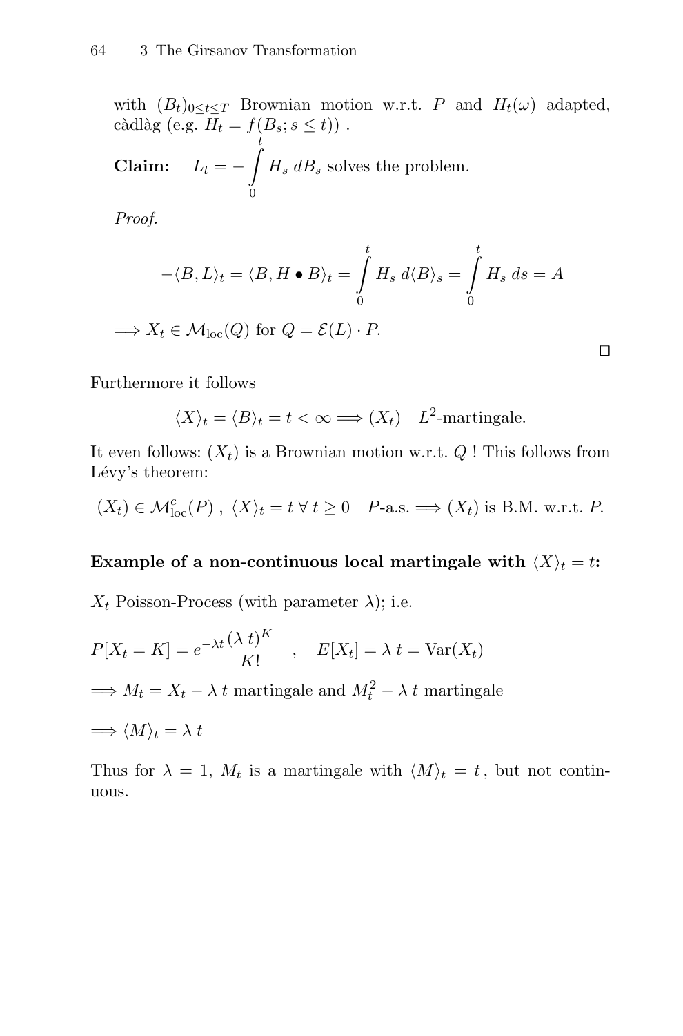with $(B_t)_{0 \le t \le T}$ Brownian motion w.r.t. $P$ and $H_t(\omega)$ adapted, càdlàg (e.g. $H_t = f(B_s; s \le t)$) .

**Claim:** $\quad L_t = -\int\limits_0^t H_s \, dB_s$ solves the problem.

*Proof.*

$$-\langle B, L\rangle_t = \langle B, H \bullet B\rangle_t = \int\limits_0^t H_s \, d\langle B\rangle_s = \int\limits_0^t H_s \, ds = A$$

$\Longrightarrow X_t \in \mathcal{M}_{\mathrm{loc}}(Q)$ for $Q = \mathcal{E}(L) \cdot P$.

□

Furthermore it follows

$$\langle X\rangle_t = \langle B\rangle_t = t < \infty \Longrightarrow (X_t) \quad L^2\text{-martingale.}$$

It even follows: $(X_t)$ is a Brownian motion w.r.t. $Q$ ! This follows from Lévy's theorem:

$$(X_t) \in \mathcal{M}^c_{\mathrm{loc}}(P) \; , \; \langle X\rangle_t = t \; \forall \, t \ge 0 \quad P\text{-a.s.} \Longrightarrow (X_t) \text{ is B.M. w.r.t. } P.$$

**Example of a non-continuous local martingale with $\langle X\rangle_t = t$:**

$X_t$ Poisson-Process (with parameter $\lambda$); i.e.

$$P[X_t = K] = e^{-\lambda t} \frac{(\lambda \, t)^K}{K!} \quad , \quad E[X_t] = \lambda \, t = \mathrm{Var}(X_t)$$

$\Longrightarrow M_t = X_t - \lambda \, t$ martingale and $M_t^2 - \lambda \, t$ martingale

$\Longrightarrow \langle M\rangle_t = \lambda \, t$

Thus for $\lambda = 1$, $M_t$ is a martingale with $\langle M\rangle_t = t$, but not continuous.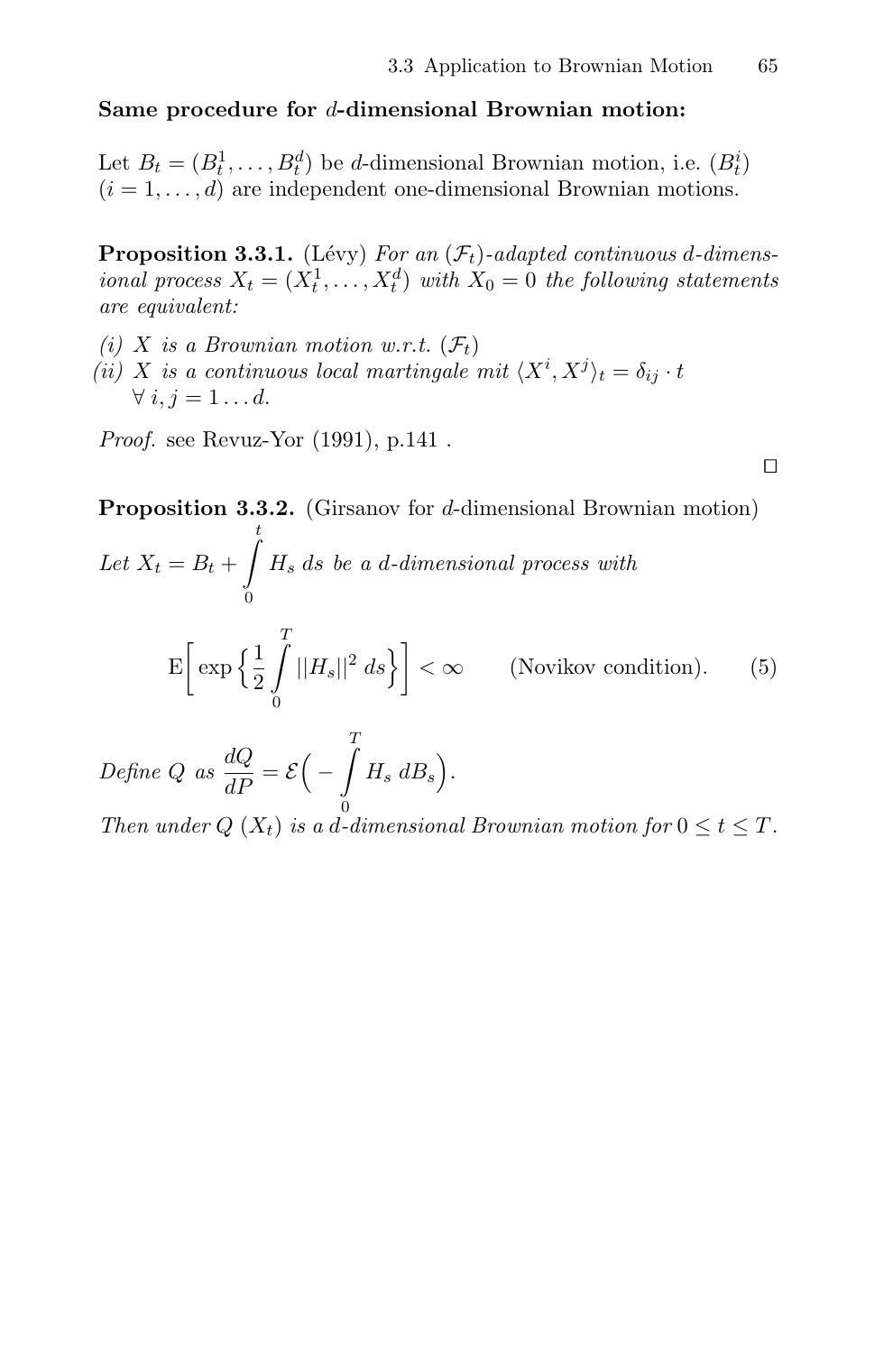**Same procedure for $d$-dimensional Brownian motion:**

Let $B_t = (B_t^1, \ldots, B_t^d)$ be $d$-dimensional Brownian motion, i.e. $(B_t^i)$ $(i = 1, \ldots, d)$ are independent one-dimensional Brownian motions.

**Proposition 3.3.1.** (Lévy) *For an $(\mathcal{F}_t)$-adapted continuous $d$-dimensional process $X_t = (X_t^1, \ldots, X_t^d)$ with $X_0 = 0$ the following statements are equivalent:*

*(i) $X$ is a Brownian motion w.r.t. $(\mathcal{F}_t)$*
*(ii) $X$ is a continuous local martingale mit $\langle X^i, X^j \rangle_t = \delta_{ij} \cdot t$ $\forall\, i, j = 1 \ldots d$.*

*Proof.* see Revuz-Yor (1991), p.141 .

□

**Proposition 3.3.2.** (Girsanov for $d$-dimensional Brownian motion)
*Let $X_t = B_t + \int\limits_0^t H_s \, ds$ be a $d$-dimensional process with*

$$\mathrm{E}\Big[ \exp\Big\{ \frac{1}{2} \int\limits_0^T ||H_s||^2 \, ds \Big\} \Big] < \infty \qquad \text{(Novikov condition).} \qquad (5)$$

*Define $Q$ as $\dfrac{dQ}{dP} = \mathcal{E}\Big( - \int\limits_0^T H_s \, dB_s \Big)$.*
*Then under $Q$ $(X_t)$ is a $d$-dimensional Brownian motion for $0 \leq t \leq T$.*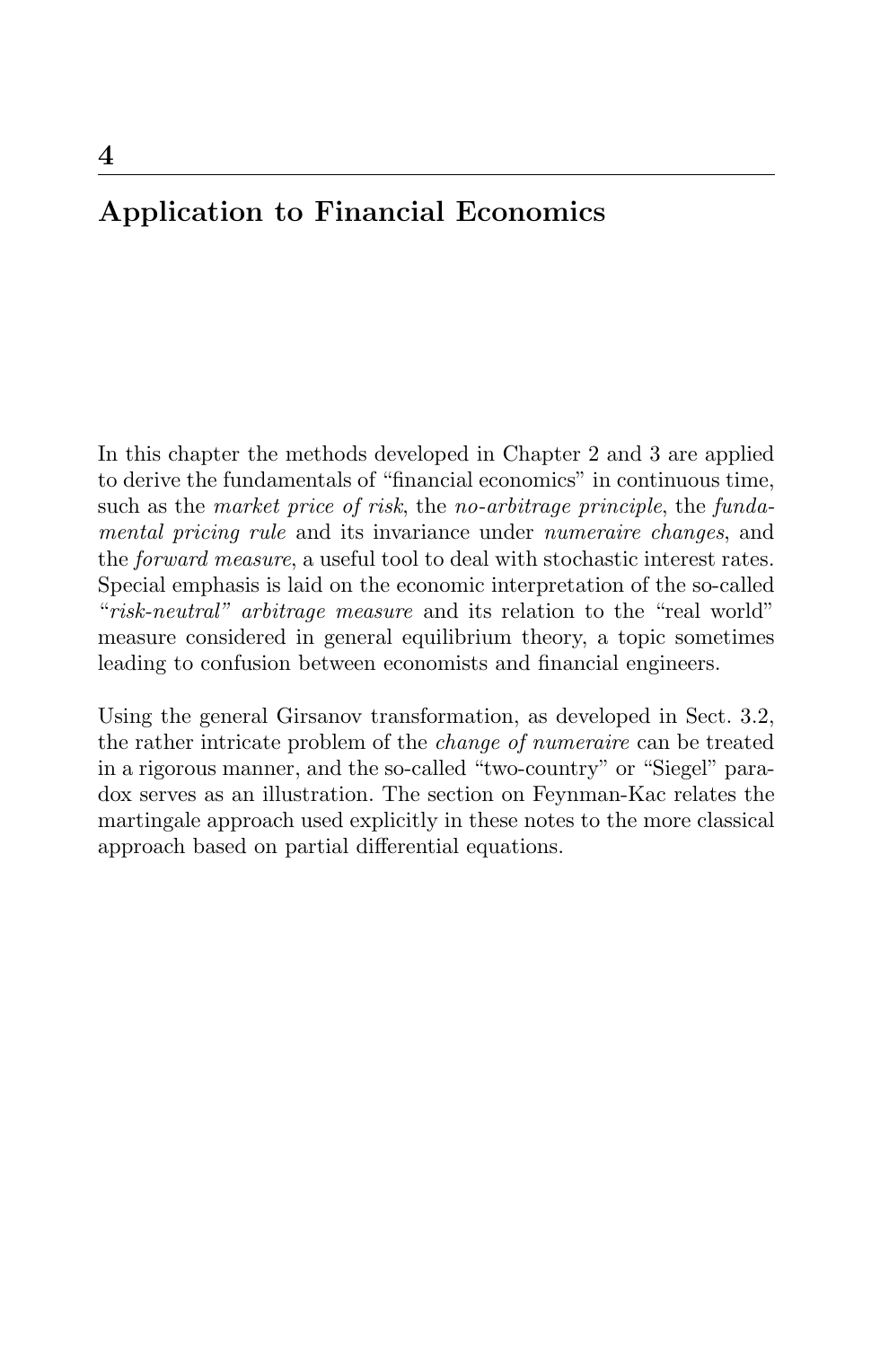# 4

# Application to Financial Economics

In this chapter the methods developed in Chapter 2 and 3 are applied to derive the fundamentals of "financial economics" in continuous time, such as the *market price of risk*, the *no-arbitrage principle*, the *fundamental pricing rule* and its invariance under *numeraire changes*, and the *forward measure*, a useful tool to deal with stochastic interest rates. Special emphasis is laid on the economic interpretation of the so-called *"risk-neutral" arbitrage measure* and its relation to the "real world" measure considered in general equilibrium theory, a topic sometimes leading to confusion between economists and financial engineers.

Using the general Girsanov transformation, as developed in Sect. 3.2, the rather intricate problem of the *change of numeraire* can be treated in a rigorous manner, and the so-called "two-country" or "Siegel" paradox serves as an illustration. The section on Feynman-Kac relates the martingale approach used explicitly in these notes to the more classical approach based on partial differential equations.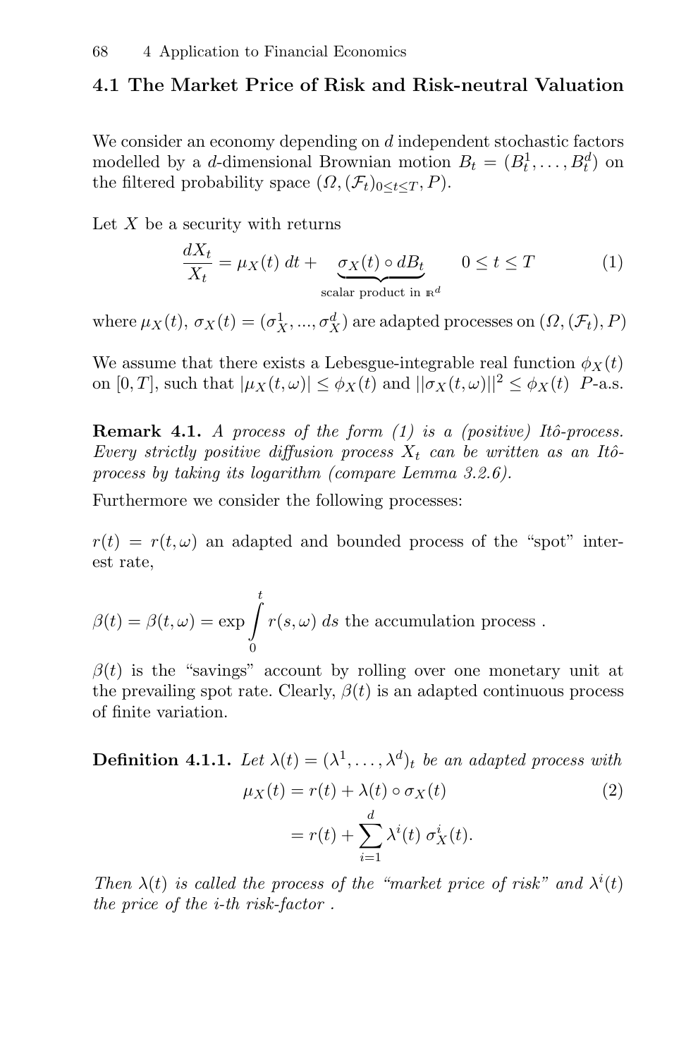## 4.1 The Market Price of Risk and Risk-neutral Valuation

We consider an economy depending on $d$ independent stochastic factors modelled by a $d$-dimensional Brownian motion $B_t = (B_t^1, \ldots, B_t^d)$ on the filtered probability space $(\Omega, (\mathcal{F}_t)_{0 \leq t \leq T}, P)$.

Let $X$ be a security with returns

$$\frac{dX_t}{X_t} = \mu_X(t)\, dt + \underbrace{\sigma_X(t) \circ dB_t}_{\text{scalar product in } \mathbb{R}^d} \qquad 0 \leq t \leq T \tag{1}$$

where $\mu_X(t)$, $\sigma_X(t) = (\sigma_X^1, ..., \sigma_X^d)$ are adapted processes on $(\Omega, (\mathcal{F}_t), P)$

We assume that there exists a Lebesgue-integrable real function $\phi_X(t)$ on $[0, T]$, such that $|\mu_X(t, \omega)| \leq \phi_X(t)$ and $||\sigma_X(t, \omega)||^2 \leq \phi_X(t)$ $P$-a.s.

**Remark 4.1.** *A process of the form (1) is a (positive) Itô-process. Every strictly positive diffusion process $X_t$ can be written as an Itô-process by taking its logarithm (compare Lemma 3.2.6).*

Furthermore we consider the following processes:

$r(t) = r(t, \omega)$ an adapted and bounded process of the "spot" interest rate,

$\beta(t) = \beta(t, \omega) = \exp \int_0^t r(s, \omega)\, ds$ the accumulation process .

$\beta(t)$ is the "savings" account by rolling over one monetary unit at the prevailing spot rate. Clearly, $\beta(t)$ is an adapted continuous process of finite variation.

**Definition 4.1.1.** *Let $\lambda(t) = (\lambda^1, \ldots, \lambda^d)_t$ be an adapted process with*

$$\begin{aligned} \mu_X(t) &= r(t) + \lambda(t) \circ \sigma_X(t) \\ &= r(t) + \sum_{i=1}^{d} \lambda^i(t)\, \sigma_X^i(t). \end{aligned} \tag{2}$$

*Then $\lambda(t)$ is called the process of the "market price of risk" and $\lambda^i(t)$ the price of the i-th risk-factor .*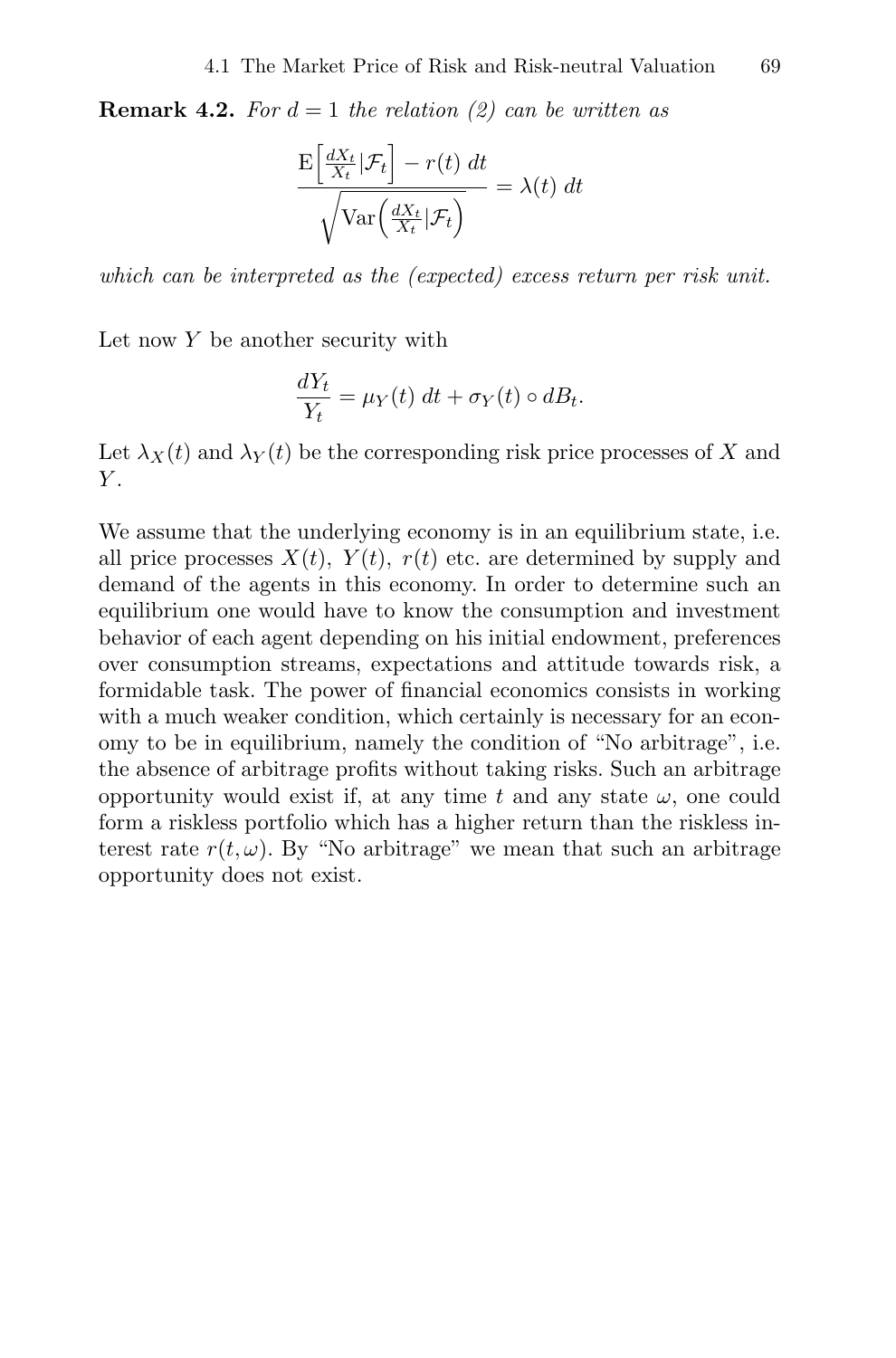**Remark 4.2.** *For $d = 1$ the relation (2) can be written as*

$$\frac{\mathrm{E}\left[\frac{dX_t}{X_t}|\mathcal{F}_t\right] - r(t)\ dt}{\sqrt{\mathrm{Var}\left(\frac{dX_t}{X_t}|\mathcal{F}_t\right)}} = \lambda(t)\ dt$$

*which can be interpreted as the (expected) excess return per risk unit.*

Let now $Y$ be another security with

$$\frac{dY_t}{Y_t} = \mu_Y(t)\ dt + \sigma_Y(t) \circ dB_t.$$

Let $\lambda_X(t)$ and $\lambda_Y(t)$ be the corresponding risk price processes of $X$ and $Y$.

We assume that the underlying economy is in an equilibrium state, i.e. all price processes $X(t),\ Y(t),\ r(t)$ etc. are determined by supply and demand of the agents in this economy. In order to determine such an equilibrium one would have to know the consumption and investment behavior of each agent depending on his initial endowment, preferences over consumption streams, expectations and attitude towards risk, a formidable task. The power of financial economics consists in working with a much weaker condition, which certainly is necessary for an economy to be in equilibrium, namely the condition of "No arbitrage", i.e. the absence of arbitrage profits without taking risks. Such an arbitrage opportunity would exist if, at any time $t$ and any state $\omega$, one could form a riskless portfolio which has a higher return than the riskless interest rate $r(t, \omega)$. By "No arbitrage" we mean that such an arbitrage opportunity does not exist.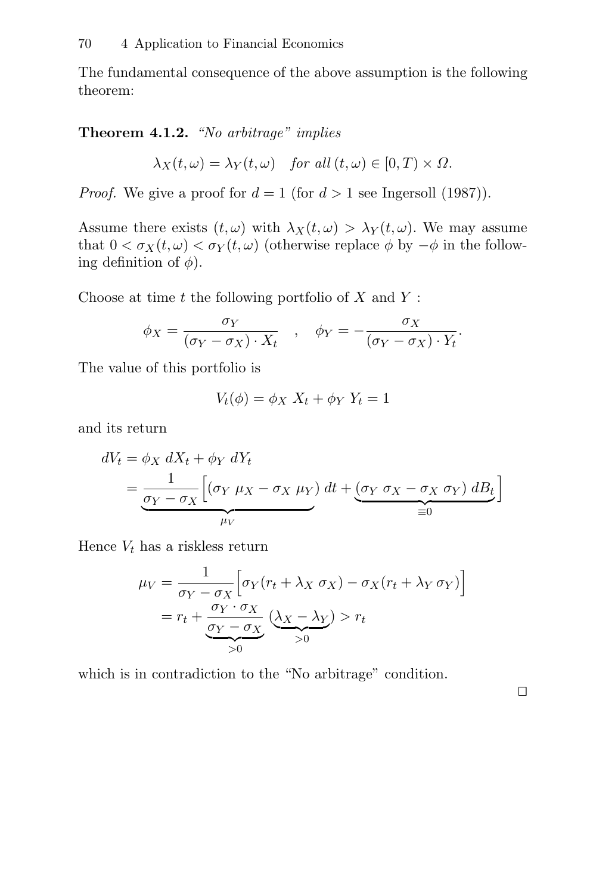The fundamental consequence of the above assumption is the following theorem:

**Theorem 4.1.2.** *"No arbitrage" implies*

$$\lambda_X(t,\omega) = \lambda_Y(t,\omega) \quad \textit{for all } (t,\omega) \in [0,T) \times \Omega.$$

*Proof.* We give a proof for $d = 1$ (for $d > 1$ see Ingersoll (1987)).

Assume there exists $(t,\omega)$ with $\lambda_X(t,\omega) > \lambda_Y(t,\omega)$. We may assume that $0 < \sigma_X(t,\omega) < \sigma_Y(t,\omega)$ (otherwise replace $\phi$ by $-\phi$ in the following definition of $\phi$).

Choose at time $t$ the following portfolio of $X$ and $Y$ :

$$\phi_X = \frac{\sigma_Y}{(\sigma_Y - \sigma_X) \cdot X_t} \quad , \quad \phi_Y = -\frac{\sigma_X}{(\sigma_Y - \sigma_X) \cdot Y_t}.$$

The value of this portfolio is

$$V_t(\phi) = \phi_X \; X_t + \phi_Y \; Y_t = 1$$

and its return

$$\begin{aligned} dV_t &= \phi_X \; dX_t + \phi_Y \; dY_t \\ &= \underbrace{\frac{1}{\sigma_Y - \sigma_X}\Big[(\sigma_Y \; \mu_X - \sigma_X \; \mu_Y)}_{\mu_V} dt + \underbrace{(\sigma_Y \; \sigma_X - \sigma_X \; \sigma_Y) \; dB_t}_{\equiv 0}\Big] \end{aligned}$$

Hence $V_t$ has a riskless return

$$\begin{aligned} \mu_V &= \frac{1}{\sigma_Y - \sigma_X}\Big[\sigma_Y(r_t + \lambda_X \; \sigma_X) - \sigma_X(r_t + \lambda_Y \; \sigma_Y)\Big] \\ &= r_t + \underbrace{\frac{\sigma_Y \cdot \sigma_X}{\sigma_Y - \sigma_X}}_{>0} \underbrace{(\lambda_X - \lambda_Y)}_{>0} > r_t \end{aligned}$$

which is in contradiction to the "No arbitrage" condition.

□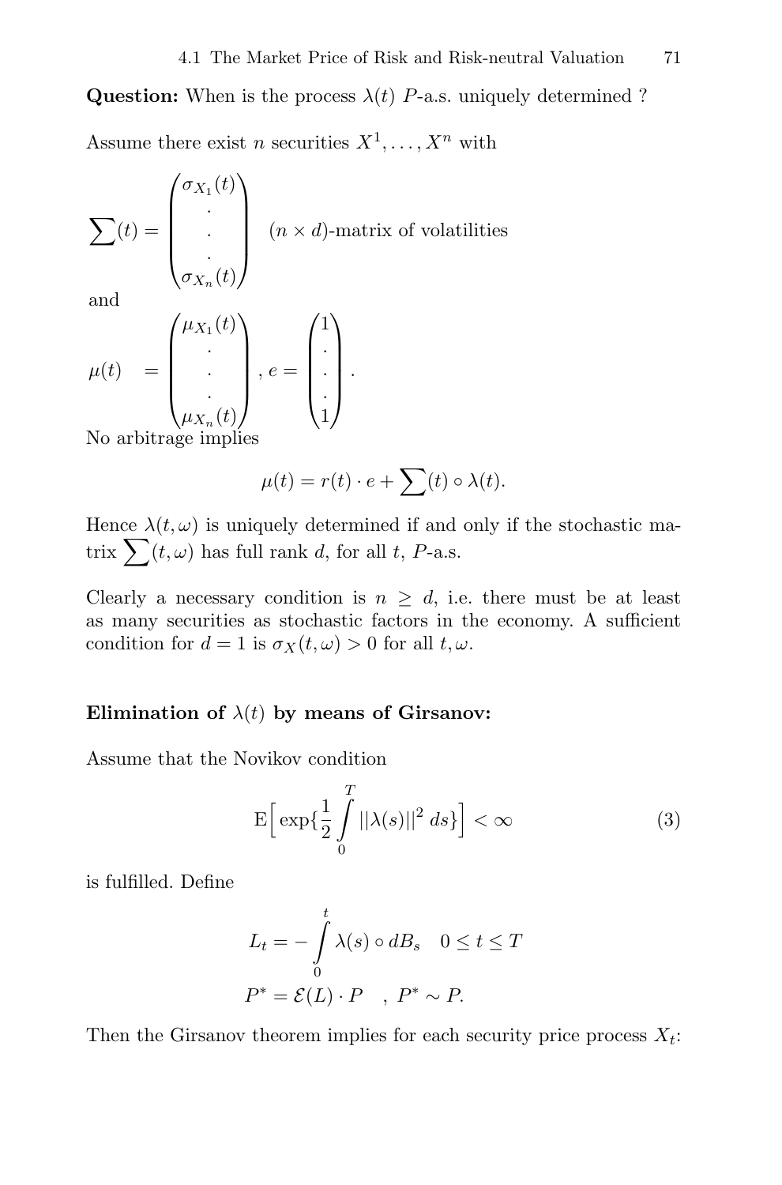**Question:** When is the process $\lambda(t)$ $P$-a.s. uniquely determined ?

Assume there exist $n$ securities $X^1, \ldots, X^n$ with

$$\sum(t) = \begin{pmatrix} \sigma_{X_1}(t) \\ \cdot \\ \cdot \\ \cdot \\ \sigma_{X_n}(t) \end{pmatrix} \quad (n \times d)\text{-matrix of volatilities}$$

and

$$\mu(t) \quad = \begin{pmatrix} \mu_{X_1}(t) \\ \cdot \\ \cdot \\ \cdot \\ \mu_{X_n}(t) \end{pmatrix}, e = \begin{pmatrix} 1 \\ \cdot \\ \cdot \\ \cdot \\ 1 \end{pmatrix}.$$

No arbitrage implies

$$\mu(t) = r(t) \cdot e + \sum(t) \circ \lambda(t).$$

Hence $\lambda(t, \omega)$ is uniquely determined if and only if the stochastic matrix $\sum(t, \omega)$ has full rank $d$, for all $t$, $P$-a.s.

Clearly a necessary condition is $n \geq d$, i.e. there must be at least as many securities as stochastic factors in the economy. A sufficient condition for $d = 1$ is $\sigma_X(t, \omega) > 0$ for all $t, \omega$.

**Elimination of $\lambda(t)$ by means of Girsanov:**

Assume that the Novikov condition

$$\mathrm{E}\Big[\exp\{\frac{1}{2}\int_0^T ||\lambda(s)||^2 \, ds\}\Big] < \infty \tag{3}$$

is fulfilled. Define

$$L_t = -\int_0^t \lambda(s) \circ dB_s \quad 0 \leq t \leq T$$

$$P^* = \mathcal{E}(L) \cdot P \quad , \; P^* \sim P.$$

Then the Girsanov theorem implies for each security price process $X_t$: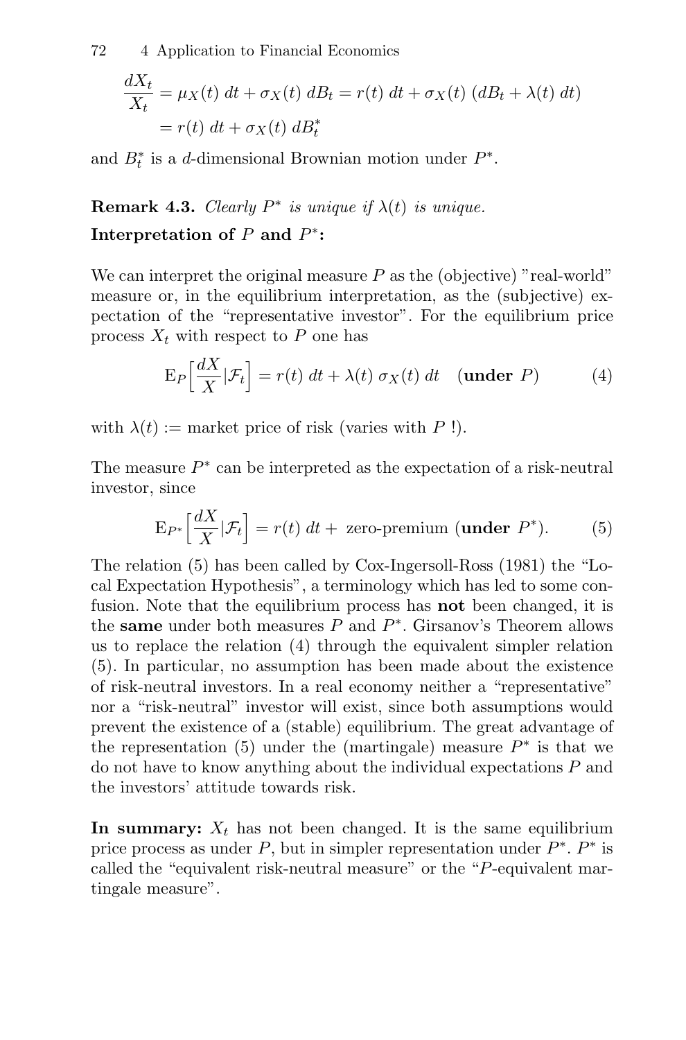$$
\begin{aligned}
\frac{dX_t}{X_t} &= \mu_X(t)\ dt + \sigma_X(t)\ dB_t = r(t)\ dt + \sigma_X(t)\ (dB_t + \lambda(t)\ dt) \\
&= r(t)\ dt + \sigma_X(t)\ dB_t^*
\end{aligned}
$$

and $B_t^*$ is a $d$-dimensional Brownian motion under $P^*$.

**Remark 4.3.** *Clearly $P^*$ is unique if $\lambda(t)$ is unique.*

**Interpretation of $P$ and $P^*$:**

We can interpret the original measure $P$ as the (objective) "real-world" measure or, in the equilibrium interpretation, as the (subjective) expectation of the "representative investor". For the equilibrium price process $X_t$ with respect to $P$ one has

$$
\mathrm{E}_P\Big[\frac{dX}{X}|\mathcal{F}_t\Big] = r(t)\ dt + \lambda(t)\ \sigma_X(t)\ dt \quad (\textbf{under } P) \tag{4}
$$

with $\lambda(t) :=$ market price of risk (varies with $P$ !).

The measure $P^*$ can be interpreted as the expectation of a risk-neutral investor, since

$$
\mathrm{E}_{P^*}\Big[\frac{dX}{X}|\mathcal{F}_t\Big] = r(t)\ dt + \text{ zero-premium } (\textbf{under } P^*). \tag{5}
$$

The relation (5) has been called by Cox-Ingersoll-Ross (1981) the "Local Expectation Hypothesis", a terminology which has led to some confusion. Note that the equilibrium process has **not** been changed, it is the **same** under both measures $P$ and $P^*$. Girsanov's Theorem allows us to replace the relation (4) through the equivalent simpler relation (5). In particular, no assumption has been made about the existence of risk-neutral investors. In a real economy neither a "representative" nor a "risk-neutral" investor will exist, since both assumptions would prevent the existence of a (stable) equilibrium. The great advantage of the representation (5) under the (martingale) measure $P^*$ is that we do not have to know anything about the individual expectations $P$ and the investors' attitude towards risk.

**In summary:** $X_t$ has not been changed. It is the same equilibrium price process as under $P$, but in simpler representation under $P^*$. $P^*$ is called the "equivalent risk-neutral measure" or the "$P$-equivalent martingale measure".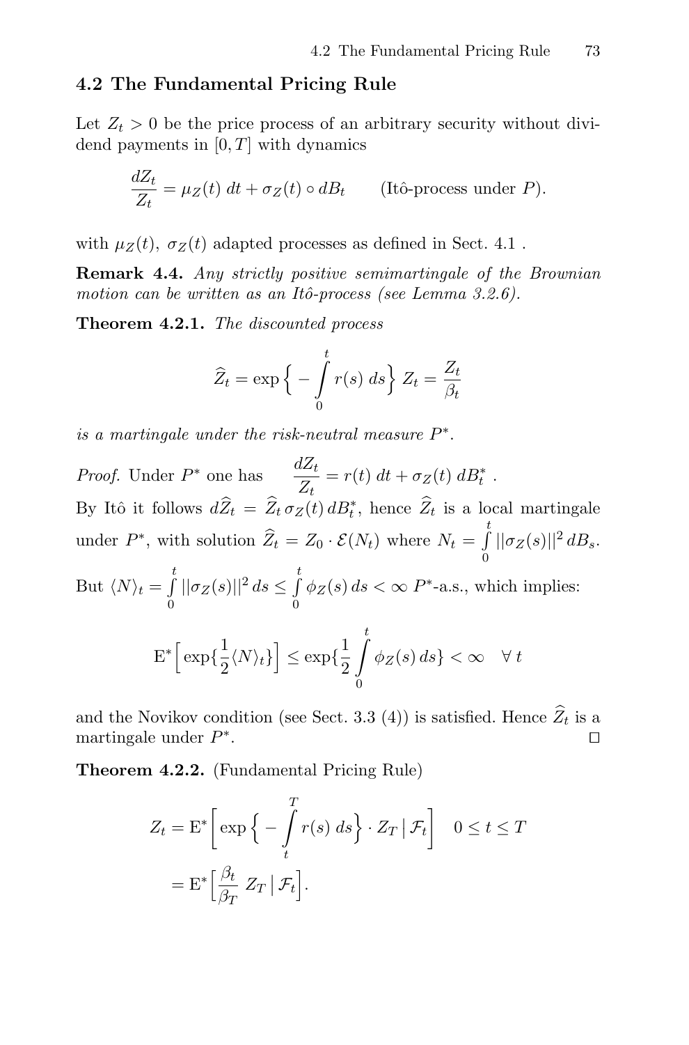## 4.2 The Fundamental Pricing Rule

Let $Z_t > 0$ be the price process of an arbitrary security without dividend payments in $[0, T]$ with dynamics

$$\frac{dZ_t}{Z_t} = \mu_Z(t)\, dt + \sigma_Z(t) \circ dB_t \qquad \text{(Itô-process under } P\text{)}.$$

with $\mu_Z(t)$, $\sigma_Z(t)$ adapted processes as defined in Sect. 4.1 .

**Remark 4.4.** *Any strictly positive semimartingale of the Brownian motion can be written as an Itô-process (see Lemma 3.2.6).*

**Theorem 4.2.1.** *The discounted process*

$$\widehat{Z}_t = \exp\Big\{ -\int_0^t r(s)\, ds \Big\}\, Z_t = \frac{Z_t}{\beta_t}$$

*is a martingale under the risk-neutral measure $P^*$.*

*Proof.* Under $P^*$ one has $\quad \dfrac{dZ_t}{Z_t} = r(t)\, dt + \sigma_Z(t)\, dB^*_t$ .
By Itô it follows $d\widehat{Z}_t = \widehat{Z}_t\, \sigma_Z(t)\, dB^*_t$, hence $\widehat{Z}_t$ is a local martingale under $P^*$, with solution $\widehat{Z}_t = Z_0 \cdot \mathcal{E}(N_t)$ where $N_t = \int_0^t ||\sigma_Z(s)||^2\, dB_s$.
But $\langle N \rangle_t = \int_0^t ||\sigma_Z(s)||^2\, ds \leq \int_0^t \phi_Z(s)\, ds < \infty$ $P^*$-a.s., which implies:

$$\mathrm{E}^*\Big[ \exp\{\frac{1}{2}\langle N \rangle_t\}\Big] \leq \exp\{\frac{1}{2}\int_0^t \phi_Z(s)\, ds\} < \infty \quad \forall\, t$$

and the Novikov condition (see Sect. 3.3 (4)) is satisfied. Hence $\widehat{Z}_t$ is a martingale under $P^*$. $\square$

**Theorem 4.2.2.** (Fundamental Pricing Rule)

$$\begin{aligned} Z_t &= \mathrm{E}^*\Big[ \exp\Big\{ -\int_t^T r(s)\, ds \Big\} \cdot Z_T \,\Big|\, \mathcal{F}_t \Big] \quad 0 \leq t \leq T \\ &= \mathrm{E}^*\Big[ \frac{\beta_t}{\beta_T}\, Z_T \,\Big|\, \mathcal{F}_t \Big]. \end{aligned}$$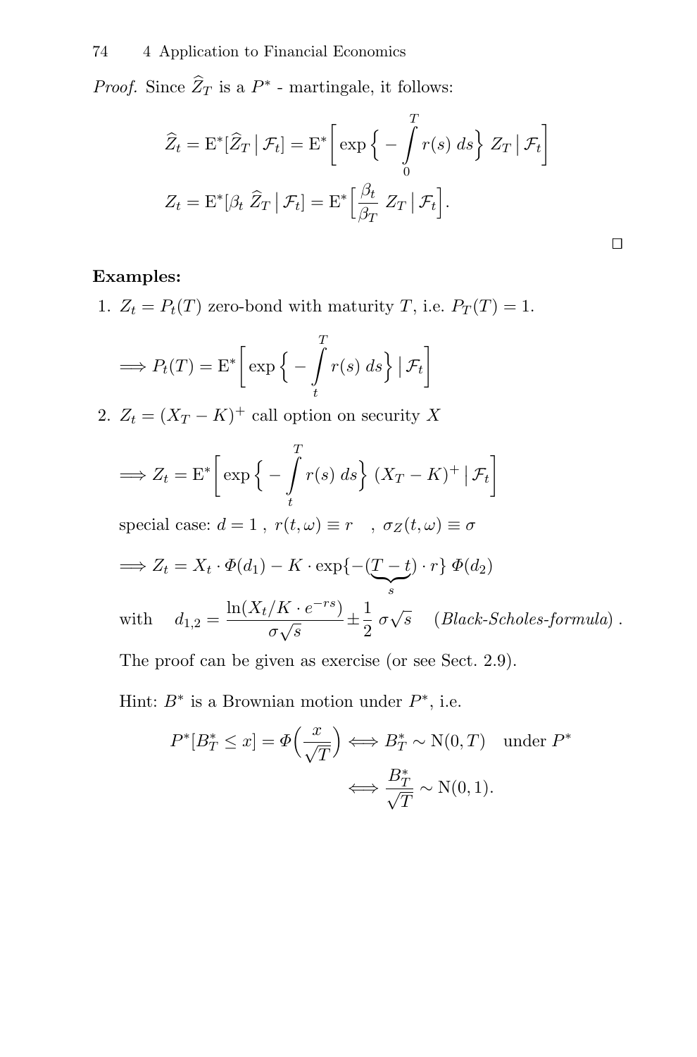*Proof.* Since $\widehat{Z}_T$ is a $P^*$ - martingale, it follows:

$$\widehat{Z}_t = \mathrm{E}^*[\widehat{Z}_T \,|\, \mathcal{F}_t] = \mathrm{E}^*\Big[\exp\Big\{-\int_0^T r(s)\,ds\Big\}\, Z_T \,\Big|\, \mathcal{F}_t\Big]$$

$$Z_t = \mathrm{E}^*[\beta_t\, \widehat{Z}_T \,|\, \mathcal{F}_t] = \mathrm{E}^*\Big[\frac{\beta_t}{\beta_T}\, Z_T \,\Big|\, \mathcal{F}_t\Big].$$

□

**Examples:**

1. $Z_t = P_t(T)$ zero-bond with maturity $T$, i.e. $P_T(T) = 1$.

$$\Longrightarrow P_t(T) = \mathrm{E}^*\Big[\exp\Big\{-\int_t^T r(s)\,ds\Big\} \,\Big|\, \mathcal{F}_t\Big]$$

2. $Z_t = (X_T - K)^+$ call option on security $X$

$$\Longrightarrow Z_t = \mathrm{E}^*\Big[\exp\Big\{-\int_t^T r(s)\,ds\Big\}\, (X_T - K)^+ \,\Big|\, \mathcal{F}_t\Big]$$

special case: $d = 1$ , $r(t,\omega) \equiv r$ , $\sigma_Z(t,\omega) \equiv \sigma$

$$\Longrightarrow Z_t = X_t \cdot \Phi(d_1) - K \cdot \exp\{-\underbrace{(T-t)}_{s} \cdot r\}\, \Phi(d_2)$$

with $\quad d_{1,2} = \dfrac{\ln(X_t/K \cdot e^{-rs})}{\sigma\sqrt{s}} \pm \dfrac{1}{2}\,\sigma\sqrt{s} \quad$ (*Black-Scholes-formula*) .

The proof can be given as exercise (or see Sect. 2.9).

Hint: $B^*$ is a Brownian motion under $P^*$, i.e.

$$P^*[B^*_T \le x] = \Phi\Big(\frac{x}{\sqrt{T}}\Big) \Longleftrightarrow B^*_T \sim \mathrm{N}(0,T) \quad \text{under } P^*$$

$$\Longleftrightarrow \frac{B^*_T}{\sqrt{T}} \sim \mathrm{N}(0,1).$$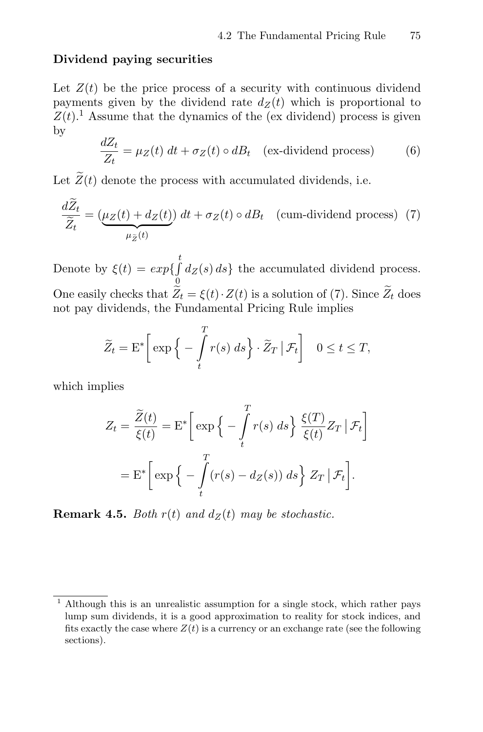### Dividend paying securities

Let $Z(t)$ be the price process of a security with continuous dividend payments given by the dividend rate $d_Z(t)$ which is proportional to $Z(t)$.[1] Assume that the dynamics of the (ex dividend) process is given by

$$\frac{dZ_t}{Z_t} = \mu_Z(t)\; dt + \sigma_Z(t) \circ dB_t \quad \text{(ex-dividend process)} \tag{6}$$

Let $\widetilde{Z}(t)$ denote the process with accumulated dividends, i.e.

$$\frac{d\widetilde{Z}_t}{\widetilde{Z}_t} = \underbrace{(\mu_Z(t) + d_Z(t))}_{\mu_{\widetilde{Z}}(t)}\; dt + \sigma_Z(t) \circ dB_t \quad \text{(cum-dividend process)} \tag{7}$$

Denote by $\xi(t) = exp\{\int\limits_0^t d_Z(s)\, ds\}$ the accumulated dividend process. One easily checks that $\widetilde{Z}_t = \xi(t) \cdot Z(t)$ is a solution of (7). Since $\widetilde{Z}_t$ does not pay dividends, the Fundamental Pricing Rule implies

$$\widetilde{Z}_t = \mathrm{E}^*\Big[\exp\Big\{ -\int\limits_t^T r(s)\; ds\Big\} \cdot \widetilde{Z}_T \,\Big|\, \mathcal{F}_t\Big] \quad 0 \le t \le T,$$

which implies

$$\begin{aligned} Z_t = \frac{\widetilde{Z}(t)}{\xi(t)} &= \mathrm{E}^*\Big[\exp\Big\{ -\int\limits_t^T r(s)\; ds\Big\}\; \frac{\xi(T)}{\xi(t)} Z_T \,\Big|\, \mathcal{F}_t\Big] \\ &= \mathrm{E}^*\Big[\exp\Big\{ -\int\limits_t^T (r(s) - d_Z(s))\; ds\Big\}\; Z_T \,\Big|\, \mathcal{F}_t\Big]. \end{aligned}$$

**Remark 4.5.** *Both $r(t)$ and $d_Z(t)$ may be stochastic.*

---

[1] Although this is an unrealistic assumption for a single stock, which rather pays lump sum dividends, it is a good approximation to reality for stock indices, and fits exactly the case where $Z(t)$ is a currency or an exchange rate (see the following sections).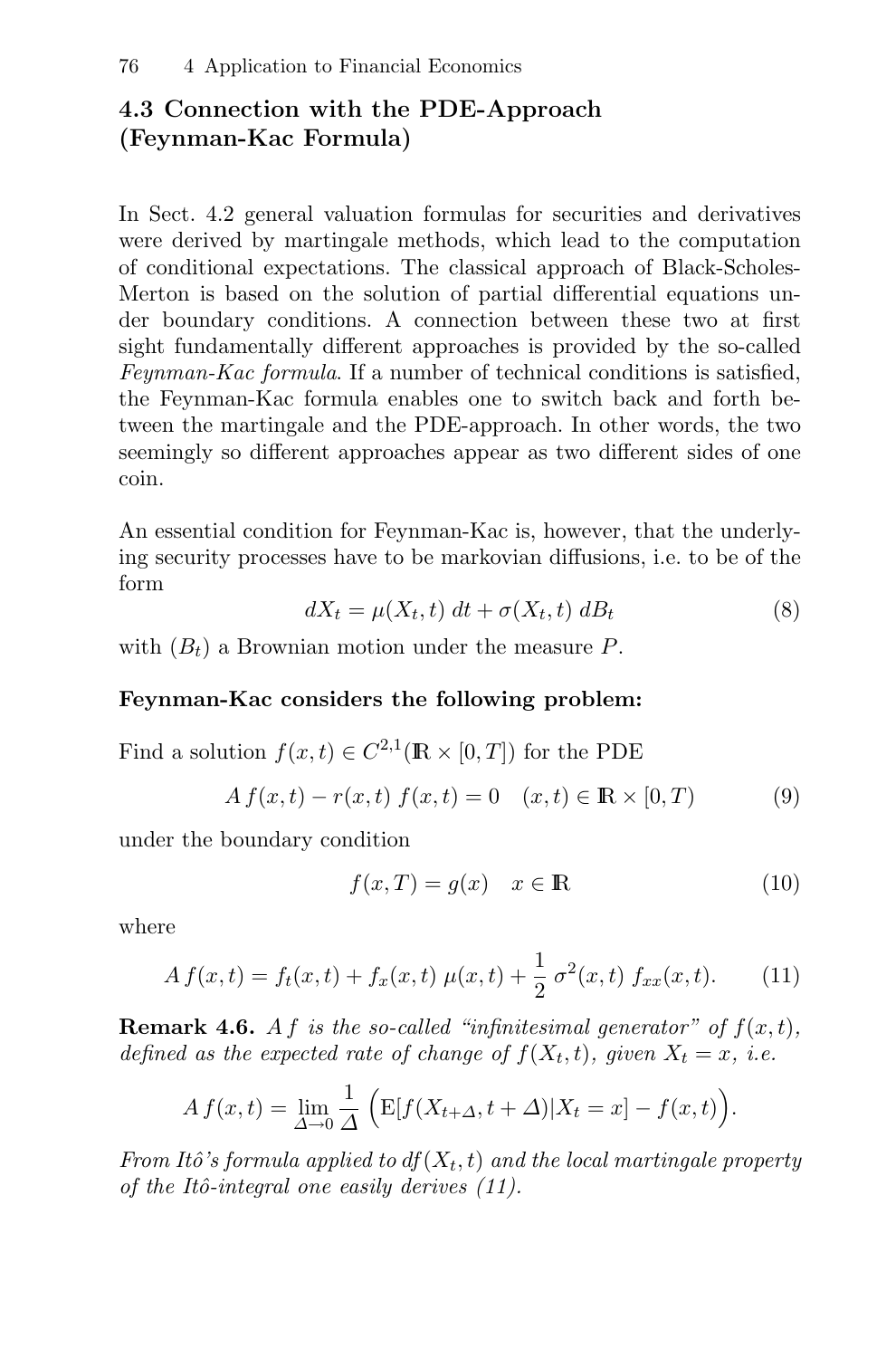## 4.3 Connection with the PDE-Approach (Feynman-Kac Formula)

In Sect. 4.2 general valuation formulas for securities and derivatives were derived by martingale methods, which lead to the computation of conditional expectations. The classical approach of Black-Scholes-Merton is based on the solution of partial differential equations under boundary conditions. A connection between these two at first sight fundamentally different approaches is provided by the so-called *Feynman-Kac formula*. If a number of technical conditions is satisfied, the Feynman-Kac formula enables one to switch back and forth between the martingale and the PDE-approach. In other words, the two seemingly so different approaches appear as two different sides of one coin.

An essential condition for Feynman-Kac is, however, that the underlying security processes have to be markovian diffusions, i.e. to be of the form

$$dX_t = \mu(X_t, t)\, dt + \sigma(X_t, t)\, dB_t \tag{8}$$

with $(B_t)$ a Brownian motion under the measure $P$.

**Feynman-Kac considers the following problem:**

Find a solution $f(x,t) \in C^{2,1}(\mathbb{R} \times [0,T])$ for the PDE

$$A\, f(x,t) - r(x,t)\, f(x,t) = 0 \quad (x,t) \in \mathbb{R} \times [0,T) \tag{9}$$

under the boundary condition

$$f(x,T) = g(x) \quad x \in \mathbb{R} \tag{10}$$

where

$$A\, f(x,t) = f_t(x,t) + f_x(x,t)\, \mu(x,t) + \frac{1}{2}\, \sigma^2(x,t)\, f_{xx}(x,t). \tag{11}$$

**Remark 4.6.** *$A\,f$ is the so-called "infinitesimal generator" of $f(x,t)$, defined as the expected rate of change of $f(X_t,t)$, given $X_t = x$, i.e.*

$$A\, f(x,t) = \lim_{\Delta \to 0} \frac{1}{\Delta} \Big( \mathrm{E}[f(X_{t+\Delta}, t+\Delta) | X_t = x] - f(x,t) \Big).$$

*From Itô's formula applied to $df(X_t,t)$ and the local martingale property of the Itô-integral one easily derives (11).*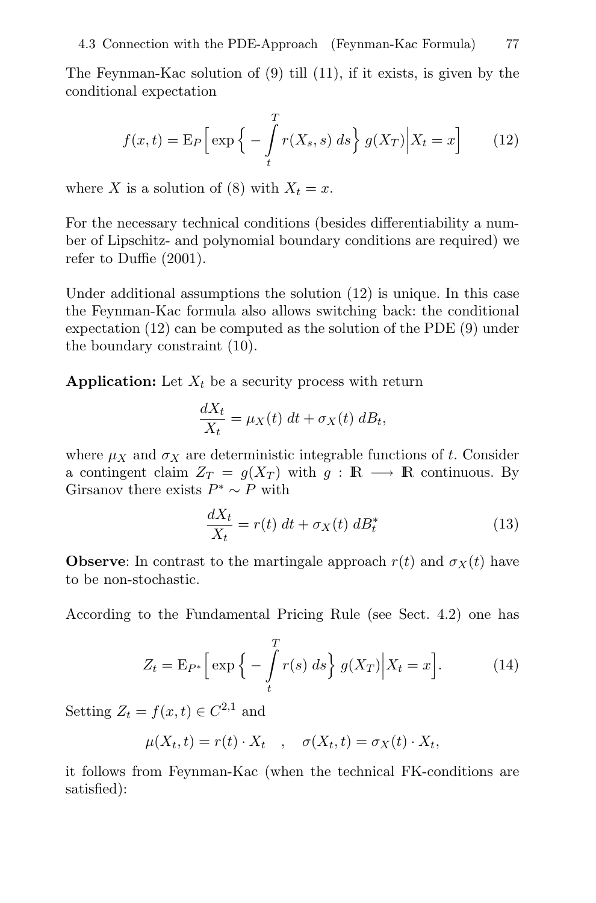The Feynman-Kac solution of (9) till (11), if it exists, is given by the conditional expectation

$$
f(x,t) = \mathrm{E}_P\Big[\exp\Big\{-\int_t^T r(X_s,s)\,ds\Big\}\,g(X_T)\Big|X_t = x\Big] \tag{12}
$$

where $X$ is a solution of (8) with $X_t = x$.

For the necessary technical conditions (besides differentiability a number of Lipschitz- and polynomial boundary conditions are required) we refer to Duffie (2001).

Under additional assumptions the solution (12) is unique. In this case the Feynman-Kac formula also allows switching back: the conditional expectation (12) can be computed as the solution of the PDE (9) under the boundary constraint (10).

**Application:** Let $X_t$ be a security process with return

$$
\frac{dX_t}{X_t} = \mu_X(t)\,dt + \sigma_X(t)\,dB_t,
$$

where $\mu_X$ and $\sigma_X$ are deterministic integrable functions of $t$. Consider a contingent claim $Z_T = g(X_T)$ with $g : \mathbb{R} \longrightarrow \mathbb{R}$ continuous. By Girsanov there exists $P^* \sim P$ with

$$
\frac{dX_t}{X_t} = r(t)\,dt + \sigma_X(t)\,dB_t^* \tag{13}
$$

**Observe**: In contrast to the martingale approach $r(t)$ and $\sigma_X(t)$ have to be non-stochastic.

According to the Fundamental Pricing Rule (see Sect. 4.2) one has

$$
Z_t = \mathrm{E}_{P^*}\Big[\exp\Big\{-\int_t^T r(s)\,ds\Big\}\,g(X_T)\Big|X_t = x\Big]. \tag{14}
$$

Setting $Z_t = f(x,t) \in C^{2,1}$ and

$$
\mu(X_t,t) = r(t)\cdot X_t \quad , \quad \sigma(X_t,t) = \sigma_X(t)\cdot X_t,
$$

it follows from Feynman-Kac (when the technical FK-conditions are satisfied):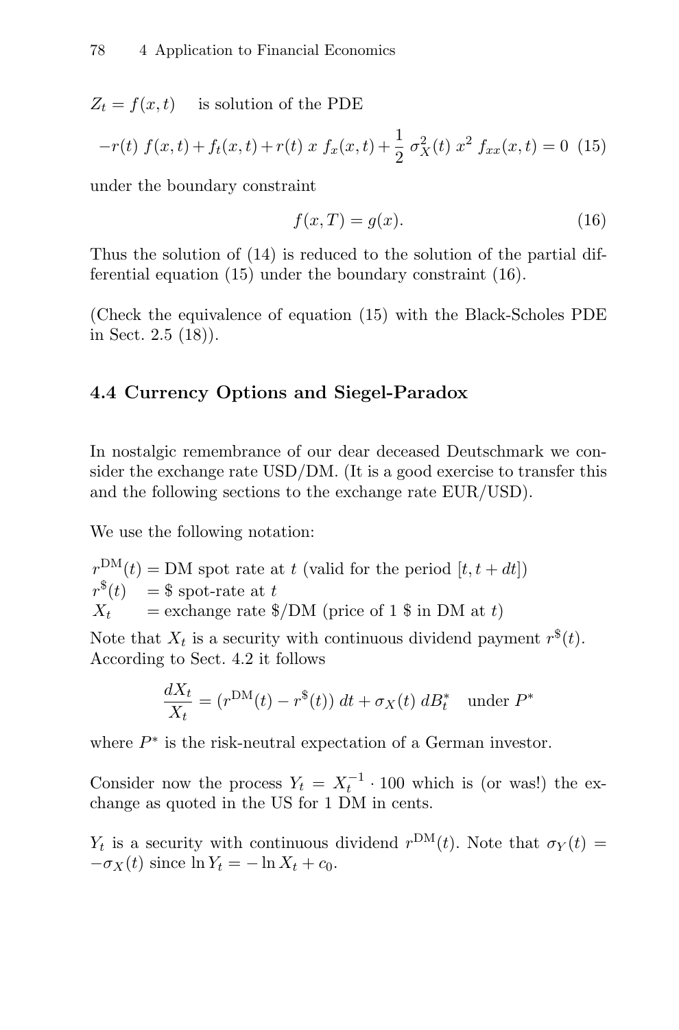$Z_t = f(x,t)$ is solution of the PDE

$$-r(t)\ f(x,t) + f_t(x,t) + r(t)\ x\ f_x(x,t) + \frac{1}{2}\ \sigma_X^2(t)\ x^2\ f_{xx}(x,t) = 0 \quad (15)$$

under the boundary constraint

$$f(x,T) = g(x). \quad (16)$$

Thus the solution of (14) is reduced to the solution of the partial differential equation (15) under the boundary constraint (16).

(Check the equivalence of equation (15) with the Black-Scholes PDE in Sect. 2.5 (18)).

## 4.4 Currency Options and Siegel-Paradox

In nostalgic remembrance of our dear deceased Deutschmark we consider the exchange rate USD/DM. (It is a good exercise to transfer this and the following sections to the exchange rate EUR/USD).

We use the following notation:

$r^{\text{DM}}(t)$ = DM spot rate at $t$ (valid for the period $[t, t+dt]$)
$r^{\$}(t)$ = \$ spot-rate at $t$
$X_t$ = exchange rate \$/DM (price of 1 \$ in DM at $t$)

Note that $X_t$ is a security with continuous dividend payment $r^{\$}(t)$. According to Sect. 4.2 it follows

$$\frac{dX_t}{X_t} = (r^{\text{DM}}(t) - r^{\$}(t))\ dt + \sigma_X(t)\ dB_t^* \quad \text{under } P^*$$

where $P^*$ is the risk-neutral expectation of a German investor.

Consider now the process $Y_t = X_t^{-1} \cdot 100$ which is (or was!) the exchange as quoted in the US for 1 DM in cents.

$Y_t$ is a security with continuous dividend $r^{\text{DM}}(t)$. Note that $\sigma_Y(t) = -\sigma_X(t)$ since $\ln Y_t = -\ln X_t + c_0$.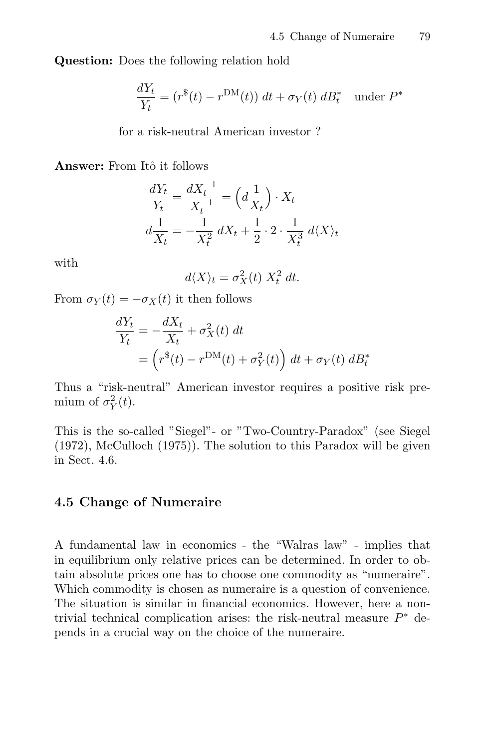**Question:** Does the following relation hold

$$\frac{dY_t}{Y_t} = (r^{\$}(t) - r^{\mathrm{DM}}(t))\; dt + \sigma_Y(t)\; dB_t^* \quad \text{under } P^*$$

for a risk-neutral American investor ?

**Answer:** From Itô it follows

$$\frac{dY_t}{Y_t} = \frac{dX_t^{-1}}{X_t^{-1}} = \left(d\frac{1}{X_t}\right) \cdot X_t$$

$$d\frac{1}{X_t} = -\frac{1}{X_t^2}\; dX_t + \frac{1}{2} \cdot 2 \cdot \frac{1}{X_t^3}\; d\langle X\rangle_t$$

with

$$d\langle X\rangle_t = \sigma_X^2(t)\; X_t^2\; dt.$$

From $\sigma_Y(t) = -\sigma_X(t)$ it then follows

$$\begin{aligned}\frac{dY_t}{Y_t} &= -\frac{dX_t}{X_t} + \sigma_X^2(t)\; dt \\ &= \left(r^{\$}(t) - r^{\mathrm{DM}}(t) + \sigma_Y^2(t)\right)\, dt + \sigma_Y(t)\; dB_t^*\end{aligned}$$

Thus a "risk-neutral" American investor requires a positive risk premium of $\sigma_Y^2(t)$.

This is the so-called "Siegel"- or "Two-Country-Paradox" (see Siegel (1972), McCulloch (1975)). The solution to this Paradox will be given in Sect. 4.6.

### 4.5 Change of Numeraire

A fundamental law in economics - the "Walras law" - implies that in equilibrium only relative prices can be determined. In order to obtain absolute prices one has to choose one commodity as "numeraire". Which commodity is chosen as numeraire is a question of convenience. The situation is similar in financial economics. However, here a non-trivial technical complication arises: the risk-neutral measure $P^*$ depends in a crucial way on the choice of the numeraire.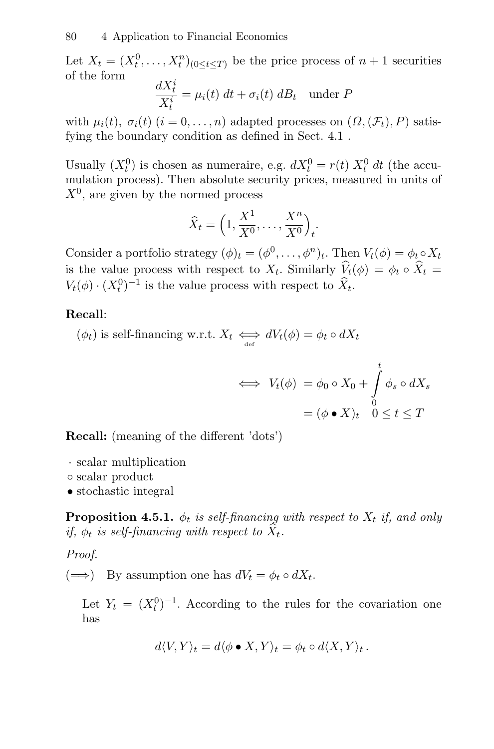Let $X_t = (X_t^0, \ldots, X_t^n)_{(0 \le t \le T)}$ be the price process of $n+1$ securities of the form

$$\frac{dX_t^i}{X_t^i} = \mu_i(t)\ dt + \sigma_i(t)\ dB_t \quad \text{under } P$$

with $\mu_i(t),\ \sigma_i(t)\ (i = 0, \ldots, n)$ adapted processes on $(\Omega, (\mathcal{F}_t), P)$ satisfying the boundary condition as defined in Sect. 4.1 .

Usually $(X_t^0)$ is chosen as numeraire, e.g. $dX_t^0 = r(t)\ X_t^0\ dt$ (the accumulation process). Then absolute security prices, measured in units of $X^0$, are given by the normed process

$$\widehat{X}_t = \Big(1, \frac{X^1}{X^0}, \ldots, \frac{X^n}{X^0}\Big)_t.$$

Consider a portfolio strategy $(\phi)_t = (\phi^0, \ldots, \phi^n)_t$. Then $V_t(\phi) = \phi_t \circ X_t$ is the value process with respect to $X_t$. Similarly $\widehat{V}_t(\phi) = \phi_t \circ \widehat{X}_t = V_t(\phi) \cdot (X_t^0)^{-1}$ is the value process with respect to $\widehat{X}_t$.

**Recall**:

$(\phi_t)$ is self-financing w.r.t. $X_t \underset{\text{def}}{\iff} dV_t(\phi) = \phi_t \circ dX_t$

$$\iff V_t(\phi) = \phi_0 \circ X_0 + \int_0^t \phi_s \circ dX_s$$
$$= (\phi \bullet X)_t \quad 0 \le t \le T$$

**Recall:** (meaning of the different 'dots')

$\cdot$ scalar multiplication
$\circ$ scalar product
$\bullet$ stochastic integral

**Proposition 4.5.1.** *$\phi_t$ is self-financing with respect to $X_t$ if, and only if, $\phi_t$ is self-financing with respect to $\widehat{X}_t$.*

*Proof.*

$(\Longrightarrow)$ By assumption one has $dV_t = \phi_t \circ dX_t$.

Let $Y_t = (X_t^0)^{-1}$. According to the rules for the covariation one has

$$d\langle V, Y\rangle_t = d\langle \phi \bullet X, Y\rangle_t = \phi_t \circ d\langle X, Y\rangle_t\,.$$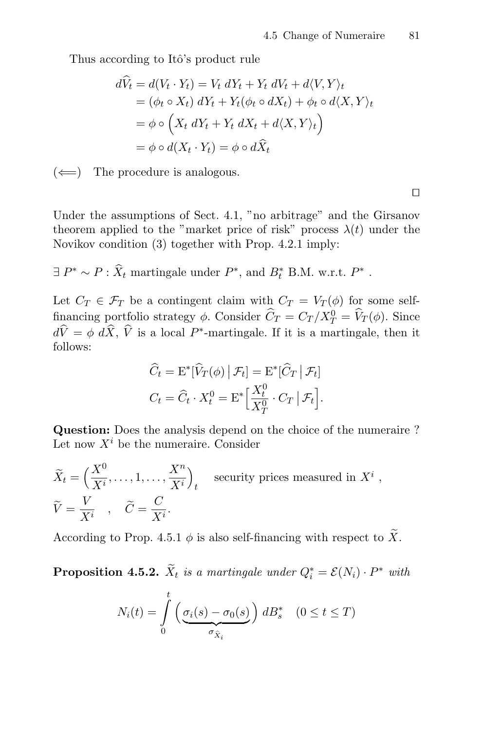Thus according to Itô's product rule

$$
\begin{aligned}
d\widehat{V}_t = d(V_t \cdot Y_t) &= V_t\, dY_t + Y_t\, dV_t + d\langle V, Y\rangle_t \\
&= (\phi_t \circ X_t)\, dY_t + Y_t(\phi_t \circ dX_t) + \phi_t \circ d\langle X, Y\rangle_t \\
&= \phi \circ \Big( X_t\, dY_t + Y_t\, dX_t + d\langle X, Y\rangle_t \Big) \\
&= \phi \circ d(X_t \cdot Y_t) = \phi \circ d\widehat{X}_t
\end{aligned}
$$

($\Longleftarrow$) The procedure is analogous.

$\square$

Under the assumptions of Sect. 4.1, "no arbitrage" and the Girsanov theorem applied to the "market price of risk" process $\lambda(t)$ under the Novikov condition (3) together with Prop. 4.2.1 imply:

$\exists\, P^* \sim P : \widehat{X}_t$ martingale under $P^*$, and $B^*_t$ B.M. w.r.t. $P^*$ .

Let $C_T \in \mathcal{F}_T$ be a contingent claim with $C_T = V_T(\phi)$ for some self-financing portfolio strategy $\phi$. Consider $\widehat{C}_T = C_T / X^0_T = \widehat{V}_T(\phi)$. Since $d\widehat{V} = \phi\; d\widehat{X}$, $\widehat{V}$ is a local $P^*$-martingale. If it is a martingale, then it follows:

$$
\begin{aligned}
\widehat{C}_t &= \mathrm{E}^*[\widehat{V}_T(\phi) \,|\, \mathcal{F}_t] = \mathrm{E}^*[\widehat{C}_T \,|\, \mathcal{F}_t] \\
C_t &= \widehat{C}_t \cdot X^0_t = \mathrm{E}^*\Big[ \frac{X^0_t}{X^0_T} \cdot C_T \,\Big|\, \mathcal{F}_t \Big].
\end{aligned}
$$

**Question:** Does the analysis depend on the choice of the numeraire ? Let now $X^i$ be the numeraire. Consider

$$
\widetilde{X}_t = \Big( \frac{X^0}{X^i}, \ldots, 1, \ldots, \frac{X^n}{X^i} \Big)_t \qquad \text{security prices measured in } X^i \,,
$$

$$
\widetilde{V} = \frac{V}{X^i} \quad , \quad \widetilde{C} = \frac{C}{X^i}.
$$

According to Prop. 4.5.1 $\phi$ is also self-financing with respect to $\widetilde{X}$.

**Proposition 4.5.2.** *$\widetilde{X}_t$ is a martingale under $Q^*_i = \mathcal{E}(N_i) \cdot P^*$ with*

$$
N_i(t) = \int_0^t \Big( \underbrace{\sigma_i(s) - \sigma_0(s)}_{\sigma_{\widehat{X}_i}} \Big)\, dB^*_s \quad (0 \le t \le T)
$$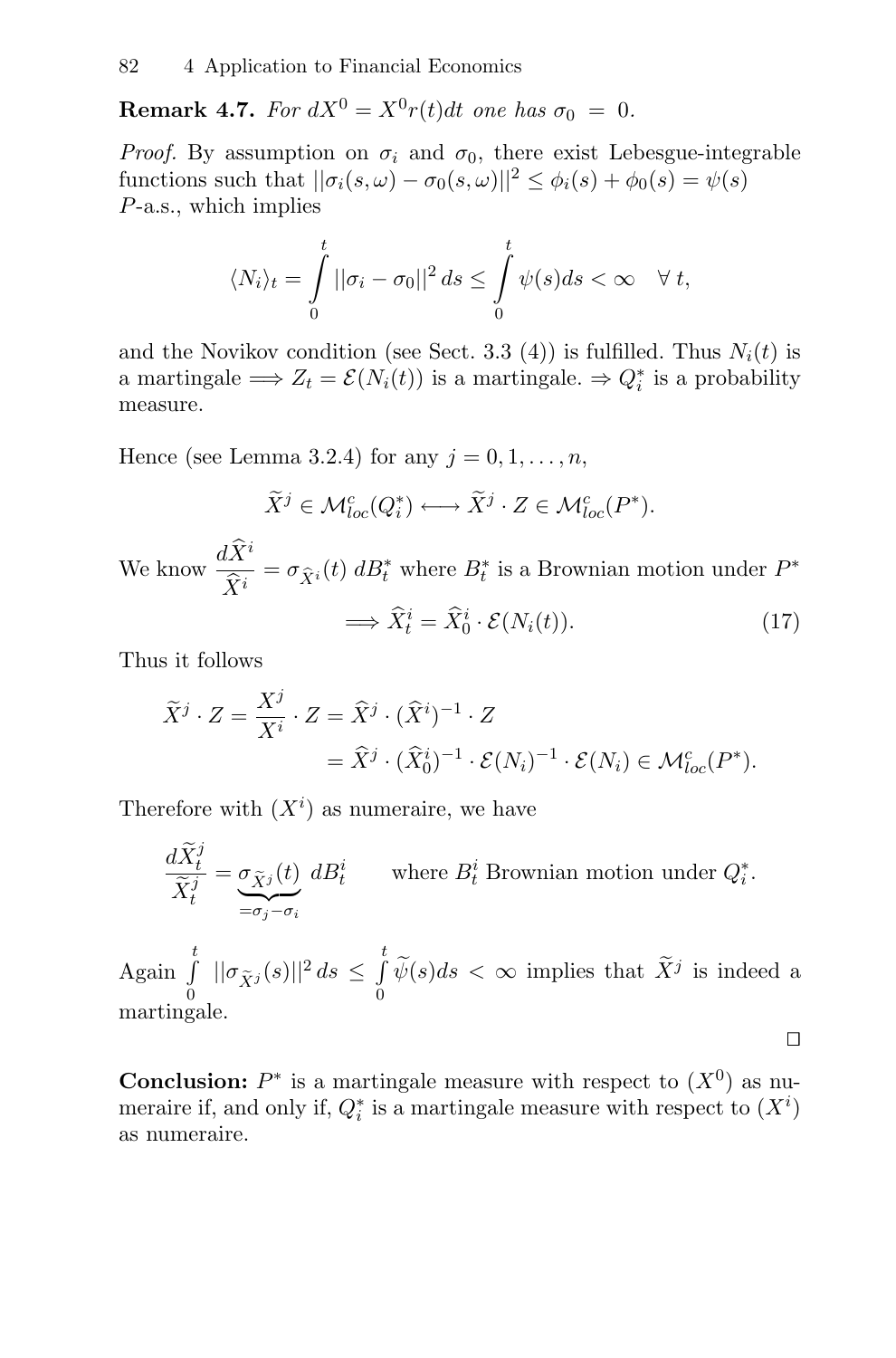**Remark 4.7.** *For $dX^0 = X^0 r(t)dt$ one has $\sigma_0 = 0$.*

*Proof.* By assumption on $\sigma_i$ and $\sigma_0$, there exist Lebesgue-integrable functions such that $||\sigma_i(s,\omega) - \sigma_0(s,\omega)||^2 \leq \phi_i(s) + \phi_0(s) = \psi(s)$ $P$-a.s., which implies

$$\langle N_i \rangle_t = \int_0^t ||\sigma_i - \sigma_0||^2 \, ds \leq \int_0^t \psi(s) ds < \infty \quad \forall\, t,$$

and the Novikov condition (see Sect. 3.3 (4)) is fulfilled. Thus $N_i(t)$ is a martingale $\Longrightarrow Z_t = \mathcal{E}(N_i(t))$ is a martingale. $\Rightarrow Q_i^*$ is a probability measure.

Hence (see Lemma 3.2.4) for any $j = 0, 1, \ldots, n$,

$$\widetilde{X}^j \in \mathcal{M}^c_{loc}(Q_i^*) \longleftrightarrow \widetilde{X}^j \cdot Z \in \mathcal{M}^c_{loc}(P^*).$$

We know $\dfrac{d\widehat{X}^i}{\widehat{X}^i} = \sigma_{\widehat{X}^i}(t)\, dB_t^*$ where $B_t^*$ is a Brownian motion under $P^*$

$$\Longrightarrow \widehat{X}_t^i = \widehat{X}_0^i \cdot \mathcal{E}(N_i(t)). \tag{17}$$

Thus it follows

$$\begin{aligned}
\widetilde{X}^j \cdot Z = \frac{X^j}{X^i} \cdot Z &= \widehat{X}^j \cdot (\widehat{X}^i)^{-1} \cdot Z \\
&= \widehat{X}^j \cdot (\widehat{X}_0^i)^{-1} \cdot \mathcal{E}(N_i)^{-1} \cdot \mathcal{E}(N_i) \in \mathcal{M}^c_{loc}(P^*).
\end{aligned}$$

Therefore with $(X^i)$ as numeraire, we have

$$\frac{d\widetilde{X}_t^j}{\widetilde{X}_t^j} = \underbrace{\sigma_{\widetilde{X}^j}(t)}_{=\sigma_j - \sigma_i}\, dB_t^i \qquad \text{where } B_t^i \text{ Brownian motion under } Q_i^*.$$

Again $\int_0^t ||\sigma_{\widetilde{X}^j}(s)||^2 \, ds \leq \int_0^t \widetilde{\psi}(s) ds < \infty$ implies that $\widetilde{X}^j$ is indeed a martingale.

□

**Conclusion:** $P^*$ is a martingale measure with respect to $(X^0)$ as numeraire if, and only if, $Q_i^*$ is a martingale measure with respect to $(X^i)$ as numeraire.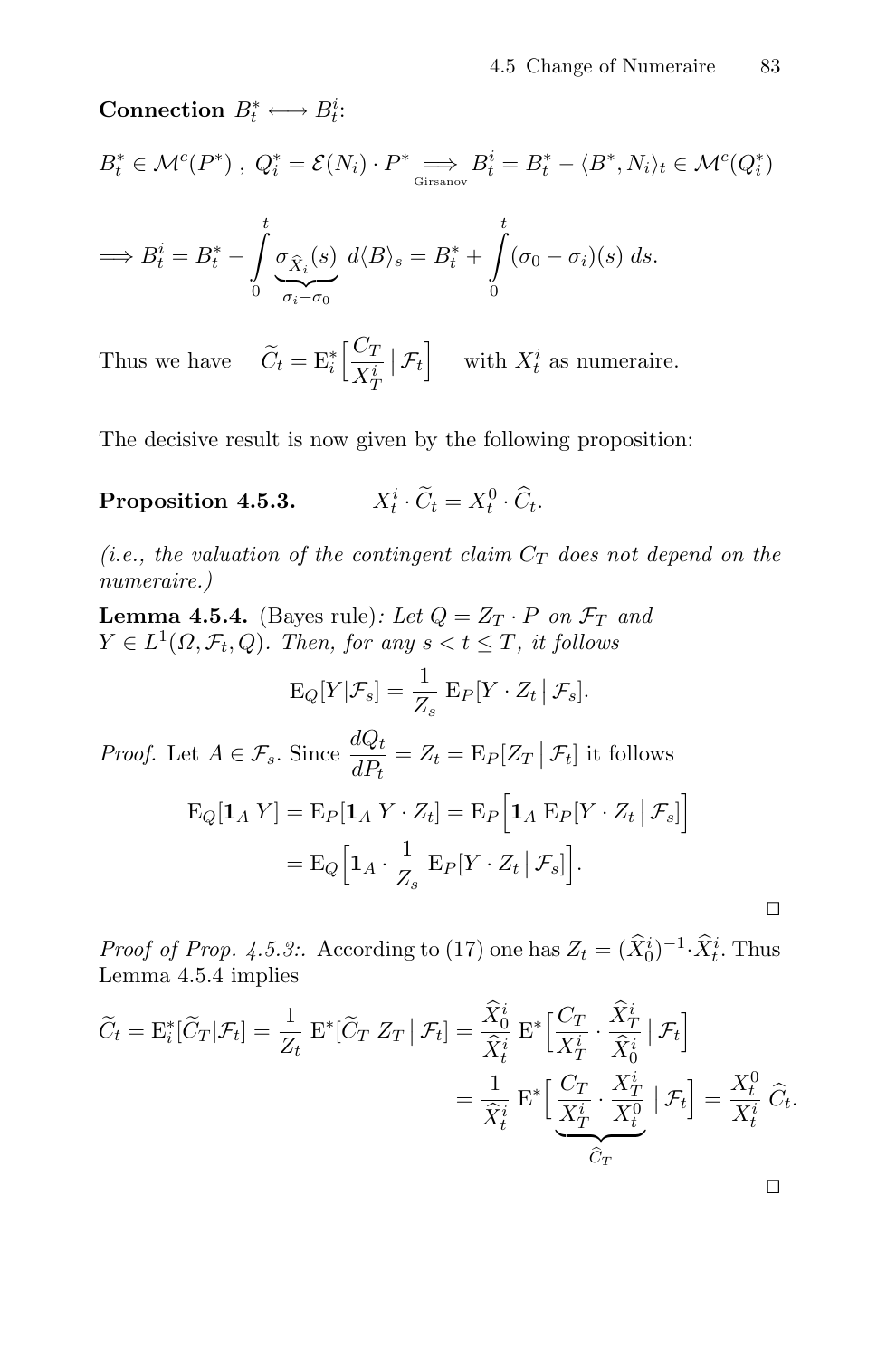**Connection** $B^*_t \longleftrightarrow B^i_t$:

$$B^*_t \in \mathcal{M}^c(P^*)\ ,\ Q^*_i = \mathcal{E}(N_i)\cdot P^* \underset{\text{Girsanov}}{\Longrightarrow} B^i_t = B^*_t - \langle B^*, N_i\rangle_t \in \mathcal{M}^c(Q^*_i)$$

$$\Longrightarrow B^i_t = B^*_t - \int_0^t \underbrace{\sigma_{\widehat{X}_i}(s)}_{\sigma_i - \sigma_0}\, d\langle B\rangle_s = B^*_t + \int_0^t (\sigma_0 - \sigma_i)(s)\, ds.$$

Thus we have $\quad \widetilde{C}_t = \mathrm{E}^*_i\Big[\dfrac{C_T}{X^i_T}\,\big|\,\mathcal{F}_t\Big] \quad$ with $X^i_t$ as numeraire.

The decisive result is now given by the following proposition:

**Proposition 4.5.3.** $\qquad X^i_t \cdot \widetilde{C}_t = X^0_t \cdot \widehat{C}_t.$

*(i.e., the valuation of the contingent claim $C_T$ does not depend on the numeraire.)*

**Lemma 4.5.4.** (Bayes rule)*: Let $Q = Z_T \cdot P$ on $\mathcal{F}_T$ and $Y \in L^1(\Omega, \mathcal{F}_t, Q)$. Then, for any $s < t \leq T$, it follows*

$$\mathrm{E}_Q[Y|\mathcal{F}_s] = \frac{1}{Z_s}\,\mathrm{E}_P[Y\cdot Z_t\,|\,\mathcal{F}_s].$$

*Proof.* Let $A \in \mathcal{F}_s$. Since $\dfrac{dQ_t}{dP_t} = Z_t = \mathrm{E}_P[Z_T\,|\,\mathcal{F}_t]$ it follows

$$\begin{aligned}
\mathrm{E}_Q[\mathbf{1}_A\, Y] &= \mathrm{E}_P[\mathbf{1}_A\, Y\cdot Z_t] = \mathrm{E}_P\Big[\mathbf{1}_A\,\mathrm{E}_P[Y\cdot Z_t\,|\,\mathcal{F}_s]\Big] \\
&= \mathrm{E}_Q\Big[\mathbf{1}_A \cdot \frac{1}{Z_s}\,\mathrm{E}_P[Y\cdot Z_t\,|\,\mathcal{F}_s]\Big].
\end{aligned}$$

□

*Proof of Prop. 4.5.3:.* According to (17) one has $Z_t = (\widehat{X}^i_0)^{-1}\cdot\widehat{X}^i_t$. Thus Lemma 4.5.4 implies

$$\begin{aligned}
\widetilde{C}_t = \mathrm{E}^*_i[\widetilde{C}_T|\mathcal{F}_t] = \frac{1}{Z_t}\,\mathrm{E}^*[\widetilde{C}_T\, Z_T\,|\,\mathcal{F}_t] &= \frac{\widehat{X}^i_0}{\widehat{X}^i_t}\,\mathrm{E}^*\Big[\frac{C_T}{X^i_T}\cdot\frac{\widehat{X}^i_T}{\widehat{X}^i_0}\,\big|\,\mathcal{F}_t\Big] \\
&= \frac{1}{\widehat{X}^i_t}\,\mathrm{E}^*\Big[\underbrace{\frac{C_T}{X^i_T}\cdot\frac{X^i_T}{X^0_t}}_{\widehat{C}_T}\,\big|\,\mathcal{F}_t\Big] = \frac{X^0_t}{X^i_t}\,\widehat{C}_t.
\end{aligned}$$

□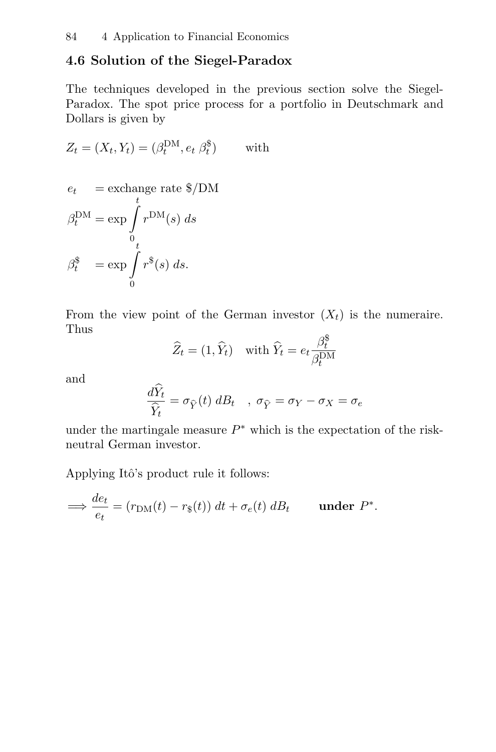## 4.6 Solution of the Siegel-Paradox

The techniques developed in the previous section solve the Siegel-Paradox. The spot price process for a portfolio in Deutschmark and Dollars is given by

$Z_t = (X_t, Y_t) = (\beta_t^{\mathrm{DM}}, e_t\, \beta_t^{\$})$ with

$$
\begin{aligned}
e_t &= \text{exchange rate \$/DM} \\
\beta_t^{\mathrm{DM}} &= \exp \int_0^t r^{\mathrm{DM}}(s)\, ds \\
\beta_t^{\$} &= \exp \int_0^t r^{\$}(s)\, ds.
\end{aligned}
$$

From the view point of the German investor $(X_t)$ is the numeraire. Thus

$$
\widehat{Z}_t = (1, \widehat{Y}_t) \quad \text{with } \widehat{Y}_t = e_t \frac{\beta_t^{\$}}{\beta_t^{\mathrm{DM}}}
$$

and

$$
\frac{d\widehat{Y}_t}{\widehat{Y}_t} = \sigma_{\widehat{Y}}(t)\, dB_t \quad , \ \sigma_{\widehat{Y}} = \sigma_Y - \sigma_X = \sigma_e
$$

under the martingale measure $P^*$ which is the expectation of the risk-neutral German investor.

Applying Itô's product rule it follows:

$$
\Longrightarrow \frac{de_t}{e_t} = (r_{\mathrm{DM}}(t) - r_{\$}(t))\, dt + \sigma_e(t)\, dB_t \qquad \textbf{under } P^*.
$$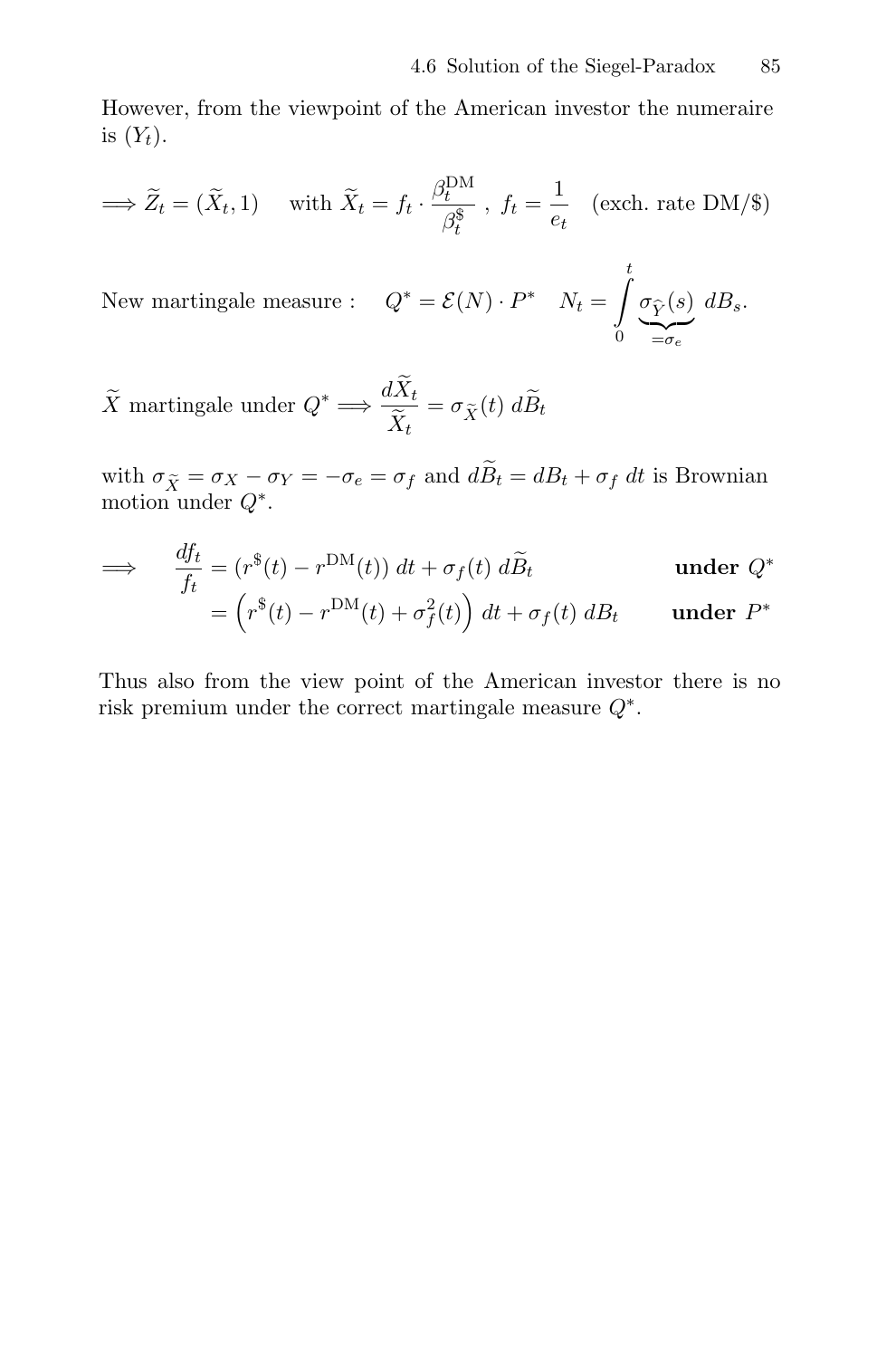However, from the viewpoint of the American investor the numeraire is $(Y_t)$.

$$\Longrightarrow \widetilde{Z}_t = (\widetilde{X}_t, 1) \quad \text{with } \widetilde{X}_t = f_t \cdot \frac{\beta_t^{\text{DM}}}{\beta_t^{\$}}\ ,\ f_t = \frac{1}{e_t} \quad \text{(exch. rate DM/\$)}$$

$$\text{New martingale measure :} \quad Q^* = \mathcal{E}(N) \cdot P^* \quad N_t = \int_0^t \underbrace{\sigma_{\widehat{Y}}(s)}_{=\sigma_e}\, dB_s.$$

$$\widetilde{X} \text{ martingale under } Q^* \Longrightarrow \frac{d\widetilde{X}_t}{\widetilde{X}_t} = \sigma_{\widetilde{X}}(t)\, d\widetilde{B}_t$$

with $\sigma_{\widetilde{X}} = \sigma_X - \sigma_Y = -\sigma_e = \sigma_f$ and $d\widetilde{B}_t = dB_t + \sigma_f\, dt$ is Brownian motion under $Q^*$.

$$\begin{aligned}
\Longrightarrow \qquad \frac{df_t}{f_t} &= (r^{\$}(t) - r^{\text{DM}}(t))\, dt + \sigma_f(t)\, d\widetilde{B}_t && \textbf{under } Q^* \\
&= \left(r^{\$}(t) - r^{\text{DM}}(t) + \sigma_f^2(t)\right) dt + \sigma_f(t)\, dB_t && \textbf{under } P^*
\end{aligned}$$

Thus also from the view point of the American investor there is no risk premium under the correct martingale measure $Q^*$.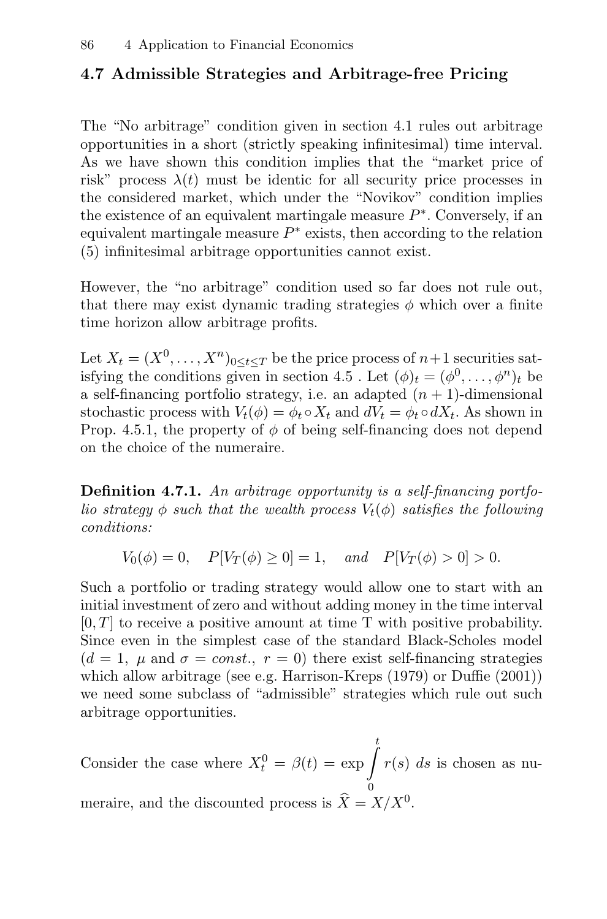## 4.7 Admissible Strategies and Arbitrage-free Pricing

The "No arbitrage" condition given in section 4.1 rules out arbitrage opportunities in a short (strictly speaking infinitesimal) time interval. As we have shown this condition implies that the "market price of risk" process $\lambda(t)$ must be identic for all security price processes in the considered market, which under the "Novikov" condition implies the existence of an equivalent martingale measure $P^*$. Conversely, if an equivalent martingale measure $P^*$ exists, then according to the relation (5) infinitesimal arbitrage opportunities cannot exist.

However, the "no arbitrage" condition used so far does not rule out, that there may exist dynamic trading strategies $\phi$ which over a finite time horizon allow arbitrage profits.

Let $X_t = (X^0, \ldots, X^n)_{0 \leq t \leq T}$ be the price process of $n+1$ securities satisfying the conditions given in section 4.5 . Let $(\phi)_t = (\phi^0, \ldots, \phi^n)_t$ be a self-financing portfolio strategy, i.e. an adapted $(n+1)$-dimensional stochastic process with $V_t(\phi) = \phi_t \circ X_t$ and $dV_t = \phi_t \circ dX_t$. As shown in Prop. 4.5.1, the property of $\phi$ of being self-financing does not depend on the choice of the numeraire.

**Definition 4.7.1.** *An arbitrage opportunity is a self-financing portfolio strategy $\phi$ such that the wealth process $V_t(\phi)$ satisfies the following conditions:*

$$V_0(\phi) = 0, \quad P[V_T(\phi) \geq 0] = 1, \quad \text{and} \quad P[V_T(\phi) > 0] > 0.$$

Such a portfolio or trading strategy would allow one to start with an initial investment of zero and without adding money in the time interval $[0, T]$ to receive a positive amount at time T with positive probability. Since even in the simplest case of the standard Black-Scholes model ($d = 1,\ \mu$ and $\sigma = const.,\ r = 0$) there exist self-financing strategies which allow arbitrage (see e.g. Harrison-Kreps (1979) or Duffie (2001)) we need some subclass of "admissible" strategies which rule out such arbitrage opportunities.

Consider the case where $X_t^0 = \beta(t) = \exp \int_0^t r(s)\ ds$ is chosen as numeraire, and the discounted process is $\widehat{X} = X/X^0$.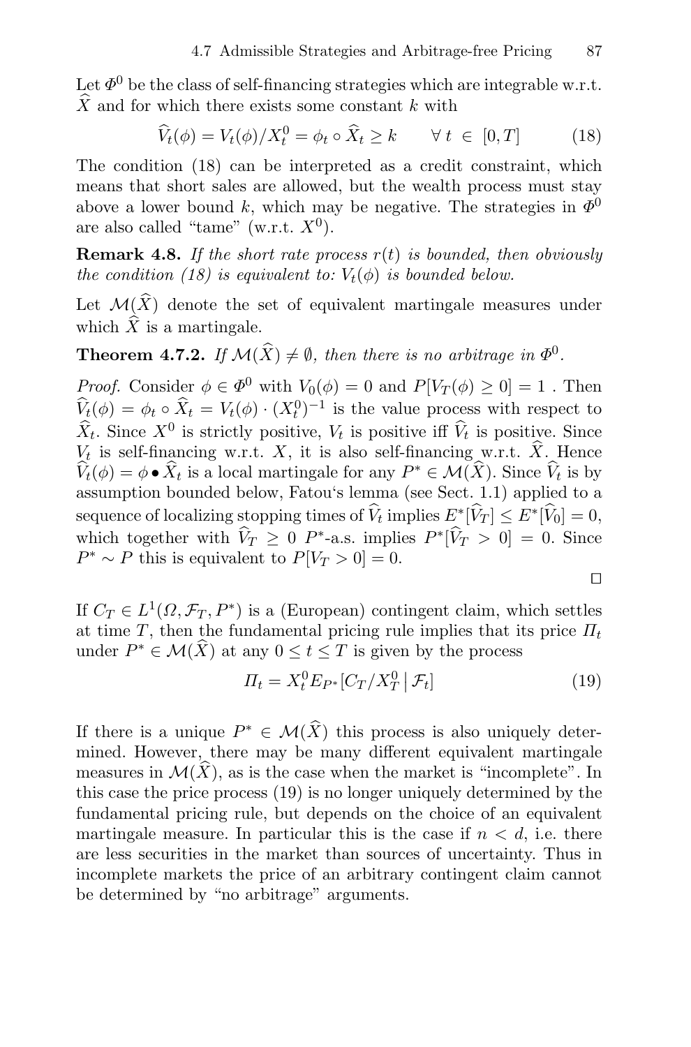Let $\Phi^0$ be the class of self-financing strategies which are integrable w.r.t. $\widehat{X}$ and for which there exists some constant $k$ with

$$\widehat{V}_t(\phi) = V_t(\phi)/X_t^0 = \phi_t \circ \widehat{X}_t \geq k \qquad \forall\ t\ \in\ [0,T] \tag{18}$$

The condition (18) can be interpreted as a credit constraint, which means that short sales are allowed, but the wealth process must stay above a lower bound $k$, which may be negative. The strategies in $\Phi^0$ are also called "tame" (w.r.t. $X^0$).

**Remark 4.8.** *If the short rate process $r(t)$ is bounded, then obviously the condition (18) is equivalent to: $V_t(\phi)$ is bounded below.*

Let $\mathcal{M}(\widehat{X})$ denote the set of equivalent martingale measures under which $\widehat{X}$ is a martingale.

**Theorem 4.7.2.** *If $\mathcal{M}(\widehat{X}) \neq \emptyset$, then there is no arbitrage in $\Phi^0$.*

*Proof.* Consider $\phi \in \Phi^0$ with $V_0(\phi) = 0$ and $P[V_T(\phi) \geq 0] = 1$ . Then $\widehat{V}_t(\phi) = \phi_t \circ \widehat{X}_t = V_t(\phi) \cdot (X_t^0)^{-1}$ is the value process with respect to $\widehat{X}_t$. Since $X^0$ is strictly positive, $V_t$ is positive iff $\widehat{V}_t$ is positive. Since $V_t$ is self-financing w.r.t. $X$, it is also self-financing w.r.t. $\widehat{X}$. Hence $\widehat{V}_t(\phi) = \phi \bullet \widehat{X}_t$ is a local martingale for any $P^* \in \mathcal{M}(\widehat{X})$. Since $\widehat{V}_t$ is by assumption bounded below, Fatou's lemma (see Sect. 1.1) applied to a sequence of localizing stopping times of $\widehat{V}_t$ implies $E^*[\widehat{V}_T] \leq E^*[\widehat{V}_0] = 0$, which together with $\widehat{V}_T \geq 0$ $P^*$-a.s. implies $P^*[\widehat{V}_T > 0] = 0$. Since $P^* \sim P$ this is equivalent to $P[V_T > 0] = 0$.

□

If $C_T \in L^1(\Omega, \mathcal{F}_T, P^*)$ is a (European) contingent claim, which settles at time $T$, then the fundamental pricing rule implies that its price $\Pi_t$ under $P^* \in \mathcal{M}(\widehat{X})$ at any $0 \leq t \leq T$ is given by the process

$$\Pi_t = X_t^0 E_{P^*}[C_T/X_T^0 \,|\, \mathcal{F}_t] \tag{19}$$

If there is a unique $P^* \in \mathcal{M}(\widehat{X})$ this process is also uniquely determined. However, there may be many different equivalent martingale measures in $\mathcal{M}(\widehat{X})$, as is the case when the market is "incomplete". In this case the price process (19) is no longer uniquely determined by the fundamental pricing rule, but depends on the choice of an equivalent martingale measure. In particular this is the case if $n < d$, i.e. there are less securities in the market than sources of uncertainty. Thus in incomplete markets the price of an arbitrary contingent claim cannot be determined by "no arbitrage" arguments.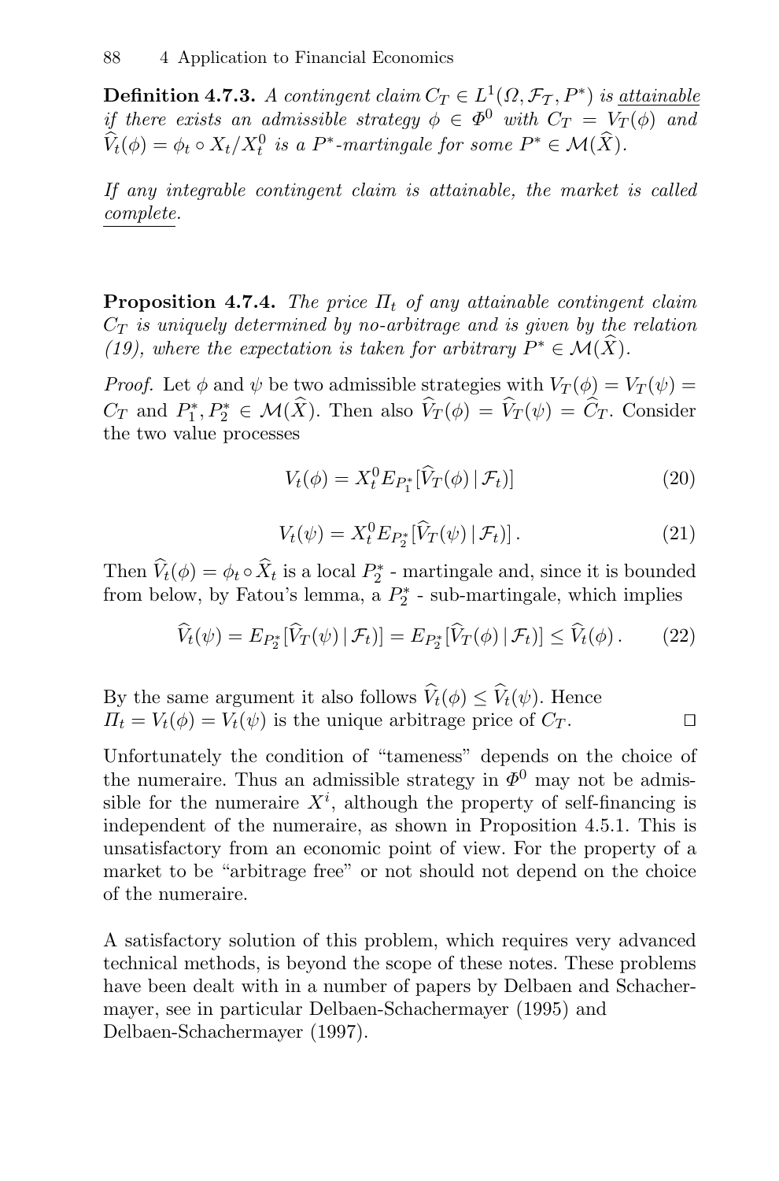**Definition 4.7.3.** *A contingent claim $C_T \in L^1(\Omega, \mathcal{F}_T, P^*)$ is* attainable *if there exists an admissible strategy $\phi \in \Phi^0$ with $C_T = V_T(\phi)$ and $\widehat{V}_t(\phi) = \phi_t \circ X_t / X_t^0$ is a $P^*$-martingale for some $P^* \in \mathcal{M}(\widehat{X})$.*

*If any integrable contingent claim is attainable, the market is called* complete.

**Proposition 4.7.4.** *The price $\Pi_t$ of any attainable contingent claim $C_T$ is uniquely determined by no-arbitrage and is given by the relation (19), where the expectation is taken for arbitrary $P^* \in \mathcal{M}(\widehat{X})$.*

*Proof.* Let $\phi$ and $\psi$ be two admissible strategies with $V_T(\phi) = V_T(\psi) = C_T$ and $P_1^*, P_2^* \in \mathcal{M}(\widehat{X})$. Then also $\widehat{V}_T(\phi) = \widehat{V}_T(\psi) = \widehat{C}_T$. Consider the two value processes

$$V_t(\phi) = X_t^0 E_{P_1^*}[\widehat{V}_T(\phi) \,|\, \mathcal{F}_t)] \tag{20}$$

$$V_t(\psi) = X_t^0 E_{P_2^*}[\widehat{V}_T(\psi) \,|\, \mathcal{F}_t)] \,. \tag{21}$$

Then $\widehat{V}_t(\phi) = \phi_t \circ \widehat{X}_t$ is a local $P_2^*$ - martingale and, since it is bounded from below, by Fatou's lemma, a $P_2^*$ - sub-martingale, which implies

$$\widehat{V}_t(\psi) = E_{P_2^*}[\widehat{V}_T(\psi) \,|\, \mathcal{F}_t)] = E_{P_2^*}[\widehat{V}_T(\phi) \,|\, \mathcal{F}_t)] \leq \widehat{V}_t(\phi) \,. \tag{22}$$

By the same argument it also follows $\widehat{V}_t(\phi) \leq \widehat{V}_t(\psi)$. Hence $\Pi_t = V_t(\phi) = V_t(\psi)$ is the unique arbitrage price of $C_T$. □

Unfortunately the condition of "tameness" depends on the choice of the numeraire. Thus an admissible strategy in $\Phi^0$ may not be admissible for the numeraire $X^i$, although the property of self-financing is independent of the numeraire, as shown in Proposition 4.5.1. This is unsatisfactory from an economic point of view. For the property of a market to be "arbitrage free" or not should not depend on the choice of the numeraire.

A satisfactory solution of this problem, which requires very advanced technical methods, is beyond the scope of these notes. These problems have been dealt with in a number of papers by Delbaen and Schachermayer, see in particular Delbaen-Schachermayer (1995) and Delbaen-Schachermayer (1997).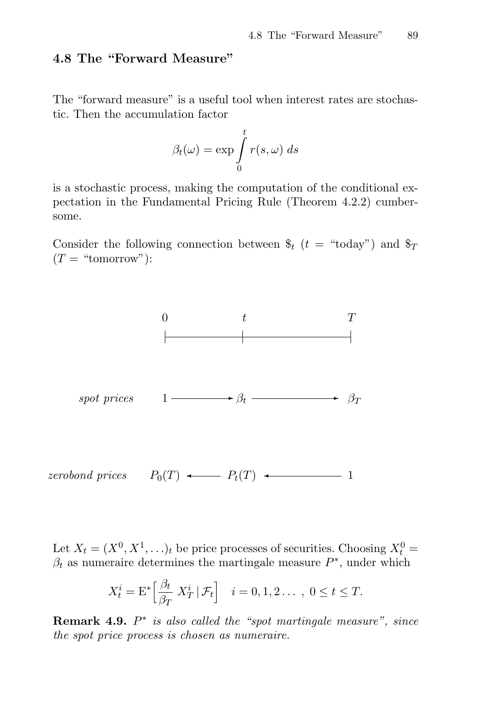## 4.8 The "Forward Measure"

The "forward measure" is a useful tool when interest rates are stochastic. Then the accumulation factor

$$\beta_t(\omega) = \exp \int_0^t r(s, \omega)\, ds$$

is a stochastic process, making the computation of the conditional expectation in the Fundamental Pricing Rule (Theorem 4.2.2) cumbersome.

Consider the following connection between $\$_t$ ($t$ = "today") and $\$_T$ ($T$ = "tomorrow"):

$$
\begin{array}{lccccc}
 & 0 & & t & & T \\
\textit{spot prices} & 1 & \longrightarrow & \beta_t & \longrightarrow & \beta_T \\
\textit{zerobond prices} & P_0(T) & \longleftarrow & P_t(T) & \longleftarrow & 1
\end{array}
$$

Let $X_t = (X^0, X^1, \ldots)_t$ be price processes of securities. Choosing $X_t^0 = \beta_t$ as numeraire determines the martingale measure $P^*$, under which

$$X_t^i = \mathrm{E}^*\Big[\frac{\beta_t}{\beta_T}\, X_T^i \,|\, \mathcal{F}_t\Big] \quad i = 0, 1, 2 \ldots\ ,\ 0 \leq t \leq T.$$

**Remark 4.9.** *$P^*$ is also called the "spot martingale measure", since the spot price process is chosen as numeraire.*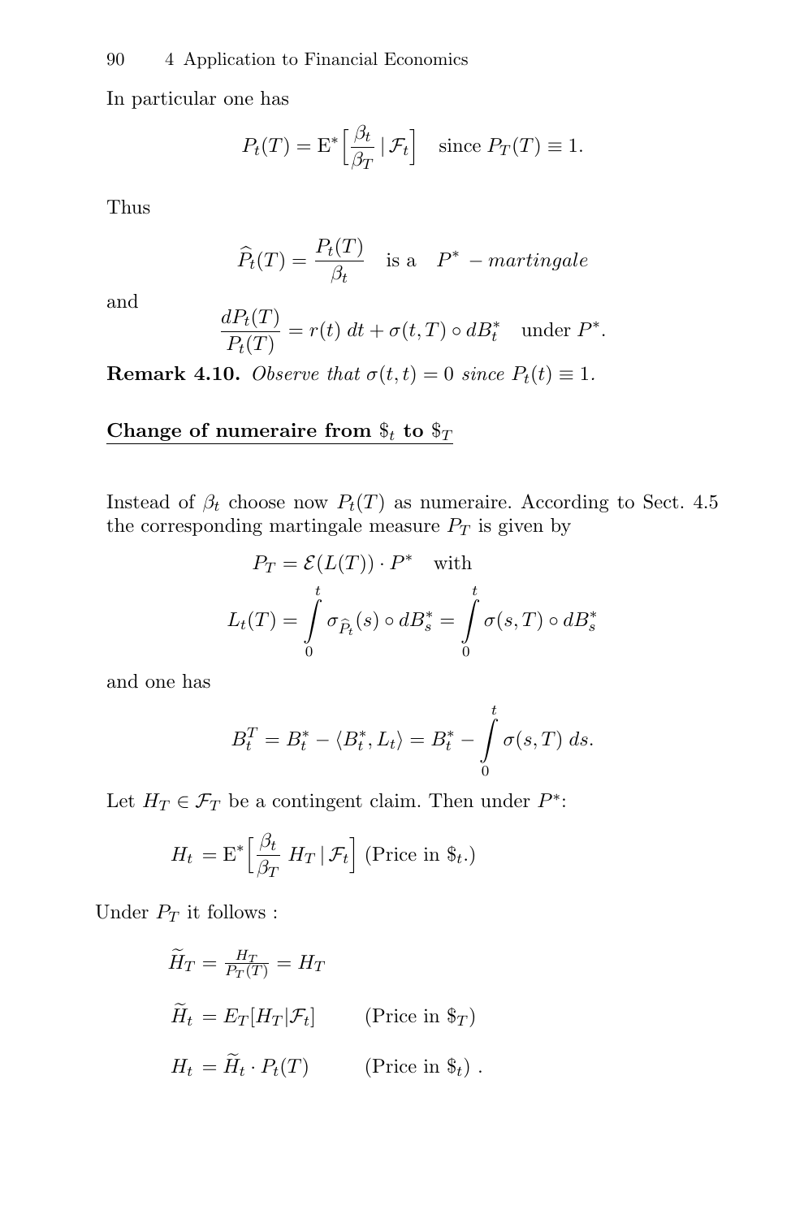In particular one has

$$P_t(T) = \mathrm{E}^*\Big[\frac{\beta_t}{\beta_T}\,|\,\mathcal{F}_t\Big] \quad \text{since } P_T(T) \equiv 1.$$

Thus

$$\widehat{P}_t(T) = \frac{P_t(T)}{\beta_t} \quad \text{is a} \quad P^* - \textit{martingale}$$

and

$$\frac{dP_t(T)}{P_t(T)} = r(t)\;dt + \sigma(t,T) \circ dB_t^* \quad \text{under } P^*.$$

**Remark 4.10.** *Observe that $\sigma(t,t) = 0$ since $P_t(t) \equiv 1$.*

**Change of numeraire from $\$_t$ to $\$_T$**

Instead of $\beta_t$ choose now $P_t(T)$ as numeraire. According to Sect. 4.5 the corresponding martingale measure $P_T$ is given by

$$P_T = \mathcal{E}(L(T)) \cdot P^* \quad \text{with}$$

$$L_t(T) = \int_0^t \sigma_{\widehat{P}_t}(s) \circ dB_s^* = \int_0^t \sigma(s,T) \circ dB_s^*$$

and one has

$$B_t^T = B_t^* - \langle B_t^*, L_t \rangle = B_t^* - \int_0^t \sigma(s,T)\;ds.$$

Let $H_T \in \mathcal{F}_T$ be a contingent claim. Then under $P^*$:

$$H_t = \mathrm{E}^*\Big[\frac{\beta_t}{\beta_T}\;H_T\,|\,\mathcal{F}_t\Big] \text{ (Price in } \$_t.)$$

Under $P_T$ it follows :

$$\widetilde{H}_T = \tfrac{H_T}{P_T(T)} = H_T$$

$$\widetilde{H}_t = E_T[H_T|\mathcal{F}_t] \qquad \text{(Price in } \$_T)$$

$$H_t = \widetilde{H}_t \cdot P_t(T) \qquad \text{(Price in } \$_t) \;.$$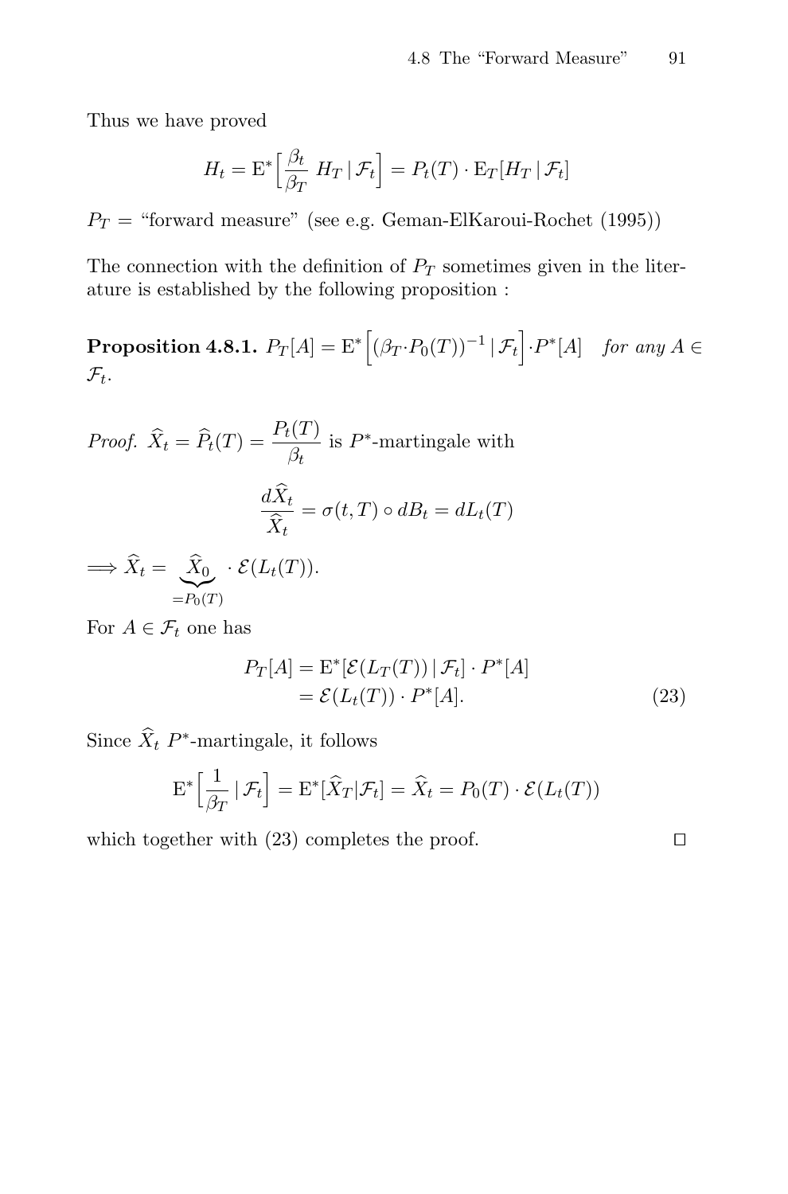Thus we have proved

$$H_t = \mathrm{E}^*\Big[\frac{\beta_t}{\beta_T}\; H_T \,|\, \mathcal{F}_t\Big] = P_t(T) \cdot \mathrm{E}_T[H_T \,|\, \mathcal{F}_t]$$

$P_T =$ "forward measure" (see e.g. Geman-ElKaroui-Rochet (1995))

The connection with the definition of $P_T$ sometimes given in the literature is established by the following proposition :

**Proposition 4.8.1.** $P_T[A] = \mathrm{E}^*\Big[(\beta_T \cdot P_0(T))^{-1} \,|\, \mathcal{F}_t\Big] \cdot P^*[A]$ *for any* $A \in \mathcal{F}_t$.

*Proof.* $\widehat{X}_t = \widehat{P}_t(T) = \dfrac{P_t(T)}{\beta_t}$ is $P^*$-martingale with

$$\frac{d\widehat{X}_t}{\widehat{X}_t} = \sigma(t,T) \circ dB_t = dL_t(T)$$

$$\Longrightarrow \widehat{X}_t = \underbrace{\widehat{X}_0}_{=P_0(T)} \cdot \mathcal{E}(L_t(T)).$$

For $A \in \mathcal{F}_t$ one has

$$\begin{aligned} P_T[A] &= \mathrm{E}^*[\mathcal{E}(L_T(T)) \,|\, \mathcal{F}_t] \cdot P^*[A] \\ &= \mathcal{E}(L_t(T)) \cdot P^*[A]. \end{aligned} \tag{23}$$

Since $\widehat{X}_t$ $P^*$-martingale, it follows

$$\mathrm{E}^*\Big[\frac{1}{\beta_T} \,|\, \mathcal{F}_t\Big] = \mathrm{E}^*[\widehat{X}_T | \mathcal{F}_t] = \widehat{X}_t = P_0(T) \cdot \mathcal{E}(L_t(T))$$

which together with (23) completes the proof. $\square$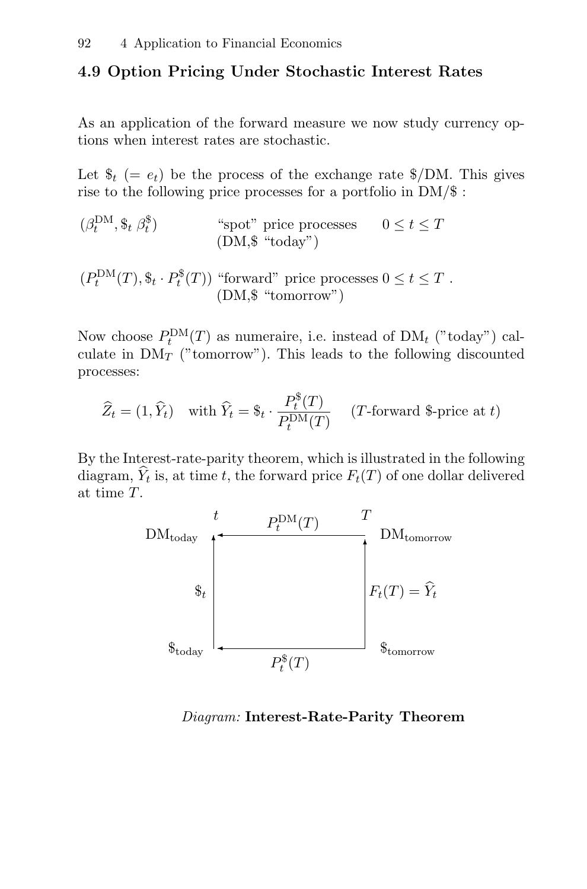## 4.9 Option Pricing Under Stochastic Interest Rates

As an application of the forward measure we now study currency options when interest rates are stochastic.

Let $\$_t$ $(= e_t)$ be the process of the exchange rate \$/DM. This gives rise to the following price processes for a portfolio in DM/\$ :

| | | |
|---|---|---|
| $(\beta_t^{\text{DM}}, \$_t\, \beta_t^{\$})$ | "spot" price processes (DM,\$ "today") | $0 \le t \le T$ |
| $(P_t^{\text{DM}}(T), \$_t \cdot P_t^{\$}(T))$ | "forward" price processes (DM,\$ "tomorrow") | $0 \le t \le T$ . |

Now choose $P_t^{\text{DM}}(T)$ as numeraire, i.e. instead of $\text{DM}_t$ ("today") calculate in $\text{DM}_T$ ("tomorrow"). This leads to the following discounted processes:

$$\widehat{Z}_t = (1, \widehat{Y}_t) \quad \text{with } \widehat{Y}_t = \$_t \cdot \frac{P_t^{\$}(T)}{P_t^{\text{DM}}(T)} \quad (T\text{-forward \$-price at } t)$$

By the Interest-rate-parity theorem, which is illustrated in the following diagram, $\widehat{Y}_t$ is, at time $t$, the forward price $F_t(T)$ of one dollar delivered at time $T$.

$$\begin{array}{ccc}
 & t \qquad\qquad P_t^{\text{DM}}(T) \qquad\qquad T & \\
\text{DM}_{\text{today}} & \longleftarrow & \text{DM}_{\text{tomorrow}} \\
\uparrow \$_t & & \uparrow F_t(T) = \widehat{Y}_t \\
\$_{\text{today}} & \longleftarrow & \$_{\text{tomorrow}} \\
 & P_t^{\$}(T) &
\end{array}$$

*Diagram:* **Interest-Rate-Parity Theorem**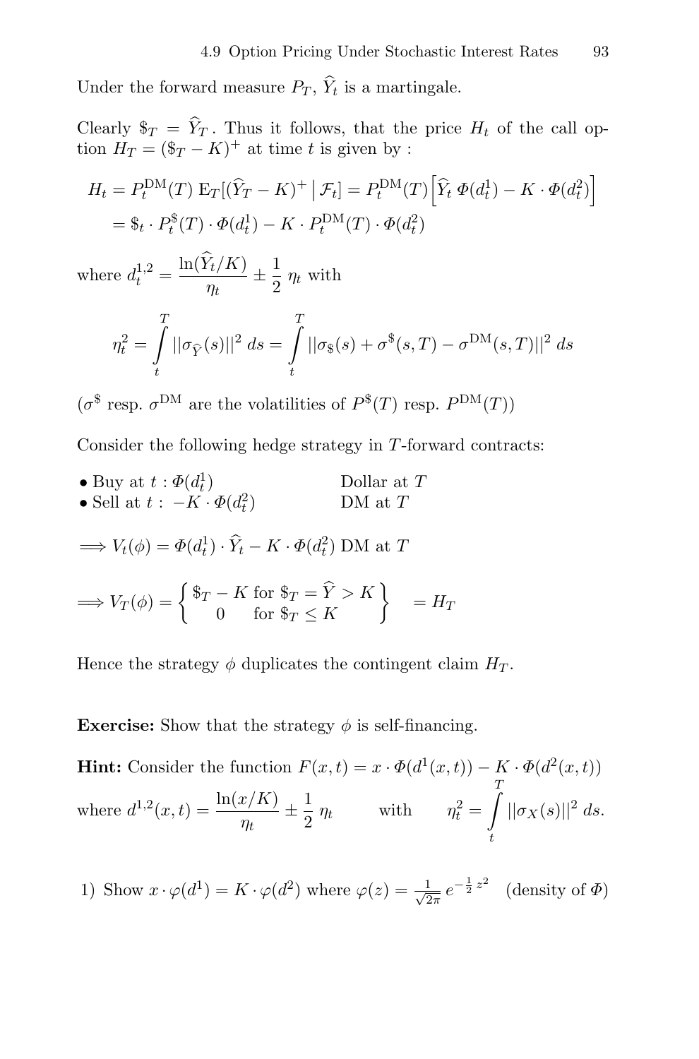Under the forward measure $P_T$, $\widehat{Y}_t$ is a martingale.

Clearly $\$_T = \widehat{Y}_T$. Thus it follows, that the price $H_t$ of the call option $H_T = (\$_T - K)^+$ at time $t$ is given by :

$$
\begin{aligned}
H_t &= P_t^{\mathrm{DM}}(T)\, \mathrm{E}_T[(\widehat{Y}_T - K)^+ \,\big|\, \mathcal{F}_t] = P_t^{\mathrm{DM}}(T) \Big[\widehat{Y}_t\, \Phi(d_t^1) - K \cdot \Phi(d_t^2)\Big] \\
&= \$_t \cdot P_t^{\$}(T) \cdot \Phi(d_t^1) - K \cdot P_t^{\mathrm{DM}}(T) \cdot \Phi(d_t^2)
\end{aligned}
$$

where $d_t^{1,2} = \dfrac{\ln(\widehat{Y}_t/K)}{\eta_t} \pm \dfrac{1}{2}\, \eta_t$ with

$$
\eta_t^2 = \int_t^T ||\sigma_{\widehat{Y}}(s)||^2 \, ds = \int_t^T ||\sigma_{\$}(s) + \sigma^{\$}(s,T) - \sigma^{\mathrm{DM}}(s,T)||^2 \, ds
$$

($\sigma^{\$}$ resp. $\sigma^{\mathrm{DM}}$ are the volatilities of $P^{\$}(T)$ resp. $P^{\mathrm{DM}}(T)$)

Consider the following hedge strategy in $T$-forward contracts:

- Buy at $t : \Phi(d_t^1)$ Dollar at $T$
- Sell at $t :\ -K \cdot \Phi(d_t^2)$ DM at $T$

$$
\Longrightarrow V_t(\phi) = \Phi(d_t^1) \cdot \widehat{Y}_t - K \cdot \Phi(d_t^2) \text{ DM at } T
$$

$$
\Longrightarrow V_T(\phi) = \left\{ \begin{array}{cl} \$_T - K & \text{for } \$_T = \widehat{Y} > K \\ 0 & \text{for } \$_T \leq K \end{array} \right\} \quad = H_T
$$

Hence the strategy $\phi$ duplicates the contingent claim $H_T$.

**Exercise:** Show that the strategy $\phi$ is self-financing.

**Hint:** Consider the function $F(x,t) = x \cdot \Phi(d^1(x,t)) - K \cdot \Phi(d^2(x,t))$ where $d^{1,2}(x,t) = \dfrac{\ln(x/K)}{\eta_t} \pm \dfrac{1}{2}\, \eta_t$ with $\eta_t^2 = \displaystyle\int_t^T ||\sigma_X(s)||^2 \, ds$.

1) Show $x \cdot \varphi(d^1) = K \cdot \varphi(d^2)$ where $\varphi(z) = \frac{1}{\sqrt{2\pi}}\, e^{-\frac{1}{2}\, z^2}$ (density of $\Phi$)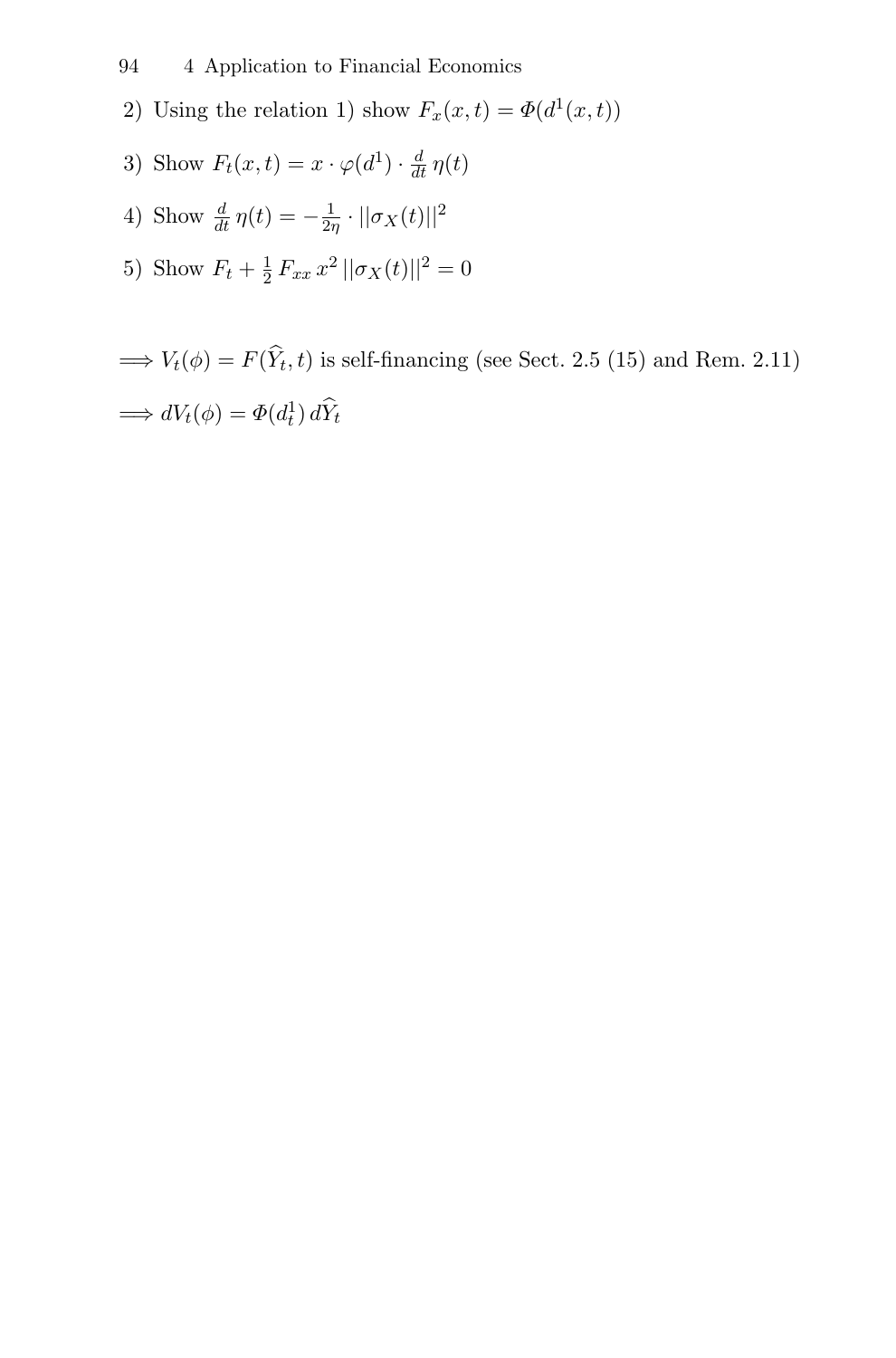2) Using the relation 1) show $F_x(x,t) = \Phi(d^1(x,t))$

3) Show $F_t(x,t) = x \cdot \varphi(d^1) \cdot \frac{d}{dt}\,\eta(t)$

4) Show $\frac{d}{dt}\,\eta(t) = -\frac{1}{2\eta} \cdot ||\sigma_X(t)||^2$

5) Show $F_t + \frac{1}{2}\,F_{xx}\,x^2\,||\sigma_X(t)||^2 = 0$

$\Longrightarrow V_t(\phi) = F(\widehat{Y}_t, t)$ is self-financing (see Sect. 2.5 (15) and Rem. 2.11)

$\Longrightarrow dV_t(\phi) = \Phi(d_t^1)\,d\widehat{Y}_t$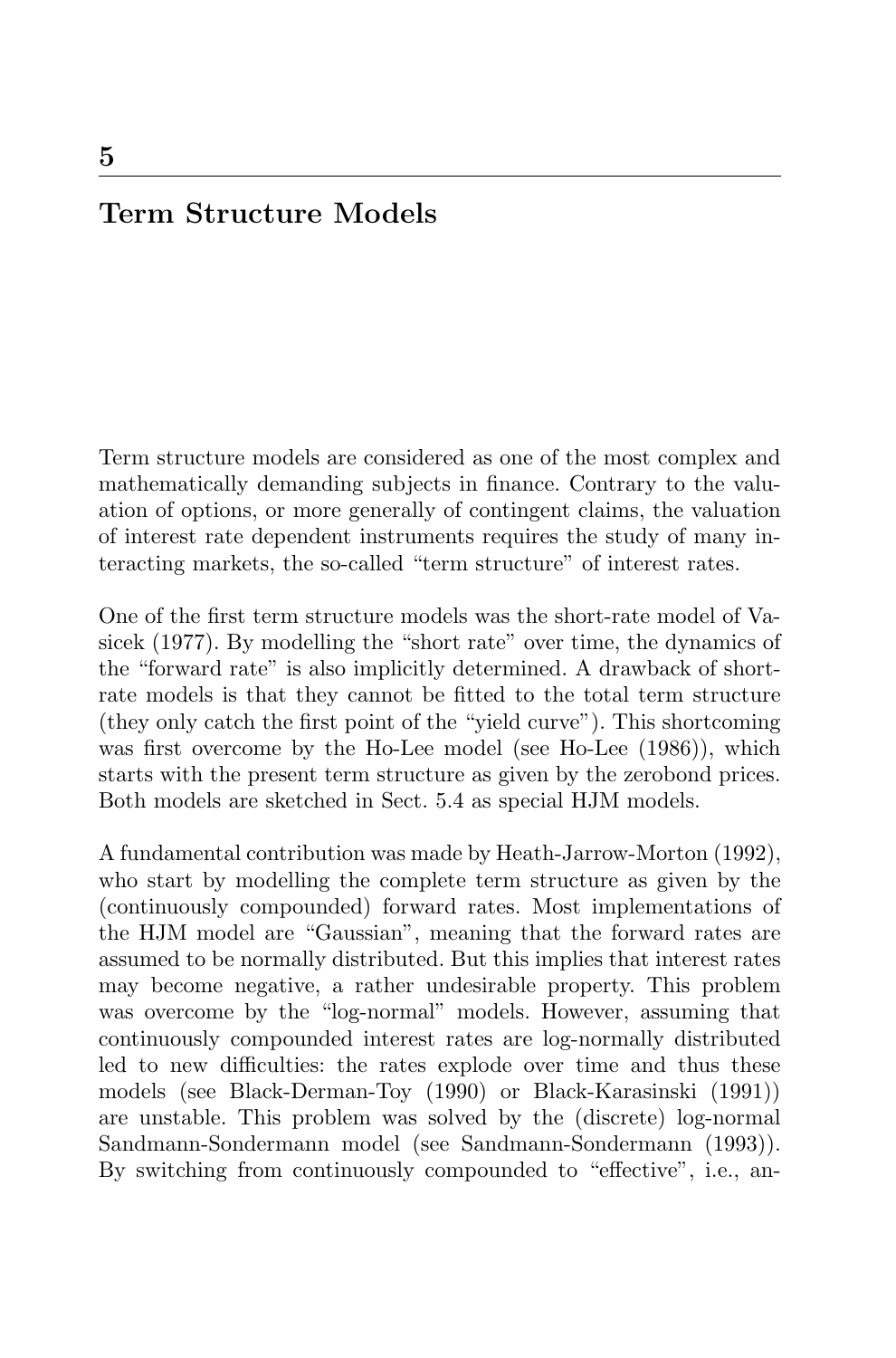# 5

# Term Structure Models

Term structure models are considered as one of the most complex and mathematically demanding subjects in finance. Contrary to the valuation of options, or more generally of contingent claims, the valuation of interest rate dependent instruments requires the study of many interacting markets, the so-called "term structure" of interest rates.

One of the first term structure models was the short-rate model of Vasicek (1977). By modelling the "short rate" over time, the dynamics of the "forward rate" is also implicitly determined. A drawback of short-rate models is that they cannot be fitted to the total term structure (they only catch the first point of the "yield curve"). This shortcoming was first overcome by the Ho-Lee model (see Ho-Lee (1986)), which starts with the present term structure as given by the zerobond prices. Both models are sketched in Sect. 5.4 as special HJM models.

A fundamental contribution was made by Heath-Jarrow-Morton (1992), who start by modelling the complete term structure as given by the (continuously compounded) forward rates. Most implementations of the HJM model are "Gaussian", meaning that the forward rates are assumed to be normally distributed. But this implies that interest rates may become negative, a rather undesirable property. This problem was overcome by the "log-normal" models. However, assuming that continuously compounded interest rates are log-normally distributed led to new difficulties: the rates explode over time and thus these models (see Black-Derman-Toy (1990) or Black-Karasinski (1991)) are unstable. This problem was solved by the (discrete) log-normal Sandmann-Sondermann model (see Sandmann-Sondermann (1993)). By switching from continuously compounded to "effective", i.e., an-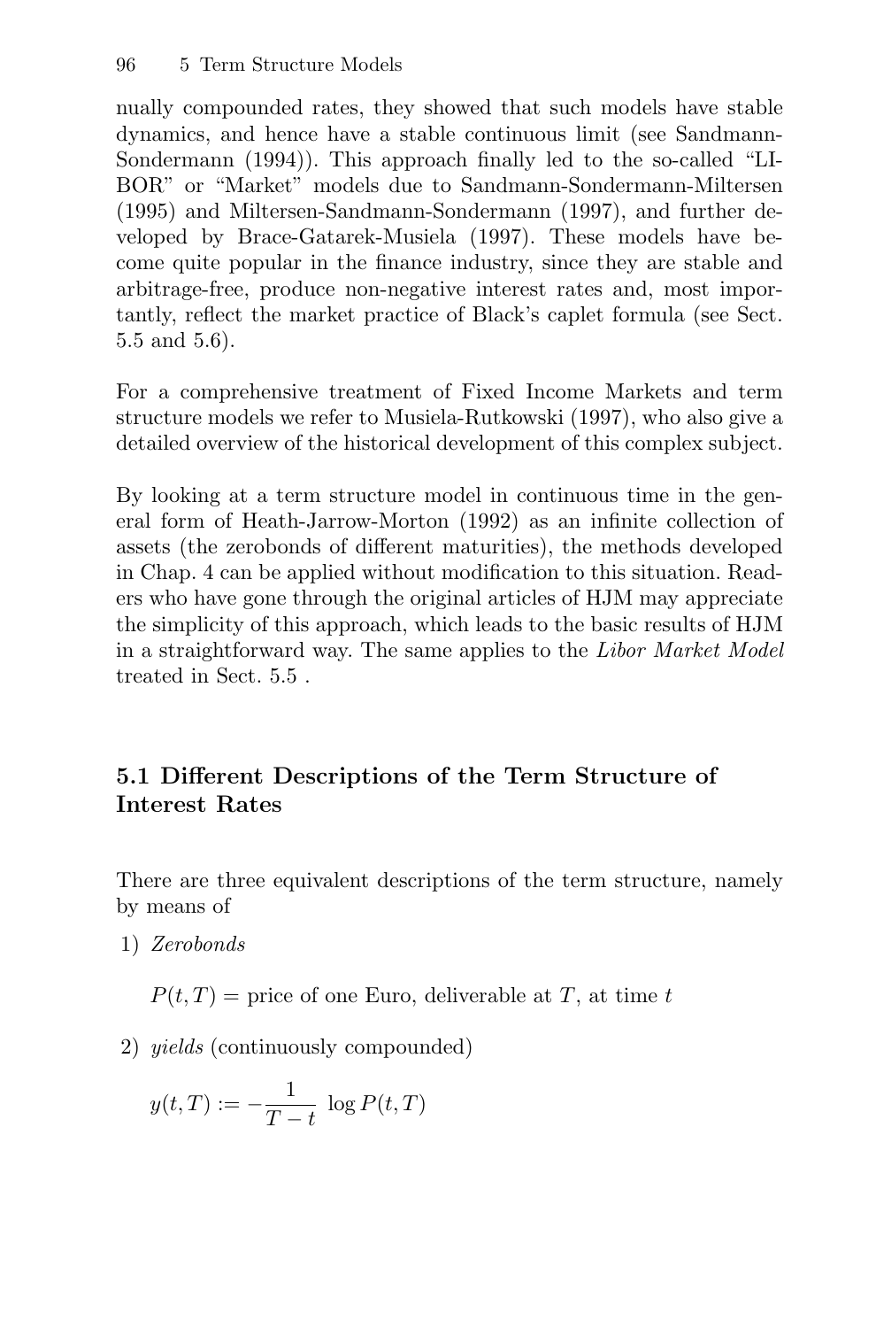nually compounded rates, they showed that such models have stable dynamics, and hence have a stable continuous limit (see Sandmann-Sondermann (1994)). This approach finally led to the so-called "LIBOR" or "Market" models due to Sandmann-Sondermann-Miltersen (1995) and Miltersen-Sandmann-Sondermann (1997), and further developed by Brace-Gatarek-Musiela (1997). These models have become quite popular in the finance industry, since they are stable and arbitrage-free, produce non-negative interest rates and, most importantly, reflect the market practice of Black's caplet formula (see Sect. 5.5 and 5.6).

For a comprehensive treatment of Fixed Income Markets and term structure models we refer to Musiela-Rutkowski (1997), who also give a detailed overview of the historical development of this complex subject.

By looking at a term structure model in continuous time in the general form of Heath-Jarrow-Morton (1992) as an infinite collection of assets (the zerobonds of different maturities), the methods developed in Chap. 4 can be applied without modification to this situation. Readers who have gone through the original articles of HJM may appreciate the simplicity of this approach, which leads to the basic results of HJM in a straightforward way. The same applies to the *Libor Market Model* treated in Sect. 5.5 .

## 5.1 Different Descriptions of the Term Structure of Interest Rates

There are three equivalent descriptions of the term structure, namely by means of

1) *Zerobonds*

   $P(t,T) =$ price of one Euro, deliverable at $T$, at time $t$

2) *yields* (continuously compounded)

   $$y(t,T) := -\frac{1}{T-t}\ \log P(t,T)$$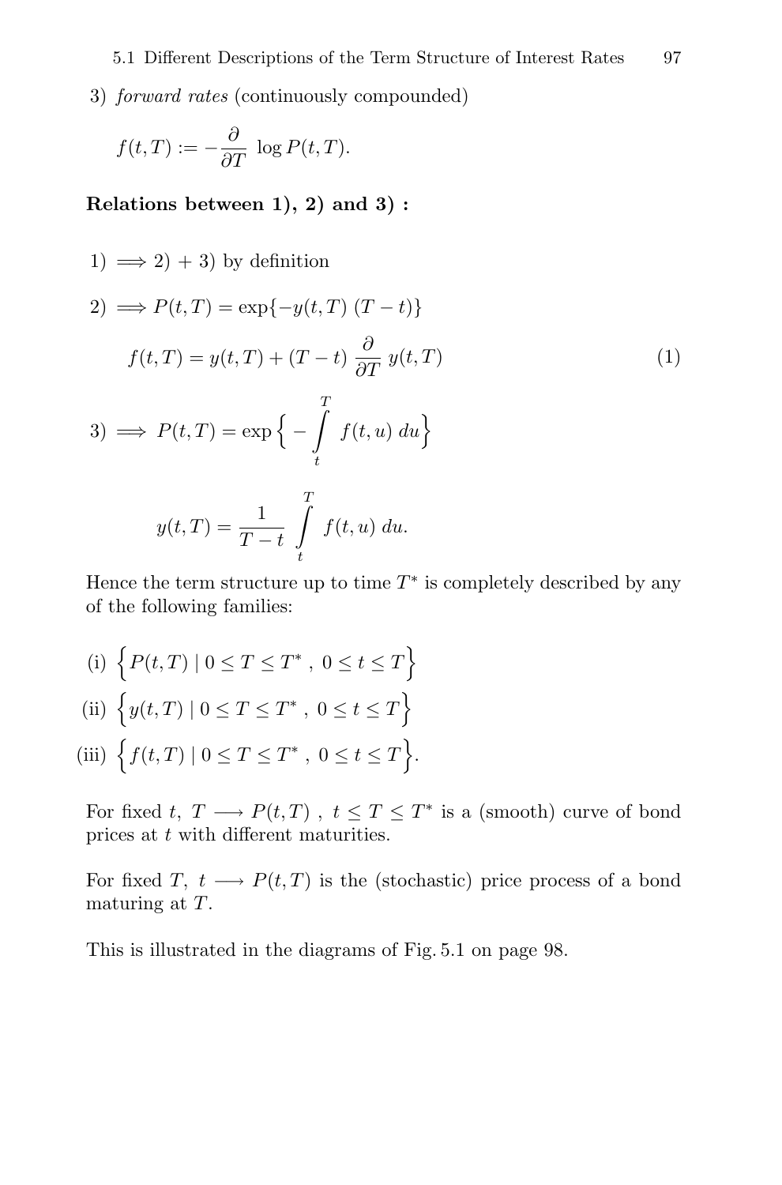3) *forward rates* (continuously compounded)

$$f(t,T) := -\frac{\partial}{\partial T} \log P(t,T).$$

**Relations between 1), 2) and 3) :**

1) $\Longrightarrow$ 2) + 3) by definition

2) $\Longrightarrow P(t,T) = \exp\{-y(t,T)\,(T-t)\}$

$$f(t,T) = y(t,T) + (T-t)\,\frac{\partial}{\partial T}\,y(t,T) \tag{1}$$

3) $\Longrightarrow P(t,T) = \exp\Big\{ -\int\limits_t^T f(t,u)\,du\Big\}$

$$y(t,T) = \frac{1}{T-t}\int\limits_t^T f(t,u)\,du.$$

Hence the term structure up to time $T^*$ is completely described by any of the following families:

(i) $\Big\{P(t,T) \mid 0 \le T \le T^*\,,\ 0 \le t \le T\Big\}$

(ii) $\Big\{y(t,T) \mid 0 \le T \le T^*\,,\ 0 \le t \le T\Big\}$

(iii) $\Big\{f(t,T) \mid 0 \le T \le T^*\,,\ 0 \le t \le T\Big\}$.

For fixed $t$, $T \longrightarrow P(t,T)$ , $t \le T \le T^*$ is a (smooth) curve of bond prices at $t$ with different maturities.

For fixed $T$, $t \longrightarrow P(t,T)$ is the (stochastic) price process of a bond maturing at $T$.

This is illustrated in the diagrams of Fig. 5.1 on page 98.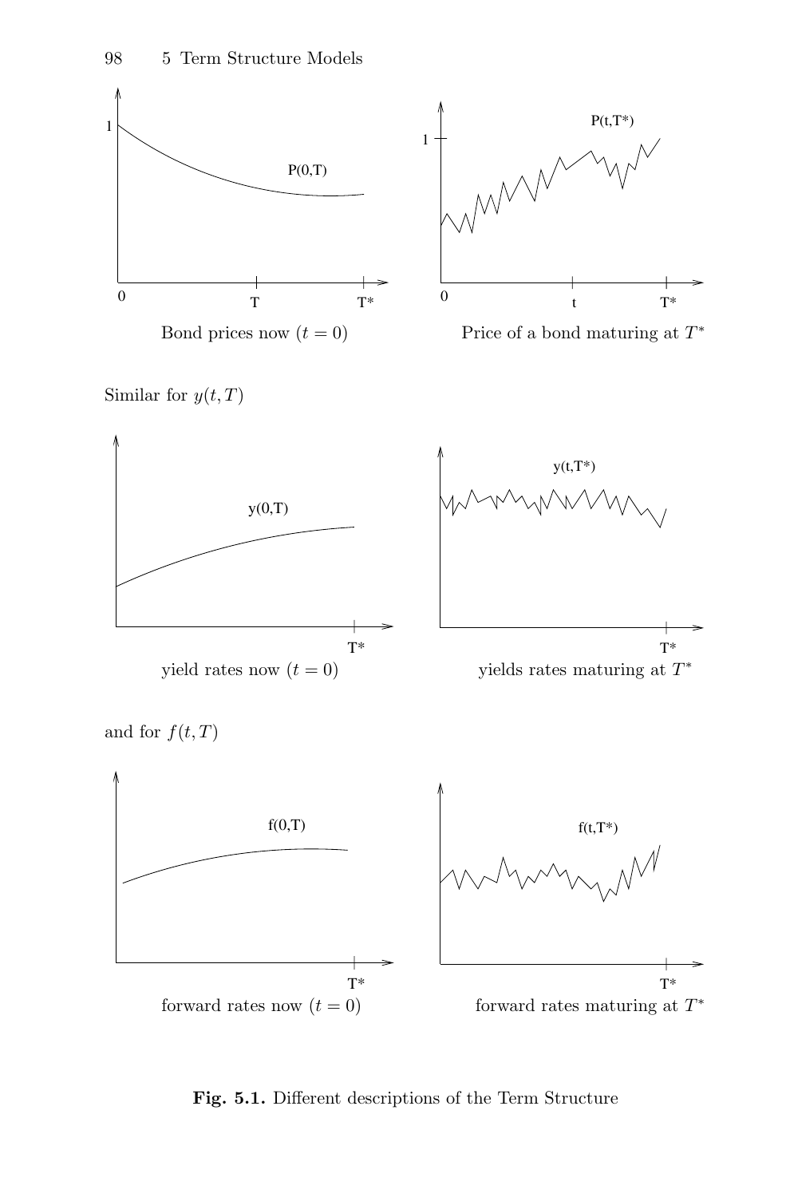Bond prices now ($t = 0$)

Price of a bond maturing at $T^*$

Similar for $y(t, T)$

yield rates now ($t = 0$)

yields rates maturing at $T^*$

and for $f(t, T)$

forward rates now ($t = 0$)

forward rates maturing at $T^*$

**Fig. 5.1.** Different descriptions of the Term Structure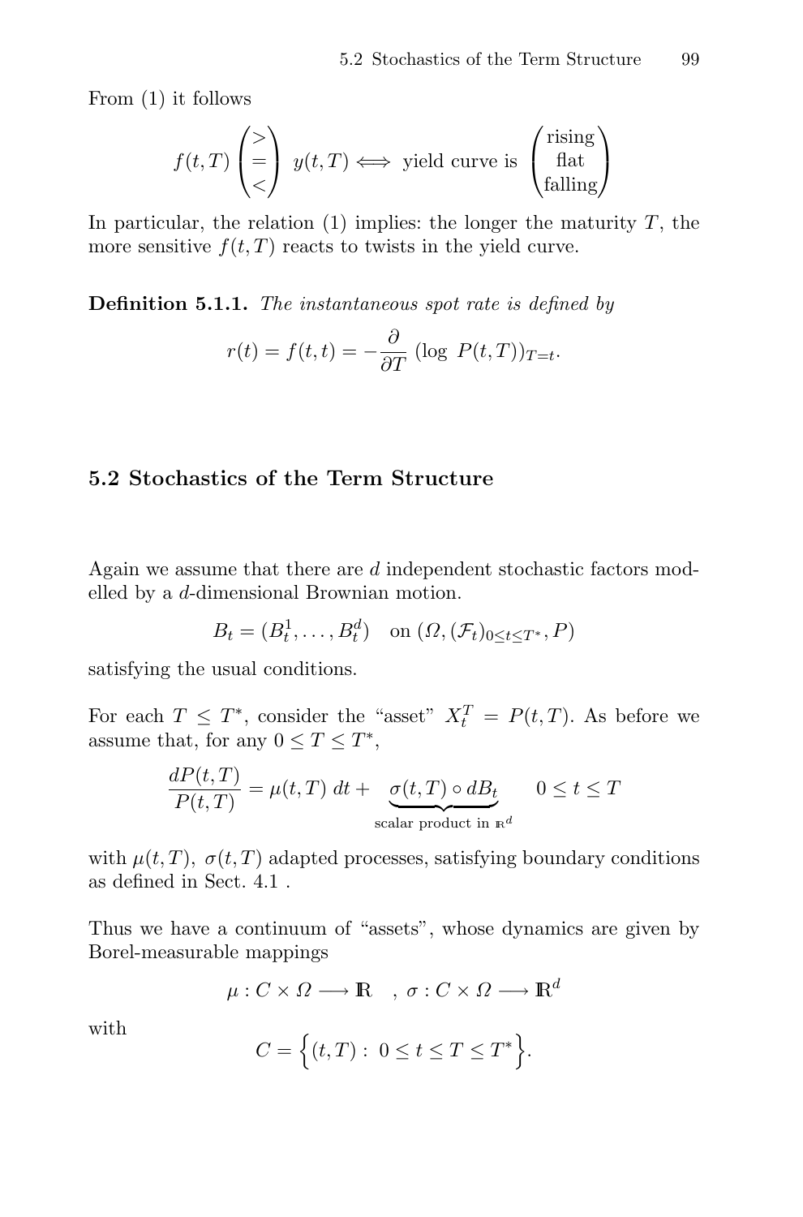From (1) it follows

$$f(t,T) \begin{pmatrix} > \\ = \\ < \end{pmatrix} \ y(t,T) \Longleftrightarrow \text{ yield curve is } \begin{pmatrix} \text{rising} \\ \text{flat} \\ \text{falling} \end{pmatrix}$$

In particular, the relation (1) implies: the longer the maturity $T$, the more sensitive $f(t,T)$ reacts to twists in the yield curve.

**Definition 5.1.1.** *The instantaneous spot rate is defined by*

$$r(t) = f(t,t) = -\frac{\partial}{\partial T} \left(\log \ P(t,T)\right)_{T=t}.$$

## 5.2 Stochastics of the Term Structure

Again we assume that there are $d$ independent stochastic factors modelled by a $d$-dimensional Brownian motion.

$$B_t = (B_t^1, \ldots, B_t^d) \quad \text{on } (\Omega, (\mathcal{F}_t)_{0 \le t \le T^*}, P)$$

satisfying the usual conditions.

For each $T \le T^*$, consider the "asset" $X_t^T = P(t,T)$. As before we assume that, for any $0 \le T \le T^*$,

$$\frac{dP(t,T)}{P(t,T)} = \mu(t,T)\ dt + \underbrace{\sigma(t,T) \circ dB_t}_{\text{scalar product in } \mathbb{R}^d} \qquad 0 \le t \le T$$

with $\mu(t,T)$, $\sigma(t,T)$ adapted processes, satisfying boundary conditions as defined in Sect. 4.1 .

Thus we have a continuum of "assets", whose dynamics are given by Borel-measurable mappings

$$\mu : C \times \Omega \longrightarrow \mathbb{R} \quad , \ \sigma : C \times \Omega \longrightarrow \mathbb{R}^d$$

with

$$C = \Big\{ (t,T) : \ 0 \le t \le T \le T^* \Big\}.$$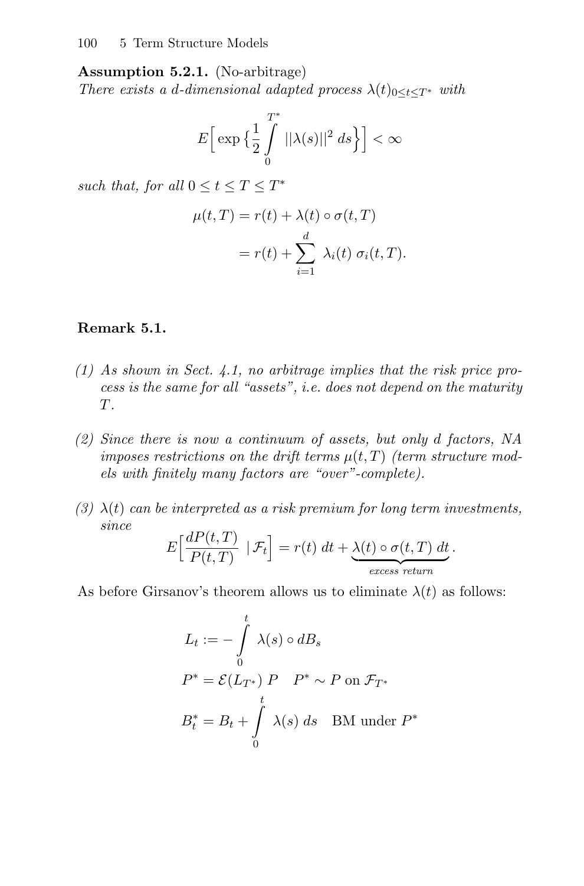**Assumption 5.2.1.** (No-arbitrage)
*There exists a d-dimensional adapted process* $\lambda(t)_{0 \le t \le T^*}$ *with*

$$E\Big[\exp\big\{\frac{1}{2}\int_0^{T^*} ||\lambda(s)||^2 \, ds\big\}\Big] < \infty$$

*such that, for all* $0 \le t \le T \le T^*$

$$\begin{aligned}
\mu(t,T) &= r(t) + \lambda(t) \circ \sigma(t,T) \\
&= r(t) + \sum_{i=1}^{d} \lambda_i(t)\, \sigma_i(t,T).
\end{aligned}$$

**Remark 5.1.**

*(1) As shown in Sect. 4.1, no arbitrage implies that the risk price process is the same for all "assets", i.e. does not depend on the maturity* $T$.

*(2) Since there is now a continuum of assets, but only d factors, NA imposes restrictions on the drift terms* $\mu(t,T)$ *(term structure models with finitely many factors are "over"-complete).*

*(3)* $\lambda(t)$ *can be interpreted as a risk premium for long term investments, since*

$$E\Big[\frac{dP(t,T)}{P(t,T)} \mid \mathcal{F}_t\Big] = r(t)\, dt + \underbrace{\lambda(t) \circ \sigma(t,T)\, dt}_{excess\ return}.$$

As before Girsanov's theorem allows us to eliminate $\lambda(t)$ as follows:

$$\begin{aligned}
L_t &:= -\int_0^t \lambda(s) \circ dB_s \\
P^* &= \mathcal{E}(L_{T^*})\, P \quad P^* \sim P \text{ on } \mathcal{F}_{T^*} \\
B_t^* &= B_t + \int_0^t \lambda(s)\, ds \quad \text{BM under } P^*
\end{aligned}$$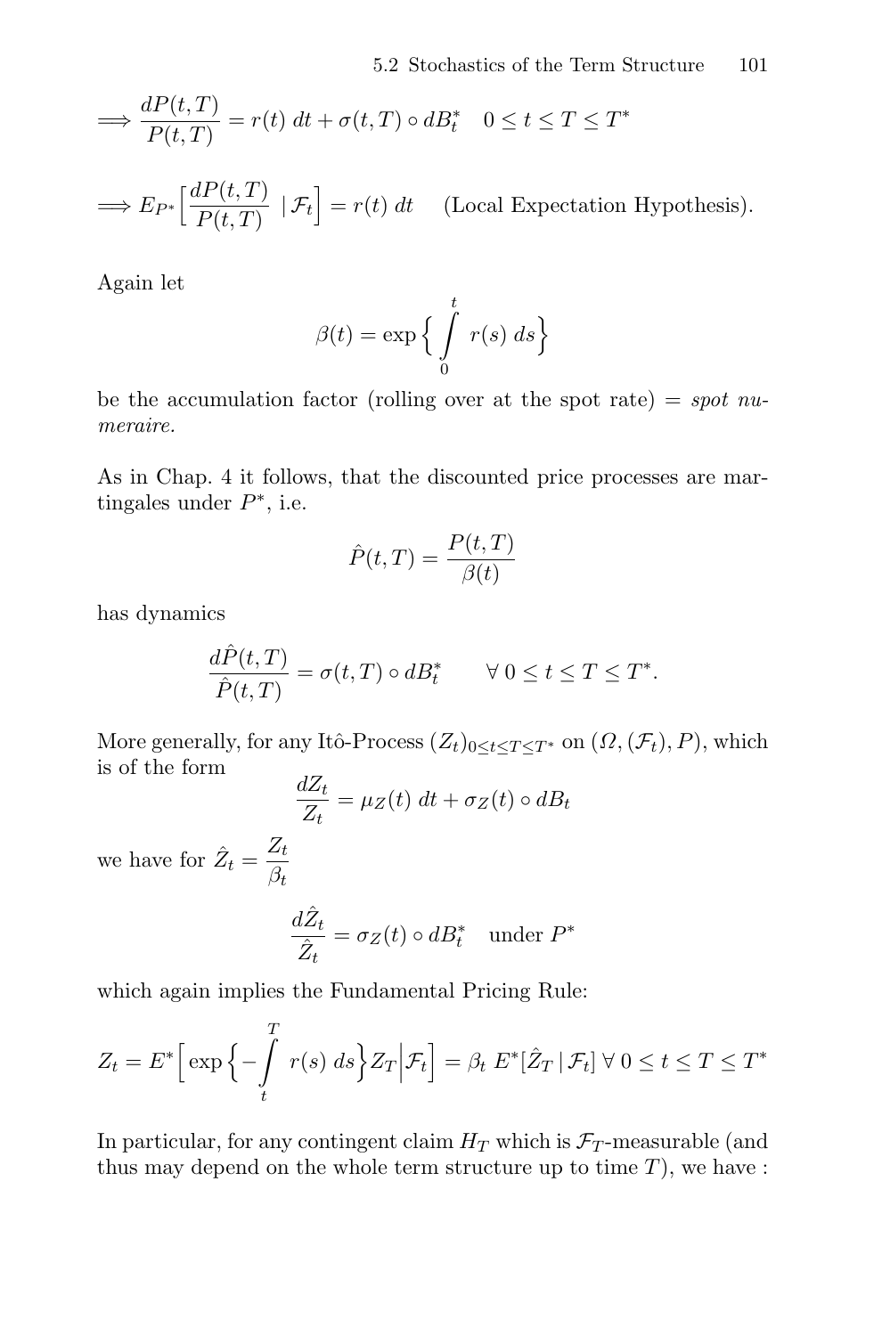$$\Longrightarrow \frac{dP(t,T)}{P(t,T)} = r(t)\ dt + \sigma(t,T) \circ dB_t^* \quad 0 \le t \le T \le T^*$$

$$\Longrightarrow E_{P^*}\Big[\frac{dP(t,T)}{P(t,T)}\ |\ \mathcal{F}_t\Big] = r(t)\ dt \qquad \text{(Local Expectation Hypothesis).}$$

Again let

$$\beta(t) = \exp\Big\{\int_0^t r(s)\ ds\Big\}$$

be the accumulation factor (rolling over at the spot rate) = *spot numeraire.*

As in Chap. 4 it follows, that the discounted price processes are martingales under $P^*$, i.e.

$$\hat{P}(t,T) = \frac{P(t,T)}{\beta(t)}$$

has dynamics

$$\frac{d\hat{P}(t,T)}{\hat{P}(t,T)} = \sigma(t,T) \circ dB_t^* \qquad \forall\ 0 \le t \le T \le T^*.$$

More generally, for any Itô-Process $(Z_t)_{0 \le t \le T \le T^*}$ on $(\Omega, (\mathcal{F}_t), P)$, which is of the form

$$\frac{dZ_t}{Z_t} = \mu_Z(t)\ dt + \sigma_Z(t) \circ dB_t$$

we have for $\hat{Z}_t = \dfrac{Z_t}{\beta_t}$

$$\frac{d\hat{Z}_t}{\hat{Z}_t} = \sigma_Z(t) \circ dB_t^* \quad \text{under } P^*$$

which again implies the Fundamental Pricing Rule:

$$Z_t = E^*\Big[\exp\Big\{-\int_t^T r(s)\ ds\Big\} Z_T \Big| \mathcal{F}_t\Big] = \beta_t\ E^*[\hat{Z}_T \,|\, \mathcal{F}_t]\ \forall\ 0 \le t \le T \le T^*$$

In particular, for any contingent claim $H_T$ which is $\mathcal{F}_T$-measurable (and thus may depend on the whole term structure up to time $T$), we have :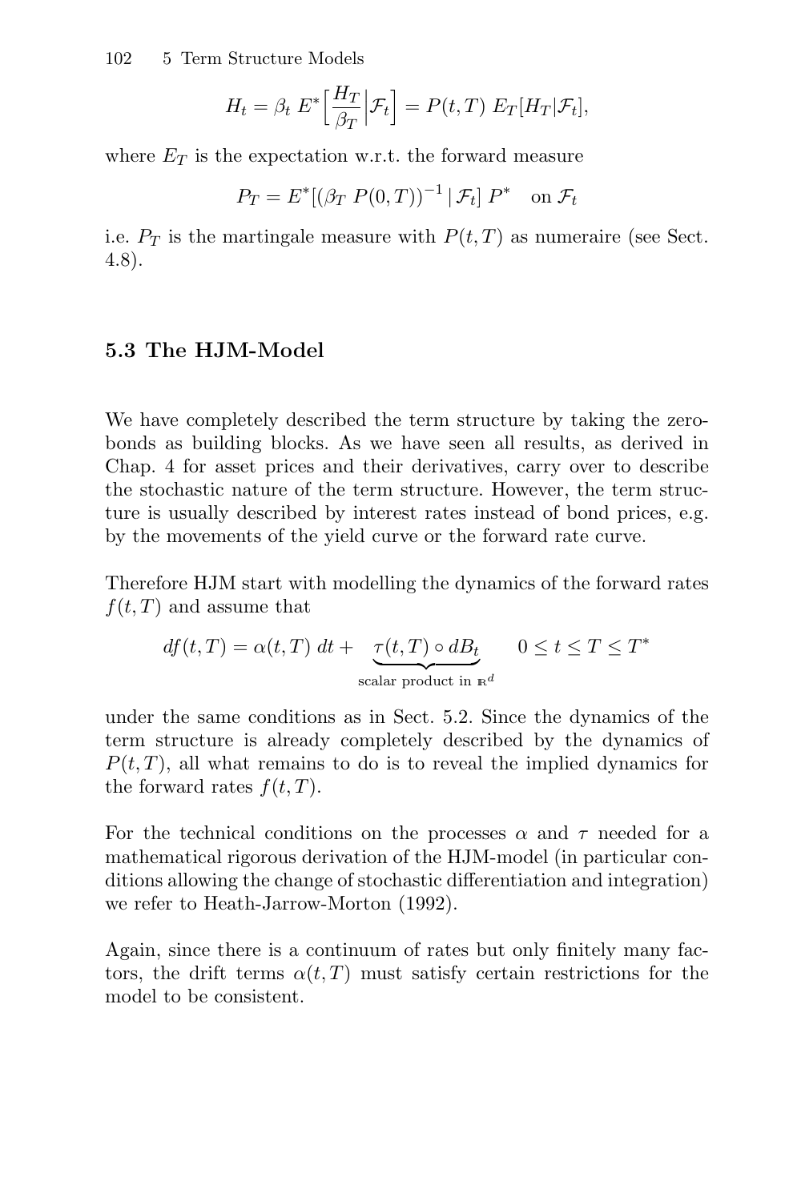$$H_t = \beta_t \, E^* \Big[ \frac{H_T}{\beta_T} \Big| \mathcal{F}_t \Big] = P(t,T) \; E_T[H_T | \mathcal{F}_t],$$

where $E_T$ is the expectation w.r.t. the forward measure

$$P_T = E^* [(\beta_T \; P(0,T))^{-1} \,|\, \mathcal{F}_t] \; P^* \quad \text{on } \mathcal{F}_t$$

i.e. $P_T$ is the martingale measure with $P(t,T)$ as numeraire (see Sect. 4.8).

## 5.3 The HJM-Model

We have completely described the term structure by taking the zero-bonds as building blocks. As we have seen all results, as derived in Chap. 4 for asset prices and their derivatives, carry over to describe the stochastic nature of the term structure. However, the term structure is usually described by interest rates instead of bond prices, e.g. by the movements of the yield curve or the forward rate curve.

Therefore HJM start with modelling the dynamics of the forward rates $f(t,T)$ and assume that

$$df(t,T) = \alpha(t,T) \; dt + \underbrace{\tau(t,T) \circ dB_t}_{\text{scalar product in } \mathbb{R}^d} \qquad 0 \leq t \leq T \leq T^*$$

under the same conditions as in Sect. 5.2. Since the dynamics of the term structure is already completely described by the dynamics of $P(t,T)$, all what remains to do is to reveal the implied dynamics for the forward rates $f(t,T)$.

For the technical conditions on the processes $\alpha$ and $\tau$ needed for a mathematical rigorous derivation of the HJM-model (in particular conditions allowing the change of stochastic differentiation and integration) we refer to Heath-Jarrow-Morton (1992).

Again, since there is a continuum of rates but only finitely many factors, the drift terms $\alpha(t,T)$ must satisfy certain restrictions for the model to be consistent.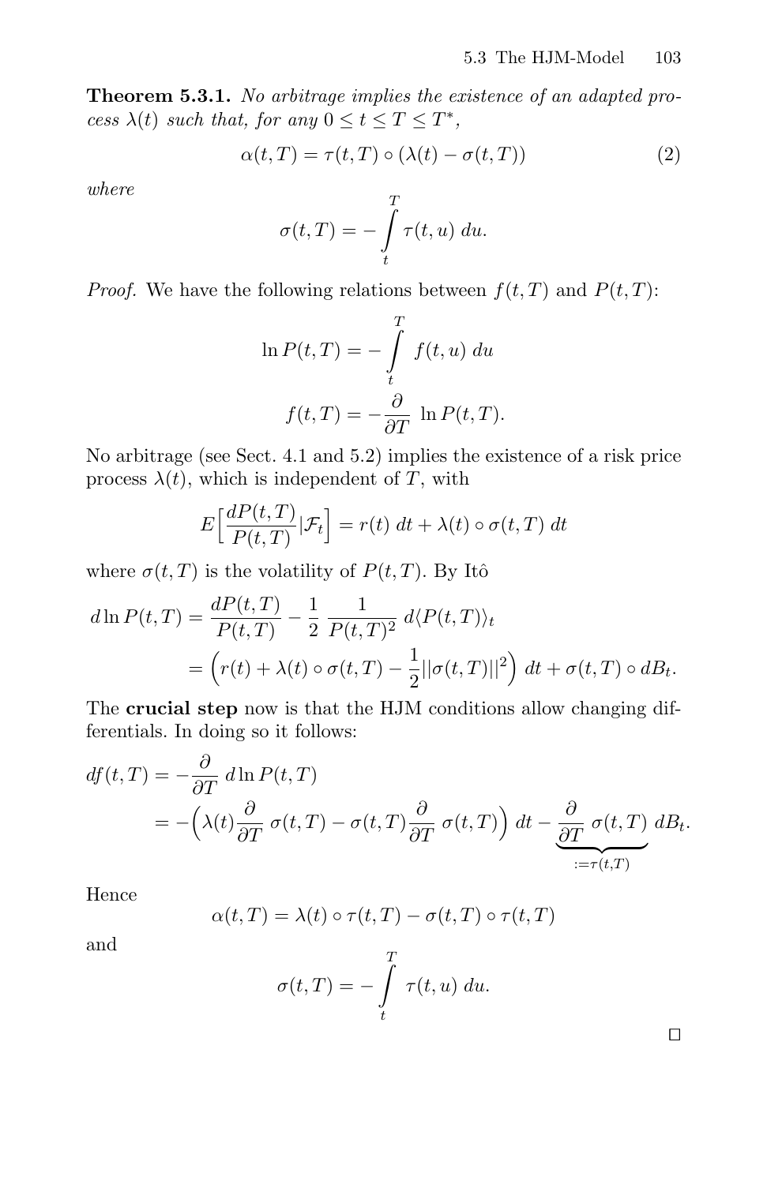**Theorem 5.3.1.** *No arbitrage implies the existence of an adapted process $\lambda(t)$ such that, for any $0 \le t \le T \le T^*$,*

$$\alpha(t,T) = \tau(t,T) \circ (\lambda(t) - \sigma(t,T)) \tag{2}$$

*where*

$$\sigma(t,T) = -\int_t^T \tau(t,u)\; du.$$

*Proof.* We have the following relations between $f(t,T)$ and $P(t,T)$:

$$\ln P(t,T) = -\int_t^T f(t,u)\; du$$

$$f(t,T) = -\frac{\partial}{\partial T}\; \ln P(t,T).$$

No arbitrage (see Sect. 4.1 and 5.2) implies the existence of a risk price process $\lambda(t)$, which is independent of $T$, with

$$E\Big[\frac{dP(t,T)}{P(t,T)}|\mathcal{F}_t\Big] = r(t)\; dt + \lambda(t) \circ \sigma(t,T)\; dt$$

where $\sigma(t,T)$ is the volatility of $P(t,T)$. By Itô

$$\begin{aligned} d\ln P(t,T) &= \frac{dP(t,T)}{P(t,T)} - \frac{1}{2}\; \frac{1}{P(t,T)^2}\; d\langle P(t,T)\rangle_t \\ &= \Big(r(t) + \lambda(t) \circ \sigma(t,T) - \frac{1}{2}||\sigma(t,T)||^2\Big)\; dt + \sigma(t,T) \circ dB_t. \end{aligned}$$

The **crucial step** now is that the HJM conditions allow changing differentials. In doing so it follows:

$$\begin{aligned} df(t,T) &= -\frac{\partial}{\partial T}\; d\ln P(t,T) \\ &= -\Big(\lambda(t)\frac{\partial}{\partial T}\; \sigma(t,T) - \sigma(t,T)\frac{\partial}{\partial T}\; \sigma(t,T)\Big)\; dt - \underbrace{\frac{\partial}{\partial T}\; \sigma(t,T)}_{:=\tau(t,T)}\; dB_t. \end{aligned}$$

Hence

$$\alpha(t,T) = \lambda(t) \circ \tau(t,T) - \sigma(t,T) \circ \tau(t,T)$$

and

$$\sigma(t,T) = -\int_t^T \tau(t,u)\; du.$$

□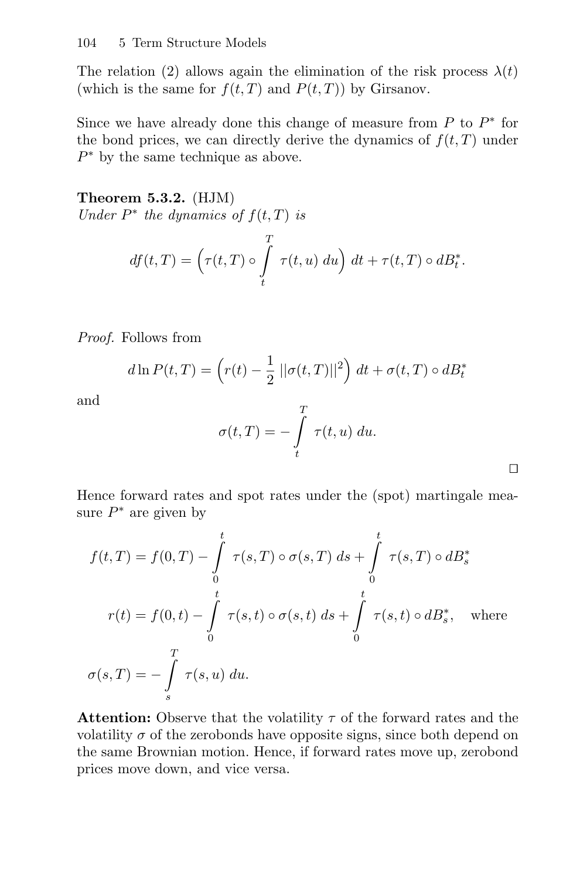The relation (2) allows again the elimination of the risk process $\lambda(t)$ (which is the same for $f(t,T)$ and $P(t,T)$) by Girsanov.

Since we have already done this change of measure from $P$ to $P^*$ for the bond prices, we can directly derive the dynamics of $f(t,T)$ under $P^*$ by the same technique as above.

**Theorem 5.3.2.** (HJM)
*Under $P^*$ the dynamics of $f(t,T)$ is*

$$df(t,T) = \Big(\tau(t,T) \circ \int_t^T \tau(t,u)\, du\Big)\, dt + \tau(t,T) \circ dB_t^*.$$

*Proof.* Follows from

$$d \ln P(t,T) = \Big(r(t) - \frac{1}{2}\, ||\sigma(t,T)||^2\Big)\, dt + \sigma(t,T) \circ dB_t^*$$

and

$$\sigma(t,T) = -\int_t^T \tau(t,u)\, du.$$

□

Hence forward rates and spot rates under the (spot) martingale measure $P^*$ are given by

$$f(t,T) = f(0,T) - \int_0^t \tau(s,T) \circ \sigma(s,T)\, ds + \int_0^t \tau(s,T) \circ dB_s^*$$

$$r(t) = f(0,t) - \int_0^t \tau(s,t) \circ \sigma(s,t)\, ds + \int_0^t \tau(s,t) \circ dB_s^*, \quad \text{where}$$

$$\sigma(s,T) = -\int_s^T \tau(s,u)\, du.$$

**Attention:** Observe that the volatility $\tau$ of the forward rates and the volatility $\sigma$ of the zerobonds have opposite signs, since both depend on the same Brownian motion. Hence, if forward rates move up, zerobond prices move down, and vice versa.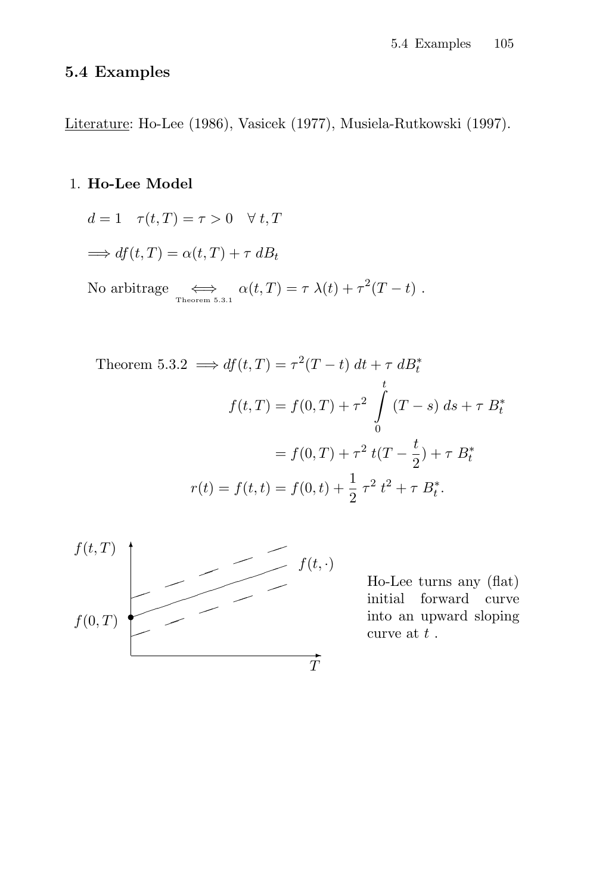## 5.4 Examples

Literature: Ho-Lee (1986), Vasicek (1977), Musiela-Rutkowski (1997).

1. **Ho-Lee Model**

   $d = 1 \quad \tau(t,T) = \tau > 0 \quad \forall\, t, T$

   $\Longrightarrow df(t,T) = \alpha(t,T) + \tau\, dB_t$

   No arbitrage $\underset{\text{Theorem 5.3.1}}{\Longleftrightarrow}$ $\alpha(t,T) = \tau\, \lambda(t) + \tau^2 (T-t)$ .

$$\text{Theorem 5.3.2} \Longrightarrow df(t,T) = \tau^2 (T-t)\, dt + \tau\, dB_t^*$$

$$f(t,T) = f(0,T) + \tau^2 \int_0^t (T-s)\, ds + \tau\, B_t^*$$

$$= f(0,T) + \tau^2\, t(T - \frac{t}{2}) + \tau\, B_t^*$$

$$r(t) = f(t,t) = f(0,t) + \frac{1}{2}\, \tau^2\, t^2 + \tau\, B_t^*.$$

[Figure: $f(t,T)$ plotted against $T$; initial value $f(0,T)$ marked on the vertical axis, with the curve $f(t,\cdot)$ sloping upward between two dashed lines.]

Ho-Lee turns any (flat) initial forward curve into an upward sloping curve at $t$ .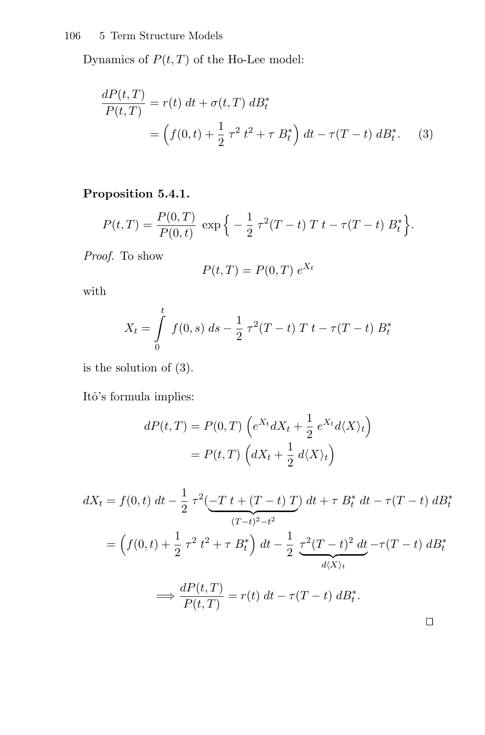Dynamics of $P(t,T)$ of the Ho-Lee model:

$$\frac{dP(t,T)}{P(t,T)} = r(t)\ dt + \sigma(t,T)\ dB_t^*$$
$$= \Big(f(0,t) + \frac{1}{2}\,\tau^2\ t^2 + \tau\ B_t^*\Big)\ dt - \tau(T-t)\ dB_t^*. \tag{3}$$

**Proposition 5.4.1.**

$$P(t,T) = \frac{P(0,T)}{P(0,t)}\ \exp\Big\{ -\frac{1}{2}\,\tau^2(T-t)\ T\ t - \tau(T-t)\ B_t^*\Big\}.$$

*Proof.* To show

$$P(t,T) = P(0,T)\ e^{X_t}$$

with

$$X_t = \int\limits_0^t f(0,s)\ ds - \frac{1}{2}\,\tau^2(T-t)\ T\ t - \tau(T-t)\ B_t^*$$

is the solution of (3).

Itô's formula implies:

$$dP(t,T) = P(0,T)\ \Big(e^{X_t} dX_t + \frac{1}{2}\ e^{X_t} d\langle X\rangle_t\Big)$$
$$= P(t,T)\ \Big(dX_t + \frac{1}{2}\ d\langle X\rangle_t\Big)$$

$$dX_t = f(0,t)\ dt - \frac{1}{2}\,\tau^2\underbrace{(-T\ t + (T-t)\ T)}_{(T-t)^2 - t^2}\ dt + \tau\ B_t^*\ dt - \tau(T-t)\ dB_t^*$$
$$= \Big(f(0,t) + \frac{1}{2}\,\tau^2\ t^2 + \tau\ B_t^*\Big)\ dt - \frac{1}{2}\ \underbrace{\tau^2(T-t)^2\ dt}_{d\langle X\rangle_t} - \tau(T-t)\ dB_t^*$$

$$\Longrightarrow \frac{dP(t,T)}{P(t,T)} = r(t)\ dt - \tau(T-t)\ dB_t^*.$$

□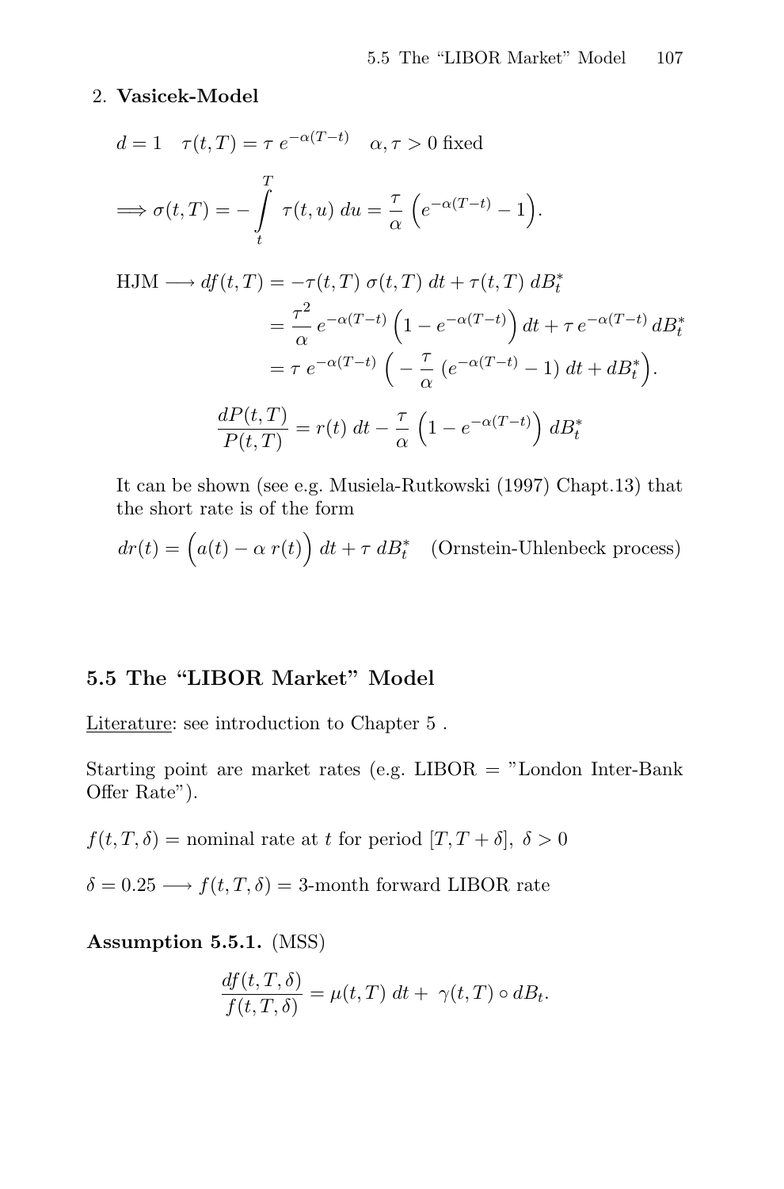2. **Vasicek-Model**

$$d = 1 \quad \tau(t,T) = \tau\, e^{-\alpha(T-t)} \quad \alpha, \tau > 0 \text{ fixed}$$

$$\Longrightarrow \sigma(t,T) = -\int_t^T \tau(t,u)\, du = \frac{\tau}{\alpha}\left(e^{-\alpha(T-t)} - 1\right).$$

$$\begin{aligned}
\text{HJM} \longrightarrow df(t,T) &= -\tau(t,T)\, \sigma(t,T)\, dt + \tau(t,T)\, dB_t^* \\
&= \frac{\tau^2}{\alpha}\, e^{-\alpha(T-t)} \left(1 - e^{-\alpha(T-t)}\right) dt + \tau\, e^{-\alpha(T-t)}\, dB_t^* \\
&= \tau\, e^{-\alpha(T-t)} \left( -\frac{\tau}{\alpha}\, (e^{-\alpha(T-t)} - 1)\, dt + dB_t^* \right).
\end{aligned}$$

$$\frac{dP(t,T)}{P(t,T)} = r(t)\, dt - \frac{\tau}{\alpha}\left(1 - e^{-\alpha(T-t)}\right) dB_t^*$$

It can be shown (see e.g. Musiela-Rutkowski (1997) Chapt.13) that the short rate is of the form

$$dr(t) = \Big(a(t) - \alpha\, r(t)\Big)\, dt + \tau\, dB_t^* \quad \text{(Ornstein-Uhlenbeck process)}$$

## 5.5 The "LIBOR Market" Model

Literature: see introduction to Chapter 5 .

Starting point are market rates (e.g. LIBOR = "London Inter-Bank Offer Rate").

$f(t,T,\delta)$ = nominal rate at $t$ for period $[T, T+\delta]$, $\delta > 0$

$\delta = 0.25 \longrightarrow f(t,T,\delta)$ = 3-month forward LIBOR rate

**Assumption 5.5.1.** (MSS)

$$\frac{df(t,T,\delta)}{f(t,T,\delta)} = \mu(t,T)\, dt + \gamma(t,T) \circ dB_t.$$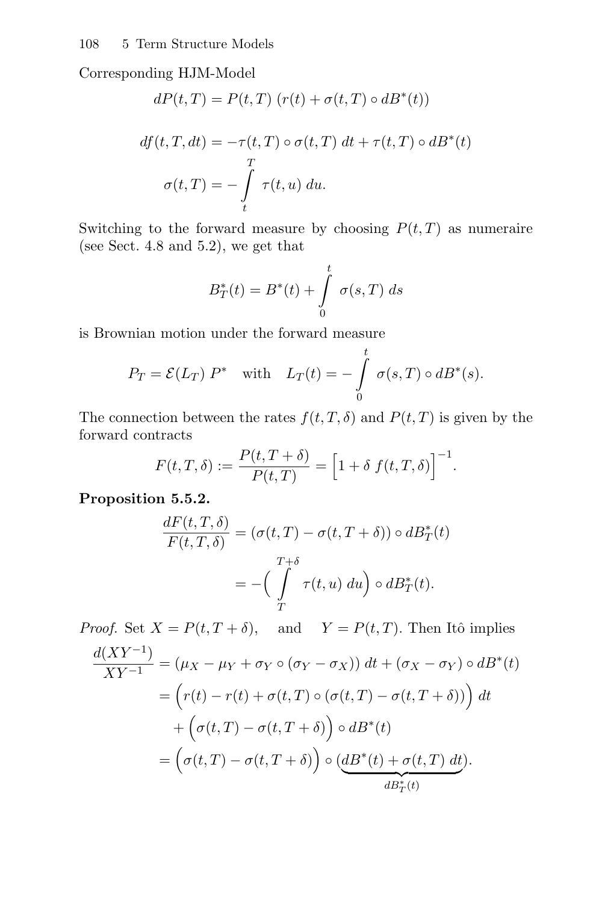Corresponding HJM-Model

$$dP(t,T) = P(t,T)\ (r(t) + \sigma(t,T) \circ dB^*(t))$$

$$df(t,T,dt) = -\tau(t,T) \circ \sigma(t,T)\ dt + \tau(t,T) \circ dB^*(t)$$

$$\sigma(t,T) = -\int_t^T \tau(t,u)\ du.$$

Switching to the forward measure by choosing $P(t,T)$ as numeraire (see Sect. 4.8 and 5.2), we get that

$$B_T^*(t) = B^*(t) + \int_0^t \sigma(s,T)\ ds$$

is Brownian motion under the forward measure

$$P_T = \mathcal{E}(L_T)\ P^* \quad \text{with} \quad L_T(t) = -\int_0^t \sigma(s,T) \circ dB^*(s).$$

The connection between the rates $f(t,T,\delta)$ and $P(t,T)$ is given by the forward contracts

$$F(t,T,\delta) := \frac{P(t,T+\delta)}{P(t,T)} = \Big[1 + \delta\ f(t,T,\delta)\Big]^{-1}.$$

**Proposition 5.5.2.**

$$\frac{dF(t,T,\delta)}{F(t,T,\delta)} = (\sigma(t,T) - \sigma(t,T+\delta)) \circ dB_T^*(t)$$

$$= -\Big(\int_T^{T+\delta} \tau(t,u)\ du\Big) \circ dB_T^*(t).$$

*Proof.* Set $X = P(t,T+\delta)$, and $Y = P(t,T)$. Then Itô implies

$$\begin{aligned}
\frac{d(XY^{-1})}{XY^{-1}} &= (\mu_X - \mu_Y + \sigma_Y \circ (\sigma_Y - \sigma_X))\ dt + (\sigma_X - \sigma_Y) \circ dB^*(t) \\
&= \Big(r(t) - r(t) + \sigma(t,T) \circ (\sigma(t,T) - \sigma(t,T+\delta))\Big)\ dt \\
&\quad + \Big(\sigma(t,T) - \sigma(t,T+\delta)\Big) \circ dB^*(t) \\
&= \Big(\sigma(t,T) - \sigma(t,T+\delta)\Big) \circ (\underbrace{dB^*(t) + \sigma(t,T)\ dt}_{dB_T^*(t)}).
\end{aligned}$$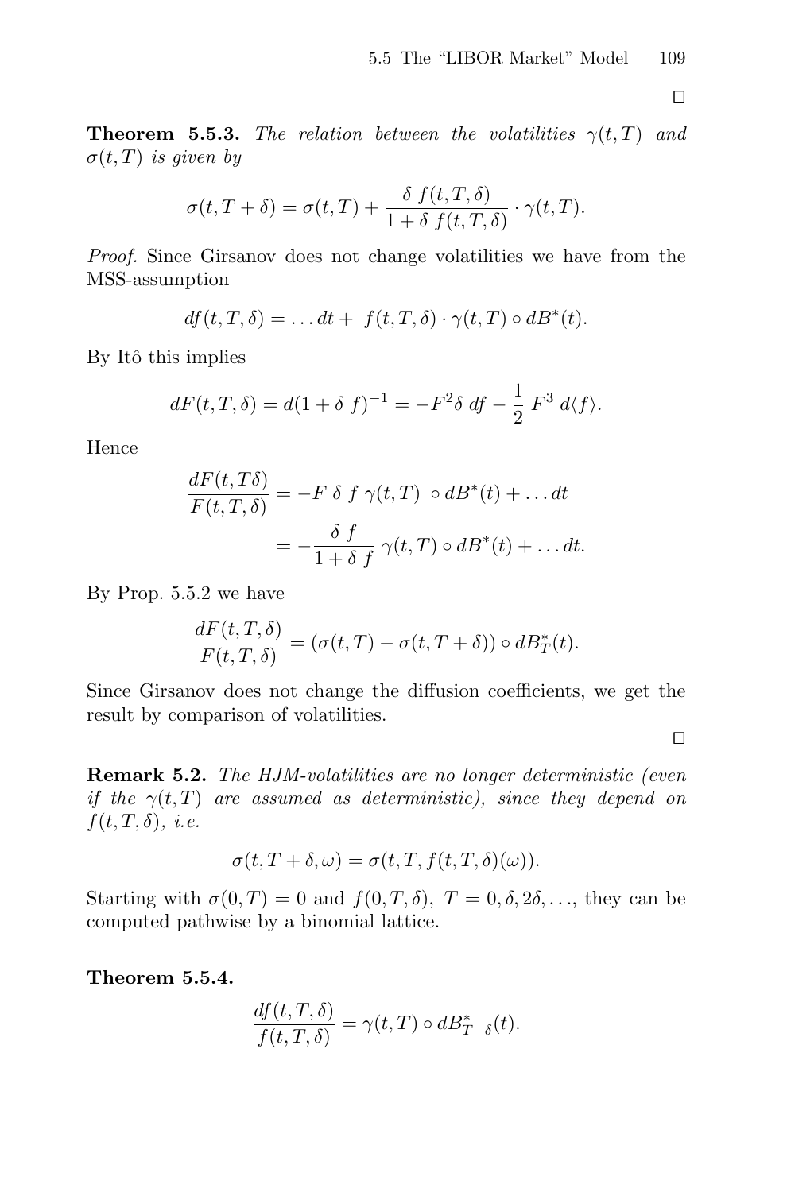□

**Theorem 5.5.3.** *The relation between the volatilities* $\gamma(t,T)$ *and* $\sigma(t,T)$ *is given by*

$$\sigma(t,T+\delta) = \sigma(t,T) + \frac{\delta\, f(t,T,\delta)}{1+\delta\, f(t,T,\delta)} \cdot \gamma(t,T).$$

*Proof.* Since Girsanov does not change volatilities we have from the MSS-assumption

$$df(t,T,\delta) = \ldots dt + \; f(t,T,\delta) \cdot \gamma(t,T) \circ dB^*(t).$$

By Itô this implies

$$dF(t,T,\delta) = d(1+\delta\, f)^{-1} = -F^2 \delta\; df - \frac{1}{2}\, F^3\; d\langle f\rangle.$$

Hence

$$\begin{aligned}
\frac{dF(t,T\delta)}{F(t,T,\delta)} &= -F\;\delta\; f\; \gamma(t,T)\; \circ dB^*(t) + \ldots dt \\
&= -\frac{\delta\; f}{1+\delta\; f}\; \gamma(t,T) \circ dB^*(t) + \ldots dt.
\end{aligned}$$

By Prop. 5.5.2 we have

$$\frac{dF(t,T,\delta)}{F(t,T,\delta)} = (\sigma(t,T) - \sigma(t,T+\delta)) \circ dB_T^*(t).$$

Since Girsanov does not change the diffusion coefficients, we get the result by comparison of volatilities.

□

**Remark 5.2.** *The HJM-volatilities are no longer deterministic (even if the* $\gamma(t,T)$ *are assumed as deterministic), since they depend on* $f(t,T,\delta)$*, i.e.*

$$\sigma(t,T+\delta,\omega) = \sigma(t,T,f(t,T,\delta)(\omega)).$$

Starting with $\sigma(0,T) = 0$ and $f(0,T,\delta)$, $T = 0, \delta, 2\delta, \ldots$, they can be computed pathwise by a binomial lattice.

**Theorem 5.5.4.**

$$\frac{df(t,T,\delta)}{f(t,T,\delta)} = \gamma(t,T) \circ dB_{T+\delta}^*(t).$$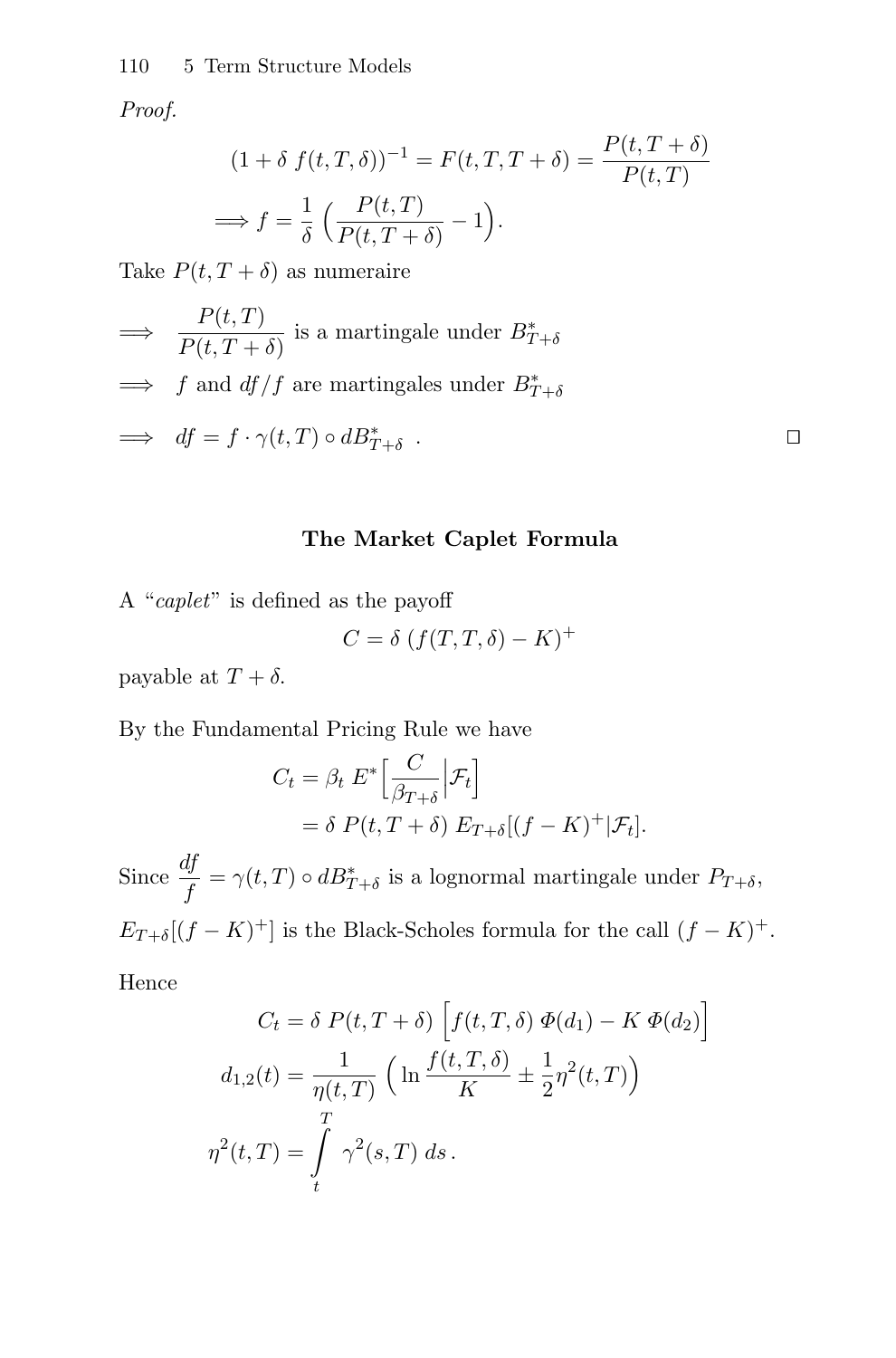*Proof.*

$$(1 + \delta\, f(t,T,\delta))^{-1} = F(t,T,T+\delta) = \frac{P(t,T+\delta)}{P(t,T)}$$

$$\Longrightarrow f = \frac{1}{\delta}\Big(\frac{P(t,T)}{P(t,T+\delta)} - 1\Big).$$

Take $P(t,T+\delta)$ as numeraire

$\Longrightarrow \quad \dfrac{P(t,T)}{P(t,T+\delta)}$ is a martingale under $B^*_{T+\delta}$

$\Longrightarrow \quad f$ and $df/f$ are martingales under $B^*_{T+\delta}$

$\Longrightarrow \quad df = f \cdot \gamma(t,T) \circ dB^*_{T+\delta}\;.$ □

## The Market Caplet Formula

A "*caplet*" is defined as the payoff

$$C = \delta\, (f(T,T,\delta) - K)^+$$

payable at $T+\delta$.

By the Fundamental Pricing Rule we have

$$\begin{aligned} C_t &= \beta_t\, E^*\Big[\frac{C}{\beta_{T+\delta}}\Big|\mathcal{F}_t\Big] \\ &= \delta\, P(t,T+\delta)\, E_{T+\delta}[(f-K)^+|\mathcal{F}_t]. \end{aligned}$$

Since $\dfrac{df}{f} = \gamma(t,T) \circ dB^*_{T+\delta}$ is a lognormal martingale under $P_{T+\delta}$,

$E_{T+\delta}[(f-K)^+]$ is the Black-Scholes formula for the call $(f-K)^+$.

Hence

$$C_t = \delta\, P(t,T+\delta)\,\Big[f(t,T,\delta)\,\Phi(d_1) - K\,\Phi(d_2)\Big]$$

$$d_{1,2}(t) = \frac{1}{\eta(t,T)}\Big(\ln\frac{f(t,T,\delta)}{K} \pm \frac{1}{2}\eta^2(t,T)\Big)$$

$$\eta^2(t,T) = \int_t^T \gamma^2(s,T)\, ds\,.$$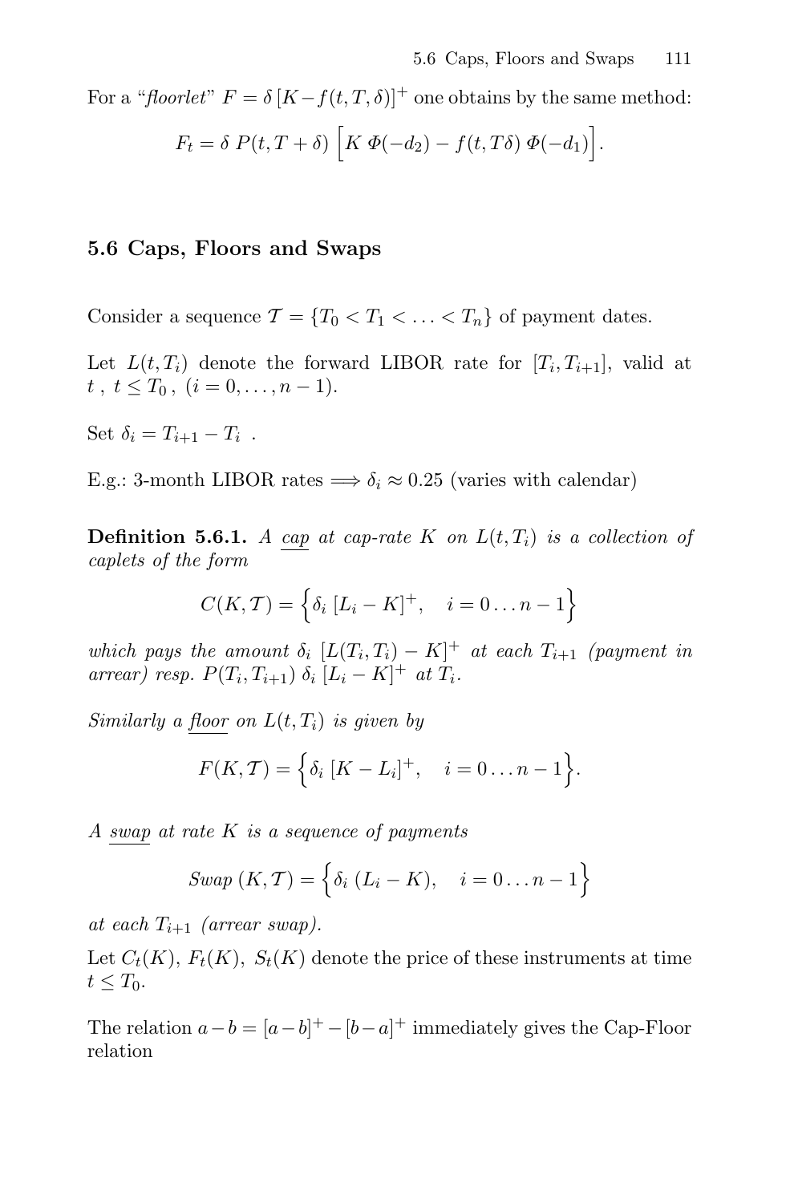For a "*floorlet*" $F = \delta\,[K - f(t,T,\delta)]^+$ one obtains by the same method:

$$F_t = \delta\; P(t, T+\delta)\, \Big[K\;\Phi(-d_2) - f(t, T\delta)\;\Phi(-d_1)\Big].$$

## 5.6 Caps, Floors and Swaps

Consider a sequence $\mathcal{T} = \{T_0 < T_1 < \ldots < T_n\}$ of payment dates.

Let $L(t, T_i)$ denote the forward LIBOR rate for $[T_i, T_{i+1}]$, valid at $t$ , $t \le T_0$ , $(i = 0, \ldots, n-1)$.

Set $\delta_i = T_{i+1} - T_i$ .

E.g.: 3-month LIBOR rates $\Longrightarrow \delta_i \approx 0.25$ (varies with calendar)

**Definition 5.6.1.** *A* <u>*cap*</u> *at cap-rate $K$ on $L(t, T_i)$ is a collection of caplets of the form*

$$C(K, \mathcal{T}) = \Big\{\delta_i\;[L_i - K]^+, \quad i = 0 \ldots n-1\Big\}$$

*which pays the amount $\delta_i\;[L(T_i, T_i) - K]^+$ at each $T_{i+1}$ (payment in arrear) resp. $P(T_i, T_{i+1})\;\delta_i\;[L_i - K]^+$ at $T_i$.*

*Similarly a* <u>*floor*</u> *on $L(t, T_i)$ is given by*

$$F(K, \mathcal{T}) = \Big\{\delta_i\;[K - L_i]^+, \quad i = 0 \ldots n-1\Big\}.$$

*A* <u>*swap*</u> *at rate $K$ is a sequence of payments*

$$\mathit{Swap}\;(K, \mathcal{T}) = \Big\{\delta_i\;(L_i - K), \quad i = 0 \ldots n-1\Big\}$$

*at each $T_{i+1}$ (arrear swap).*

Let $C_t(K)$, $F_t(K)$, $S_t(K)$ denote the price of these instruments at time $t \le T_0$.

The relation $a - b = [a-b]^+ - [b-a]^+$ immediately gives the Cap-Floor relation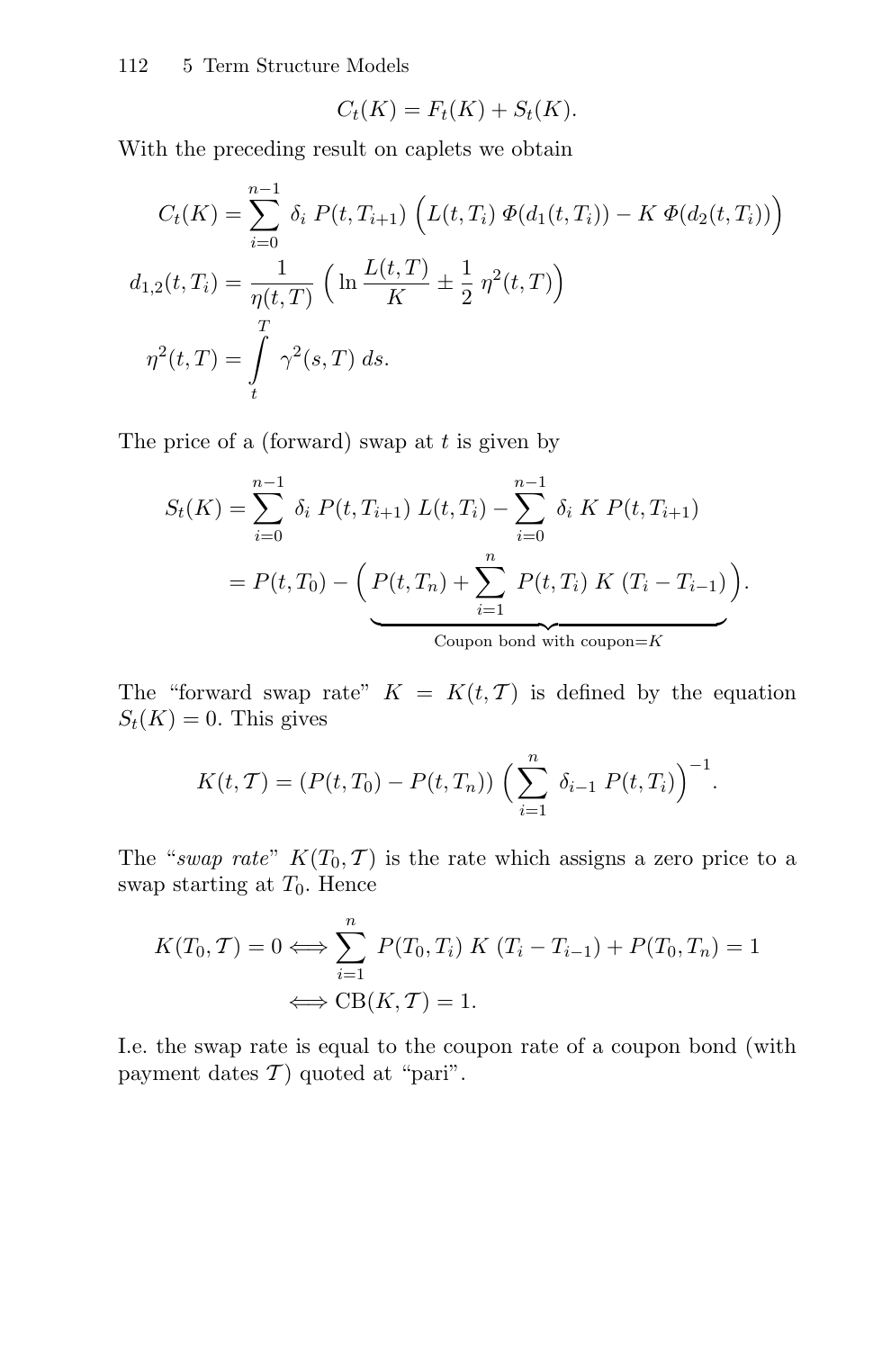$$C_t(K) = F_t(K) + S_t(K).$$

With the preceding result on caplets we obtain

$$C_t(K) = \sum_{i=0}^{n-1} \delta_i \; P(t, T_{i+1}) \; \Big( L(t, T_i) \; \Phi(d_1(t, T_i)) - K \; \Phi(d_2(t, T_i)) \Big)$$

$$d_{1,2}(t, T_i) = \frac{1}{\eta(t, T)} \; \Big( \ln \frac{L(t, T)}{K} \pm \frac{1}{2} \; \eta^2(t, T) \Big)$$

$$\eta^2(t, T) = \int_t^T \; \gamma^2(s, T) \; ds.$$

The price of a (forward) swap at $t$ is given by

$$S_t(K) = \sum_{i=0}^{n-1} \delta_i \; P(t, T_{i+1}) \; L(t, T_i) - \sum_{i=0}^{n-1} \delta_i \; K \; P(t, T_{i+1})$$

$$= P(t, T_0) - \underbrace{\Big( P(t, T_n) + \sum_{i=1}^{n} P(t, T_i) \; K \; (T_i - T_{i-1}) \Big)}_{\text{Coupon bond with coupon}=K}.$$

The "forward swap rate" $K = K(t, \mathcal{T})$ is defined by the equation $S_t(K) = 0$. This gives

$$K(t, \mathcal{T}) = (P(t, T_0) - P(t, T_n)) \; \Big( \sum_{i=1}^{n} \delta_{i-1} \; P(t, T_i) \Big)^{-1}.$$

The "*swap rate*" $K(T_0, \mathcal{T})$ is the rate which assigns a zero price to a swap starting at $T_0$. Hence

$$K(T_0, \mathcal{T}) = 0 \Longleftrightarrow \sum_{i=1}^{n} P(T_0, T_i) \; K \; (T_i - T_{i-1}) + P(T_0, T_n) = 1$$

$$\Longleftrightarrow \text{CB}(K, \mathcal{T}) = 1.$$

I.e. the swap rate is equal to the coupon rate of a coupon bond (with payment dates $\mathcal{T}$) quoted at "pari".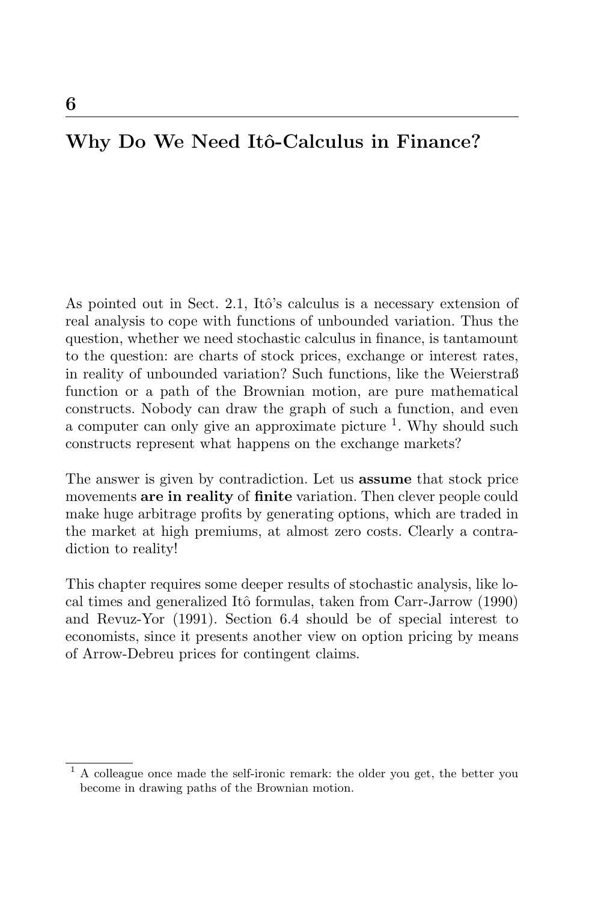# 6

# Why Do We Need Itô-Calculus in Finance?

As pointed out in Sect. 2.1, Itô's calculus is a necessary extension of real analysis to cope with functions of unbounded variation. Thus the question, whether we need stochastic calculus in finance, is tantamount to the question: are charts of stock prices, exchange or interest rates, in reality of unbounded variation? Such functions, like the Weierstraß function or a path of the Brownian motion, are pure mathematical constructs. Nobody can draw the graph of such a function, and even a computer can only give an approximate picture [1]. Why should such constructs represent what happens on the exchange markets?

The answer is given by contradiction. Let us **assume** that stock price movements **are in reality** of **finite** variation. Then clever people could make huge arbitrage profits by generating options, which are traded in the market at high premiums, at almost zero costs. Clearly a contradiction to reality!

This chapter requires some deeper results of stochastic analysis, like local times and generalized Itô formulas, taken from Carr-Jarrow (1990) and Revuz-Yor (1991). Section 6.4 should be of special interest to economists, since it presents another view on option pricing by means of Arrow-Debreu prices for contingent claims.

---

[1] A colleague once made the self-ironic remark: the older you get, the better you become in drawing paths of the Brownian motion.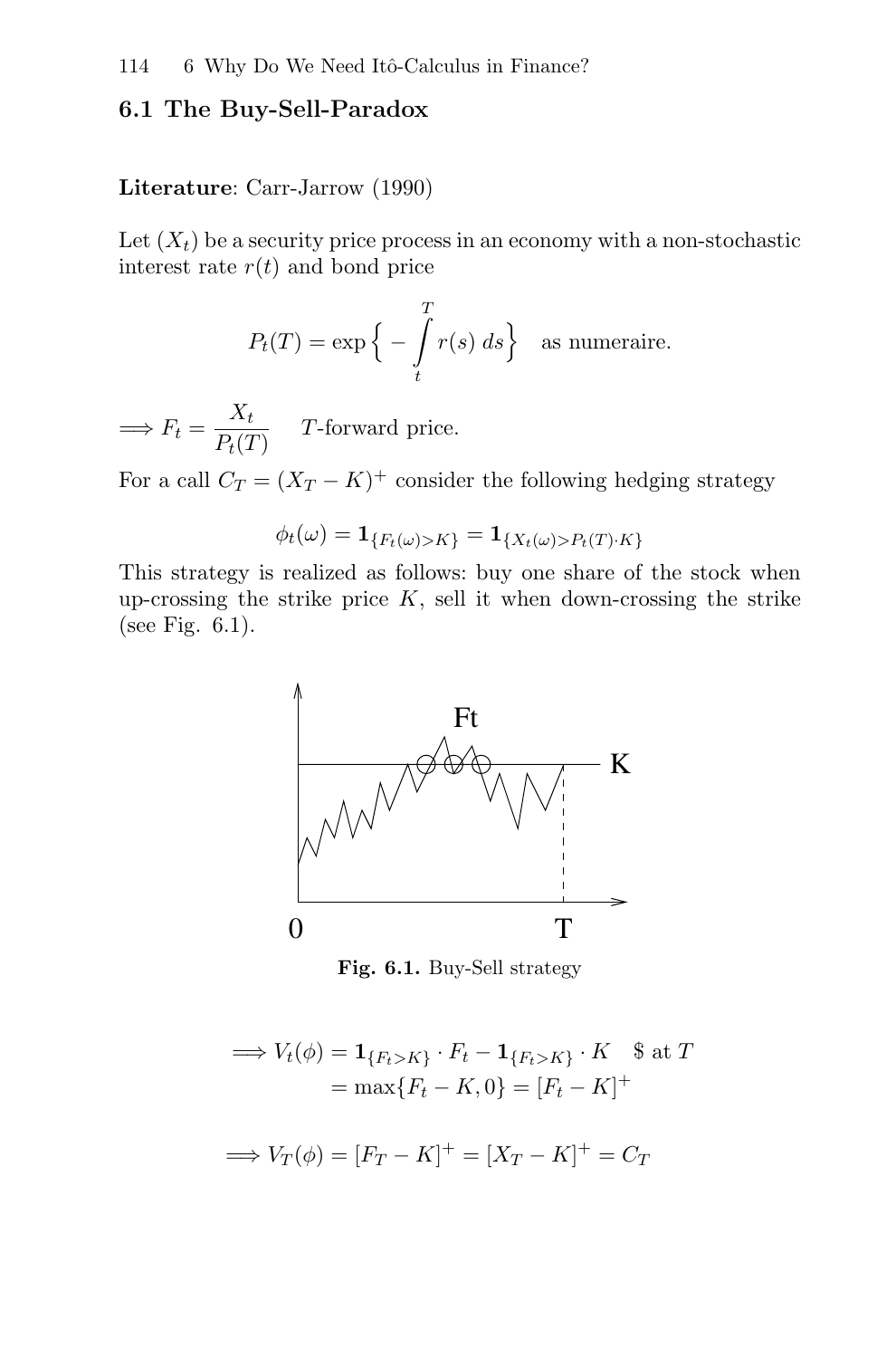## 6.1 The Buy-Sell-Paradox

**Literature**: Carr-Jarrow (1990)

Let $(X_t)$ be a security price process in an economy with a non-stochastic interest rate $r(t)$ and bond price

$$P_t(T) = \exp\Big\{ - \int_t^T r(s)\, ds \Big\} \quad \text{as numeraire.}$$

$$\Longrightarrow F_t = \frac{X_t}{P_t(T)} \quad T\text{-forward price.}$$

For a call $C_T = (X_T - K)^+$ consider the following hedging strategy

$$\phi_t(\omega) = \mathbf{1}_{\{F_t(\omega) > K\}} = \mathbf{1}_{\{X_t(\omega) > P_t(T) \cdot K\}}$$

This strategy is realized as follows: buy one share of the stock when up-crossing the strike price $K$, sell it when down-crossing the strike (see Fig. 6.1).

**Fig. 6.1.** Buy-Sell strategy

$$\begin{aligned}\Longrightarrow V_t(\phi) &= \mathbf{1}_{\{F_t > K\}} \cdot F_t - \mathbf{1}_{\{F_t > K\}} \cdot K \quad \$ \text{ at } T \\ &= \max\{F_t - K, 0\} = [F_t - K]^+\end{aligned}$$

$$\Longrightarrow V_T(\phi) = [F_T - K]^+ = [X_T - K]^+ = C_T$$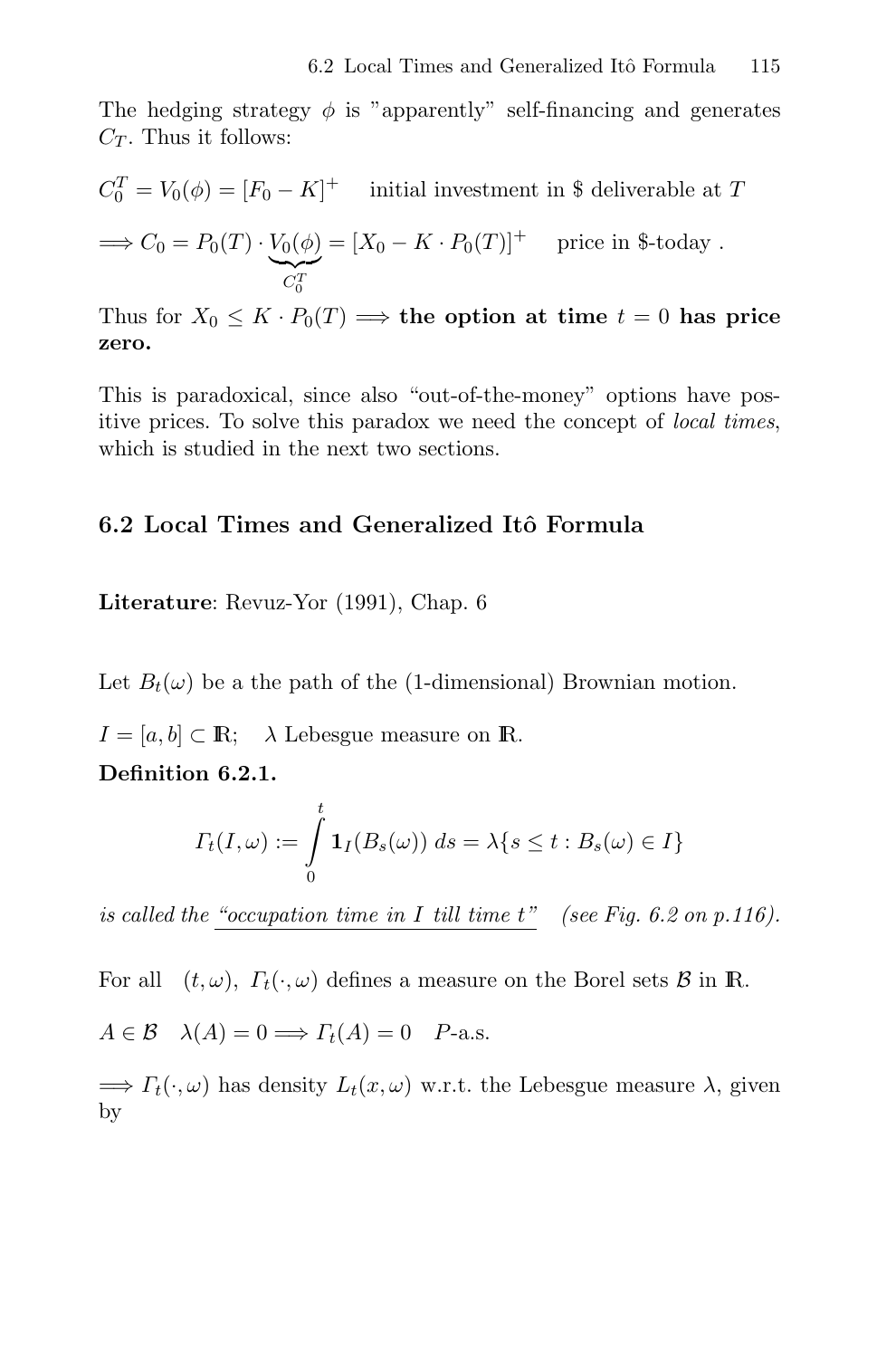The hedging strategy $\phi$ is "apparently" self-financing and generates $C_T$. Thus it follows:

$$C_0^T = V_0(\phi) = [F_0 - K]^+ \quad \text{initial investment in \$ deliverable at } T$$

$$\Longrightarrow C_0 = P_0(T) \cdot \underbrace{V_0(\phi)}_{C_0^T} = [X_0 - K \cdot P_0(T)]^+ \quad \text{price in \$-today .}$$

Thus for $X_0 \leq K \cdot P_0(T) \Longrightarrow$ **the option at time** $t = 0$ **has price zero.**

This is paradoxical, since also "out-of-the-money" options have positive prices. To solve this paradox we need the concept of *local times*, which is studied in the next two sections.

## 6.2 Local Times and Generalized Itô Formula

**Literature**: Revuz-Yor (1991), Chap. 6

Let $B_t(\omega)$ be a the path of the (1-dimensional) Brownian motion.

$I = [a, b] \subset \mathbb{R}$; $\quad \lambda$ Lebesgue measure on $\mathbb{R}$.

**Definition 6.2.1.**

$$\Gamma_t(I, \omega) := \int_0^t \mathbf{1}_I(B_s(\omega))\, ds = \lambda\{s \leq t : B_s(\omega) \in I\}$$

*is called the* *"occupation time in $I$ till time $t$"* *(see Fig. 6.2 on p.116).*

For all $\ (t, \omega)$, $\Gamma_t(\cdot, \omega)$ defines a measure on the Borel sets $\mathcal{B}$ in $\mathbb{R}$.

$A \in \mathcal{B} \quad \lambda(A) = 0 \Longrightarrow \Gamma_t(A) = 0 \quad P$-a.s.

$\Longrightarrow \Gamma_t(\cdot, \omega)$ has density $L_t(x, \omega)$ w.r.t. the Lebesgue measure $\lambda$, given by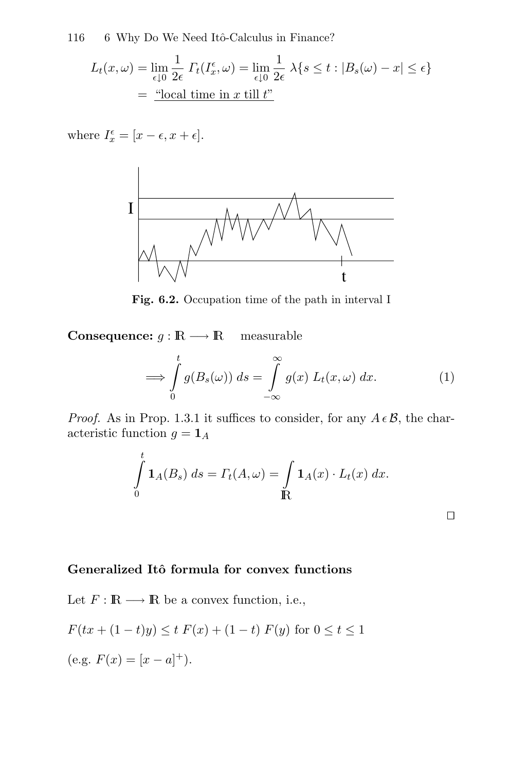$$L_t(x,\omega) = \lim_{\epsilon \downarrow 0} \frac{1}{2\epsilon}\ \Gamma_t(I_x^\epsilon, \omega) = \lim_{\epsilon \downarrow 0} \frac{1}{2\epsilon}\ \lambda\{s \leq t : |B_s(\omega) - x| \leq \epsilon\}$$

$$= \underline{\text{“local time in } x \text{ till } t\text{”}}$$

where $I_x^\epsilon = [x - \epsilon, x + \epsilon]$.

**Fig. 6.2.** Occupation time of the path in interval I

**Consequence:** $g : \mathbb{R} \longrightarrow \mathbb{R}$ measurable

$$\Longrightarrow \int_0^t g(B_s(\omega))\ ds = \int_{-\infty}^{\infty} g(x)\ L_t(x,\omega)\ dx. \tag{1}$$

*Proof.* As in Prop. 1.3.1 it suffices to consider, for any $A \in \mathcal{B}$, the characteristic function $g = \mathbf{1}_A$

$$\int_0^t \mathbf{1}_A(B_s)\ ds = \Gamma_t(A,\omega) = \int_{\mathbb{R}} \mathbf{1}_A(x) \cdot L_t(x)\ dx.$$

□

**Generalized Itô formula for convex functions**

Let $F : \mathbb{R} \longrightarrow \mathbb{R}$ be a convex function, i.e.,

$F(tx + (1-t)y) \leq t\ F(x) + (1-t)\ F(y)$ for $0 \leq t \leq 1$

(e.g. $F(x) = [x - a]^+$).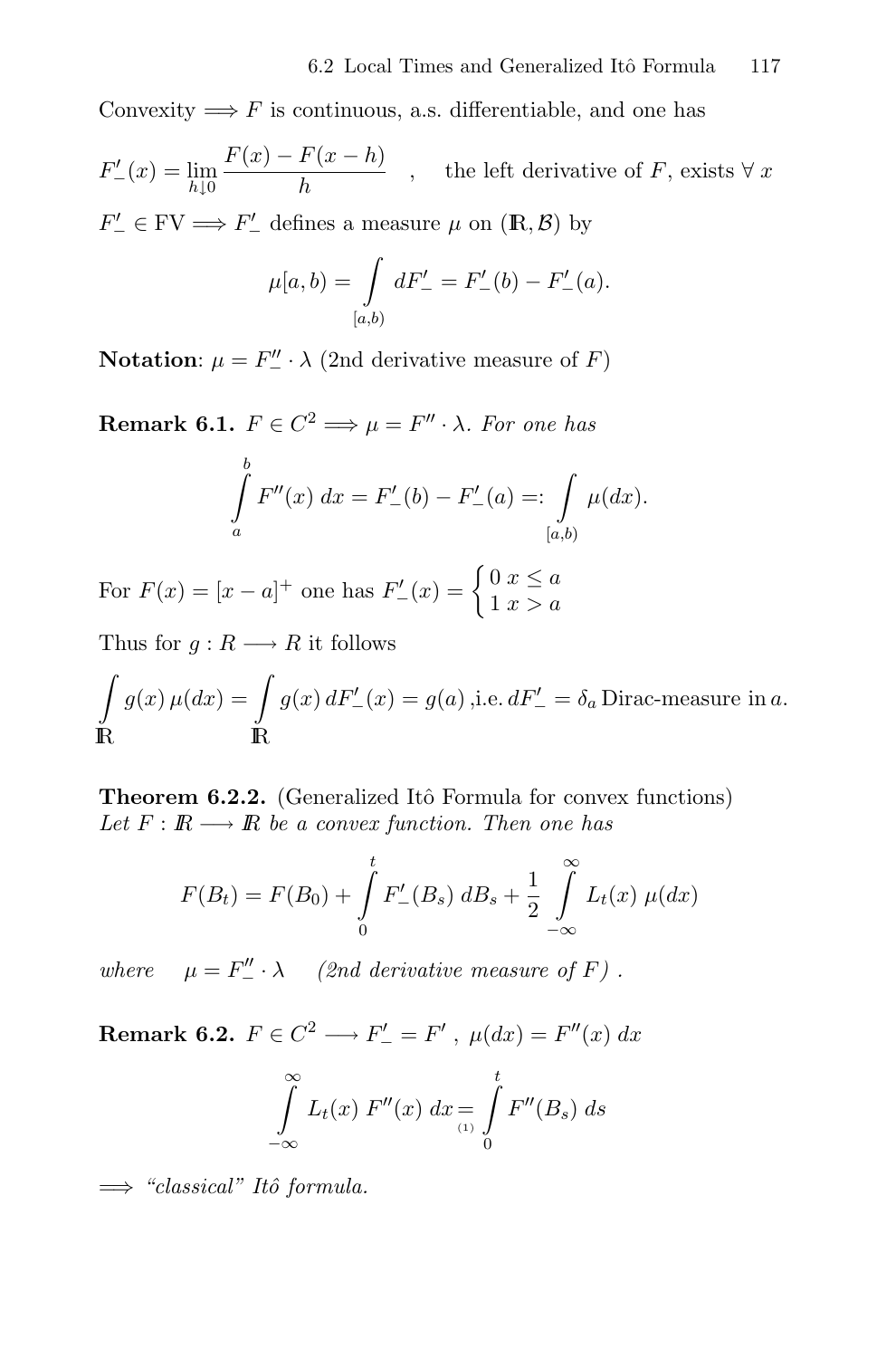Convexity $\Longrightarrow F$ is continuous, a.s. differentiable, and one has

$$F'_-(x) = \lim_{h\downarrow 0} \frac{F(x) - F(x-h)}{h} \quad , \quad \text{the left derivative of } F \text{, exists } \forall\, x$$

$F'_- \in \mathrm{FV} \Longrightarrow F'_-$ defines a measure $\mu$ on $(\mathbb{R}, \mathcal{B})$ by

$$\mu[a,b) = \int\limits_{[a,b)} dF'_- = F'_-(b) - F'_-(a).$$

**Notation**: $\mu = F''_- \cdot \lambda$ (2nd derivative measure of $F$)

**Remark 6.1.** $F \in C^2 \Longrightarrow \mu = F'' \cdot \lambda$. *For one has*

$$\int\limits_a^b F''(x)\, dx = F'_-(b) - F'_-(a) =: \int\limits_{[a,b)} \mu(dx).$$

For $F(x) = [x-a]^+$ one has $F'_-(x) = \begin{cases} 0 & x \le a \\ 1 & x > a \end{cases}$

Thus for $g : R \longrightarrow R$ it follows

$$\int\limits_{\mathbb{R}} g(x)\, \mu(dx) = \int\limits_{\mathbb{R}} g(x)\, dF'_-(x) = g(a) \text{ ,i.e. } dF'_- = \delta_a \text{ Dirac-measure in } a.$$

**Theorem 6.2.2.** (Generalized Itô Formula for convex functions)
*Let $F : \mathbb{R} \longrightarrow \mathbb{R}$ be a convex function. Then one has*

$$F(B_t) = F(B_0) + \int\limits_0^t F'_-(B_s)\, dB_s + \frac{1}{2} \int\limits_{-\infty}^{\infty} L_t(x)\, \mu(dx)$$

*where* $\quad \mu = F''_- \cdot \lambda \quad$ *(2nd derivative measure of $F$) .*

**Remark 6.2.** $F \in C^2 \longrightarrow F'_- = F'$ , $\mu(dx) = F''(x)\, dx$

$$\int\limits_{-\infty}^{\infty} L_t(x)\, F''(x)\, dx \underset{(1)}{=} \int\limits_0^t F''(B_s)\, ds$$

$\Longrightarrow$ *"classical" Itô formula.*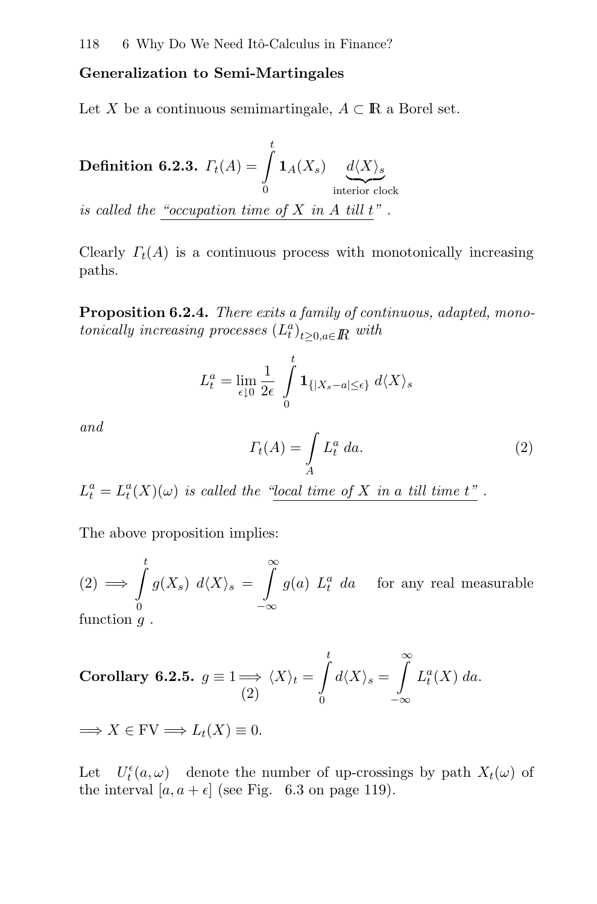### Generalization to Semi-Martingales

Let $X$ be a continuous semimartingale, $A \subset \mathbb{R}$ a Borel set.

**Definition 6.2.3.** $\varGamma_t(A) = \int\limits_0^t \mathbf{1}_A(X_s) \quad \underbrace{d\langle X\rangle_s}_{\text{interior clock}}$
*is called the* *<u>"occupation time of $X$ in $A$ till $t$"</u>* .

Clearly $\varGamma_t(A)$ is a continuous process with monotonically increasing paths.

**Proposition 6.2.4.** *There exits a family of continuous, adapted, monotonically increasing processes* $(L_t^a)_{t\geq 0, a\in\mathbb{R}}$ *with*

$$L_t^a = \lim_{\epsilon\downarrow 0} \frac{1}{2\epsilon} \int\limits_0^t \mathbf{1}_{\{|X_s - a|\leq\epsilon\}} \; d\langle X\rangle_s$$

*and*

$$\varGamma_t(A) = \int\limits_A L_t^a \; da. \tag{2}$$

$L_t^a = L_t^a(X)(\omega)$ *is called the* *<u>"local time of $X$ in $a$ till time $t$"</u>* .

The above proposition implies:

(2) $\Longrightarrow \int\limits_0^t g(X_s) \; d\langle X\rangle_s \; = \int\limits_{-\infty}^{\infty} g(a) \; L_t^a \; da$ for any real measurable function $g$ .

**Corollary 6.2.5.** $g \equiv 1 \underset{(2)}{\Longrightarrow} \langle X\rangle_t = \int\limits_0^t d\langle X\rangle_s = \int\limits_{-\infty}^{\infty} L_t^a(X) \; da.$

$\Longrightarrow X \in \mathrm{FV} \Longrightarrow L_t(X) \equiv 0.$

Let $U_t^\epsilon(a,\omega)$ denote the number of up-crossings by path $X_t(\omega)$ of the interval $[a, a+\epsilon]$ (see Fig. 6.3 on page 119).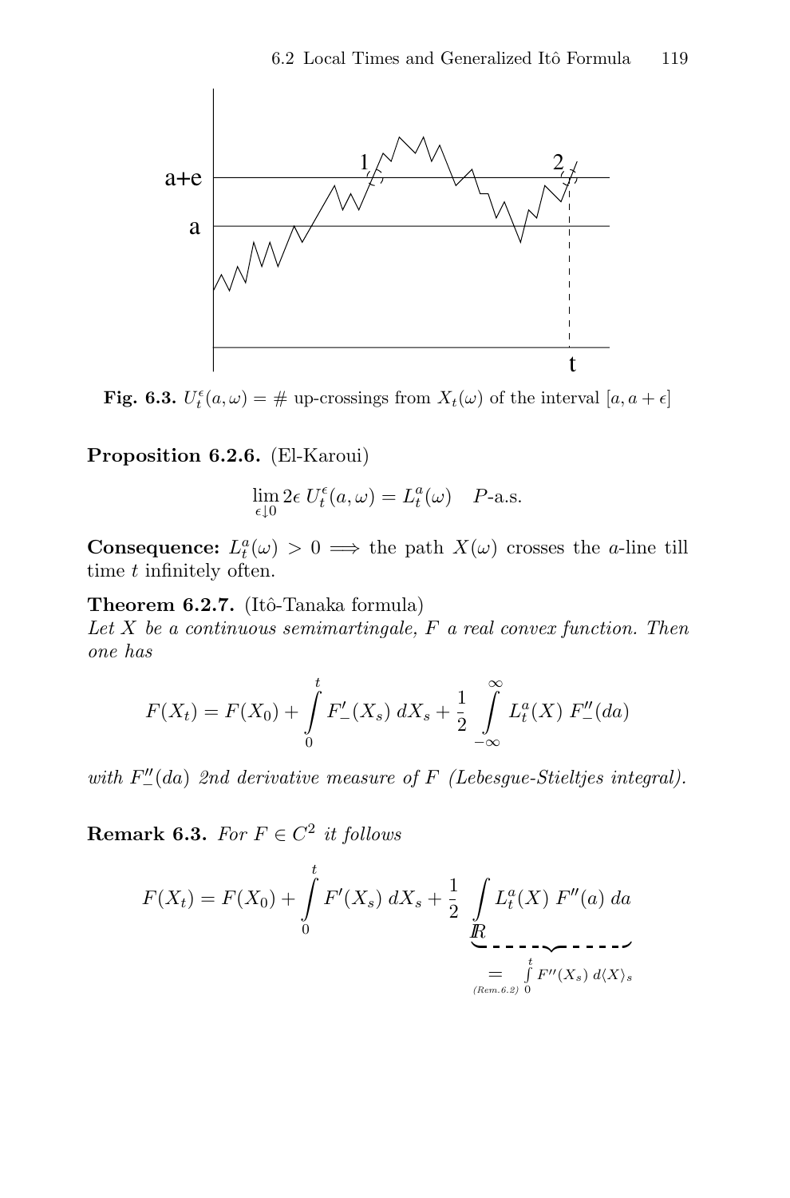Fig. 6.3. $U_t^\epsilon(a,\omega) = \#$ up-crossings from $X_t(\omega)$ of the interval $[a, a+\epsilon]$

**Proposition 6.2.6.** (El-Karoui)

$$\lim_{\epsilon \downarrow 0} 2\epsilon \, U_t^\epsilon(a,\omega) = L_t^a(\omega) \quad P\text{-a.s.}$$

**Consequence:** $L_t^a(\omega) > 0 \implies$ the path $X(\omega)$ crosses the $a$-line till time $t$ infinitely often.

**Theorem 6.2.7.** (Itô-Tanaka formula)
*Let $X$ be a continuous semimartingale, $F$ a real convex function. Then one has*

$$F(X_t) = F(X_0) + \int_0^t F'_-(X_s)\, dX_s + \frac{1}{2} \int_{-\infty}^{\infty} L_t^a(X)\, F''_-(da)$$

*with $F''_-(da)$ 2nd derivative measure of $F$ (Lebesgue-Stieltjes integral).*

**Remark 6.3.** *For $F \in C^2$ it follows*

$$F(X_t) = F(X_0) + \int_0^t F'(X_s)\, dX_s + \frac{1}{2} \underbrace{\int_{\mathbb{R}} L_t^a(X)\, F''(a)\, da}_{\underset{(Rem. 6.2)}{=} \int_0^t F''(X_s)\, d\langle X \rangle_s}$$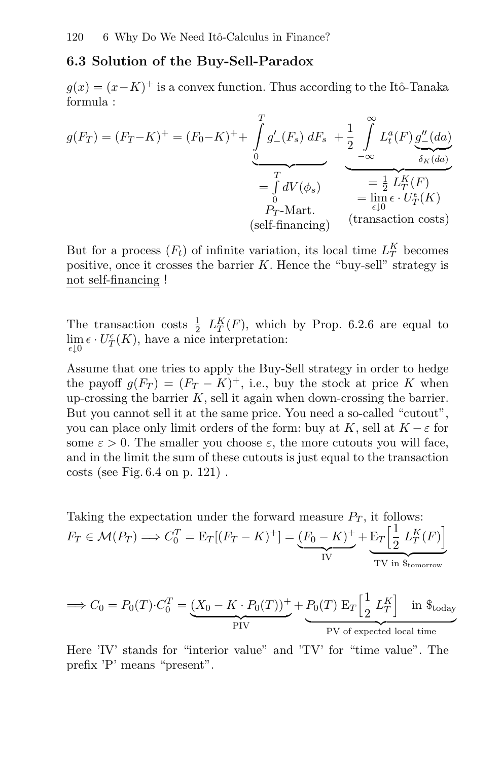## 6.3 Solution of the Buy-Sell-Paradox

$g(x) = (x-K)^+$ is a convex function. Thus according to the Itô-Tanaka formula :

$$g(F_T) = (F_T - K)^+ = (F_0 - K)^+ + \underbrace{\int_0^T g'_-(F_s)\, dF_s}_{\substack{= \int_0^T dV(\phi_s) \\ P_T\text{-Mart.} \\ \text{(self-financing)}}} + \underbrace{\frac{1}{2} \int_{-\infty}^{\infty} L_t^a(F)\, \underbrace{g''_-(da)}_{\delta_K(da)}}_{\substack{= \frac{1}{2} L_T^K(F) \\ = \lim_{\epsilon \downarrow 0} \epsilon \cdot U_T^\epsilon(K) \\ \text{(transaction costs)}}}$$

But for a process $(F_t)$ of infinite variation, its local time $L_T^K$ becomes positive, once it crosses the barrier $K$. Hence the "buy-sell" strategy is <u>not self-financing</u> !

The transaction costs $\frac{1}{2}\ L_T^K(F)$, which by Prop. 6.2.6 are equal to $\lim_{\epsilon \downarrow 0} \epsilon \cdot U_T^\epsilon(K)$, have a nice interpretation:

Assume that one tries to apply the Buy-Sell strategy in order to hedge the payoff $g(F_T) = (F_T - K)^+$, i.e., buy the stock at price $K$ when up-crossing the barrier $K$, sell it again when down-crossing the barrier. But you cannot sell it at the same price. You need a so-called "cutout", you can place only limit orders of the form: buy at $K$, sell at $K - \varepsilon$ for some $\varepsilon > 0$. The smaller you choose $\varepsilon$, the more cutouts you will face, and in the limit the sum of these cutouts is just equal to the transaction costs (see Fig. 6.4 on p. 121) .

Taking the expectation under the forward measure $P_T$, it follows:

$$F_T \in \mathcal{M}(P_T) \Longrightarrow C_0^T = \mathrm{E}_T[(F_T - K)^+] = \underbrace{(F_0 - K)^+}_{\text{IV}} + \underbrace{\mathrm{E}_T\Big[\frac{1}{2}\ L_T^K(F)\Big]}_{\text{TV in }\$_{\text{tomorrow}}}$$

$$\Longrightarrow C_0 = P_0(T) \cdot C_0^T = \underbrace{(X_0 - K \cdot P_0(T))^+}_{\text{PIV}} + \underbrace{P_0(T)\ \mathrm{E}_T\Big[\frac{1}{2}\ L_T^K\Big] \quad \text{in } \$_{\text{today}}}_{\text{PV of expected local time}}$$

Here 'IV' stands for "interior value" and 'TV' for "time value". The prefix 'P' means "present".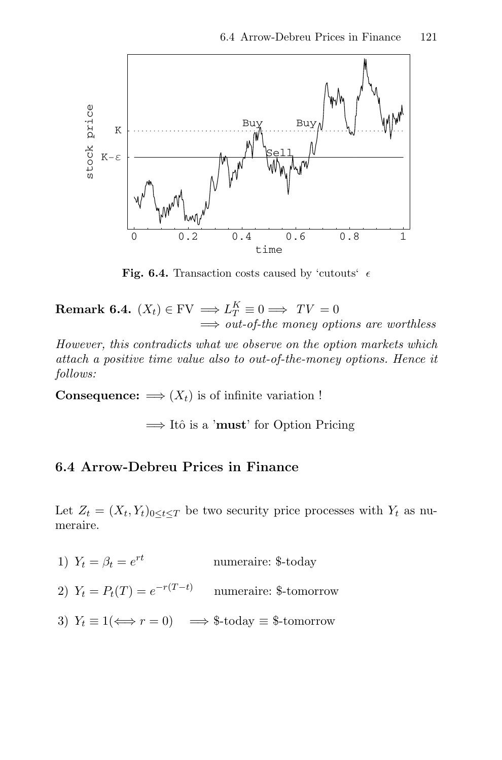**Fig. 6.4.** Transaction costs caused by 'cutouts' $\epsilon$

**Remark 6.4.** $(X_t) \in \mathrm{FV} \Longrightarrow L_T^K \equiv 0 \Longrightarrow \ TV\ = 0$
$\Longrightarrow$ *out-of-the money options are worthless*

*However, this contradicts what we observe on the option markets which attach a positive time value also to out-of-the-money options. Hence it follows:*

**Consequence:** $\Longrightarrow (X_t)$ is of infinite variation !

$\Longrightarrow$ Itô is a '**must**' for Option Pricing

## 6.4 Arrow-Debreu Prices in Finance

Let $Z_t = (X_t, Y_t)_{0 \leq t \leq T}$ be two security price processes with $Y_t$ as numeraire.

1) $Y_t = \beta_t = e^{rt}$ numeraire: \$-today

2) $Y_t = P_t(T) = e^{-r(T-t)}$ numeraire: \$-tomorrow

3) $Y_t \equiv 1 (\Longleftrightarrow r = 0) \quad \Longrightarrow$ \$-today $\equiv$ \$-tomorrow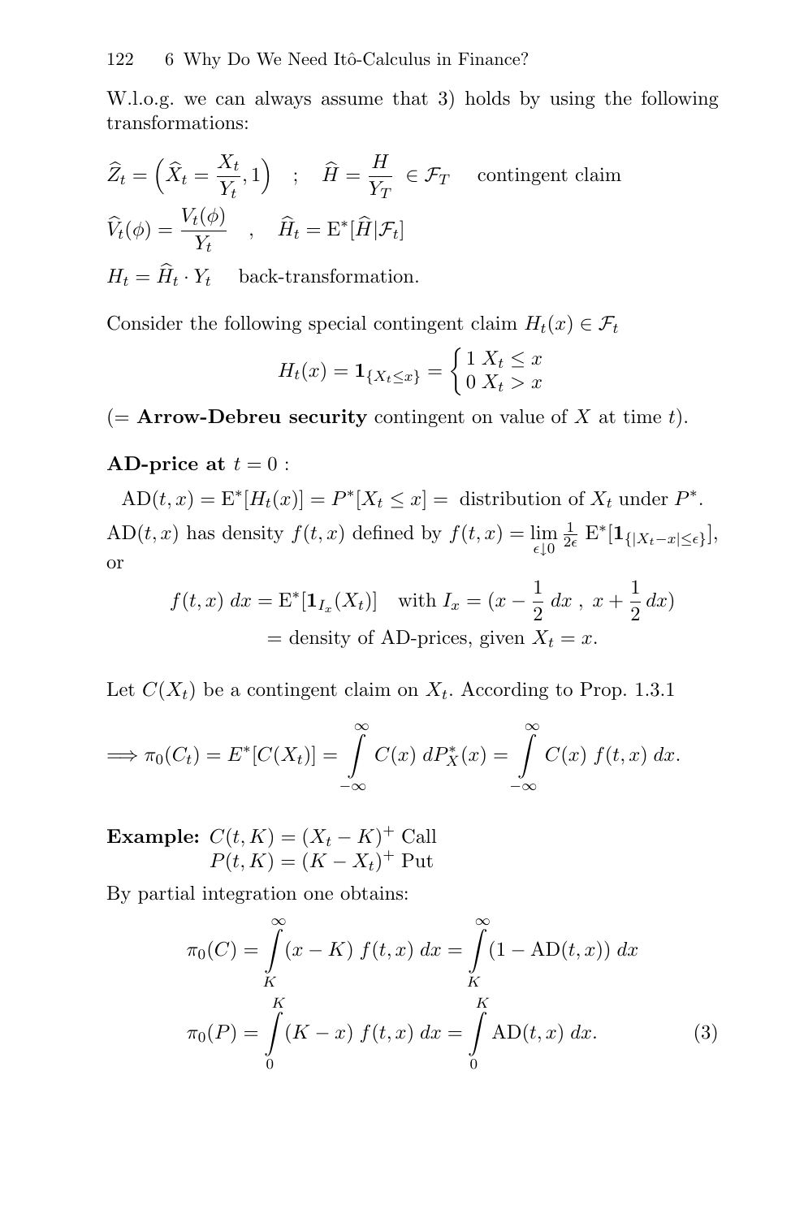W.l.o.g. we can always assume that 3) holds by using the following transformations:

$$\widehat{Z}_t = \left(\widehat{X}_t = \frac{X_t}{Y_t}, 1\right) \quad ; \quad \widehat{H} = \frac{H}{Y_T} \in \mathcal{F}_T \quad \text{contingent claim}$$

$$\widehat{V}_t(\phi) = \frac{V_t(\phi)}{Y_t} \quad , \quad \widehat{H}_t = \mathrm{E}^*[\widehat{H}|\mathcal{F}_t]$$

$$H_t = \widehat{H}_t \cdot Y_t \quad \text{back-transformation.}$$

Consider the following special contingent claim $H_t(x) \in \mathcal{F}_t$

$$H_t(x) = \mathbf{1}_{\{X_t \le x\}} = \begin{cases} 1 & X_t \le x \\ 0 & X_t > x \end{cases}$$

(= **Arrow-Debreu security** contingent on value of $X$ at time $t$).

**AD-price at** $t = 0$ :

$$\mathrm{AD}(t,x) = \mathrm{E}^*[H_t(x)] = P^*[X_t \le x] = \text{ distribution of } X_t \text{ under } P^*.$$

$\mathrm{AD}(t,x)$ has density $f(t,x)$ defined by $f(t,x) = \lim\limits_{\epsilon \downarrow 0} \frac{1}{2\epsilon}\, \mathrm{E}^*[\mathbf{1}_{\{|X_t - x| \le \epsilon\}}]$, or

$$\begin{aligned} f(t,x)\, dx &= \mathrm{E}^*[\mathbf{1}_{I_x}(X_t)] \quad \text{with } I_x = (x - \frac{1}{2}\, dx\ ,\ x + \frac{1}{2}\, dx) \\ &= \text{density of AD-prices, given } X_t = x. \end{aligned}$$

Let $C(X_t)$ be a contingent claim on $X_t$. According to Prop. 1.3.1

$$\Longrightarrow \pi_0(C_t) = E^*[C(X_t)] = \int_{-\infty}^{\infty} C(x)\, dP_X^*(x) = \int_{-\infty}^{\infty} C(x)\, f(t,x)\, dx.$$

**Example:** $C(t,K) = (X_t - K)^+$ Call
$P(t,K) = (K - X_t)^+$ Put

By partial integration one obtains:

$$\pi_0(C) = \int_K^{\infty} (x - K)\, f(t,x)\, dx = \int_K^{\infty} (1 - \mathrm{AD}(t,x))\, dx$$

$$\pi_0(P) = \int_0^K (K - x)\, f(t,x)\, dx = \int_0^K \mathrm{AD}(t,x)\, dx. \tag{3}$$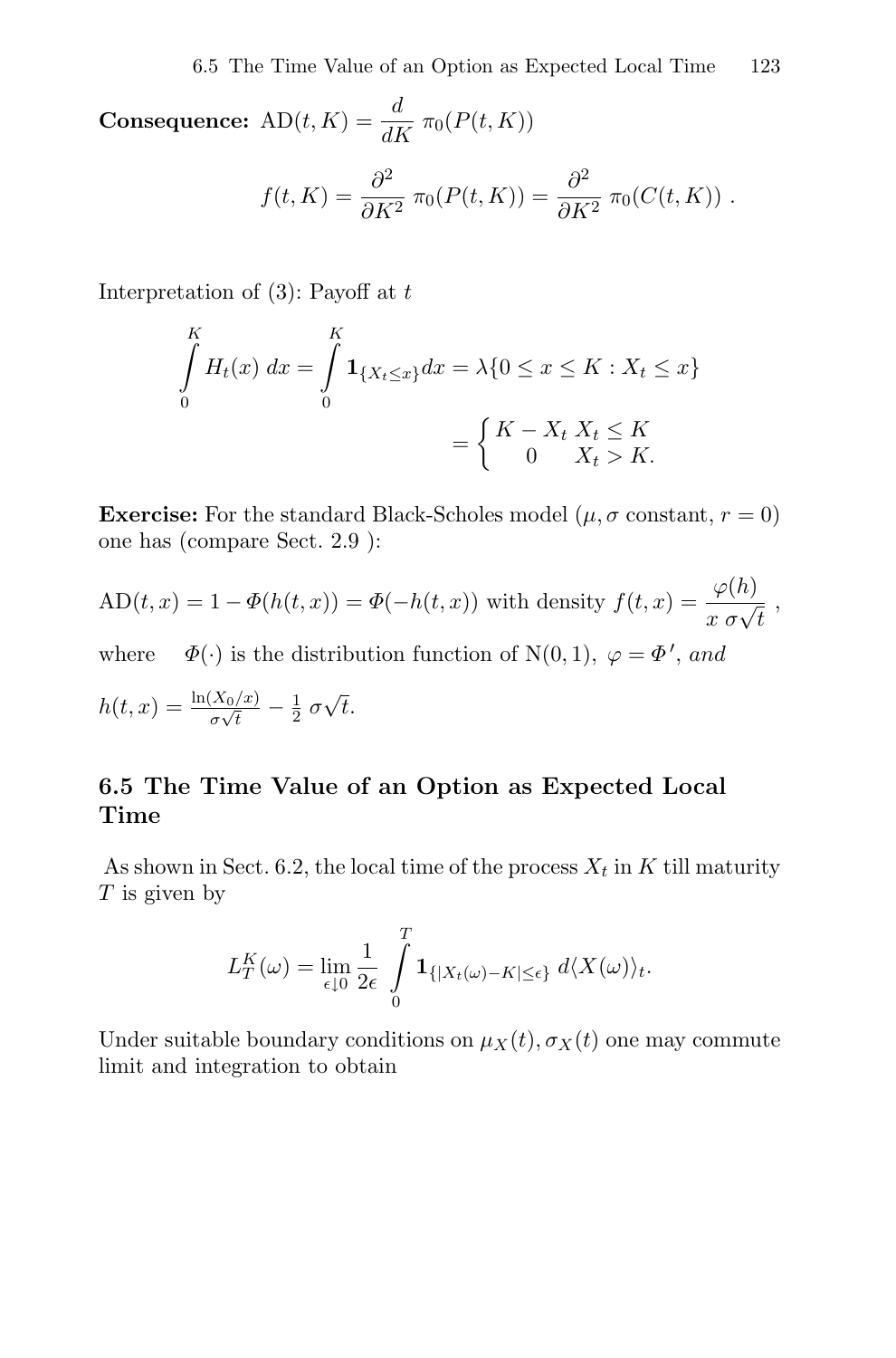**Consequence:** $\mathrm{AD}(t,K) = \dfrac{d}{dK}\,\pi_0(P(t,K))$

$$f(t,K) = \frac{\partial^2}{\partial K^2}\,\pi_0(P(t,K)) = \frac{\partial^2}{\partial K^2}\,\pi_0(C(t,K))\ .$$

Interpretation of (3): Payoff at $t$

$$\int_0^K H_t(x)\,dx = \int_0^K \mathbf{1}_{\{X_t \le x\}} dx = \lambda\{0 \le x \le K : X_t \le x\}$$

$$= \begin{cases} K - X_t & X_t \le K \\ 0 & X_t > K. \end{cases}$$

**Exercise:** For the standard Black-Scholes model ($\mu, \sigma$ constant, $r = 0$) one has (compare Sect. 2.9 ):

$\mathrm{AD}(t,x) = 1 - \Phi(h(t,x)) = \Phi(-h(t,x))$ with density $f(t,x) = \dfrac{\varphi(h)}{x\,\sigma\sqrt{t}}$ ,

where $\quad \Phi(\cdot)$ is the distribution function of $\mathrm{N}(0,1)$, $\varphi = \Phi'$, *and*

$h(t,x) = \frac{\ln(X_0/x)}{\sigma\sqrt{t}} - \frac{1}{2}\,\sigma\sqrt{t}$.

## 6.5 The Time Value of an Option as Expected Local Time

As shown in Sect. 6.2, the local time of the process $X_t$ in $K$ till maturity $T$ is given by

$$L_T^K(\omega) = \lim_{\epsilon \downarrow 0} \frac{1}{2\epsilon} \int_0^T \mathbf{1}_{\{|X_t(\omega) - K| \le \epsilon\}}\, d\langle X(\omega)\rangle_t.$$

Under suitable boundary conditions on $\mu_X(t), \sigma_X(t)$ one may commute limit and integration to obtain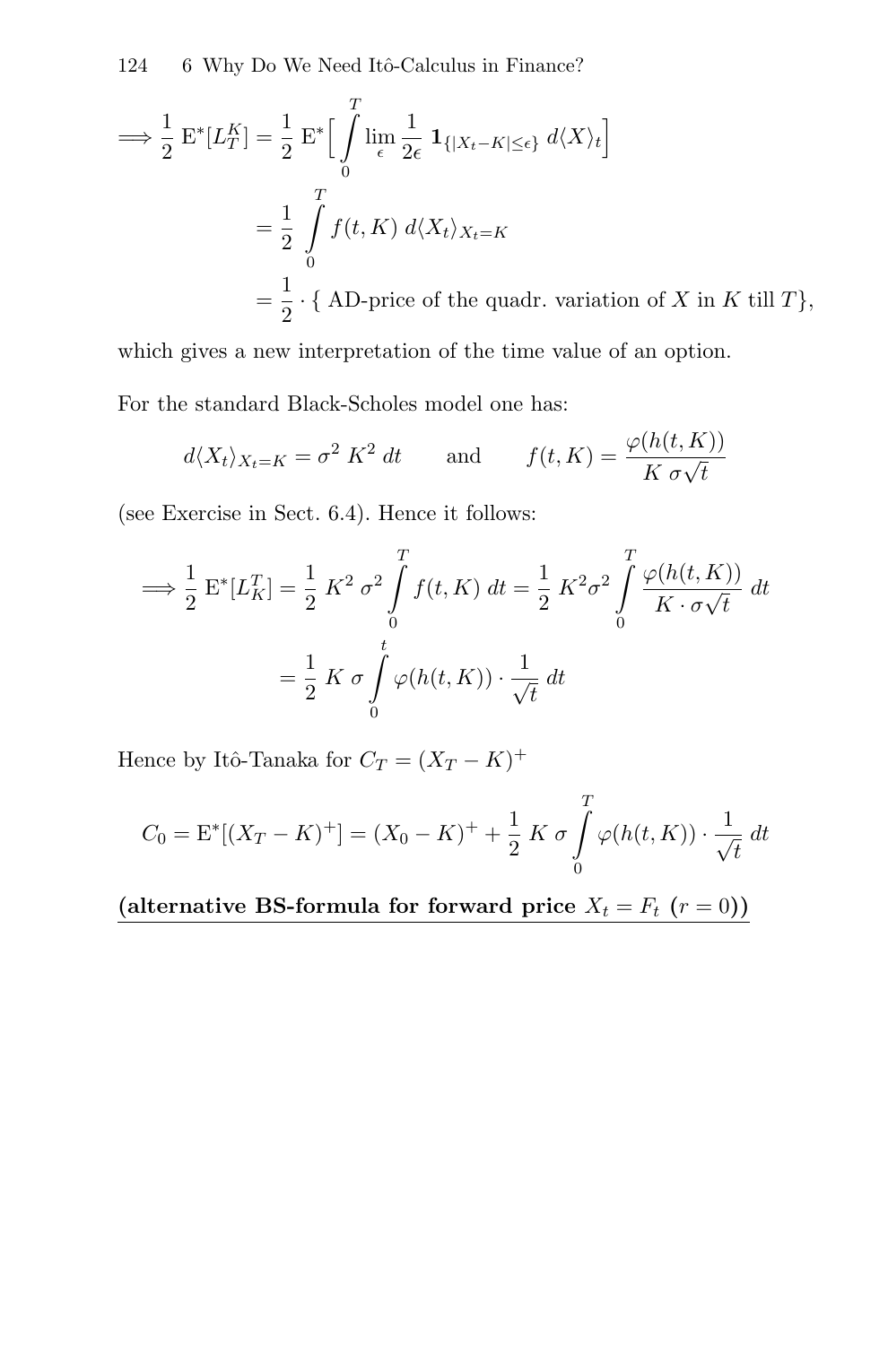$$\Longrightarrow \frac{1}{2}\,\mathrm{E}^*[L_T^K] = \frac{1}{2}\,\mathrm{E}^*\Big[\int_0^T \lim_{\epsilon} \frac{1}{2\epsilon}\,\mathbf{1}_{\{|X_t-K|\le\epsilon\}}\,d\langle X\rangle_t\Big]$$

$$= \frac{1}{2}\int_0^T f(t,K)\,d\langle X_t\rangle_{X_t=K}$$

$$= \frac{1}{2}\cdot\{\text{ AD-price of the quadr. variation of } X \text{ in } K \text{ till } T\},$$

which gives a new interpretation of the time value of an option.

For the standard Black-Scholes model one has:

$$d\langle X_t\rangle_{X_t=K} = \sigma^2\,K^2\,dt \qquad \text{and} \qquad f(t,K) = \frac{\varphi(h(t,K))}{K\,\sigma\sqrt{t}}$$

(see Exercise in Sect. 6.4). Hence it follows:

$$\Longrightarrow \frac{1}{2}\,\mathrm{E}^*[L_K^T] = \frac{1}{2}\,K^2\,\sigma^2\int_0^T f(t,K)\,dt = \frac{1}{2}\,K^2\sigma^2\int_0^T \frac{\varphi(h(t,K))}{K\cdot\sigma\sqrt{t}}\,dt$$

$$= \frac{1}{2}\,K\,\sigma\int_0^t \varphi(h(t,K))\cdot\frac{1}{\sqrt{t}}\,dt$$

Hence by Itô-Tanaka for $C_T = (X_T - K)^+$

$$C_0 = \mathrm{E}^*[(X_T-K)^+] = (X_0-K)^+ + \frac{1}{2}\,K\,\sigma\int_0^T \varphi(h(t,K))\cdot\frac{1}{\sqrt{t}}\,dt$$

**(alternative BS-formula for forward price $X_t = F_t$ $(r=0)$)**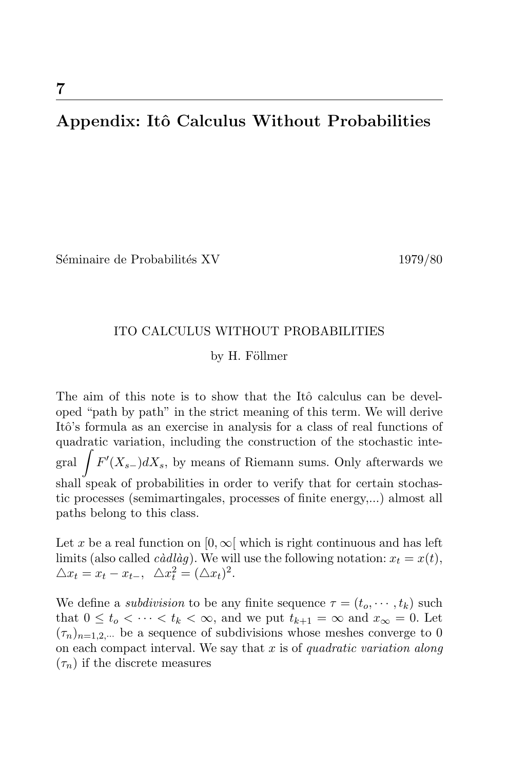# 7

## Appendix: Itô Calculus Without Probabilities

Séminaire de Probabilités XV 1979/80

### ITO CALCULUS WITHOUT PROBABILITIES

by H. Föllmer

The aim of this note is to show that the Itô calculus can be developed "path by path" in the strict meaning of this term. We will derive Itô's formula as an exercise in analysis for a class of real functions of quadratic variation, including the construction of the stochastic integral $\int F'(X_{s-})dX_s$, by means of Riemann sums. Only afterwards we shall speak of probabilities in order to verify that for certain stochastic processes (semimartingales, processes of finite energy,...) almost all paths belong to this class.

Let $x$ be a real function on $[0,\infty[$ which is right continuous and has left limits (also called *càdlàg*). We will use the following notation: $x_t = x(t)$, $\triangle x_t = x_t - x_{t-}$, $\triangle x_t^2 = (\triangle x_t)^2$.

We define a *subdivision* to be any finite sequence $\tau = (t_o, \cdots, t_k)$ such that $0 \le t_o < \cdots < t_k < \infty$, and we put $t_{k+1} = \infty$ and $x_\infty = 0$. Let $(\tau_n)_{n=1,2,\cdots}$ be a sequence of subdivisions whose meshes converge to 0 on each compact interval. We say that $x$ is of *quadratic variation along* $(\tau_n)$ if the discrete measures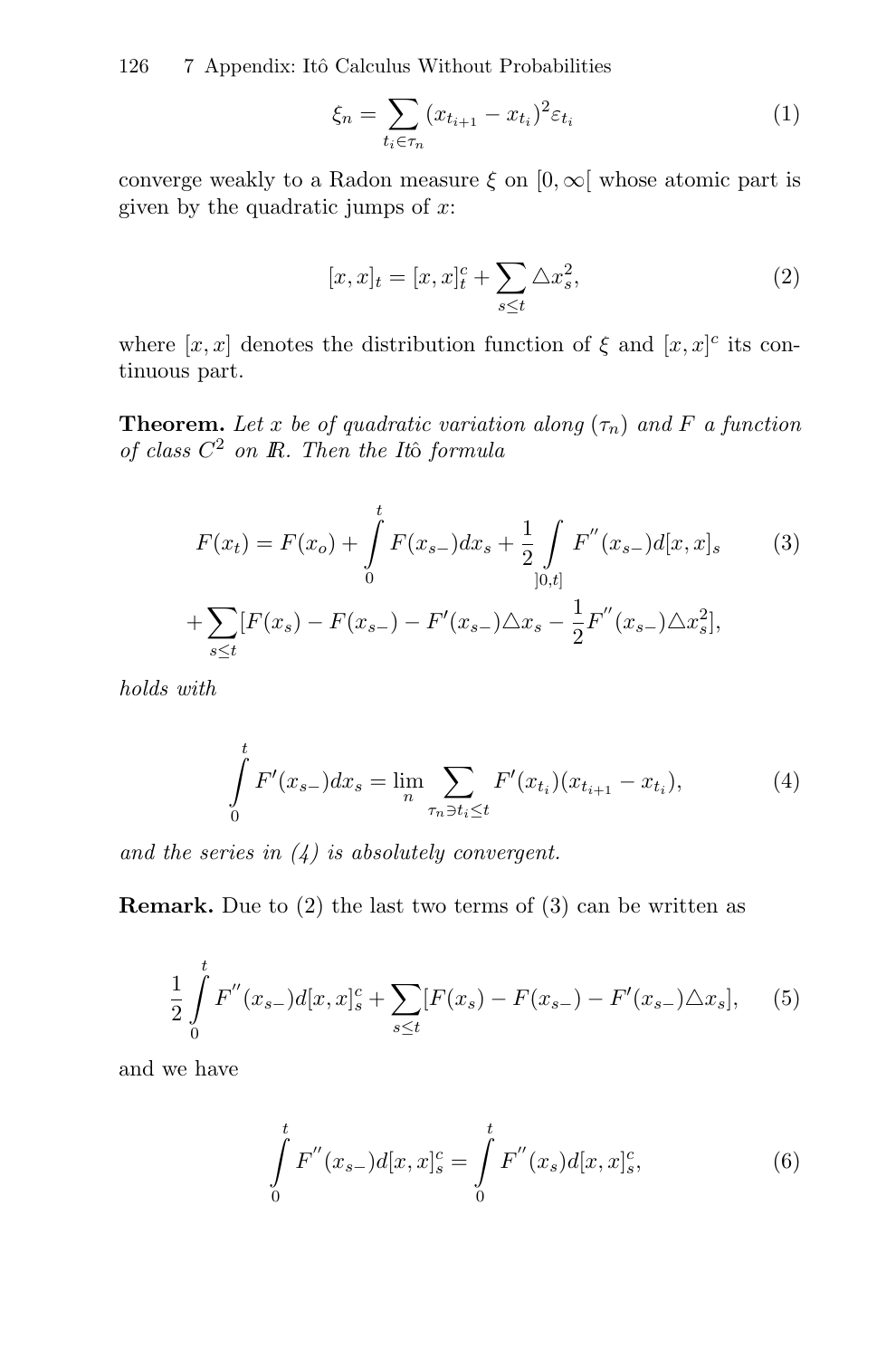$$\xi_n = \sum_{t_i \in \tau_n} (x_{t_{i+1}} - x_{t_i})^2 \varepsilon_{t_i} \tag{1}$$

converge weakly to a Radon measure $\xi$ on $[0, \infty[$ whose atomic part is given by the quadratic jumps of $x$:

$$[x,x]_t = [x,x]_t^c + \sum_{s \le t} \triangle x_s^2, \tag{2}$$

where $[x,x]$ denotes the distribution function of $\xi$ and $[x,x]^c$ its continuous part.

**Theorem.** *Let $x$ be of quadratic variation along $(\tau_n)$ and $F$ a function of class $C^2$ on $\mathbb{R}$. Then the Itô formula*

$$\begin{aligned} F(x_t) = F(x_o) + \int_0^t F(x_{s-}) dx_s + \frac{1}{2} \int_{]0,t]} F''(x_{s-}) d[x,x]_s \\ + \sum_{s \le t} [F(x_s) - F(x_{s-}) - F'(x_{s-}) \triangle x_s - \frac{1}{2} F''(x_{s-}) \triangle x_s^2], \end{aligned} \tag{3}$$

*holds with*

$$\int_0^t F'(x_{s-}) dx_s = \lim_n \sum_{\tau_n \ni t_i \le t} F'(x_{t_i})(x_{t_{i+1}} - x_{t_i}), \tag{4}$$

*and the series in (4) is absolutely convergent.*

**Remark.** Due to (2) the last two terms of (3) can be written as

$$\frac{1}{2} \int_0^t F''(x_{s-}) d[x,x]_s^c + \sum_{s \le t} [F(x_s) - F(x_{s-}) - F'(x_{s-}) \triangle x_s], \tag{5}$$

and we have

$$\int_0^t F''(x_{s-}) d[x,x]_s^c = \int_0^t F''(x_s) d[x,x]_s^c, \tag{6}$$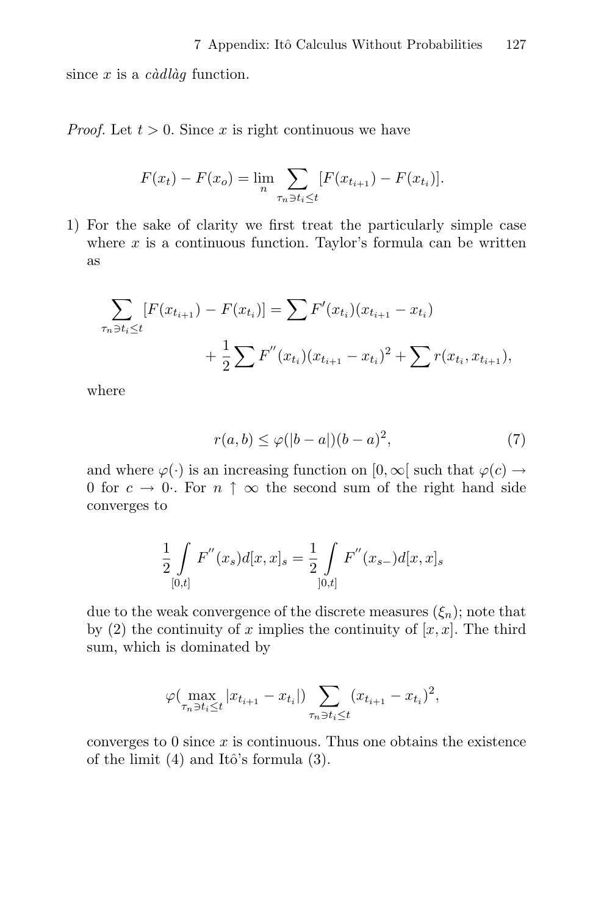since $x$ is a *càdlàg* function.

*Proof.* Let $t > 0$. Since $x$ is right continuous we have

$$F(x_t) - F(x_o) = \lim_n \sum_{\tau_n \ni t_i \leq t} [F(x_{t_{i+1}}) - F(x_{t_i})].$$

1) For the sake of clarity we first treat the particularly simple case where $x$ is a continuous function. Taylor's formula can be written as

$$\sum_{\tau_n \ni t_i \leq t} [F(x_{t_{i+1}}) - F(x_{t_i})] = \sum F'(x_{t_i})(x_{t_{i+1}} - x_{t_i}) + \frac{1}{2} \sum F''(x_{t_i})(x_{t_{i+1}} - x_{t_i})^2 + \sum r(x_{t_i}, x_{t_{i+1}}),$$

where

$$r(a,b) \leq \varphi(|b-a|)(b-a)^2, \tag{7}$$

and where $\varphi(\cdot)$ is an increasing function on $[0, \infty[$ such that $\varphi(c) \to 0$ for $c \to 0$·. For $n \uparrow \infty$ the second sum of the right hand side converges to

$$\frac{1}{2} \int_{[0,t]} F''(x_s) d[x,x]_s = \frac{1}{2} \int_{]0,t]} F''(x_{s-}) d[x,x]_s$$

due to the weak convergence of the discrete measures $(\xi_n)$; note that by (2) the continuity of $x$ implies the continuity of $[x,x]$. The third sum, which is dominated by

$$\varphi(\max_{\tau_n \ni t_i \leq t} |x_{t_{i+1}} - x_{t_i}|) \sum_{\tau_n \ni t_i \leq t} (x_{t_{i+1}} - x_{t_i})^2,$$

converges to 0 since $x$ is continuous. Thus one obtains the existence of the limit (4) and Itô's formula (3).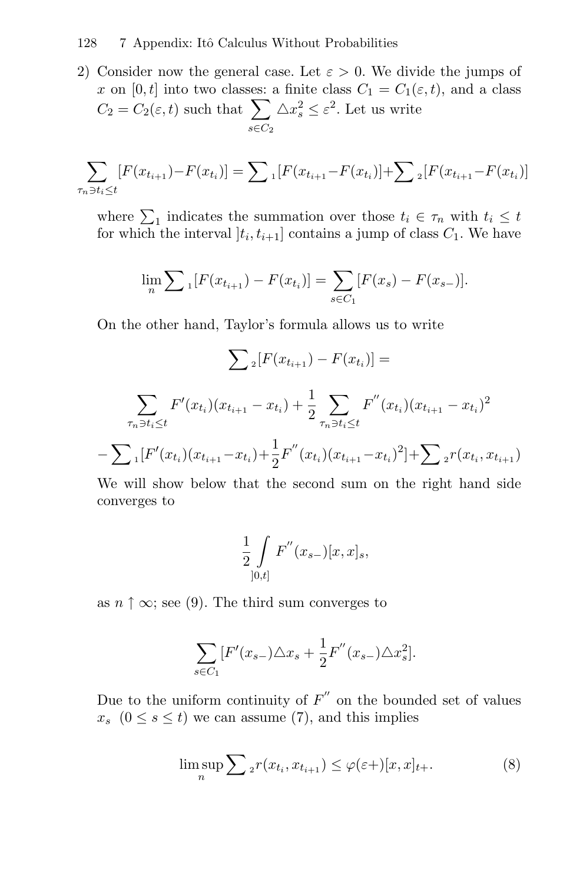2) Consider now the general case. Let $\varepsilon > 0$. We divide the jumps of $x$ on $[0,t]$ into two classes: a finite class $C_1 = C_1(\varepsilon, t)$, and a class $C_2 = C_2(\varepsilon, t)$ such that $\sum_{s \in C_2} \triangle x_s^2 \leq \varepsilon^2$. Let us write

$$\sum_{\tau_n \ni t_i \leq t} [F(x_{t_{i+1}}) - F(x_{t_i})] = \sum{}_1 [F(x_{t_{i+1}} - F(x_{t_i})] + \sum{}_2 [F(x_{t_{i+1}} - F(x_{t_i})]$$

where $\sum_1$ indicates the summation over those $t_i \in \tau_n$ with $t_i \leq t$ for which the interval $]t_i, t_{i+1}]$ contains a jump of class $C_1$. We have

$$\lim_n \sum{}_1 [F(x_{t_{i+1}}) - F(x_{t_i})] = \sum_{s \in C_1} [F(x_s) - F(x_{s-})].$$

On the other hand, Taylor's formula allows us to write

$$\sum{}_2 [F(x_{t_{i+1}}) - F(x_{t_i})] =$$

$$\sum_{\tau_n \ni t_i \leq t} F'(x_{t_i})(x_{t_{i+1}} - x_{t_i}) + \frac{1}{2} \sum_{\tau_n \ni t_i \leq t} F''(x_{t_i})(x_{t_{i+1}} - x_{t_i})^2$$

$$- \sum{}_1 [F'(x_{t_i})(x_{t_{i+1}} - x_{t_i}) + \frac{1}{2} F''(x_{t_i})(x_{t_{i+1}} - x_{t_i})^2] + \sum{}_2 r(x_{t_i}, x_{t_{i+1}})$$

We will show below that the second sum on the right hand side converges to

$$\frac{1}{2} \int_{]0,t]} F''(x_{s-})[x,x]_s,$$

as $n \uparrow \infty$; see (9). The third sum converges to

$$\sum_{s \in C_1} [F'(x_{s-}) \triangle x_s + \frac{1}{2} F''(x_{s-}) \triangle x_s^2].$$

Due to the uniform continuity of $F''$ on the bounded set of values $x_s$ $(0 \leq s \leq t)$ we can assume (7), and this implies

$$\limsup_n \sum{}_2 r(x_{t_i}, x_{t_{i+1}}) \leq \varphi(\varepsilon +)[x,x]_{t+}. \tag{8}$$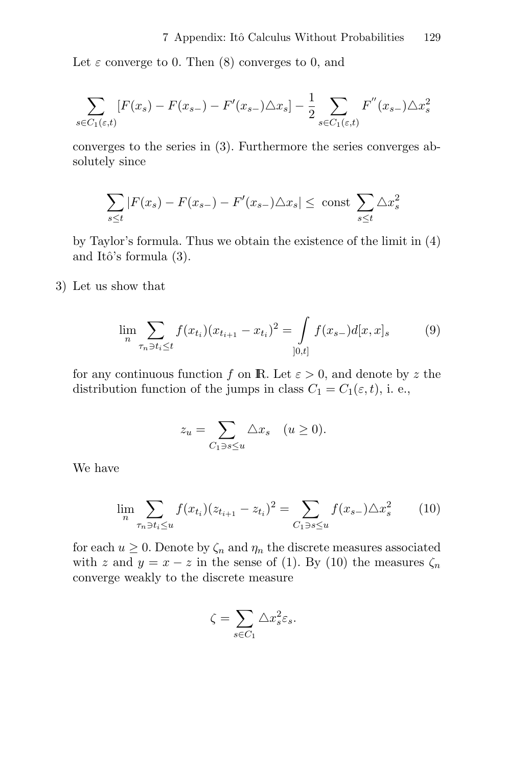Let $\varepsilon$ converge to 0. Then (8) converges to 0, and

$$\sum_{s \in C_1(\varepsilon,t)} [F(x_s) - F(x_{s-}) - F'(x_{s-})\triangle x_s] - \frac{1}{2} \sum_{s \in C_1(\varepsilon,t)} F''(x_{s-})\triangle x_s^2$$

converges to the series in (3). Furthermore the series converges absolutely since

$$\sum_{s \leq t} |F(x_s) - F(x_{s-}) - F'(x_{s-})\triangle x_s| \leq \text{ const } \sum_{s \leq t} \triangle x_s^2$$

by Taylor's formula. Thus we obtain the existence of the limit in (4) and Itô's formula (3).

3) Let us show that

$$\lim_n \sum_{\tau_n \ni t_i \leq t} f(x_{t_i})(x_{t_{i+1}} - x_{t_i})^2 = \int_{]0,t]} f(x_{s-}) d[x,x]_s \tag{9}$$

for any continuous function $f$ on $\mathbb{R}$. Let $\varepsilon > 0$, and denote by $z$ the distribution function of the jumps in class $C_1 = C_1(\varepsilon, t)$, i. e.,

$$z_u = \sum_{C_1 \ni s \leq u} \triangle x_s \quad (u \geq 0).$$

We have

$$\lim_n \sum_{\tau_n \ni t_i \leq u} f(x_{t_i})(z_{t_{i+1}} - z_{t_i})^2 = \sum_{C_1 \ni s \leq u} f(x_{s-})\triangle x_s^2 \tag{10}$$

for each $u \geq 0$. Denote by $\zeta_n$ and $\eta_n$ the discrete measures associated with $z$ and $y = x - z$ in the sense of (1). By (10) the measures $\zeta_n$ converge weakly to the discrete measure

$$\zeta = \sum_{s \in C_1} \triangle x_s^2 \varepsilon_s.$$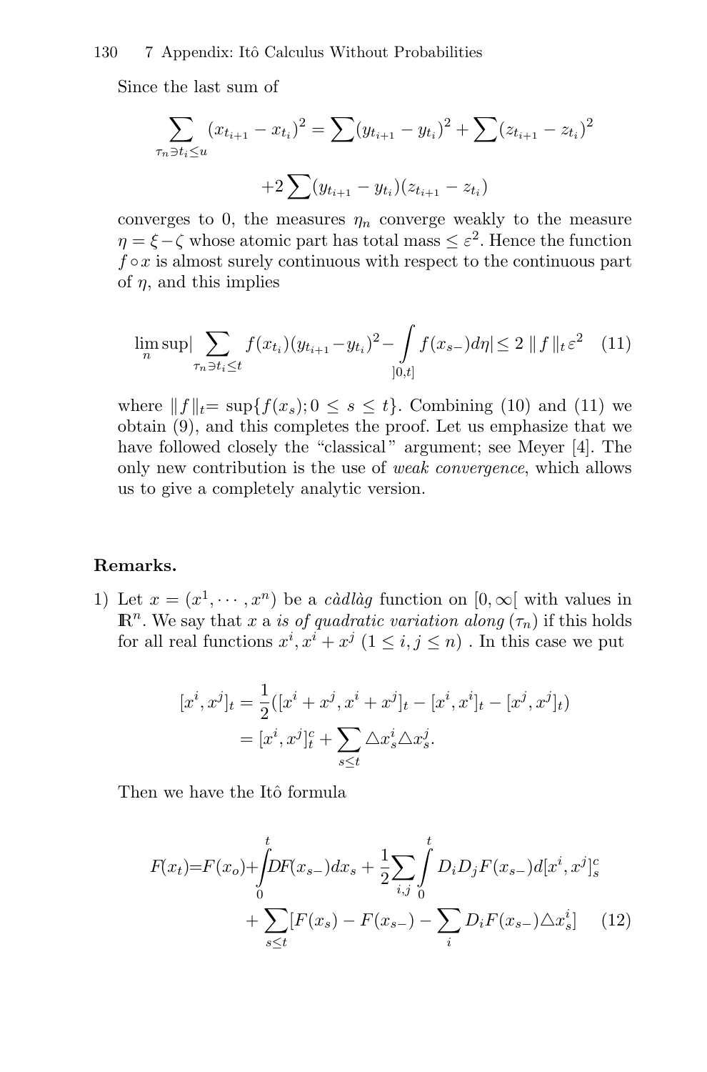Since the last sum of

$$\sum_{\tau_n \ni t_i \le u} (x_{t_{i+1}} - x_{t_i})^2 = \sum (y_{t_{i+1}} - y_{t_i})^2 + \sum (z_{t_{i+1}} - z_{t_i})^2$$

$$+2\sum (y_{t_{i+1}} - y_{t_i})(z_{t_{i+1}} - z_{t_i})$$

converges to 0, the measures $\eta_n$ converge weakly to the measure $\eta = \xi - \zeta$ whose atomic part has total mass $\le \varepsilon^2$. Hence the function $f \circ x$ is almost surely continuous with respect to the continuous part of $\eta$, and this implies

$$\limsup_n \Big| \sum_{\tau_n \ni t_i \le t} f(x_{t_i})(y_{t_{i+1}} - y_{t_i})^2 - \int_{]0,t]} f(x_{s-}) d\eta \Big| \le 2 \parallel f \parallel_t \varepsilon^2 \quad (11)$$

where $\parallel f \parallel_t = \sup\{f(x_s); 0 \le s \le t\}$. Combining (10) and (11) we obtain (9), and this completes the proof. Let us emphasize that we have followed closely the "classical" argument; see Meyer [4]. The only new contribution is the use of *weak convergence*, which allows us to give a completely analytic version.

**Remarks.**

1) Let $x = (x^1, \cdots, x^n)$ be a *càdlàg* function on $[0, \infty[$ with values in $\mathbb{R}^n$. We say that $x$ a *is of quadratic variation along* $(\tau_n)$ if this holds for all real functions $x^i, x^i + x^j$ $(1 \le i, j \le n)$ . In this case we put

$$[x^i, x^j]_t = \frac{1}{2}([x^i + x^j, x^i + x^j]_t - [x^i, x^i]_t - [x^j, x^j]_t)$$
$$= [x^i, x^j]_t^c + \sum_{s \le t} \triangle x_s^i \triangle x_s^j.$$

Then we have the Itô formula

$$F(x_t) = F(x_o) + \int_0^t DF(x_{s-}) dx_s + \frac{1}{2}\sum_{i,j} \int_0^t D_i D_j F(x_{s-}) d[x^i, x^j]_s^c$$
$$+ \sum_{s \le t} [F(x_s) - F(x_{s-}) - \sum_i D_i F(x_{s-}) \triangle x_s^i] \quad (12)$$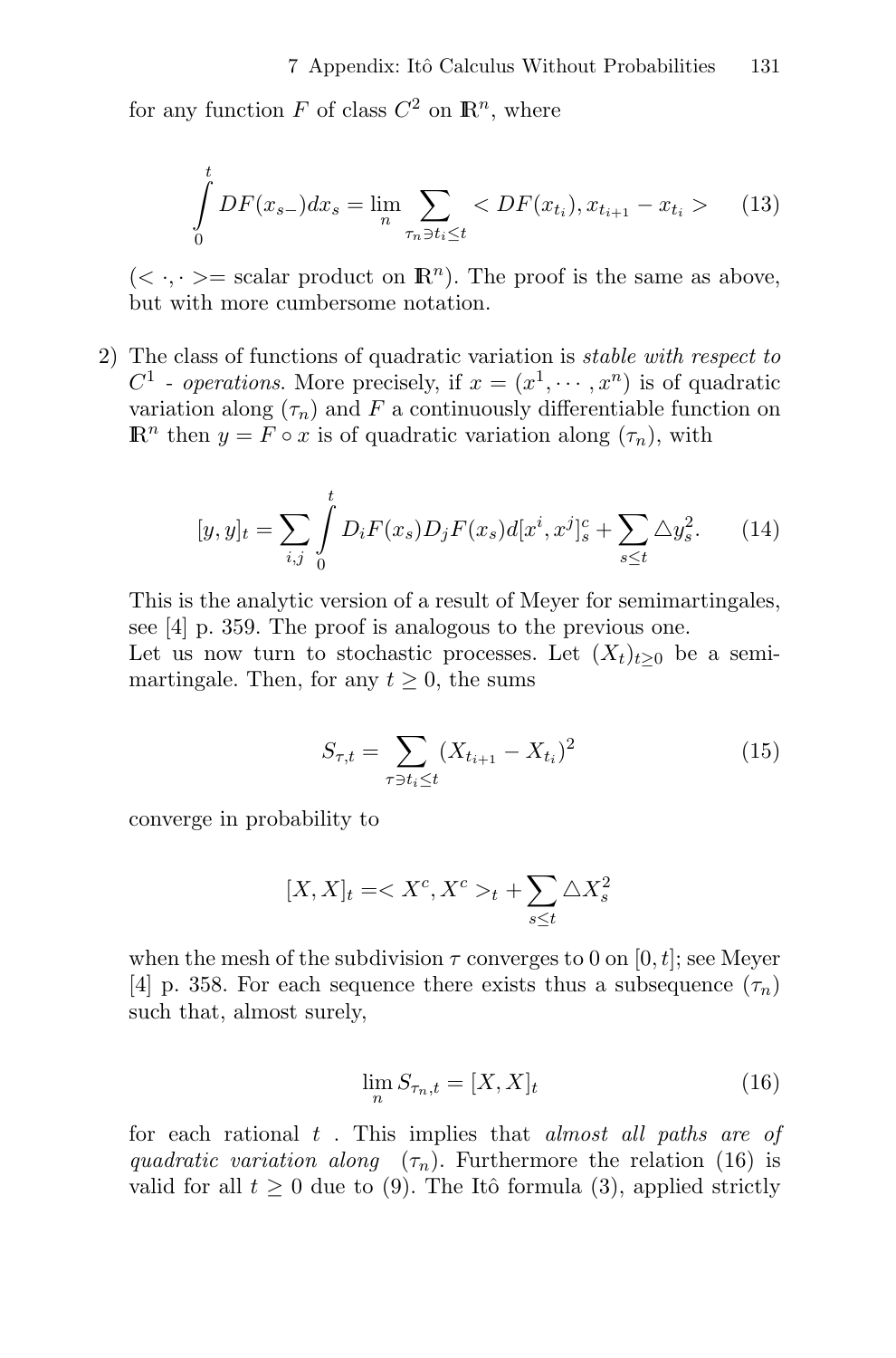for any function $F$ of class $C^2$ on $\mathbb{R}^n$, where

$$\int_0^t DF(x_{s-})dx_s = \lim_n \sum_{\tau_n \ni t_i \le t} < DF(x_{t_i}), x_{t_{i+1}} - x_{t_i} > \qquad (13)$$

($< \cdot, \cdot >=$ scalar product on $\mathbb{R}^n$). The proof is the same as above, but with more cumbersome notation.

2) The class of functions of quadratic variation is *stable with respect to* $C^1$ *- operations*. More precisely, if $x = (x^1, \cdots, x^n)$ is of quadratic variation along $(\tau_n)$ and $F$ a continuously differentiable function on $\mathbb{R}^n$ then $y = F \circ x$ is of quadratic variation along $(\tau_n)$, with

$$[y, y]_t = \sum_{i,j} \int_0^t D_i F(x_s) D_j F(x_s) d[x^i, x^j]^c_s + \sum_{s \le t} \triangle y_s^2. \qquad (14)$$

This is the analytic version of a result of Meyer for semimartingales, see [4] p. 359. The proof is analogous to the previous one.
Let us now turn to stochastic processes. Let $(X_t)_{t \ge 0}$ be a semimartingale. Then, for any $t \ge 0$, the sums

$$S_{\tau,t} = \sum_{\tau \ni t_i \le t} (X_{t_{i+1}} - X_{t_i})^2 \qquad (15)$$

converge in probability to

$$[X, X]_t =< X^c, X^c >_t + \sum_{s \le t} \triangle X_s^2$$

when the mesh of the subdivision $\tau$ converges to 0 on $[0, t]$; see Meyer [4] p. 358. For each sequence there exists thus a subsequence $(\tau_n)$ such that, almost surely,

$$\lim_n S_{\tau_n,t} = [X, X]_t \qquad (16)$$

for each rational $t$ . This implies that *almost all paths are of quadratic variation along* $(\tau_n)$. Furthermore the relation (16) is valid for all $t \ge 0$ due to (9). The Itô formula (3), applied strictly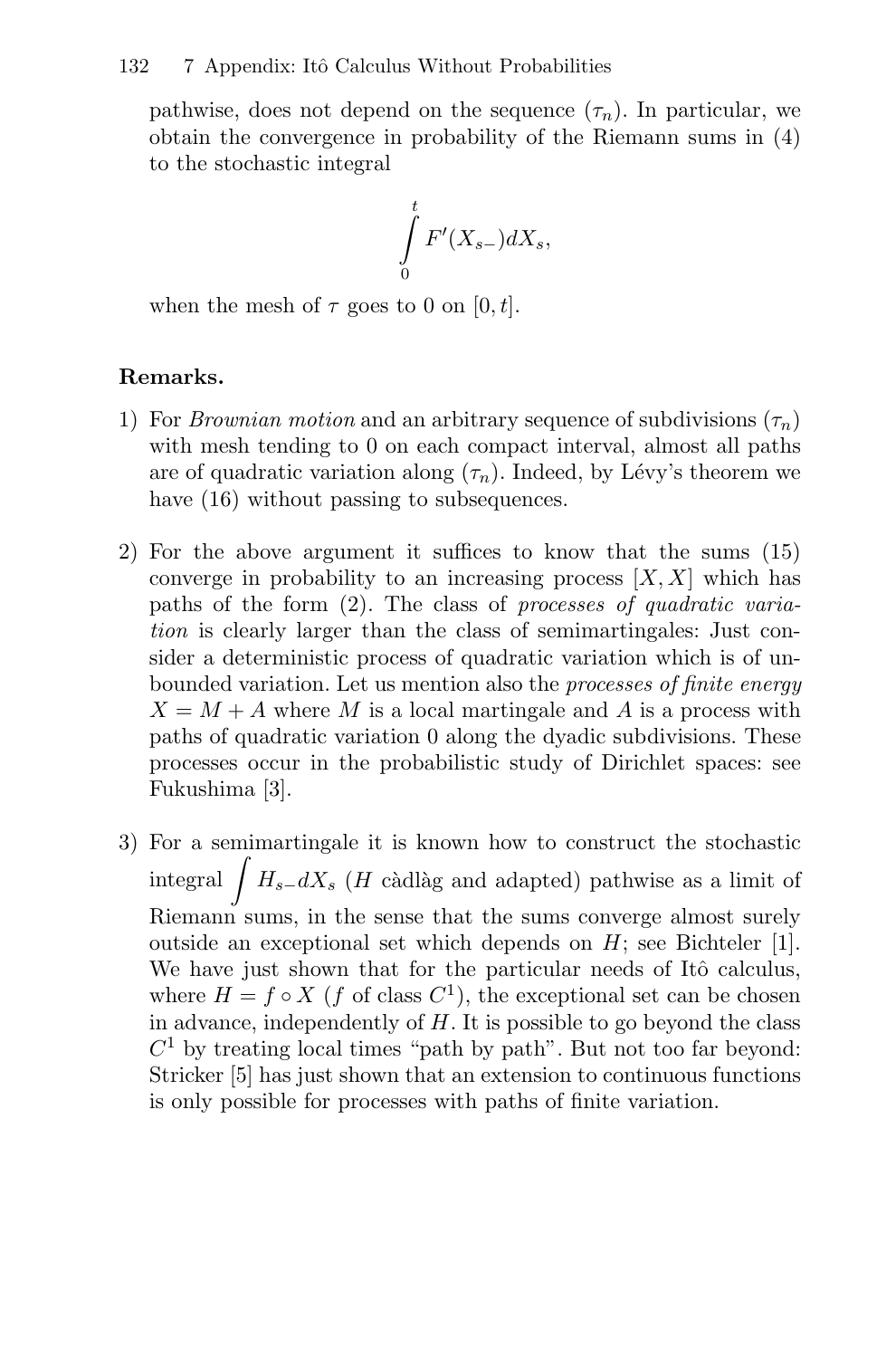pathwise, does not depend on the sequence $(\tau_n)$. In particular, we obtain the convergence in probability of the Riemann sums in (4) to the stochastic integral

$$\int_0^t F'(X_{s-})dX_s,$$

when the mesh of $\tau$ goes to 0 on $[0,t]$.

**Remarks.**

1) For *Brownian motion* and an arbitrary sequence of subdivisions $(\tau_n)$ with mesh tending to 0 on each compact interval, almost all paths are of quadratic variation along $(\tau_n)$. Indeed, by Lévy's theorem we have (16) without passing to subsequences.

2) For the above argument it suffices to know that the sums (15) converge in probability to an increasing process $[X, X]$ which has paths of the form (2). The class of *processes of quadratic variation* is clearly larger than the class of semimartingales: Just consider a deterministic process of quadratic variation which is of unbounded variation. Let us mention also the *processes of finite energy* $X = M + A$ where $M$ is a local martingale and $A$ is a process with paths of quadratic variation 0 along the dyadic subdivisions. These processes occur in the probabilistic study of Dirichlet spaces: see Fukushima [3].

3) For a semimartingale it is known how to construct the stochastic integral $\int H_{s-}dX_s$ ($H$ càdlàg and adapted) pathwise as a limit of Riemann sums, in the sense that the sums converge almost surely outside an exceptional set which depends on $H$; see Bichteler [1]. We have just shown that for the particular needs of Itô calculus, where $H = f \circ X$ ($f$ of class $C^1$), the exceptional set can be chosen in advance, independently of $H$. It is possible to go beyond the class $C^1$ by treating local times "path by path". But not too far beyond: Stricker [5] has just shown that an extension to continuous functions is only possible for processes with paths of finite variation.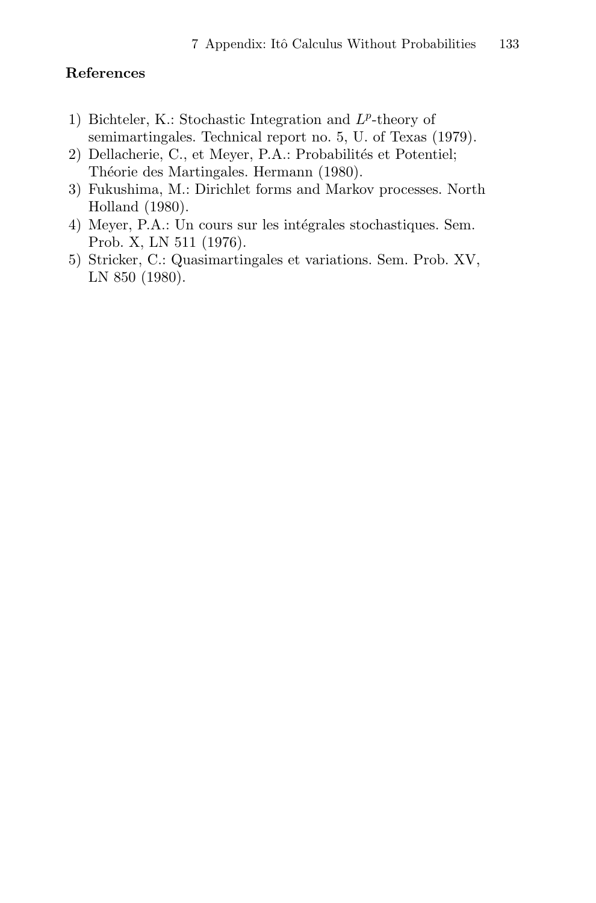### References

1) Bichteler, K.: Stochastic Integration and $L^p$-theory of semimartingales. Technical report no. 5, U. of Texas (1979).
2) Dellacherie, C., et Meyer, P.A.: Probabilités et Potentiel; Théorie des Martingales. Hermann (1980).
3) Fukushima, M.: Dirichlet forms and Markov processes. North Holland (1980).
4) Meyer, P.A.: Un cours sur les intégrales stochastiques. Sem. Prob. X, LN 511 (1976).
5) Stricker, C.: Quasimartingales et variations. Sem. Prob. XV, LN 850 (1980).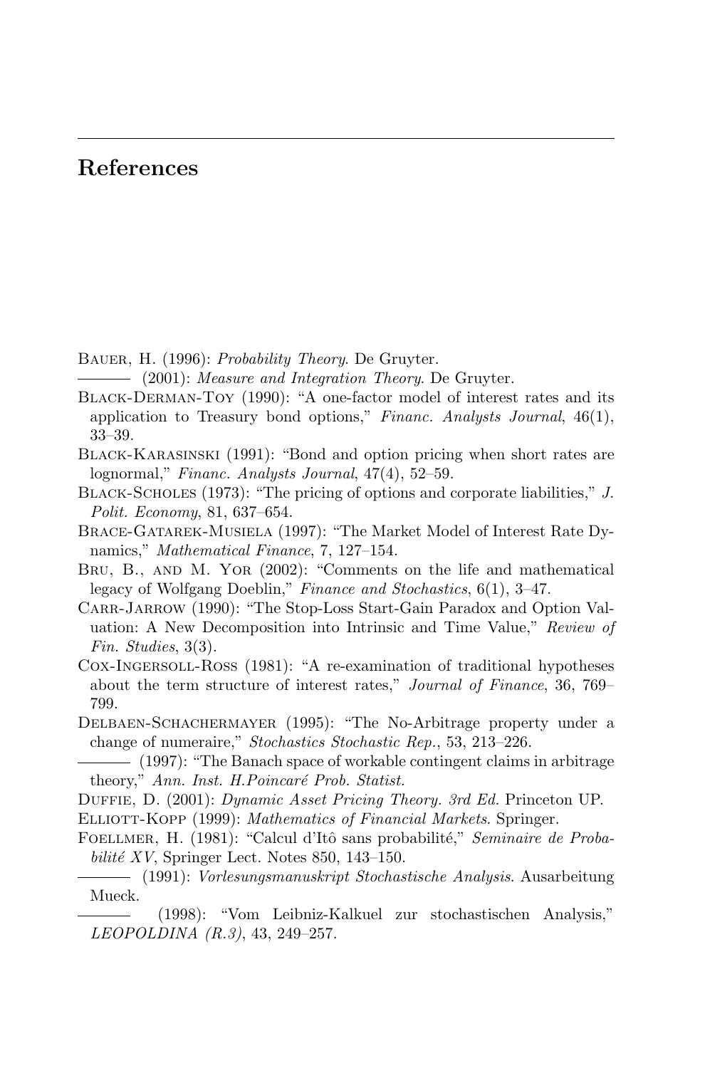# References

Bauer, H. (1996): *Probability Theory*. De Gruyter.

——— (2001): *Measure and Integration Theory*. De Gruyter.

Black-Derman-Toy (1990): "A one-factor model of interest rates and its application to Treasury bond options," *Financ. Analysts Journal*, 46(1), 33–39.

Black-Karasinski (1991): "Bond and option pricing when short rates are lognormal," *Financ. Analysts Journal*, 47(4), 52–59.

Black-Scholes (1973): "The pricing of options and corporate liabilities," *J. Polit. Economy*, 81, 637–654.

Brace-Gatarek-Musiela (1997): "The Market Model of Interest Rate Dynamics," *Mathematical Finance*, 7, 127–154.

Bru, B., and M. Yor (2002): "Comments on the life and mathematical legacy of Wolfgang Doeblin," *Finance and Stochastics*, 6(1), 3–47.

Carr-Jarrow (1990): "The Stop-Loss Start-Gain Paradox and Option Valuation: A New Decomposition into Intrinsic and Time Value," *Review of Fin. Studies*, 3(3).

Cox-Ingersoll-Ross (1981): "A re-examination of traditional hypotheses about the term structure of interest rates," *Journal of Finance*, 36, 769–799.

Delbaen-Schachermayer (1995): "The No-Arbitrage property under a change of numeraire," *Stochastics Stochastic Rep.*, 53, 213–226.

——— (1997): "The Banach space of workable contingent claims in arbitrage theory," *Ann. Inst. H.Poincaré Prob. Statist.*

Duffie, D. (2001): *Dynamic Asset Pricing Theory. 3rd Ed.* Princeton UP.

Elliott-Kopp (1999): *Mathematics of Financial Markets*. Springer.

Foellmer, H. (1981): "Calcul d'Itô sans probabilité," *Seminaire de Probabilité XV*, Springer Lect. Notes 850, 143–150.

——— (1991): *Vorlesungsmanuskript Stochastische Analysis*. Ausarbeitung Mueck.

——— (1998): "Vom Leibniz-Kalkuel zur stochastischen Analysis," *LEOPOLDINA (R.3)*, 43, 249–257.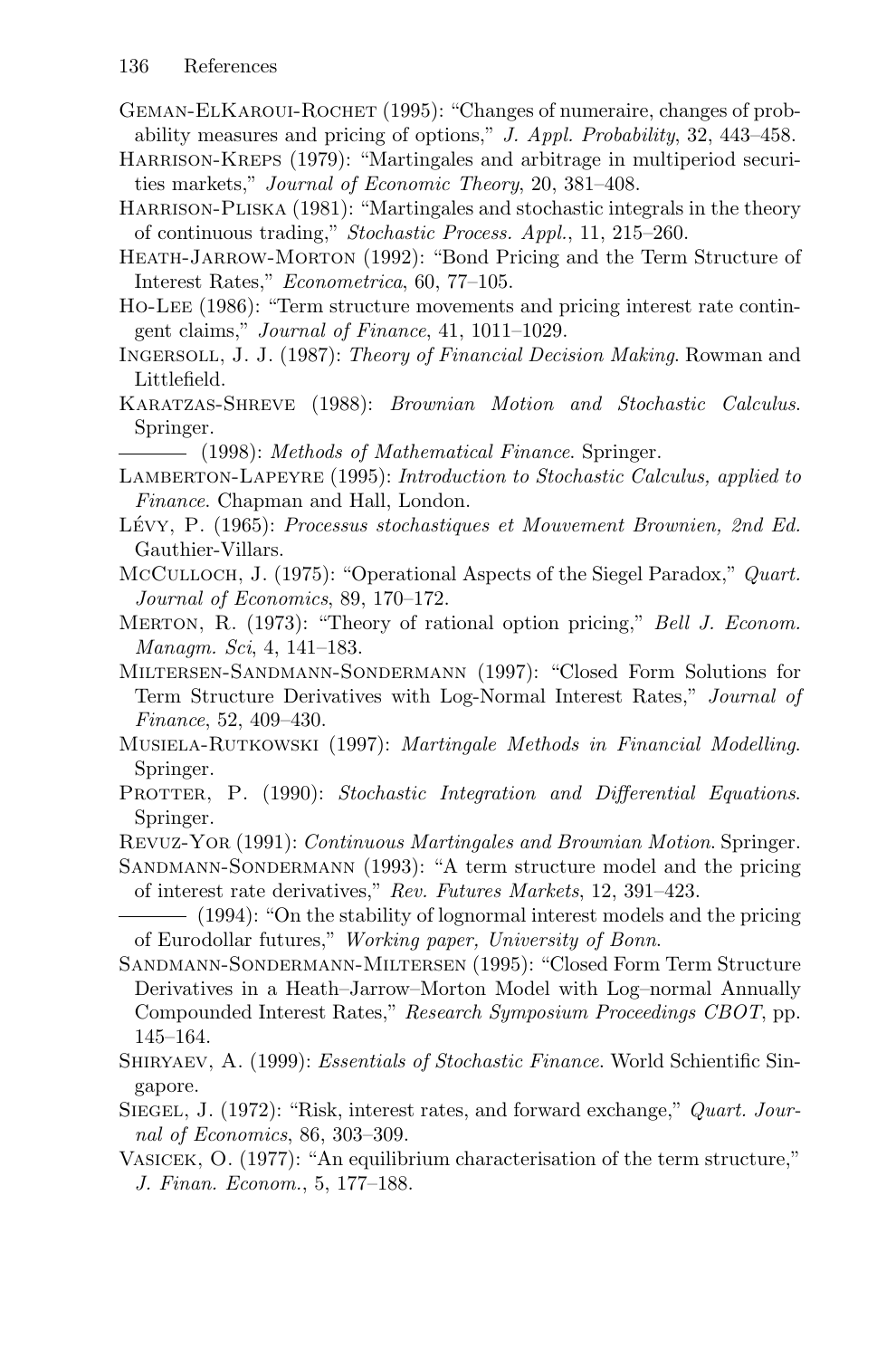Geman-ElKaroui-Rochet (1995): "Changes of numeraire, changes of probability measures and pricing of options," *J. Appl. Probability*, 32, 443–458.

Harrison-Kreps (1979): "Martingales and arbitrage in multiperiod securities markets," *Journal of Economic Theory*, 20, 381–408.

Harrison-Pliska (1981): "Martingales and stochastic integrals in the theory of continuous trading," *Stochastic Process. Appl.*, 11, 215–260.

Heath-Jarrow-Morton (1992): "Bond Pricing and the Term Structure of Interest Rates," *Econometrica*, 60, 77–105.

Ho-Lee (1986): "Term structure movements and pricing interest rate contingent claims," *Journal of Finance*, 41, 1011–1029.

Ingersoll, J. J. (1987): *Theory of Financial Decision Making*. Rowman and Littlefield.

Karatzas-Shreve (1988): *Brownian Motion and Stochastic Calculus*. Springer.

——— (1998): *Methods of Mathematical Finance*. Springer.

Lamberton-Lapeyre (1995): *Introduction to Stochastic Calculus, applied to Finance*. Chapman and Hall, London.

Lévy, P. (1965): *Processus stochastiques et Mouvement Brownien, 2nd Ed.* Gauthier-Villars.

McCulloch, J. (1975): "Operational Aspects of the Siegel Paradox," *Quart. Journal of Economics*, 89, 170–172.

Merton, R. (1973): "Theory of rational option pricing," *Bell J. Econom. Managm. Sci*, 4, 141–183.

Miltersen-Sandmann-Sondermann (1997): "Closed Form Solutions for Term Structure Derivatives with Log-Normal Interest Rates," *Journal of Finance*, 52, 409–430.

Musiela-Rutkowski (1997): *Martingale Methods in Financial Modelling*. Springer.

Protter, P. (1990): *Stochastic Integration and Differential Equations*. Springer.

Revuz-Yor (1991): *Continuous Martingales and Brownian Motion*. Springer.

Sandmann-Sondermann (1993): "A term structure model and the pricing of interest rate derivatives," *Rev. Futures Markets*, 12, 391–423.

——— (1994): "On the stability of lognormal interest models and the pricing of Eurodollar futures," *Working paper, University of Bonn*.

Sandmann-Sondermann-Miltersen (1995): "Closed Form Term Structure Derivatives in a Heath–Jarrow–Morton Model with Log–normal Annually Compounded Interest Rates," *Research Symposium Proceedings CBOT*, pp. 145–164.

Shiryaev, A. (1999): *Essentials of Stochastic Finance*. World Schientific Singapore.

Siegel, J. (1972): "Risk, interest rates, and forward exchange," *Quart. Journal of Economics*, 86, 303–309.

Vasicek, O. (1977): "An equilibrium characterisation of the term structure," *J. Finan. Econom.*, 5, 177–188.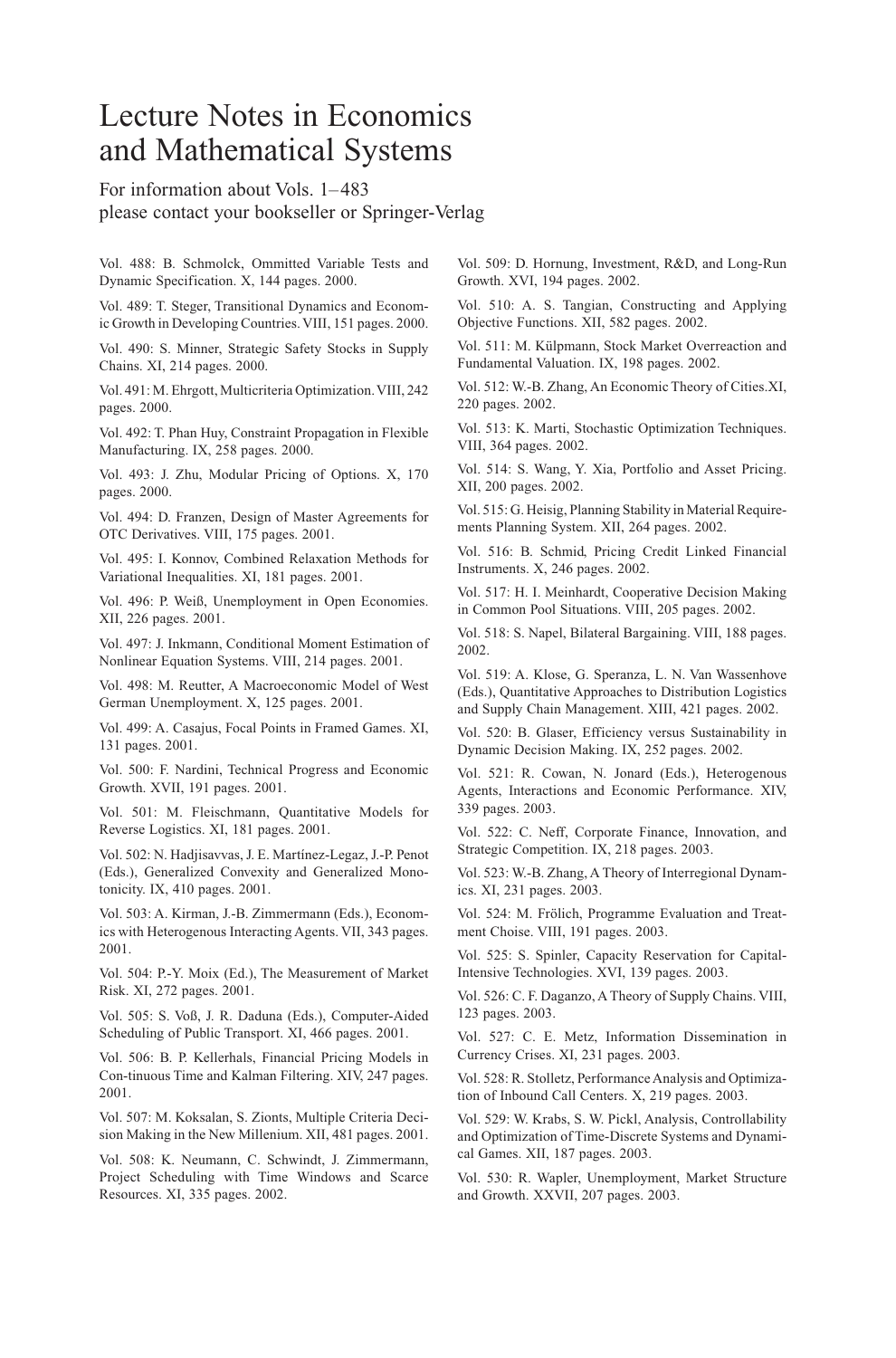# Lecture Notes in Economics and Mathematical Systems

For information about Vols. 1–483
please contact your bookseller or Springer-Verlag

Vol. 488: B. Schmolck, Ommitted Variable Tests and Dynamic Specification. X, 144 pages. 2000.

Vol. 489: T. Steger, Transitional Dynamics and Economic Growth in Developing Countries. VIII, 151 pages. 2000.

Vol. 490: S. Minner, Strategic Safety Stocks in Supply Chains. XI, 214 pages. 2000.

Vol. 491: M. Ehrgott, Multicriteria Optimization. VIII, 242 pages. 2000.

Vol. 492: T. Phan Huy, Constraint Propagation in Flexible Manufacturing. IX, 258 pages. 2000.

Vol. 493: J. Zhu, Modular Pricing of Options. X, 170 pages. 2000.

Vol. 494: D. Franzen, Design of Master Agreements for OTC Derivatives. VIII, 175 pages. 2001.

Vol. 495: I. Konnov, Combined Relaxation Methods for Variational Inequalities. XI, 181 pages. 2001.

Vol. 496: P. Weiß, Unemployment in Open Economies. XII, 226 pages. 2001.

Vol. 497: J. Inkmann, Conditional Moment Estimation of Nonlinear Equation Systems. VIII, 214 pages. 2001.

Vol. 498: M. Reutter, A Macroeconomic Model of West German Unemployment. X, 125 pages. 2001.

Vol. 499: A. Casajus, Focal Points in Framed Games. XI, 131 pages. 2001.

Vol. 500: F. Nardini, Technical Progress and Economic Growth. XVII, 191 pages. 2001.

Vol. 501: M. Fleischmann, Quantitative Models for Reverse Logistics. XI, 181 pages. 2001.

Vol. 502: N. Hadjisavvas, J. E. Martínez-Legaz, J.-P. Penot (Eds.), Generalized Convexity and Generalized Monotonicity. IX, 410 pages. 2001.

Vol. 503: A. Kirman, J.-B. Zimmermann (Eds.), Economics with Heterogenous Interacting Agents. VII, 343 pages. 2001.

Vol. 504: P.-Y. Moix (Ed.), The Measurement of Market Risk. XI, 272 pages. 2001.

Vol. 505: S. Voß, J. R. Daduna (Eds.), Computer-Aided Scheduling of Public Transport. XI, 466 pages. 2001.

Vol. 506: B. P. Kellerhals, Financial Pricing Models in Con-tinuous Time and Kalman Filtering. XIV, 247 pages. 2001.

Vol. 507: M. Koksalan, S. Zionts, Multiple Criteria Decision Making in the New Millenium. XII, 481 pages. 2001.

Vol. 508: K. Neumann, C. Schwindt, J. Zimmermann, Project Scheduling with Time Windows and Scarce Resources. XI, 335 pages. 2002.

Vol. 509: D. Hornung, Investment, R&D, and Long-Run Growth. XVI, 194 pages. 2002.

Vol. 510: A. S. Tangian, Constructing and Applying Objective Functions. XII, 582 pages. 2002.

Vol. 511: M. Külpmann, Stock Market Overreaction and Fundamental Valuation. IX, 198 pages. 2002.

Vol. 512: W.-B. Zhang, An Economic Theory of Cities. XI, 220 pages. 2002.

Vol. 513: K. Marti, Stochastic Optimization Techniques. VIII, 364 pages. 2002.

Vol. 514: S. Wang, Y. Xia, Portfolio and Asset Pricing. XII, 200 pages. 2002.

Vol. 515: G. Heisig, Planning Stability in Material Requirements Planning System. XII, 264 pages. 2002.

Vol. 516: B. Schmid, Pricing Credit Linked Financial Instruments. X, 246 pages. 2002.

Vol. 517: H. I. Meinhardt, Cooperative Decision Making in Common Pool Situations. VIII, 205 pages. 2002.

Vol. 518: S. Napel, Bilateral Bargaining. VIII, 188 pages. 2002.

Vol. 519: A. Klose, G. Speranza, L. N. Van Wassenhove (Eds.), Quantitative Approaches to Distribution Logistics and Supply Chain Management. XIII, 421 pages. 2002.

Vol. 520: B. Glaser, Efficiency versus Sustainability in Dynamic Decision Making. IX, 252 pages. 2002.

Vol. 521: R. Cowan, N. Jonard (Eds.), Heterogenous Agents, Interactions and Economic Performance. XIV, 339 pages. 2003.

Vol. 522: C. Neff, Corporate Finance, Innovation, and Strategic Competition. IX, 218 pages. 2003.

Vol. 523: W.-B. Zhang, A Theory of Interregional Dynamics. XI, 231 pages. 2003.

Vol. 524: M. Frölich, Programme Evaluation and Treatment Choise. VIII, 191 pages. 2003.

Vol. 525: S. Spinler, Capacity Reservation for Capital-Intensive Technologies. XVI, 139 pages. 2003.

Vol. 526: C. F. Daganzo, A Theory of Supply Chains. VIII, 123 pages. 2003.

Vol. 527: C. E. Metz, Information Dissemination in Currency Crises. XI, 231 pages. 2003.

Vol. 528: R. Stolletz, Performance Analysis and Optimization of Inbound Call Centers. X, 219 pages. 2003.

Vol. 529: W. Krabs, S. W. Pickl, Analysis, Controllability and Optimization of Time-Discrete Systems and Dynamical Games. XII, 187 pages. 2003.

Vol. 530: R. Wapler, Unemployment, Market Structure and Growth. XXVII, 207 pages. 2003.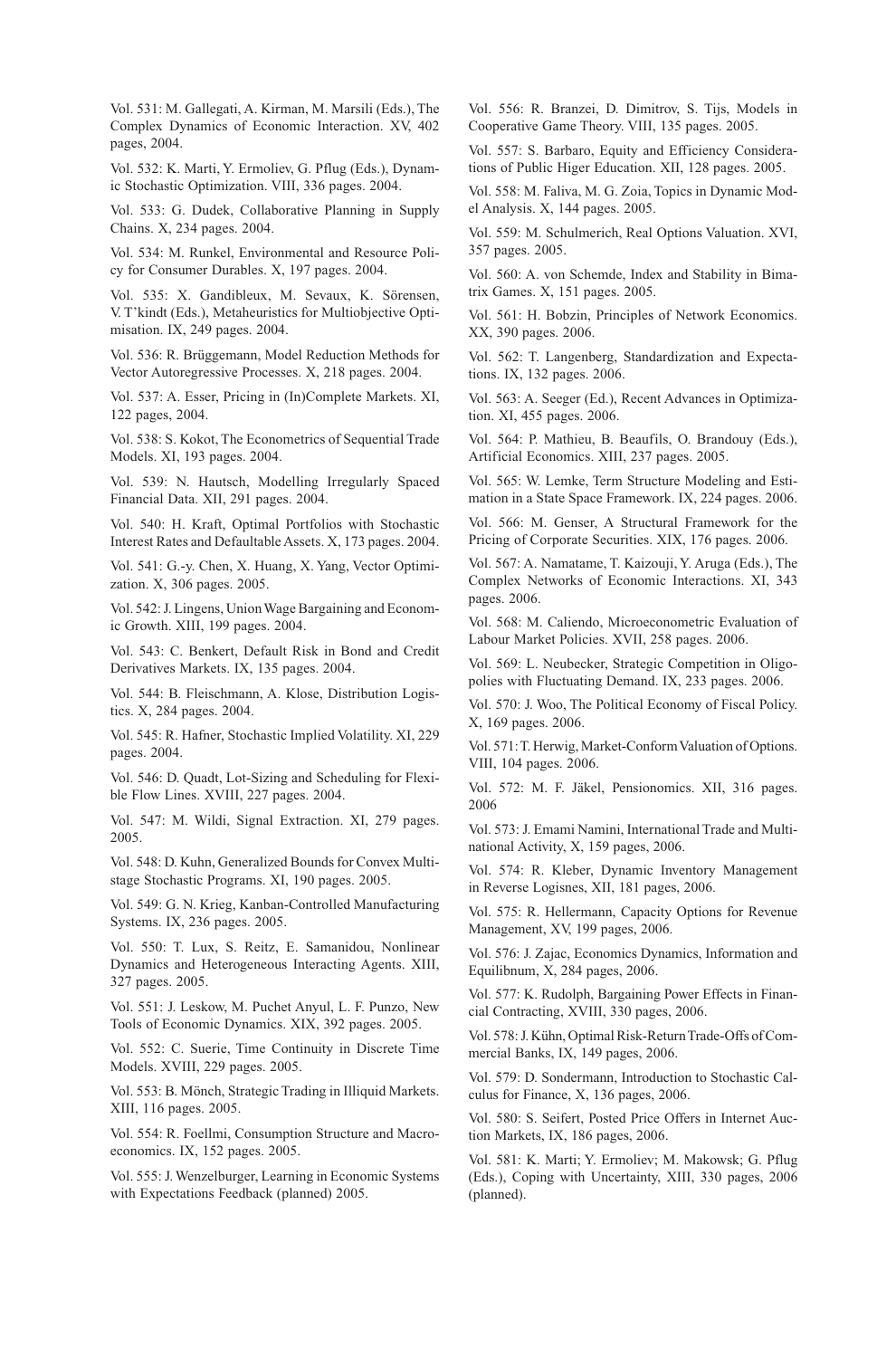Vol. 531: M. Gallegati, A. Kirman, M. Marsili (Eds.), The Complex Dynamics of Economic Interaction. XV, 402 pages, 2004.

Vol. 532: K. Marti, Y. Ermoliev, G. Pflug (Eds.), Dynamic Stochastic Optimization. VIII, 336 pages. 2004.

Vol. 533: G. Dudek, Collaborative Planning in Supply Chains. X, 234 pages. 2004.

Vol. 534: M. Runkel, Environmental and Resource Policy for Consumer Durables. X, 197 pages. 2004.

Vol. 535: X. Gandibleux, M. Sevaux, K. Sörensen, V. T'kindt (Eds.), Metaheuristics for Multiobjective Optimisation. IX, 249 pages. 2004.

Vol. 536: R. Brüggemann, Model Reduction Methods for Vector Autoregressive Processes. X, 218 pages. 2004.

Vol. 537: A. Esser, Pricing in (In)Complete Markets. XI, 122 pages, 2004.

Vol. 538: S. Kokot, The Econometrics of Sequential Trade Models. XI, 193 pages. 2004.

Vol. 539: N. Hautsch, Modelling Irregularly Spaced Financial Data. XII, 291 pages. 2004.

Vol. 540: H. Kraft, Optimal Portfolios with Stochastic Interest Rates and Defaultable Assets. X, 173 pages. 2004.

Vol. 541: G.-y. Chen, X. Huang, X. Yang, Vector Optimization. X, 306 pages. 2005.

Vol. 542: J. Lingens, Union Wage Bargaining and Economic Growth. XIII, 199 pages. 2004.

Vol. 543: C. Benkert, Default Risk in Bond and Credit Derivatives Markets. IX, 135 pages. 2004.

Vol. 544: B. Fleischmann, A. Klose, Distribution Logistics. X, 284 pages. 2004.

Vol. 545: R. Hafner, Stochastic Implied Volatility. XI, 229 pages. 2004.

Vol. 546: D. Quadt, Lot-Sizing and Scheduling for Flexible Flow Lines. XVIII, 227 pages. 2004.

Vol. 547: M. Wildi, Signal Extraction. XI, 279 pages. 2005.

Vol. 548: D. Kuhn, Generalized Bounds for Convex Multistage Stochastic Programs. XI, 190 pages. 2005.

Vol. 549: G. N. Krieg, Kanban-Controlled Manufacturing Systems. IX, 236 pages. 2005.

Vol. 550: T. Lux, S. Reitz, E. Samanidou, Nonlinear Dynamics and Heterogeneous Interacting Agents. XIII, 327 pages. 2005.

Vol. 551: J. Leskow, M. Puchet Anyul, L. F. Punzo, New Tools of Economic Dynamics. XIX, 392 pages. 2005.

Vol. 552: C. Suerie, Time Continuity in Discrete Time Models. XVIII, 229 pages. 2005.

Vol. 553: B. Mönch, Strategic Trading in Illiquid Markets. XIII, 116 pages. 2005.

Vol. 554: R. Foellmi, Consumption Structure and Macroeconomics. IX, 152 pages. 2005.

Vol. 555: J. Wenzelburger, Learning in Economic Systems with Expectations Feedback (planned) 2005.

Vol. 556: R. Branzei, D. Dimitrov, S. Tijs, Models in Cooperative Game Theory. VIII, 135 pages. 2005.

Vol. 557: S. Barbaro, Equity and Efficiency Considerations of Public Higer Education. XII, 128 pages. 2005.

Vol. 558: M. Faliva, M. G. Zoia, Topics in Dynamic Model Analysis. X, 144 pages. 2005.

Vol. 559: M. Schulmerich, Real Options Valuation. XVI, 357 pages. 2005.

Vol. 560: A. von Schemde, Index and Stability in Bimatrix Games. X, 151 pages. 2005.

Vol. 561: H. Bobzin, Principles of Network Economics. XX, 390 pages. 2006.

Vol. 562: T. Langenberg, Standardization and Expectations. IX, 132 pages. 2006.

Vol. 563: A. Seeger (Ed.), Recent Advances in Optimization. XI, 455 pages. 2006.

Vol. 564: P. Mathieu, B. Beaufils, O. Brandouy (Eds.), Artificial Economics. XIII, 237 pages. 2005.

Vol. 565: W. Lemke, Term Structure Modeling and Estimation in a State Space Framework. IX, 224 pages. 2006.

Vol. 566: M. Genser, A Structural Framework for the Pricing of Corporate Securities. XIX, 176 pages. 2006.

Vol. 567: A. Namatame, T. Kaizouji, Y. Aruga (Eds.), The Complex Networks of Economic Interactions. XI, 343 pages. 2006.

Vol. 568: M. Caliendo, Microeconometric Evaluation of Labour Market Policies. XVII, 258 pages. 2006.

Vol. 569: L. Neubecker, Strategic Competition in Oligopolies with Fluctuating Demand. IX, 233 pages. 2006.

Vol. 570: J. Woo, The Political Economy of Fiscal Policy. X, 169 pages. 2006.

Vol. 571: T. Herwig, Market-Conform Valuation of Options. VIII, 104 pages. 2006.

Vol. 572: M. F. Jäkel, Pensionomics. XII, 316 pages. 2006

Vol. 573: J. Emami Namini, International Trade and Multinational Activity, X, 159 pages, 2006.

Vol. 574: R. Kleber, Dynamic Inventory Management in Reverse Logisnes, XII, 181 pages, 2006.

Vol. 575: R. Hellermann, Capacity Options for Revenue Management, XV, 199 pages, 2006.

Vol. 576: J. Zajac, Economics Dynamics, Information and Equilibnum, X, 284 pages, 2006.

Vol. 577: K. Rudolph, Bargaining Power Effects in Financial Contracting, XVIII, 330 pages, 2006.

Vol. 578: J. Kühn, Optimal Risk-Return Trade-Offs of Commercial Banks, IX, 149 pages, 2006.

Vol. 579: D. Sondermann, Introduction to Stochastic Calculus for Finance, X, 136 pages, 2006.

Vol. 580: S. Seifert, Posted Price Offers in Internet Auction Markets, IX, 186 pages, 2006.

Vol. 581: K. Marti; Y. Ermoliev; M. Makowsk; G. Pflug (Eds.), Coping with Uncertainty, XIII, 330 pages, 2006 (planned).